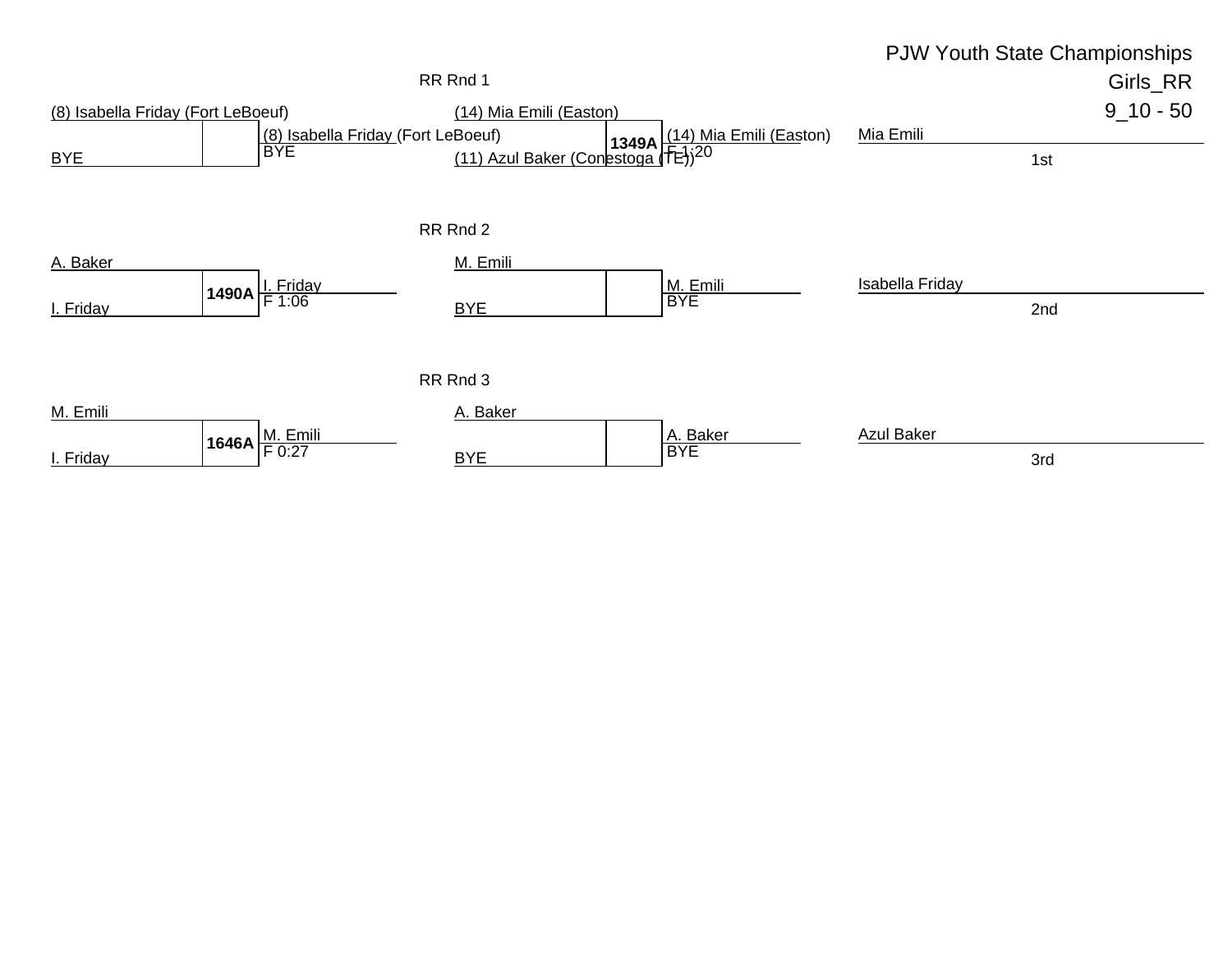PJW Youth State Championships

Girls_RR

9_10 - 50

RR Rnd 1

| Wrestler 1 | Wrestler 2 | Bout | Winner | Result |
|---|---|---|---|---|
| (8) Isabella Friday (Fort LeBoeuf) | BYE | | (8) Isabella Friday (Fort LeBoeuf) | BYE |
| (14) Mia Emili (Easton) | (11) Azul Baker (Conestoga (TE)) | 1349A | (14) Mia Emili (Easton) | F 1:20 |

RR Rnd 2

| Wrestler 1 | Wrestler 2 | Bout | Winner | Result |
|---|---|---|---|---|
| A. Baker | I. Friday | 1490A | I. Friday | F 1:06 |
| M. Emili | BYE | | M. Emili | BYE |

RR Rnd 3

| Wrestler 1 | Wrestler 2 | Bout | Winner | Result |
|---|---|---|---|---|
| M. Emili | I. Friday | 1646A | M. Emili | F 0:27 |
| A. Baker | BYE | | A. Baker | BYE |

| Place | Wrestler |
|---|---|
| 1st | Mia Emili |
| 2nd | Isabella Friday |
| 3rd | Azul Baker |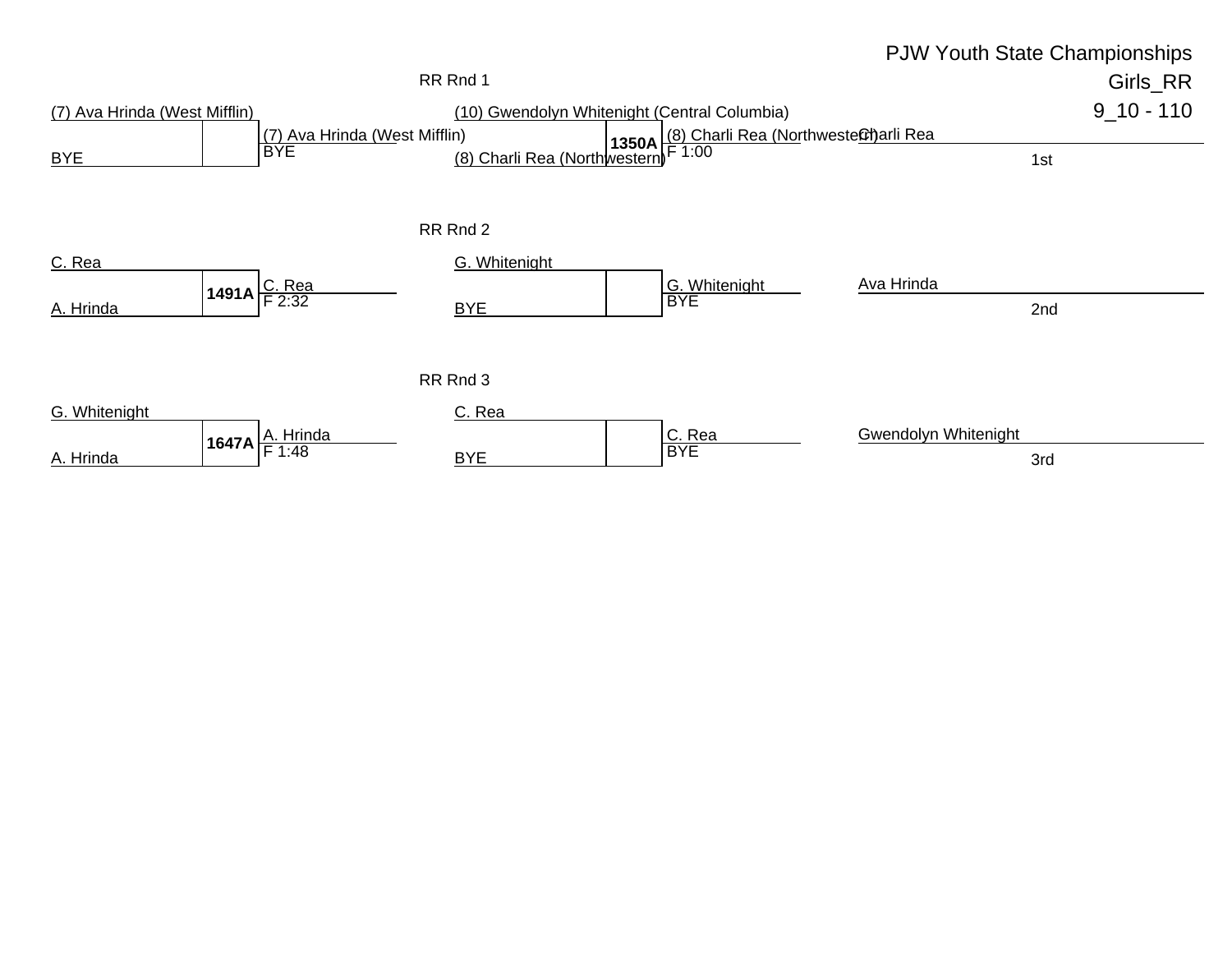# PJW Youth State Championships

## Girls_RR

## 9_10 - 110

### RR Rnd 1

| Wrestler 1 | Wrestler 2 | Bout | Winner | Result |
|---|---|---|---|---|
| (7) Ava Hrinda (West Mifflin) | BYE | | (7) Ava Hrinda (West Mifflin) | BYE |
| (10) Gwendolyn Whitenight (Central Columbia) | (8) Charli Rea (Northwestern) | 1350A | (8) Charli Rea (Northwestern) | F 1:00 |

### RR Rnd 2

| Wrestler 1 | Wrestler 2 | Bout | Winner | Result |
|---|---|---|---|---|
| C. Rea | A. Hrinda | 1491A | C. Rea | F 2:32 |
| G. Whitenight | BYE | | G. Whitenight | BYE |

### RR Rnd 3

| Wrestler 1 | Wrestler 2 | Bout | Winner | Result |
|---|---|---|---|---|
| G. Whitenight | A. Hrinda | 1647A | A. Hrinda | F 1:48 |
| C. Rea | BYE | | C. Rea | BYE |

### Placements

| Place | Wrestler |
|---|---|
| 1st | Charli Rea |
| 2nd | Ava Hrinda |
| 3rd | Gwendolyn Whitenight |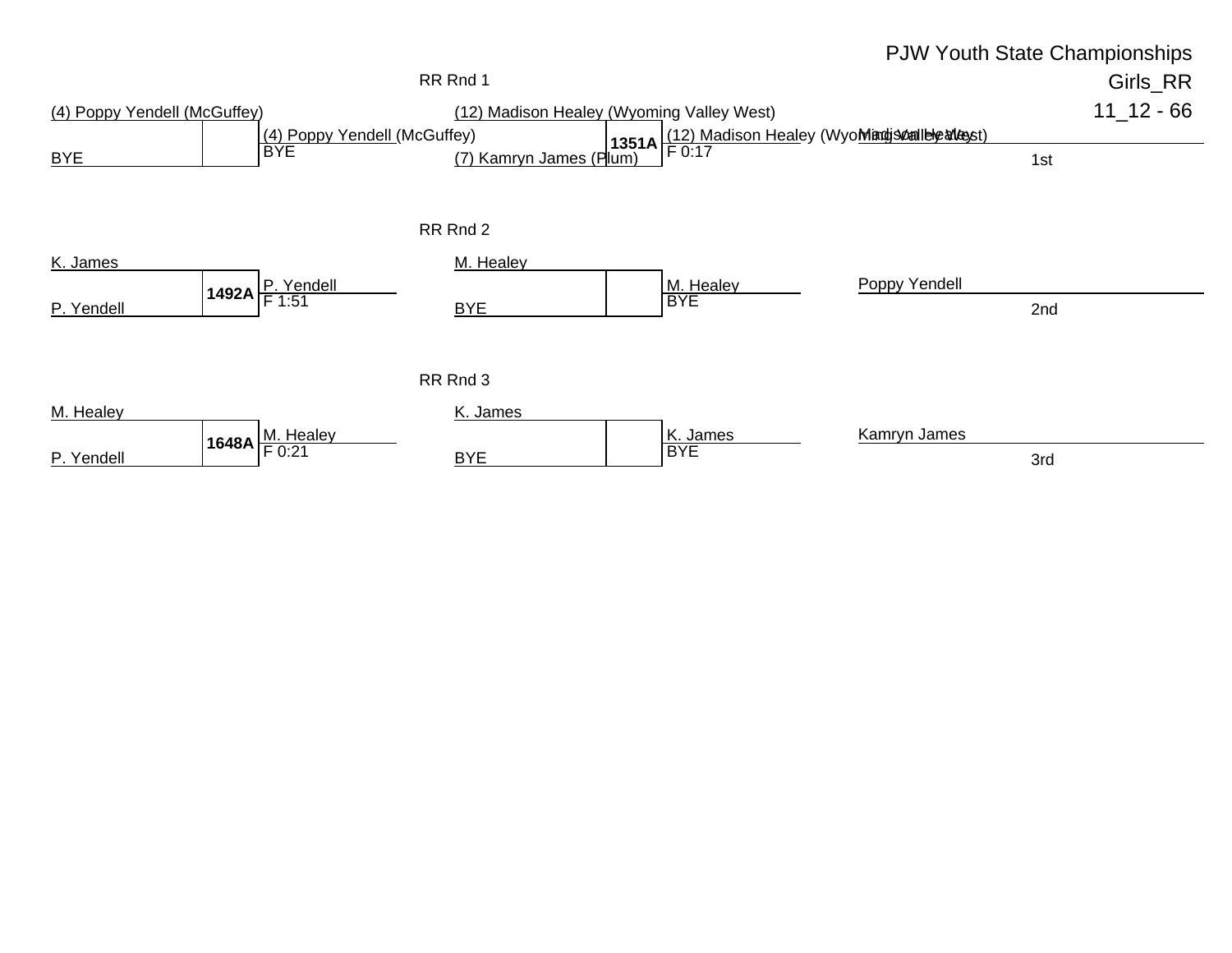# PJW Youth State Championships

## Girls_RR

## 11_12 - 66

### RR Rnd 1

| Wrestler 1 | Wrestler 2 | Bout | Winner | Result |
|---|---|---|---|---|
| (4) Poppy Yendell (McGuffey) | BYE | | (4) Poppy Yendell (McGuffey) | BYE |
| (12) Madison Healey (Wyoming Valley West) | (7) Kamryn James (Plum) | 1351A | (12) Madison Healey (Wyoming Valley West) | F 0:17 |

### RR Rnd 2

| Wrestler 1 | Wrestler 2 | Bout | Winner | Result |
|---|---|---|---|---|
| K. James | P. Yendell | 1492A | P. Yendell | F 1:51 |
| M. Healey | BYE | | M. Healey | BYE |

### RR Rnd 3

| Wrestler 1 | Wrestler 2 | Bout | Winner | Result |
|---|---|---|---|---|
| M. Healey | P. Yendell | 1648A | M. Healey | F 0:21 |
| K. James | BYE | | K. James | BYE |

### Placements

| Place | Wrestler |
|---|---|
| 1st | Madison Healey |
| 2nd | Poppy Yendell |
| 3rd | Kamryn James |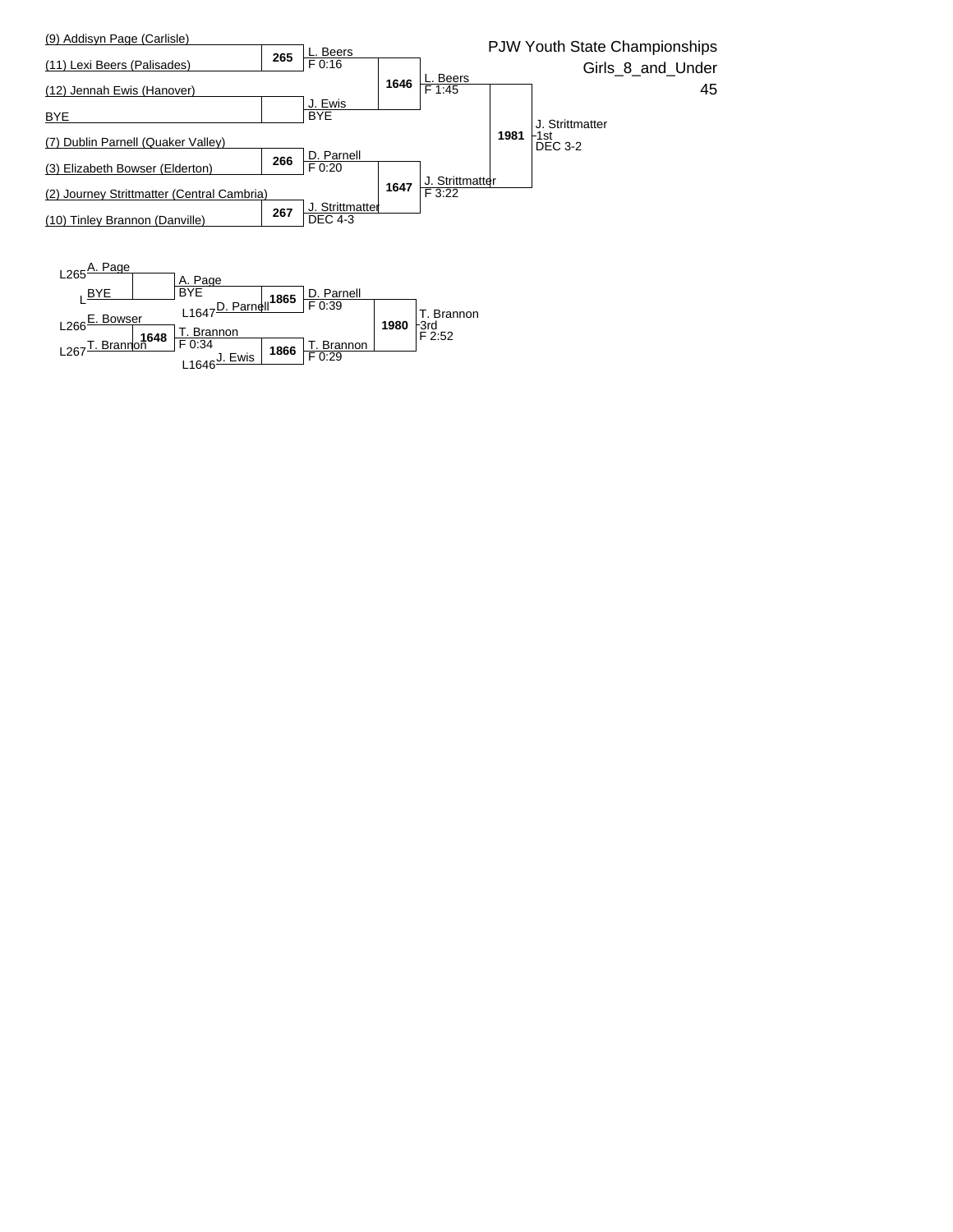PJW Youth State Championships

Girls_8_and_Under

45

## Championship Bracket

| Wrestler | Match | Result |
|---|---|---|
| (9) Addisyn Page (Carlisle) | 265 | L. Beers F 0:16 |
| (11) Lexi Beers (Palisades) | | |
| (12) Jennah Ewis (Hanover) | | J. Ewis BYE |
| BYE | | |
| (7) Dublin Parnell (Quaker Valley) | 266 | D. Parnell F 0:20 |
| (3) Elizabeth Bowser (Elderton) | | |
| (2) Journey Strittmatter (Central Cambria) | 267 | J. Strittmatter DEC 4-3 |
| (10) Tinley Brannon (Danville) | | |

| Match | Result |
|---|---|
| 1646 | L. Beers F 1:45 |
| 1647 | J. Strittmatter F 3:22 |
| 1981 | J. Strittmatter - 1st DEC 3-2 |

## Consolation Bracket

| Wrestler | Match | Result |
|---|---|---|
| L265 A. Page | | A. Page BYE |
| L BYE | | |
| L266 E. Bowser | 1648 | T. Brannon F 0:34 |
| L267 T. Brannon | | |

| Wrestlers | Match | Result |
|---|---|---|
| A. Page / L1647 D. Parnell | 1865 | D. Parnell F 0:39 |
| T. Brannon / L1646 J. Ewis | 1866 | T. Brannon F 0:29 |
| D. Parnell / T. Brannon | 1980 | T. Brannon - 3rd F 2:52 |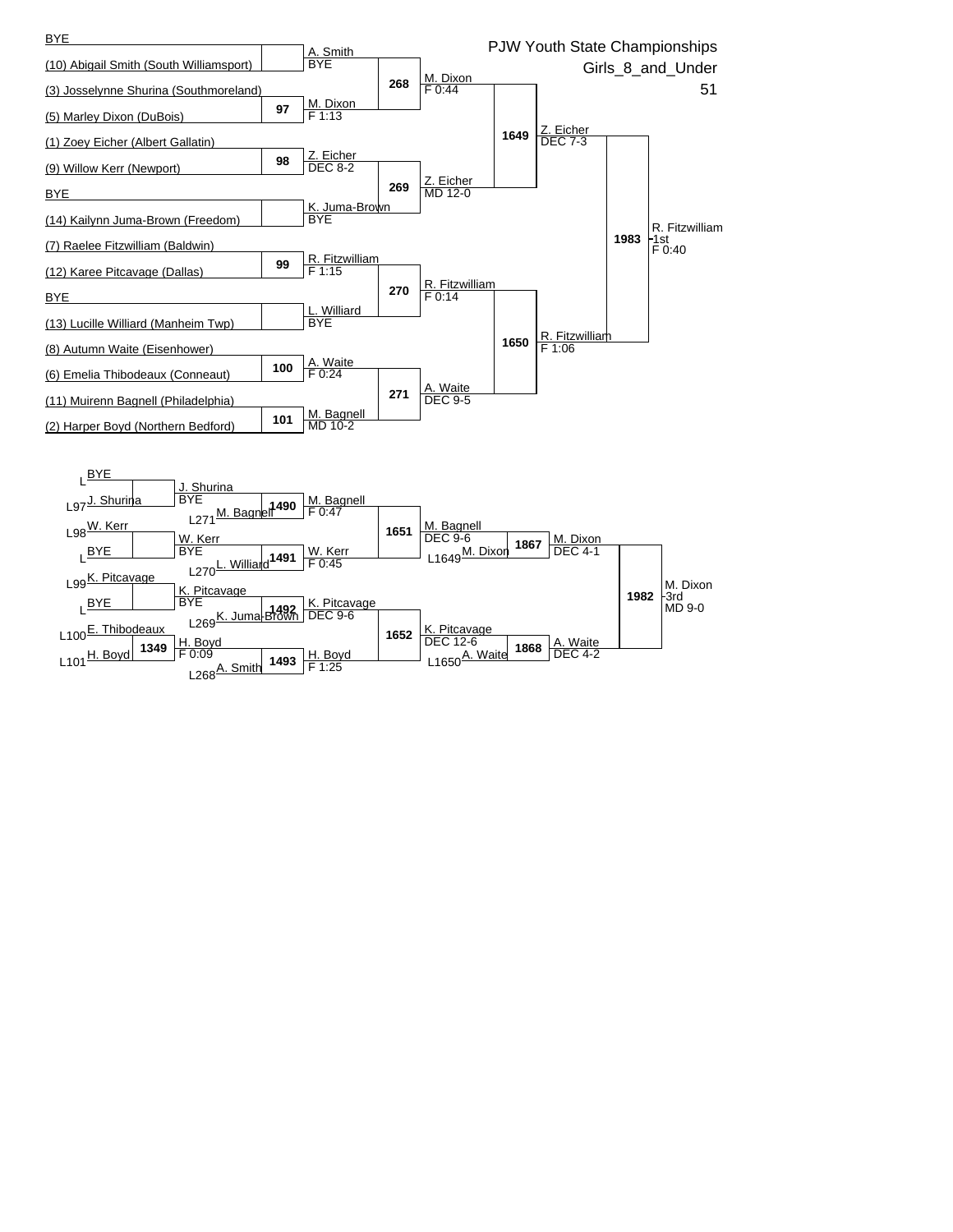# PJW Youth State Championships

## Girls_8_and_Under

51

### Championship Bracket

**First Round**

- BYE vs (10) Abigail Smith (South Williamsport) — A. Smith, BYE
- (3) Josselynne Shurina (Southmoreland) vs (5) Marley Dixon (DuBois) — Match 97: M. Dixon, F 1:13
- (1) Zoey Eicher (Albert Gallatin) vs (9) Willow Kerr (Newport) — Match 98: Z. Eicher, DEC 8-2
- BYE vs (14) Kailynn Juma-Brown (Freedom) — K. Juma-Brown, BYE
- (7) Raelee Fitzwilliam (Baldwin) vs (12) Karee Pitcavage (Dallas) — Match 99: R. Fitzwilliam, F 1:15
- BYE vs (13) Lucille Williard (Manheim Twp) — L. Williard, BYE
- (8) Autumn Waite (Eisenhower) vs (6) Emelia Thibodeaux (Conneaut) — Match 100: A. Waite, F 0:24
- (11) Muirenn Bagnell (Philadelphia) vs (2) Harper Boyd (Northern Bedford) — Match 101: M. Bagnell, MD 10-2

**Quarterfinals**

- Match 268: M. Dixon, F 0:44
- Match 269: Z. Eicher, MD 12-0
- Match 270: R. Fitzwilliam, F 0:14
- Match 271: A. Waite, DEC 9-5

**Semifinals**

- Match 1649: Z. Eicher, DEC 7-3
- Match 1650: R. Fitzwilliam, F 1:06

**Final**

- Match 1983: R. Fitzwilliam - 1st, F 0:40

### Consolation Bracket

**First Round**

- L BYE vs L97 J. Shurina — J. Shurina, BYE
- L98 W. Kerr vs L BYE — W. Kerr, BYE
- L99 K. Pitcavage vs L BYE — K. Pitcavage, BYE
- L100 E. Thibodeaux vs L101 H. Boyd — Match 1349: H. Boyd, F 0:09

**Second Round**

- J. Shurina vs L271 M. Bagnell — Match 1490: M. Bagnell, F 0:47
- W. Kerr vs L270 L. Williard — Match 1491: W. Kerr, F 0:45
- K. Pitcavage vs L269 K. Juma-Brown — Match 1492: K. Pitcavage, DEC 9-6
- H. Boyd vs L268 A. Smith — Match 1493: H. Boyd, F 1:25

**Third Round**

- Match 1651: M. Bagnell, DEC 9-6
- Match 1652: K. Pitcavage, DEC 12-6

**Fourth Round**

- M. Bagnell vs L1649 M. Dixon — Match 1867: M. Dixon, DEC 4-1
- K. Pitcavage vs L1650 A. Waite — Match 1868: A. Waite, DEC 4-2

**Third Place**

- Match 1982: M. Dixon - 3rd, MD 9-0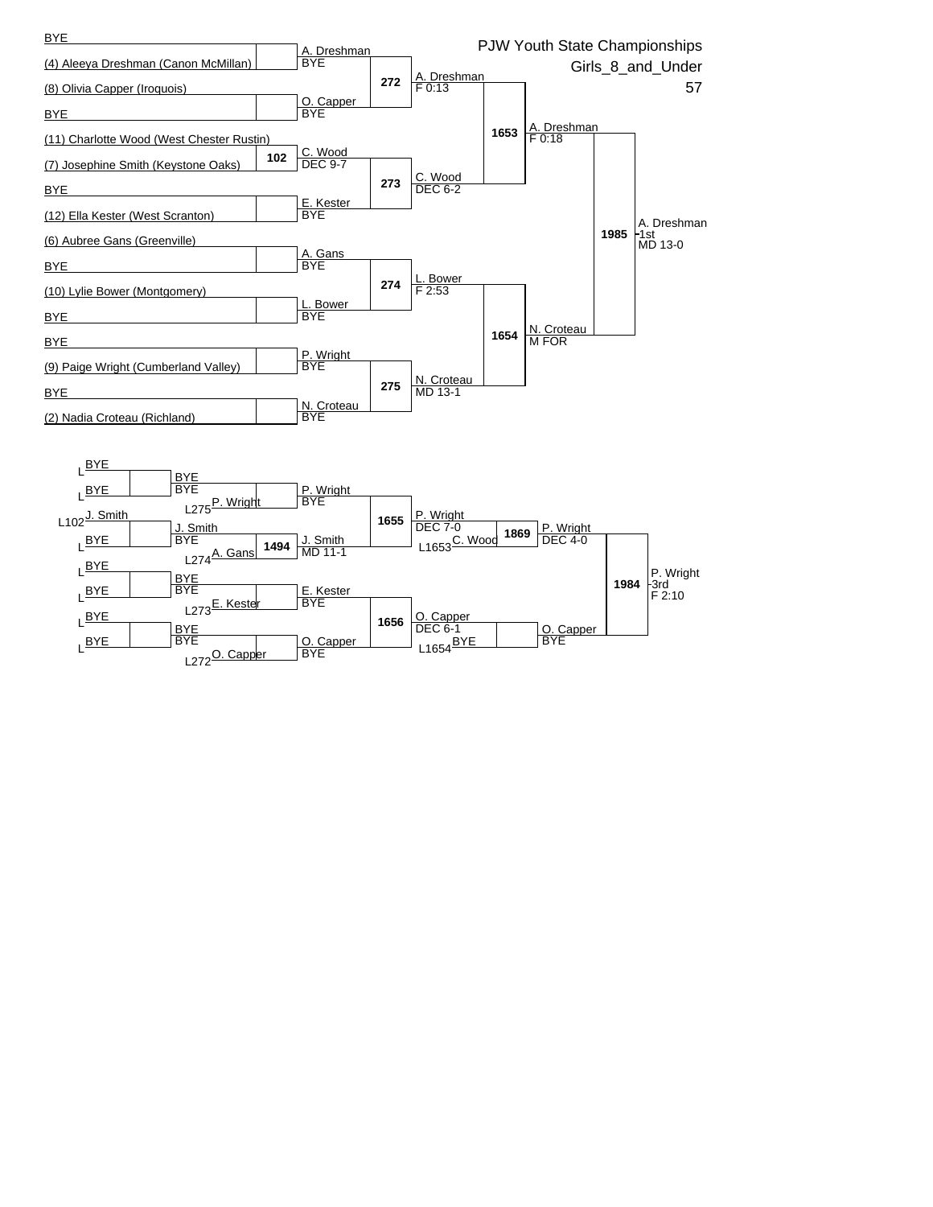# PJW Youth State Championships

## Girls_8_and_Under

57

### Championship Bracket

**First Round**

- BYE vs (4) Aleeya Dreshman (Canon McMillan) → A. Dreshman, BYE
- (8) Olivia Capper (Iroquois) vs BYE → O. Capper, BYE
- (11) Charlotte Wood (West Chester Rustin) vs (7) Josephine Smith (Keystone Oaks) — Match 102 → C. Wood, DEC 9-7
- BYE vs (12) Ella Kester (West Scranton) → E. Kester, BYE
- (6) Aubree Gans (Greenville) vs BYE → A. Gans, BYE
- (10) Lylie Bower (Montgomery) vs BYE → L. Bower, BYE
- BYE vs (9) Paige Wright (Cumberland Valley) → P. Wright, BYE
- BYE vs (2) Nadia Croteau (Richland) → N. Croteau, BYE

**Quarterfinals**

- Match 272: A. Dreshman vs O. Capper → A. Dreshman, F 0:13
- Match 273: C. Wood vs E. Kester → C. Wood, DEC 6-2
- Match 274: A. Gans vs L. Bower → L. Bower, F 2:53
- Match 275: P. Wright vs N. Croteau → N. Croteau, MD 13-1

**Semifinals**

- Match 1653: A. Dreshman vs C. Wood → A. Dreshman, F 0:18
- Match 1654: L. Bower vs N. Croteau → N. Croteau, M FOR

**Final**

- Match 1985: A. Dreshman vs N. Croteau → A. Dreshman, 1st, MD 13-0

### Consolation Bracket

**First Round**

- L BYE vs L BYE → BYE, BYE
- L102 J. Smith vs L BYE → J. Smith, BYE
- L BYE vs L BYE → BYE, BYE
- L BYE vs L BYE → BYE, BYE

**Second Round**

- L275 P. Wright vs BYE → P. Wright, BYE
- Match 1494: L274 A. Gans vs J. Smith → J. Smith, MD 11-1
- L273 E. Kester vs BYE → E. Kester, BYE
- L272 O. Capper vs BYE → O. Capper, BYE

**Third Round**

- Match 1655: P. Wright vs J. Smith → P. Wright, DEC 7-0
- Match 1656: E. Kester vs O. Capper → O. Capper, DEC 6-1

**Fourth Round**

- Match 1869: L1653 C. Wood vs P. Wright → P. Wright, DEC 4-0
- L1654 BYE vs O. Capper → O. Capper, BYE

**Third Place**

- Match 1984: P. Wright vs O. Capper → P. Wright, 3rd, F 2:10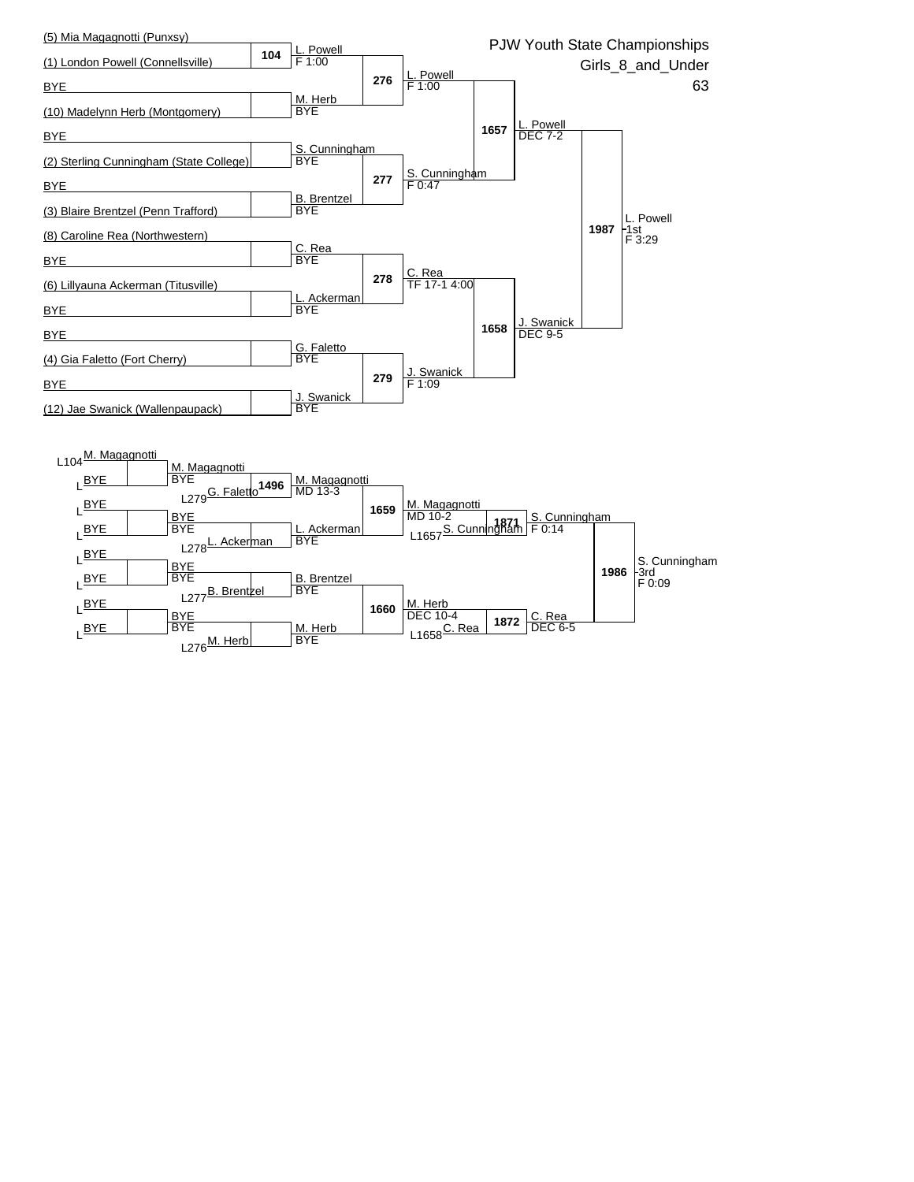# PJW Youth State Championships

## Girls_8_and_Under

## 63

### Championship Bracket

| Wrestler | Match | Result |
| --- | --- | --- |
| (5) Mia Magagnotti (Punxsy) | 104 | L. Powell F 1:00 |
| (1) London Powell (Connellsville) | | |
| BYE | | M. Herb BYE |
| (10) Madelynn Herb (Montgomery) | | |
| BYE | | S. Cunningham BYE |
| (2) Sterling Cunningham (State College) | | |
| BYE | | B. Brentzel BYE |
| (3) Blaire Brentzel (Penn Trafford) | | |
| (8) Caroline Rea (Northwestern) | | C. Rea BYE |
| BYE | | |
| (6) Lillyauna Ackerman (Titusville) | | L. Ackerman BYE |
| BYE | | |
| BYE | | G. Faletto BYE |
| (4) Gia Faletto (Fort Cherry) | | |
| BYE | | J. Swanick BYE |
| (12) Jae Swanick (Wallenpaupack) | | |

| Match | Winner | Result |
| --- | --- | --- |
| 276 | L. Powell | F 1:00 |
| 277 | S. Cunningham | F 0:47 |
| 278 | C. Rea | TF 17-1 4:00 |
| 279 | J. Swanick | F 1:09 |
| 1657 | L. Powell | DEC 7-2 |
| 1658 | J. Swanick | DEC 9-5 |
| 1987 | L. Powell | 1st F 3:29 |

### Consolation Bracket

| Match | Participants | Winner | Result |
| --- | --- | --- | --- |
| | L104 M. Magagnotti vs. L BYE | M. Magagnotti | BYE |
| | L BYE vs. L BYE | BYE | BYE |
| | L BYE vs. L BYE | BYE | BYE |
| | L BYE vs. L BYE | BYE | BYE |
| 1496 | M. Magagnotti vs. L279 G. Faletto | M. Magagnotti | MD 13-3 |
| | BYE vs. L278 L. Ackerman | L. Ackerman | BYE |
| | BYE vs. L277 B. Brentzel | B. Brentzel | BYE |
| | BYE vs. L276 M. Herb | M. Herb | BYE |
| 1659 | M. Magagnotti vs. L. Ackerman | M. Magagnotti | MD 10-2 |
| 1660 | B. Brentzel vs. M. Herb | M. Herb | DEC 10-4 |
| 1871 | M. Magagnotti vs. L1657 S. Cunningham | S. Cunningham | F 0:14 |
| 1872 | M. Herb vs. L1658 C. Rea | C. Rea | DEC 6-5 |
| 1986 | S. Cunningham vs. C. Rea | S. Cunningham | 3rd F 0:09 |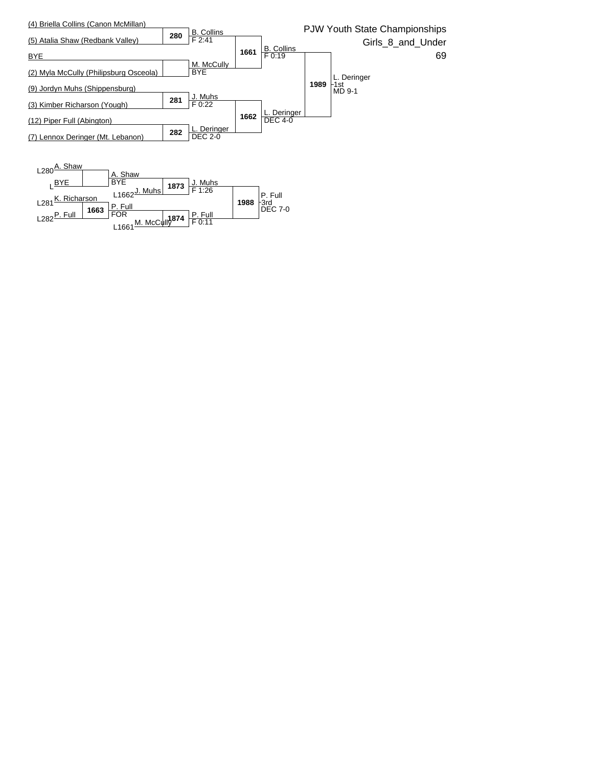# PJW Youth State Championships

## Girls_8_and_Under

## 69

### Championship Bracket

| Wrestler | Match | Result |
| --- | --- | --- |
| (4) Briella Collins (Canon McMillan) | 280 | B. Collins F 2:41 |
| (5) Atalia Shaw (Redbank Valley) | | |
| BYE | | M. McCully BYE |
| (2) Myla McCully (Philipsburg Osceola) | | |
| (9) Jordyn Muhs (Shippensburg) | 281 | J. Muhs F 0:22 |
| (3) Kimber Richarson (Yough) | | |
| (12) Piper Full (Abington) | 282 | L. Deringer DEC 2-0 |
| (7) Lennox Deringer (Mt. Lebanon) | | |

| Match | Result |
| --- | --- |
| 1661 | B. Collins F 0:19 |
| 1662 | L. Deringer DEC 4-0 |
| 1989 | L. Deringer 1st MD 9-1 |

### Consolation Bracket

| Wrestler | Match | Result |
| --- | --- | --- |
| L280 A. Shaw | | A. Shaw BYE |
| L BYE | | |
| L281 K. Richarson | 1663 | P. Full FOR |
| L282 P. Full | | |

| Wrestlers | Match | Result |
| --- | --- | --- |
| A. Shaw vs. L1662 J. Muhs | 1873 | J. Muhs F 1:26 |
| P. Full vs. L1661 M. McCully | 1874 | P. Full F 0:11 |
| J. Muhs vs. P. Full | 1988 | P. Full 3rd DEC 7-0 |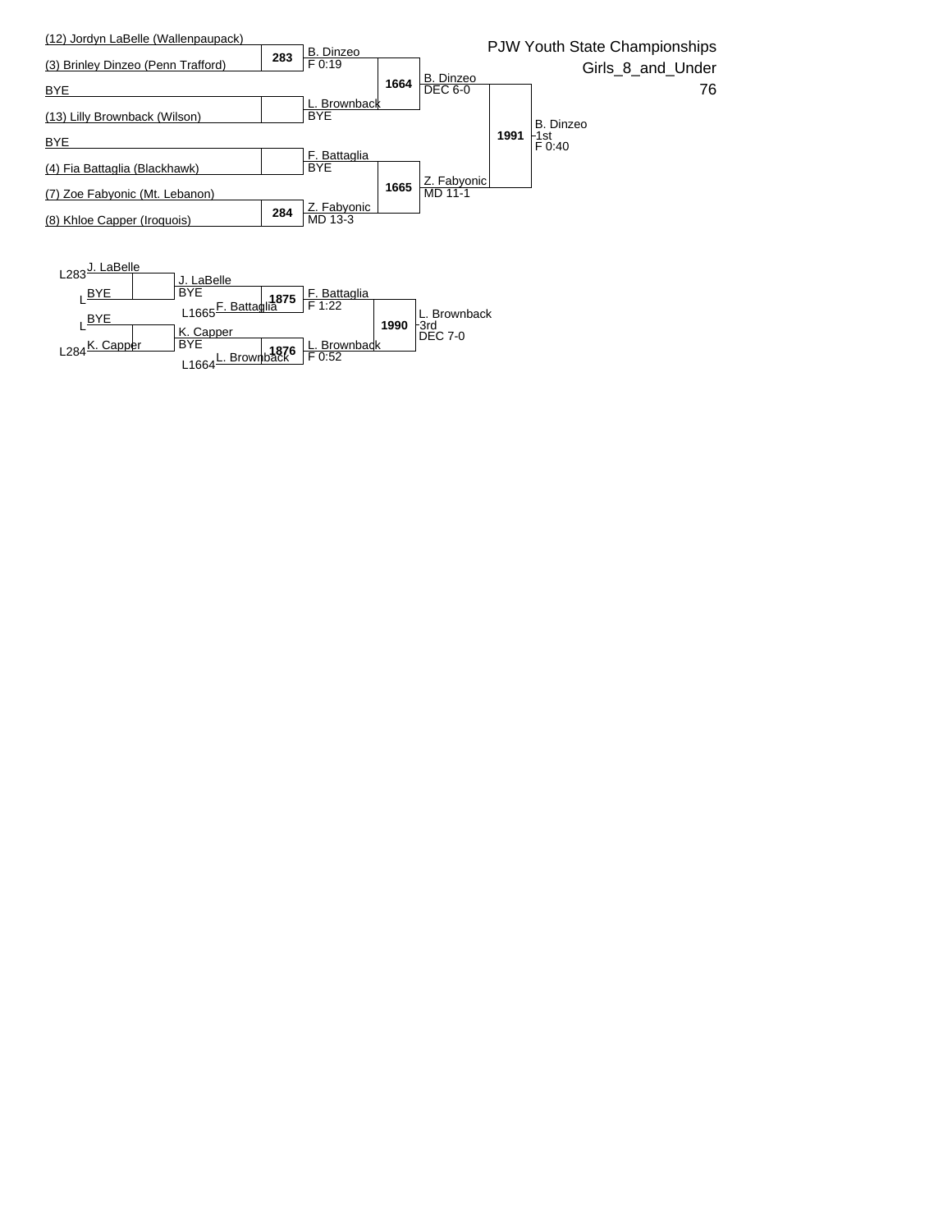# PJW Youth State Championships

## Girls_8_and_Under

## 76

### Championship Bracket

**First Round**

- (12) Jordyn LaBelle (Wallenpaupack) vs. (3) Brinley Dinzeo (Penn Trafford) — Match 283: B. Dinzeo, F 0:19
- BYE vs. (13) Lilly Brownback (Wilson) — L. Brownback, BYE
- BYE vs. (4) Fia Battaglia (Blackhawk) — F. Battaglia, BYE
- (7) Zoe Fabyonic (Mt. Lebanon) vs. (8) Khloe Capper (Iroquois) — Match 284: Z. Fabyonic, MD 13-3

**Semifinals**

- Match 1664: B. Dinzeo, DEC 6-0
- Match 1665: Z. Fabyonic, MD 11-1

**Final**

- Match 1991: B. Dinzeo — 1st, F 0:40

### Consolation Bracket

- L283 J. LaBelle vs. L BYE — J. LaBelle, BYE
- L BYE vs. L284 K. Capper — K. Capper, BYE
- Match 1875: J. LaBelle vs. L1665 F. Battaglia — F. Battaglia, F 1:22
- Match 1876: K. Capper vs. L1664 L. Brownback — L. Brownback, F 0:52
- Match 1990: L. Brownback — 3rd, DEC 7-0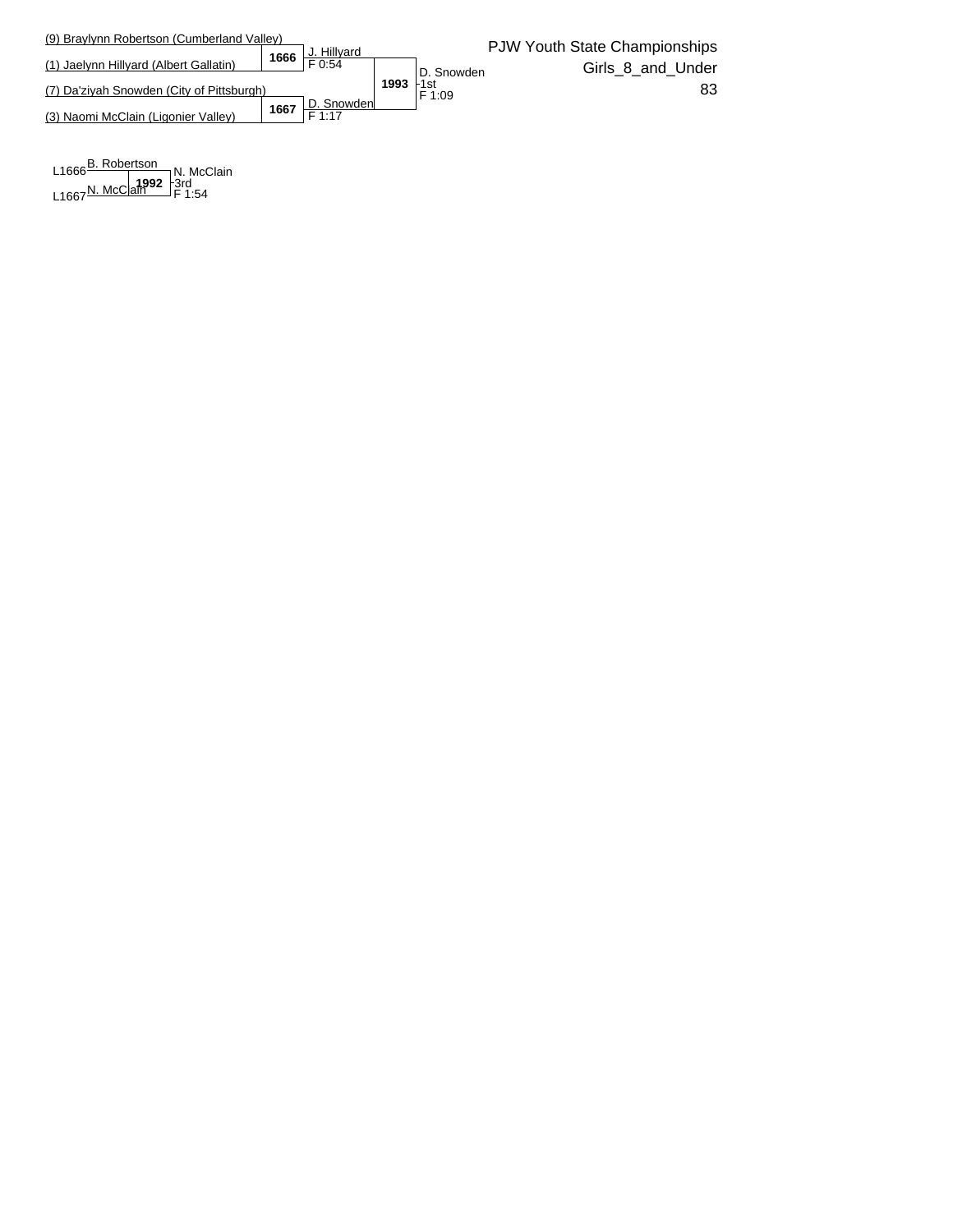# PJW Youth State Championships

## Girls_8_and_Under

## 83

**Championship Bracket**

| Wrestler | Bout | Result | Bout | Result |
|---|---|---|---|---|
| (9) Braylynn Robertson (Cumberland Valley) | 1666 | J. Hillyard F 0:54 | 1993 | D. Snowden -1st F 1:09 |
| (1) Jaelynn Hillyard (Albert Gallatin) | | | | |
| (7) Da'ziyah Snowden (City of Pittsburgh) | 1667 | D. Snowden F 1:17 | | |
| (3) Naomi McClain (Ligonier Valley) | | | | |

**3rd Place**

| Source | Wrestler | Bout | Result |
|---|---|---|---|
| L1666 | B. Robertson | 1992 | N. McClain -3rd F 1:54 |
| L1667 | N. McClain | | |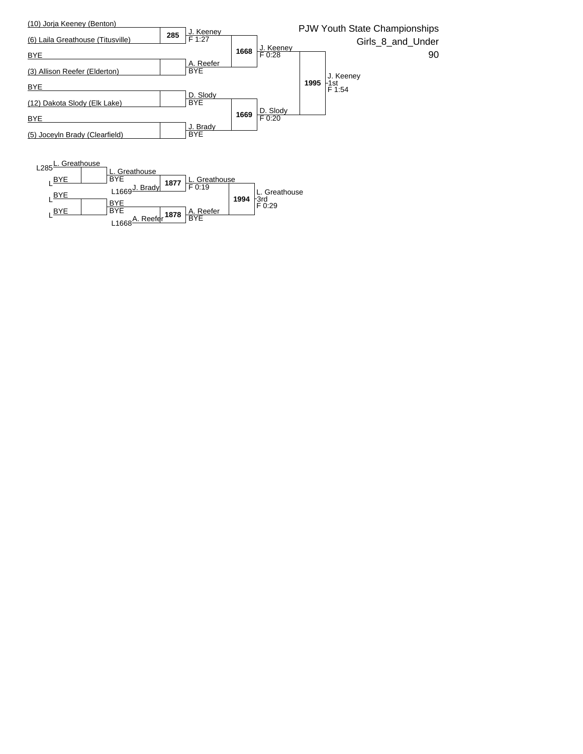# PJW Youth State Championships

## Girls_8_and_Under

## 90

### Championship Bracket

| Wrestler | Bout | Result | Bout | Result | Bout | Result |
|---|---|---|---|---|---|---|
| (10) Jorja Keeney (Benton) | 285 | J. Keeney F 1:27 | 1668 | J. Keeney F 0:28 | 1995 | J. Keeney 1st F 1:54 |
| (6) Laila Greathouse (Titusville) | | | | | | |
| BYE | | A. Reefer BYE | | | | |
| (3) Allison Reefer (Elderton) | | | | | | |
| BYE | | D. Slody BYE | 1669 | D. Slody F 0:20 | | |
| (12) Dakota Slody (Elk Lake) | | | | | | |
| BYE | | J. Brady BYE | | | | |
| (5) Joceyln Brady (Clearfield) | | | | | | |

### Consolation Bracket

| Wrestler | Result | Bout | Result | Bout | Result |
|---|---|---|---|---|---|
| L285 L. Greathouse | L. Greathouse BYE | 1877 | L. Greathouse F 0:19 | 1994 | L. Greathouse 3rd F 0:29 |
| L BYE | | | | | |
| | L1669 J. Brady | | | | |
| L BYE | BYE BYE | 1878 | A. Reefer BYE | | |
| L BYE | | | | | |
| | L1668 A. Reefer | | | | |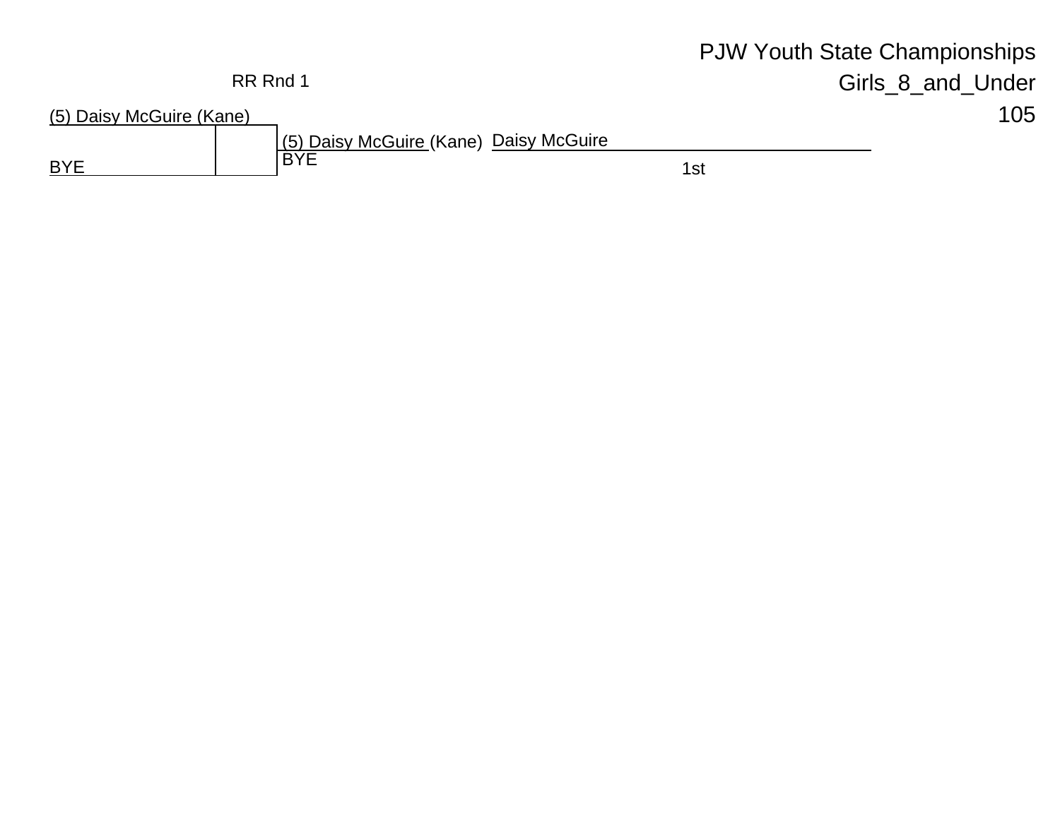# PJW Youth State Championships

## Girls_8_and_Under

## 105

RR Rnd 1

(5) Daisy McGuire (Kane)

BYE

(5) Daisy McGuire (Kane)

BYE

Daisy McGuire

1st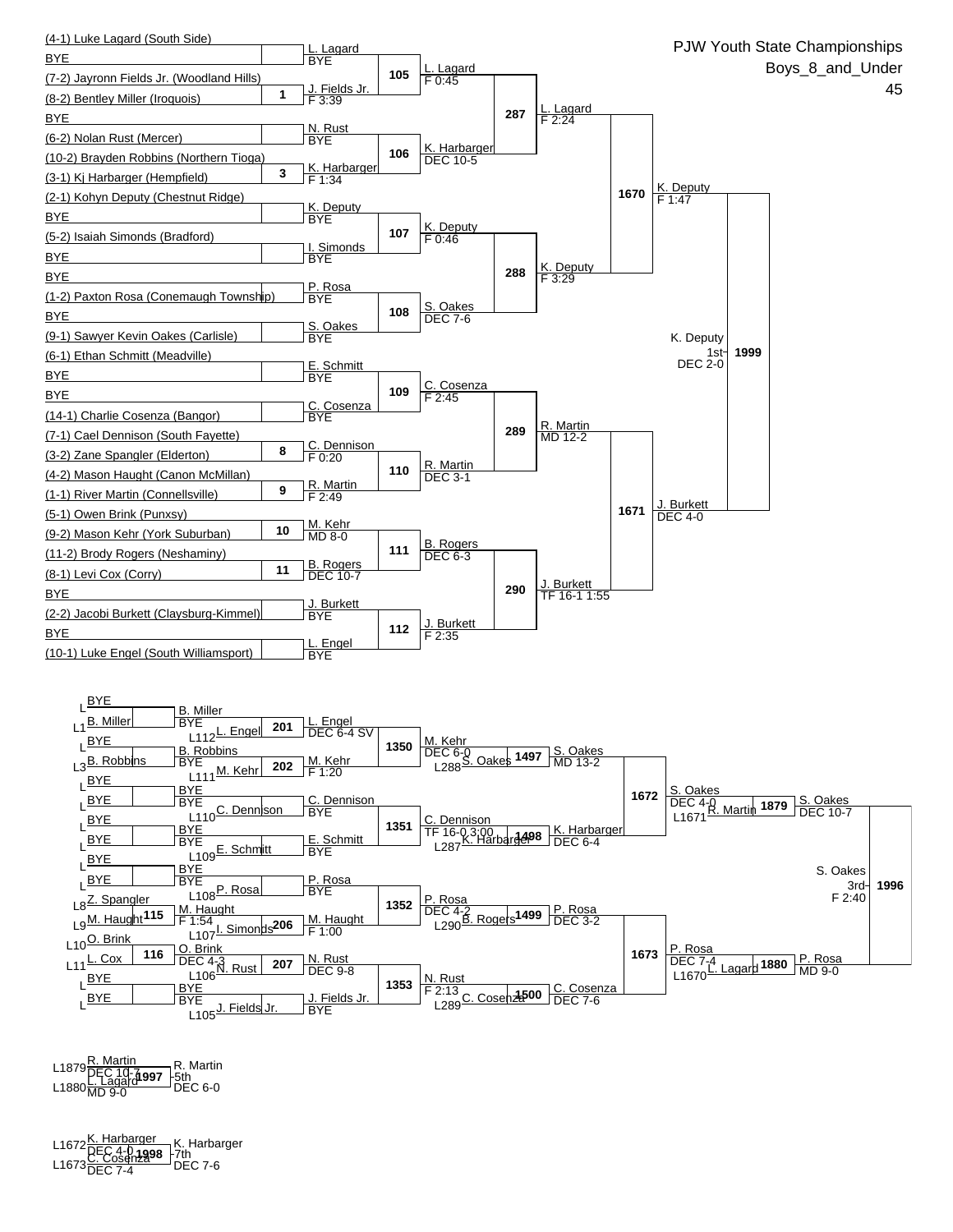# PJW Youth State Championships

## Boys_8_and_Under

## 45

### Championship Bracket

**First Round**

| Wrestler | Opponent | Bout | Winner / Result |
|---|---|---|---|
| (4-1) Luke Lagard (South Side) | BYE | | L. Lagard BYE |
| (7-2) Jayronn Fields Jr. (Woodland Hills) | (8-2) Bentley Miller (Iroquois) | 1 | J. Fields Jr. F 3:39 |
| BYE | (6-2) Nolan Rust (Mercer) | | N. Rust BYE |
| (10-2) Brayden Robbins (Northern Tioga) | (3-1) Kj Harbarger (Hempfield) | 3 | K. Harbarger F 1:34 |
| (2-1) Kohyn Deputy (Chestnut Ridge) | BYE | | K. Deputy BYE |
| (5-2) Isaiah Simonds (Bradford) | BYE | | I. Simonds BYE |
| BYE | (1-2) Paxton Rosa (Conemaugh Township) | | P. Rosa BYE |
| BYE | (9-1) Sawyer Kevin Oakes (Carlisle) | | S. Oakes BYE |
| (6-1) Ethan Schmitt (Meadville) | BYE | | E. Schmitt BYE |
| BYE | (14-1) Charlie Cosenza (Bangor) | | C. Cosenza BYE |
| (7-1) Cael Dennison (South Fayette) | (3-2) Zane Spangler (Elderton) | 8 | C. Dennison F 0:20 |
| (4-2) Mason Haught (Canon McMillan) | (1-1) River Martin (Connellsville) | 9 | R. Martin F 2:49 |
| (5-1) Owen Brink (Punxsy) | (9-2) Mason Kehr (York Suburban) | 10 | M. Kehr MD 8-0 |
| (11-2) Brody Rogers (Neshaminy) | (8-1) Levi Cox (Corry) | 11 | B. Rogers DEC 10-7 |
| BYE | (2-2) Jacobi Burkett (Claysburg-Kimmel) | | J. Burkett BYE |
| BYE | (10-1) Luke Engel (South Williamsport) | | L. Engel BYE |

**Second Round**

| Bout | Winner / Result |
|---|---|
| 105 | L. Lagard F 0:45 |
| 106 | K. Harbarger DEC 10-5 |
| 107 | K. Deputy F 0:46 |
| 108 | S. Oakes DEC 7-6 |
| 109 | C. Cosenza F 2:45 |
| 110 | R. Martin DEC 3-1 |
| 111 | B. Rogers DEC 6-3 |
| 112 | J. Burkett F 2:35 |

**Quarterfinals**

| Bout | Winner / Result |
|---|---|
| 287 | L. Lagard F 2:24 |
| 288 | K. Deputy F 3:29 |
| 289 | R. Martin MD 12-2 |
| 290 | J. Burkett TF 16-1 1:55 |

**Semifinals**

| Bout | Winner / Result |
|---|---|
| 1670 | K. Deputy F 1:47 |
| 1671 | J. Burkett DEC 4-0 |

**Final**

| Bout | Winner / Result |
|---|---|
| 1999 | K. Deputy 1st DEC 2-0 |

### Consolation Bracket

| Loser From | Wrestler | Loser From | Wrestler | Bout | Winner / Result |
|---|---|---|---|---|---|
| L | BYE | L1 | B. Miller | | B. Miller BYE |
| L | BYE | L3 | B. Robbins | | B. Robbins BYE |
| L | BYE | L | BYE | | BYE |
| L | BYE | L | BYE | | BYE |
| L | BYE | L | BYE | | BYE |
| L | BYE | L | BYE | | BYE |
| L8 | Z. Spangler | L9 | M. Haught | 115 | M. Haught F 1:54 |
| L10 | O. Brink | L11 | L. Cox | 116 | O. Brink DEC 4-3 |
| L | BYE | L | BYE | | BYE |

| Bout | Wrestlers | Winner / Result |
|---|---|---|
| 201 | B. Miller vs L112 L. Engel | L. Engel DEC 6-4 SV |
| 202 | B. Robbins vs L111 M. Kehr | M. Kehr F 1:20 |
| | BYE vs L110 C. Dennison | C. Dennison BYE |
| | BYE vs L109 E. Schmitt | E. Schmitt BYE |
| | BYE vs L108 P. Rosa | P. Rosa BYE |
| 206 | M. Haught vs L107 I. Simonds | M. Haught F 1:00 |
| 207 | O. Brink vs L106 N. Rust | N. Rust DEC 9-8 |
| | BYE vs L105 J. Fields Jr. | J. Fields Jr. BYE |

| Bout | Winner / Result |
|---|---|
| 1350 | M. Kehr DEC 6-0 |
| 1351 | C. Dennison TF 16-0 3:00 |
| 1352 | P. Rosa DEC 4-2 |
| 1353 | N. Rust F 2:13 |

| Bout | Wrestlers | Winner / Result |
|---|---|---|
| 1497 | M. Kehr vs L288 S. Oakes | S. Oakes MD 13-2 |
| 1498 | C. Dennison vs L287 K. Harbarger | K. Harbarger DEC 6-4 |
| 1499 | P. Rosa vs L290 B. Rogers | P. Rosa DEC 3-2 |
| 1500 | N. Rust vs L289 C. Cosenza | C. Cosenza DEC 7-6 |

| Bout | Winner / Result |
|---|---|
| 1672 | S. Oakes DEC 4-0 |
| 1673 | P. Rosa DEC 7-4 |

| Bout | Wrestlers | Winner / Result |
|---|---|---|
| 1879 | S. Oakes vs L1671 R. Martin | S. Oakes DEC 10-7 |
| 1880 | P. Rosa vs L1670 L. Lagard | P. Rosa MD 9-0 |

| Bout | Winner / Result |
|---|---|
| 1996 | S. Oakes 3rd F 2:40 |

### 5th Place

| Bout | Wrestlers | Winner / Result |
|---|---|---|
| 1997 | L1879 R. Martin (DEC 10-7) vs L1880 L. Lagard (MD 9-0) | R. Martin 5th DEC 6-0 |

### 7th Place

| Bout | Wrestlers | Winner / Result |
|---|---|---|
| 1998 | L1672 K. Harbarger (DEC 4-0) vs L1673 C. Cosenza (DEC 7-4) | K. Harbarger 7th DEC 7-6 |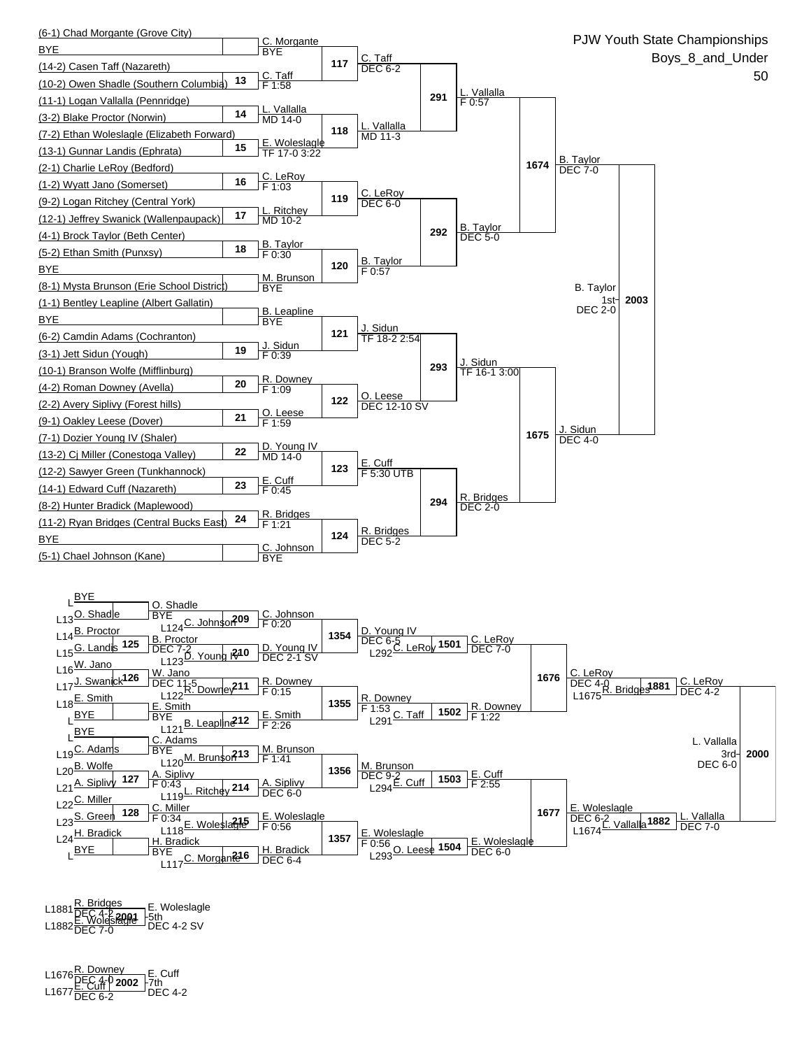# PJW Youth State Championships

## Boys_8_and_Under

## 50

### Championship Bracket

**First Round**

- (6-1) Chad Morgante (Grove City) vs BYE — C. Morgante, BYE
- Match 13: (14-2) Casen Taff (Nazareth) vs (10-2) Owen Shadle (Southern Columbia) — C. Taff, F 1:58
- Match 14: (11-1) Logan Vallalla (Pennridge) vs (3-2) Blake Proctor (Norwin) — L. Vallalla, MD 14-0
- Match 15: (7-2) Ethan Woleslagle (Elizabeth Forward) vs (13-1) Gunnar Landis (Ephrata) — E. Woleslagle, TF 17-0 3:22
- Match 16: (2-1) Charlie LeRoy (Bedford) vs (1-2) Wyatt Jano (Somerset) — C. LeRoy, F 1:03
- Match 17: (9-2) Logan Ritchey (Central York) vs (12-1) Jeffrey Swanick (Wallenpaupack) — L. Ritchey, MD 10-2
- Match 18: (4-1) Brock Taylor (Beth Center) vs (5-2) Ethan Smith (Punxsy) — B. Taylor, F 0:30
- BYE vs (8-1) Mysta Brunson (Erie School District) — M. Brunson, BYE
- (1-1) Bentley Leapline (Albert Gallatin) vs BYE — B. Leapline, BYE
- Match 19: (6-2) Camdin Adams (Cochranton) vs (3-1) Jett Sidun (Yough) — J. Sidun, F 0:39
- Match 20: (10-1) Branson Wolfe (Mifflinburg) vs (4-2) Roman Downey (Avella) — R. Downey, F 1:09
- Match 21: (2-2) Avery Siplivy (Forest hills) vs (9-1) Oakley Leese (Dover) — O. Leese, F 1:59
- Match 22: (7-1) Dozier Young IV (Shaler) vs (13-2) Cj Miller (Conestoga Valley) — D. Young IV, MD 14-0
- Match 23: (12-2) Sawyer Green (Tunkhannock) vs (14-1) Edward Cuff (Nazareth) — E. Cuff, F 0:45
- Match 24: (8-2) Hunter Bradick (Maplewood) vs (11-2) Ryan Bridges (Central Bucks East) — R. Bridges, F 1:21
- BYE vs (5-1) Chael Johnson (Kane) — C. Johnson, BYE

**Second Round**

- Match 117: C. Taff, DEC 6-2
- Match 118: L. Vallalla, MD 11-3
- Match 119: C. LeRoy, DEC 6-0
- Match 120: B. Taylor, F 0:57
- Match 121: J. Sidun, TF 18-2 2:54
- Match 122: O. Leese, DEC 12-10 SV
- Match 123: E. Cuff, F 5:30 UTB
- Match 124: R. Bridges, DEC 5-2

**Quarterfinals**

- Match 291: L. Vallalla, F 0:57
- Match 292: B. Taylor, DEC 5-0
- Match 293: J. Sidun, TF 16-1 3:00
- Match 294: R. Bridges, DEC 2-0

**Semifinals**

- Match 1674: B. Taylor, DEC 7-0
- Match 1675: J. Sidun, DEC 4-0

**Final**

- Match 2003: B. Taylor, 1st, DEC 2-0

### Consolation Bracket

- Match 125: L13 O. Shadle, L14 B. Proctor, L15 G. Landis — O. Shadle (BYE); B. Proctor, DEC 7-2
- Match 126: L16 W. Jano, L17 J. Swanick, L18 E. Smith — W. Jano, DEC 11-5; E. Smith (BYE)
- Match 127: L19 C. Adams, L20 B. Wolfe, L21 A. Siplivy — C. Adams (BYE); A. Siplivy, F 0:43
- Match 128: L22 C. Miller, L23 S. Green, L24 H. Bradick — C. Miller, F 0:34; H. Bradick (BYE)
- Match 209: O. Shadle vs L124 C. Johnson — C. Johnson, F 0:20
- Match 210: B. Proctor vs L123 D. Young IV — D. Young IV, DEC 2-1 SV
- Match 211: W. Jano vs L122 R. Downey — R. Downey, F 0:15
- Match 212: E. Smith vs L121 B. Leapline — E. Smith, F 2:26
- Match 213: C. Adams vs L120 M. Brunson — M. Brunson, F 1:41
- Match 214: A. Siplivy vs L119 L. Ritchey — A. Siplivy, DEC 6-0
- Match 215: C. Miller vs L118 E. Woleslagle — E. Woleslagle, F 0:56
- Match 216: H. Bradick vs L117 C. Morgante — H. Bradick, DEC 6-4
- Match 1354: D. Young IV, DEC 6-5
- Match 1355: R. Downey, F 1:53
- Match 1356: M. Brunson, DEC 9-2
- Match 1357: E. Woleslagle, F 0:56
- Match 1501: vs L292 C. LeRoy — C. LeRoy, DEC 7-0
- Match 1502: vs L291 C. Taff — R. Downey, F 1:22
- Match 1503: vs L294 E. Cuff — E. Cuff, F 2:55
- Match 1504: vs L293 O. Leese — E. Woleslagle, DEC 6-0
- Match 1676: C. LeRoy, DEC 4-0
- Match 1677: E. Woleslagle, DEC 6-2
- Match 1881: vs L1675 R. Bridges — C. LeRoy, DEC 4-2
- Match 1882: vs L1674 L. Vallalla — L. Vallalla, DEC 7-0
- Match 2000: L. Vallalla, 3rd, DEC 6-0

### 5th Place

- Match 2001: L1881 R. Bridges (DEC 4-2) vs L1882 E. Woleslagle (DEC 7-0) — E. Woleslagle, 5th, DEC 4-2 SV

### 7th Place

- Match 2002: L1676 R. Downey (DEC 4-0) vs L1677 E. Cuff (DEC 6-2) — E. Cuff, 7th, DEC 4-2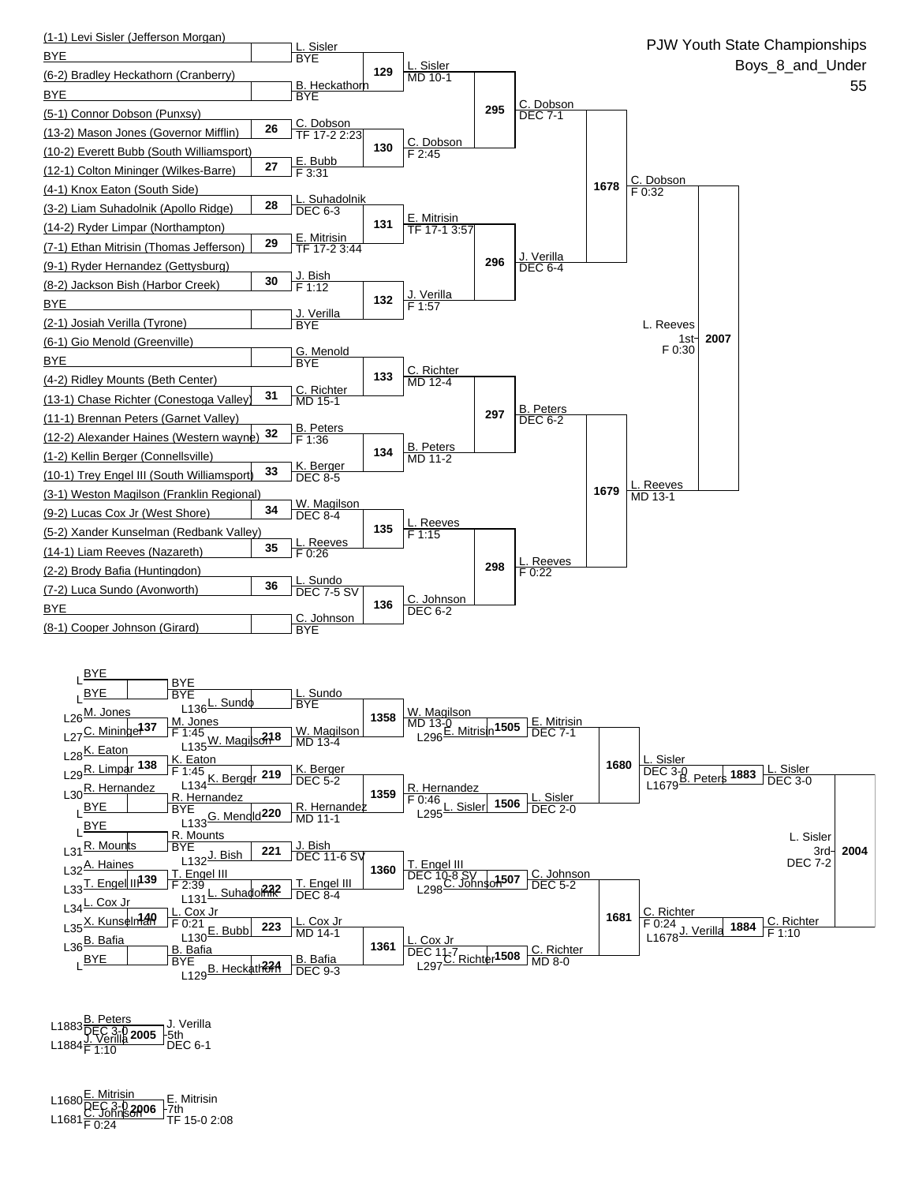# PJW Youth State Championships

## Boys_8_and_Under

55

### Championship Bracket

**First Round**

| Wrestler | Bout | Winner / Result |
|---|---|---|
| (1-1) Levi Sisler (Jefferson Morgan) vs BYE | | L. Sisler — BYE |
| (6-2) Bradley Heckathorn (Cranberry) vs BYE | | B. Heckathorn — BYE |
| (5-1) Connor Dobson (Punxsy) vs (13-2) Mason Jones (Governor Mifflin) | 26 | C. Dobson — TF 17-2 2:23 |
| (10-2) Everett Bubb (South Williamsport) vs (12-1) Colton Mininger (Wilkes-Barre) | 27 | E. Bubb — F 3:31 |
| (4-1) Knox Eaton (South Side) vs (3-2) Liam Suhadolnik (Apollo Ridge) | 28 | L. Suhadolnik — DEC 6-3 |
| (14-2) Ryder Limpar (Northampton) vs (7-1) Ethan Mitrisin (Thomas Jefferson) | 29 | E. Mitrisin — TF 17-2 3:44 |
| (9-1) Ryder Hernandez (Gettysburg) vs (8-2) Jackson Bish (Harbor Creek) | 30 | J. Bish — F 1:12 |
| BYE vs (2-1) Josiah Verilla (Tyrone) | | J. Verilla — BYE |
| (6-1) Gio Menold (Greenville) vs BYE | | G. Menold — BYE |
| (4-2) Ridley Mounts (Beth Center) vs (13-1) Chase Richter (Conestoga Valley) | 31 | C. Richter — MD 15-1 |
| (11-1) Brennan Peters (Garnet Valley) vs (12-2) Alexander Haines (Western wayne) | 32 | B. Peters — F 1:36 |
| (1-2) Kellin Berger (Connellsville) vs (10-1) Trey Engel III (South Williamsport) | 33 | K. Berger — DEC 8-5 |
| (3-1) Weston Magilson (Franklin Regional) vs (9-2) Lucas Cox Jr (West Shore) | 34 | W. Magilson — DEC 8-4 |
| (5-2) Xander Kunselman (Redbank Valley) vs (14-1) Liam Reeves (Nazareth) | 35 | L. Reeves — F 0:26 |
| (2-2) Brody Bafia (Huntingdon) vs (7-2) Luca Sundo (Avonworth) | 36 | L. Sundo — DEC 7-5 SV |
| BYE vs (8-1) Cooper Johnson (Girard) | | C. Johnson — BYE |

**Second Round**

| Bout | Winner | Result |
|---|---|---|
| 129 | L. Sisler | MD 10-1 |
| 130 | C. Dobson | F 2:45 |
| 131 | E. Mitrisin | TF 17-1 3:57 |
| 132 | J. Verilla | F 1:57 |
| 133 | C. Richter | MD 12-4 |
| 134 | B. Peters | MD 11-2 |
| 135 | L. Reeves | F 1:15 |
| 136 | C. Johnson | DEC 6-2 |

**Quarterfinals**

| Bout | Winner | Result |
|---|---|---|
| 295 | C. Dobson | DEC 7-1 |
| 296 | J. Verilla | DEC 6-4 |
| 297 | B. Peters | DEC 6-2 |
| 298 | L. Reeves | F 0:22 |

**Semifinals**

| Bout | Winner | Result |
|---|---|---|
| 1678 | C. Dobson | F 0:32 |
| 1679 | L. Reeves | MD 13-1 |

**Final**

| Bout | Winner | Result |
|---|---|---|
| 2007 | L. Reeves 1st | F 0:30 |

### Consolation Bracket

**First Round**

| Wrestlers | Bout | Winner / Result |
|---|---|---|
| L BYE vs L BYE | | BYE — BYE |
| L26 M. Jones vs L27 C. Mininger | 137 | M. Jones — F 1:45 |
| L28 K. Eaton vs L29 R. Limpar | 138 | K. Eaton — F 1:45 |
| L30 R. Hernandez vs L BYE | | R. Hernandez — BYE |
| L BYE vs L31 R. Mounts | | R. Mounts — BYE |
| L32 A. Haines vs L33 T. Engel III | 139 | T. Engel III — F 2:39 |
| L34 L. Cox Jr vs L35 X. Kunselman | 140 | L. Cox Jr — F 0:21 |
| L36 B. Bafia vs L BYE | | B. Bafia — BYE |

**Second Round**

| Wrestlers | Bout | Winner / Result |
|---|---|---|
| BYE vs L136 L. Sundo | | L. Sundo — BYE |
| M. Jones vs L135 W. Magilson | 218 | W. Magilson — MD 13-4 |
| K. Eaton vs L134 K. Berger | 219 | K. Berger — DEC 5-2 |
| R. Hernandez vs L133 G. Menold | 220 | R. Hernandez — MD 11-1 |
| R. Mounts vs L132 J. Bish | 221 | J. Bish — DEC 11-6 SV |
| T. Engel III vs L131 L. Suhadolnik | 222 | T. Engel III — DEC 8-4 |
| L. Cox Jr vs L130 E. Bubb | 223 | L. Cox Jr — MD 14-1 |
| B. Bafia vs L129 B. Heckathorn | 224 | B. Bafia — DEC 9-3 |

**Third Round**

| Bout | Winner | Result |
|---|---|---|
| 1358 | W. Magilson | MD 13-0 |
| 1359 | R. Hernandez | F 0:46 |
| 1360 | T. Engel III | DEC 10-8 SV |
| 1361 | L. Cox Jr | DEC 11-7 |

**Fourth Round**

| Wrestlers | Bout | Winner / Result |
|---|---|---|
| W. Magilson vs L296 E. Mitrisin | 1505 | E. Mitrisin — DEC 7-1 |
| R. Hernandez vs L295 L. Sisler | 1506 | L. Sisler — DEC 2-0 |
| T. Engel III vs L298 C. Johnson | 1507 | C. Johnson — DEC 5-2 |
| L. Cox Jr vs L297 C. Richter | 1508 | C. Richter — MD 8-0 |

**Consolation Quarterfinals**

| Bout | Winner | Result |
|---|---|---|
| 1680 | L. Sisler | DEC 3-0 |
| 1681 | C. Richter | F 0:24 |

**Consolation Semifinals**

| Wrestlers | Bout | Winner / Result |
|---|---|---|
| L. Sisler vs L1679 B. Peters | 1883 | L. Sisler — DEC 3-0 |
| C. Richter vs L1678 J. Verilla | 1884 | C. Richter — F 1:10 |

**3rd Place**

| Bout | Winner | Result |
|---|---|---|
| 2004 | L. Sisler 3rd | DEC 7-2 |

**5th Place**

| Wrestlers | Bout | Winner / Result |
|---|---|---|
| L1883 B. Peters (DEC 3-0) vs L1884 J. Verilla (F 1:10) | 2005 | J. Verilla 5th — DEC 6-1 |

**7th Place**

| Wrestlers | Bout | Winner / Result |
|---|---|---|
| L1680 E. Mitrisin (DEC 3-0) vs L1681 C. Johnson (F 0:24) | 2006 | E. Mitrisin 7th — TF 15-0 2:08 |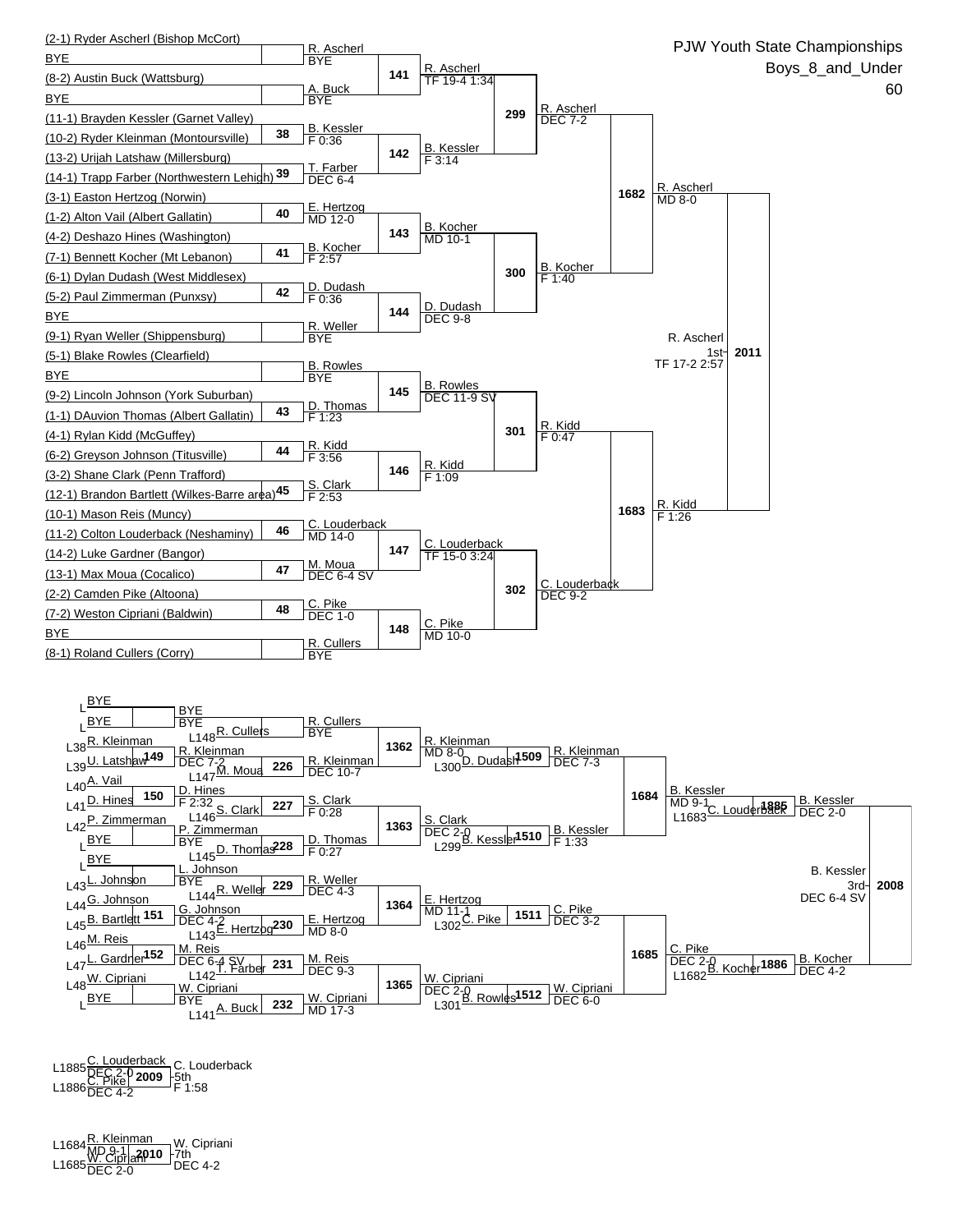# PJW Youth State Championships

## Boys_8_and_Under

## 60

### Championship Bracket

**First Round**

| Wrestler | Bout | Winner / Result |
|---|---|---|
| (2-1) Ryder Ascherl (Bishop McCort) vs BYE | | R. Ascherl BYE |
| (8-2) Austin Buck (Wattsburg) vs BYE | | A. Buck BYE |
| (11-1) Brayden Kessler (Garnet Valley) vs (10-2) Ryder Kleinman (Montoursville) | 38 | B. Kessler F 0:36 |
| (13-2) Urijah Latshaw (Millersburg) vs (14-1) Trapp Farber (Northwestern Lehigh) | 39 | T. Farber DEC 6-4 |
| (3-1) Easton Hertzog (Norwin) vs (1-2) Alton Vail (Albert Gallatin) | 40 | E. Hertzog MD 12-0 |
| (4-2) Deshazo Hines (Washington) vs (7-1) Bennett Kocher (Mt Lebanon) | 41 | B. Kocher F 2:57 |
| (6-1) Dylan Dudash (West Middlesex) vs (5-2) Paul Zimmerman (Punxsy) | 42 | D. Dudash F 0:36 |
| BYE vs (9-1) Ryan Weller (Shippensburg) | | R. Weller BYE |
| (5-1) Blake Rowles (Clearfield) vs BYE | | B. Rowles BYE |
| (9-2) Lincoln Johnson (York Suburban) vs (1-1) DAuvion Thomas (Albert Gallatin) | 43 | D. Thomas F 1:23 |
| (4-1) Rylan Kidd (McGuffey) vs (6-2) Greyson Johnson (Titusville) | 44 | R. Kidd F 3:56 |
| (3-2) Shane Clark (Penn Trafford) vs (12-1) Brandon Bartlett (Wilkes-Barre area) | 45 | S. Clark F 2:53 |
| (10-1) Mason Reis (Muncy) vs (11-2) Colton Louderback (Neshaminy) | 46 | C. Louderback MD 14-0 |
| (14-2) Luke Gardner (Bangor) vs (13-1) Max Moua (Cocalico) | 47 | M. Moua DEC 6-4 SV |
| (2-2) Camden Pike (Altoona) vs (7-2) Weston Cipriani (Baldwin) | 48 | C. Pike DEC 1-0 |
| BYE vs (8-1) Roland Cullers (Corry) | | R. Cullers BYE |

**Second Round**

| Bout | Winner / Result |
|---|---|
| 141 | R. Ascherl TF 19-4 1:34 |
| 142 | B. Kessler F 3:14 |
| 143 | B. Kocher MD 10-1 |
| 144 | D. Dudash DEC 9-8 |
| 145 | B. Rowles DEC 11-9 SV |
| 146 | R. Kidd F 1:09 |
| 147 | C. Louderback TF 15-0 3:24 |
| 148 | C. Pike MD 10-0 |

**Quarterfinals**

| Bout | Winner / Result |
|---|---|
| 299 | R. Ascherl DEC 7-2 |
| 300 | B. Kocher F 1:40 |
| 301 | R. Kidd F 0:47 |
| 302 | C. Louderback DEC 9-2 |

**Semifinals**

| Bout | Winner / Result |
|---|---|
| 1682 | R. Ascherl MD 8-0 |
| 1683 | R. Kidd F 1:26 |

**Final**

| Bout | Result |
|---|---|
| 2011 | R. Ascherl 1st TF 17-2 2:57 |

### Consolation Bracket

| Bout | Wrestlers | Winner / Result |
|---|---|---|
| | BYE vs BYE | BYE BYE |
| 149 | L38 R. Kleinman vs L39 U. Latshaw | R. Kleinman DEC 7-2 |
| 150 | L40 A. Vail vs L41 D. Hines | D. Hines F 2:32 |
| | L42 P. Zimmerman vs BYE | P. Zimmerman BYE |
| | BYE vs L43 L. Johnson | L. Johnson BYE |
| 151 | L44 G. Johnson vs L45 B. Bartlett | G. Johnson DEC 4-2 |
| 152 | L46 M. Reis vs L47 L. Gardner | M. Reis DEC 6-4 SV |
| | L48 W. Cipriani vs BYE | W. Cipriani BYE |
| | L148 R. Cullers vs BYE | R. Cullers BYE |
| 226 | R. Kleinman vs L147 M. Moua | R. Kleinman DEC 10-7 |
| 227 | D. Hines vs L146 S. Clark | S. Clark F 0:28 |
| 228 | P. Zimmerman vs L145 D. Thomas | D. Thomas F 0:27 |
| 229 | L. Johnson vs L144 R. Weller | R. Weller DEC 4-3 |
| 230 | G. Johnson vs L143 E. Hertzog | E. Hertzog MD 8-0 |
| 231 | M. Reis vs L142 T. Farber | M. Reis DEC 9-3 |
| 232 | W. Cipriani vs L141 A. Buck | W. Cipriani MD 17-3 |
| 1362 | R. Cullers vs R. Kleinman | R. Kleinman MD 8-0 |
| 1363 | S. Clark vs D. Thomas | S. Clark DEC 2-0 |
| 1364 | R. Weller vs E. Hertzog | E. Hertzog MD 11-1 |
| 1365 | M. Reis vs W. Cipriani | W. Cipriani DEC 2-0 |
| 1509 | R. Kleinman vs L300 D. Dudash | R. Kleinman DEC 7-3 |
| 1510 | S. Clark vs L299 B. Kessler | B. Kessler F 1:33 |
| 1511 | E. Hertzog vs L302 C. Pike | C. Pike DEC 3-2 |
| 1512 | W. Cipriani vs L301 B. Rowles | W. Cipriani DEC 6-0 |
| 1684 | R. Kleinman vs B. Kessler | B. Kessler MD 9-1 |
| 1685 | C. Pike vs W. Cipriani | C. Pike DEC 2-0 |
| 1885 | B. Kessler vs L1683 C. Louderback | B. Kessler DEC 2-0 |
| 1886 | C. Pike vs L1682 B. Kocher | B. Kocher DEC 4-2 |
| 2008 | B. Kessler vs B. Kocher | B. Kessler 3rd DEC 6-4 SV |

### Placement Bouts

| Bout | Wrestlers | Result |
|---|---|---|
| 2009 | L1885 C. Louderback (DEC 2-0) vs L1886 C. Pike (DEC 4-2) | C. Louderback 5th F 1:58 |
| 2010 | L1684 R. Kleinman (MD 9-1) vs L1685 W. Cipriani (DEC 2-0) | W. Cipriani 7th DEC 4-2 |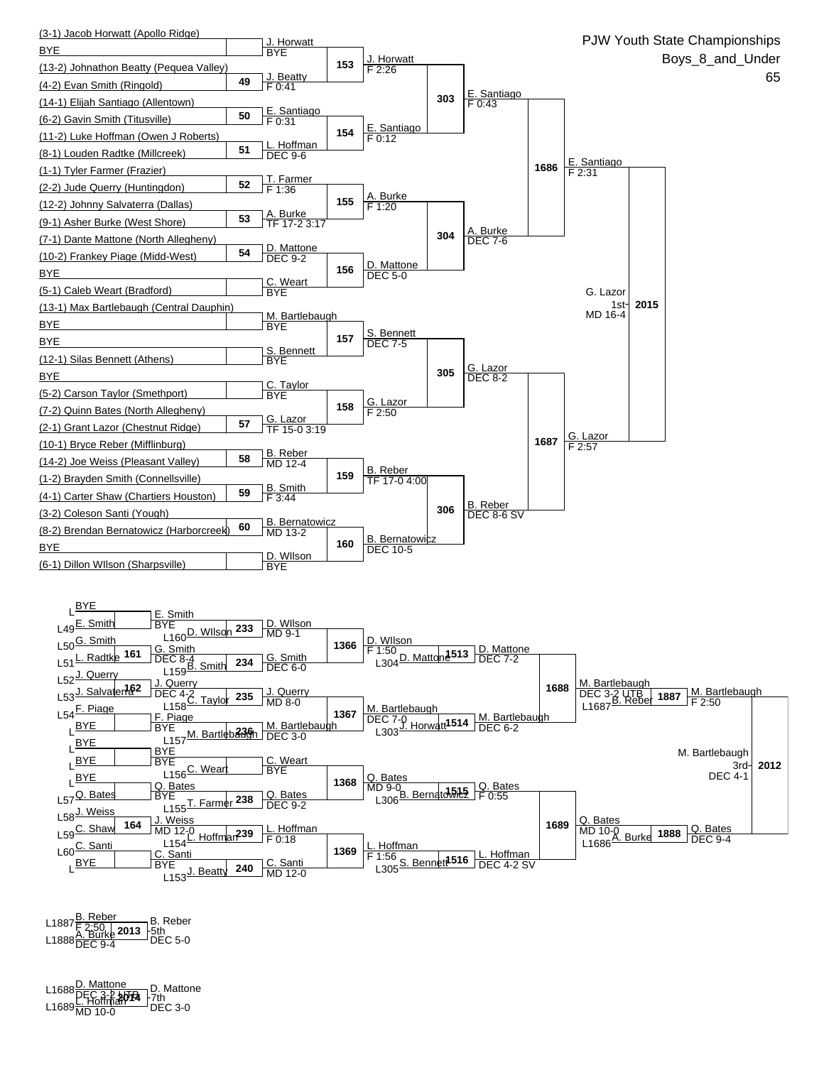# PJW Youth State Championships

## Boys_8_and_Under

65

### Championship Bracket

**First Round**

| Wrestler | Bout | Winner / Result |
|---|---|---|
| (3-1) Jacob Horwatt (Apollo Ridge) vs BYE | | J. Horwatt, BYE |
| (13-2) Johnathon Beatty (Pequea Valley) vs (4-2) Evan Smith (Ringold) | 49 | J. Beatty, F 0:41 |
| (14-1) Elijah Santiago (Allentown) vs (6-2) Gavin Smith (Titusville) | 50 | E. Santiago, F 0:31 |
| (11-2) Luke Hoffman (Owen J Roberts) vs (8-1) Louden Radtke (Millcreek) | 51 | L. Hoffman, DEC 9-6 |
| (1-1) Tyler Farmer (Frazier) vs (2-2) Jude Querry (Huntingdon) | 52 | T. Farmer, F 1:36 |
| (12-2) Johnny Salvaterra (Dallas) vs (9-1) Asher Burke (West Shore) | 53 | A. Burke, TF 17-2 3:17 |
| (7-1) Dante Mattone (North Allegheny) vs (10-2) Frankey Piage (Midd-West) | 54 | D. Mattone, DEC 9-2 |
| BYE vs (5-1) Caleb Weart (Bradford) | | C. Weart, BYE |
| (13-1) Max Bartlebaugh (Central Dauphin) vs BYE | | M. Bartlebaugh, BYE |
| BYE vs (12-1) Silas Bennett (Athens) | | S. Bennett, BYE |
| BYE vs (5-2) Carson Taylor (Smethport) | | C. Taylor, BYE |
| (7-2) Quinn Bates (North Allegheny) vs (2-1) Grant Lazor (Chestnut Ridge) | 57 | G. Lazor, TF 15-0 3:19 |
| (10-1) Bryce Reber (Mifflinburg) vs (14-2) Joe Weiss (Pleasant Valley) | 58 | B. Reber, MD 12-4 |
| (1-2) Brayden Smith (Connellsville) vs (4-1) Carter Shaw (Chartiers Houston) | 59 | B. Smith, F 3:44 |
| (3-2) Coleson Santi (Yough) vs (8-2) Brendan Bernatowicz (Harborcreek) | 60 | B. Bernatowicz, MD 13-2 |
| BYE vs (6-1) Dillon WIlson (Sharpsville) | | D. WIlson, BYE |

**Second Round**

| Bout | Winner / Result |
|---|---|
| 153 | J. Horwatt, F 2:26 |
| 154 | E. Santiago, F 0:12 |
| 155 | A. Burke, F 1:20 |
| 156 | D. Mattone, DEC 5-0 |
| 157 | S. Bennett, DEC 7-5 |
| 158 | G. Lazor, F 2:50 |
| 159 | B. Reber, TF 17-0 4:00 |
| 160 | B. Bernatowicz, DEC 10-5 |

**Quarterfinals**

| Bout | Winner / Result |
|---|---|
| 303 | E. Santiago, F 0:43 |
| 304 | A. Burke, DEC 7-6 |
| 305 | G. Lazor, DEC 8-2 |
| 306 | B. Reber, DEC 8-6 SV |

**Semifinals**

| Bout | Winner / Result |
|---|---|
| 1686 | E. Santiago, F 2:31 |
| 1687 | G. Lazor, F 2:57 |

**Final**

| Bout | Winner / Result |
|---|---|
| 2015 | G. Lazor, 1st, MD 16-4 |

### Consolation Bracket

| Bout | Wrestlers | Winner / Result |
|---|---|---|
| | L BYE vs L49 E. Smith | E. Smith, BYE |
| 161 | L50 G. Smith vs L51 L. Radtke | G. Smith, DEC 8-4 |
| 162 | L52 J. Querry vs L53 J. Salvaterra | J. Querry, DEC 4-2 |
| | L54 F. Piage vs L BYE | F. Piage, BYE |
| | L BYE vs L BYE | BYE |
| | L BYE vs L57 Q. Bates | Q. Bates, BYE |
| 164 | L58 J. Weiss vs L59 C. Shaw | J. Weiss, MD 12-0 |
| | L60 C. Santi vs L BYE | C. Santi, BYE |
| 233 | E. Smith vs L160 D. WIlson | D. WIlson, MD 9-1 |
| 234 | G. Smith vs L159 B. Smith | G. Smith, DEC 6-0 |
| 235 | J. Querry vs L158 C. Taylor | J. Querry, MD 8-0 |
| 236 | F. Piage vs L157 M. Bartlebaugh | M. Bartlebaugh, DEC 3-0 |
| | BYE vs L156 C. Weart | C. Weart, BYE |
| 238 | Q. Bates vs L155 T. Farmer | Q. Bates, DEC 9-2 |
| 239 | J. Weiss vs L154 L. Hoffman | L. Hoffman, F 0:18 |
| 240 | C. Santi vs L153 J. Beatty | C. Santi, MD 12-0 |
| 1366 | D. WIlson vs G. Smith | D. WIlson, F 1:50 |
| 1367 | J. Querry vs M. Bartlebaugh | M. Bartlebaugh, DEC 7-0 |
| 1368 | C. Weart vs Q. Bates | Q. Bates, MD 9-0 |
| 1369 | L. Hoffman vs C. Santi | L. Hoffman, F 1:56 |
| 1513 | D. WIlson vs L304 D. Mattone | D. Mattone, DEC 7-2 |
| 1514 | M. Bartlebaugh vs L303 J. Horwatt | M. Bartlebaugh, DEC 6-2 |
| 1515 | Q. Bates vs L306 B. Bernatowicz | Q. Bates, F 0:55 |
| 1516 | L. Hoffman vs L305 S. Bennett | L. Hoffman, DEC 4-2 SV |
| 1688 | D. Mattone vs M. Bartlebaugh | M. Bartlebaugh, DEC 3-2 UTB |
| 1689 | Q. Bates vs L. Hoffman | Q. Bates, MD 10-0 |
| 1887 | M. Bartlebaugh vs L1687 B. Reber | M. Bartlebaugh, F 2:50 |
| 1888 | Q. Bates vs L1686 A. Burke | Q. Bates, DEC 9-4 |
| 2012 | M. Bartlebaugh vs Q. Bates | M. Bartlebaugh, 3rd, DEC 4-1 |

### Placement Matches

| Bout | Wrestlers | Winner / Result |
|---|---|---|
| 2013 | L1887 B. Reber (F 2:50) vs L1888 A. Burke (DEC 9-4) | B. Reber, 5th, DEC 5-0 |
| 2014 | L1688 D. Mattone (DEC 3-2 UTB) vs L1689 L. Hoffman (MD 10-0) | D. Mattone, 7th, DEC 3-0 |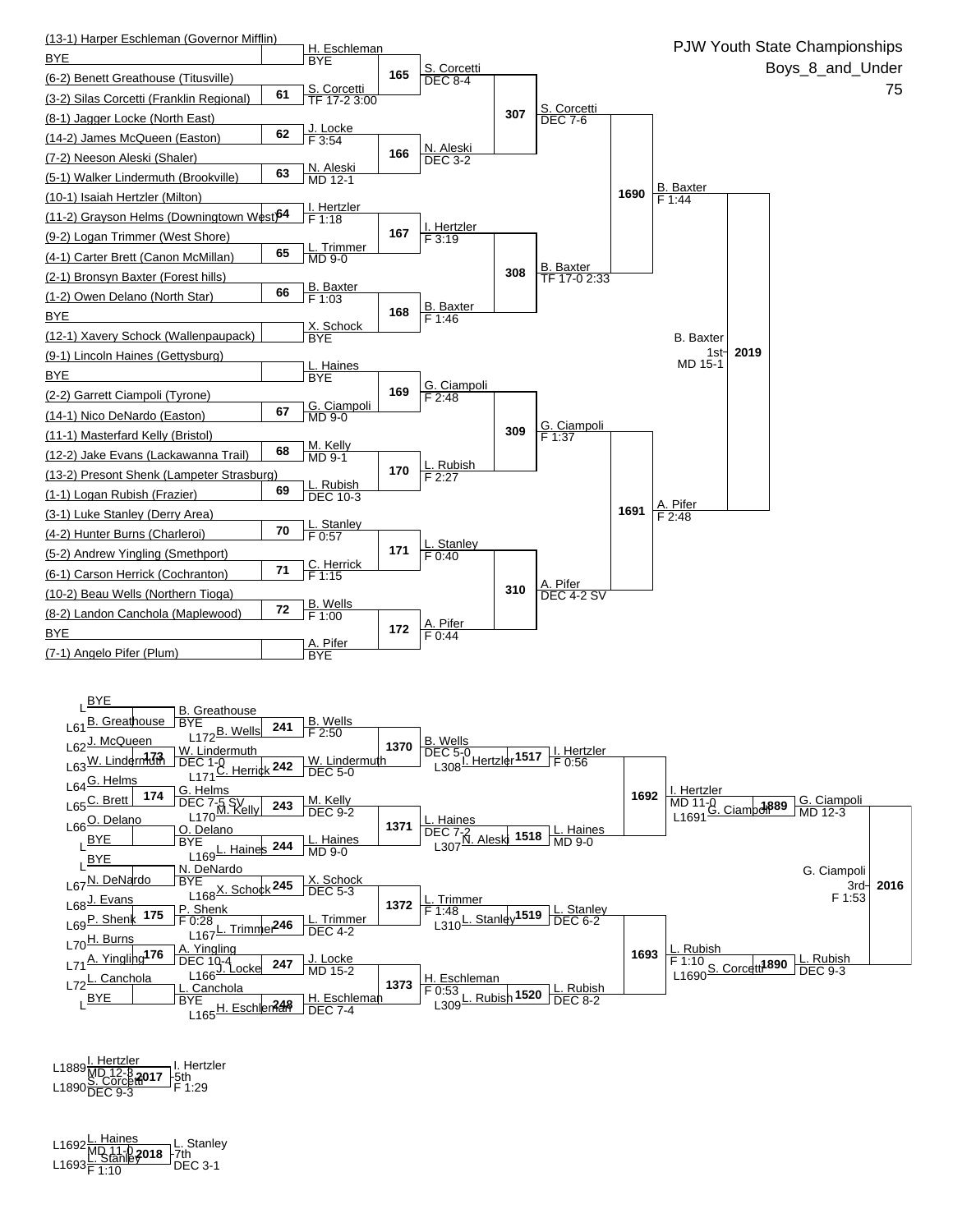# PJW Youth State Championships

## Boys_8_and_Under

## 75

### Championship Bracket

**First Round**

- (13-1) Harper Eschleman (Governor Mifflin) vs BYE — H. Eschleman, BYE
- Match 61: (6-2) Benett Greathouse (Titusville) vs (3-2) Silas Corcetti (Franklin Regional) — S. Corcetti, TF 17-2 3:00
- Match 62: (8-1) Jagger Locke (North East) vs (14-2) James McQueen (Easton) — J. Locke, F 3:54
- Match 63: (7-2) Neeson Aleski (Shaler) vs (5-1) Walker Lindermuth (Brookville) — N. Aleski, MD 12-1
- Match 64: (10-1) Isaiah Hertzler (Milton) vs (11-2) Grayson Helms (Downingtown West) — I. Hertzler, F 1:18
- Match 65: (9-2) Logan Trimmer (West Shore) vs (4-1) Carter Brett (Canon McMillan) — L. Trimmer, MD 9-0
- Match 66: (2-1) Bronsyn Baxter (Forest hills) vs (1-2) Owen Delano (North Star) — B. Baxter, F 1:03
- BYE vs (12-1) Xavery Schock (Wallenpaupack) — X. Schock, BYE
- (9-1) Lincoln Haines (Gettysburg) vs BYE — L. Haines, BYE
- Match 67: (2-2) Garrett Ciampoli (Tyrone) vs (14-1) Nico DeNardo (Easton) — G. Ciampoli, MD 9-0
- Match 68: (11-1) Masterfard Kelly (Bristol) vs (12-2) Jake Evans (Lackawanna Trail) — M. Kelly, MD 9-1
- Match 69: (13-2) Presont Shenk (Lampeter Strasburg) vs (1-1) Logan Rubish (Frazier) — L. Rubish, DEC 10-3
- Match 70: (3-1) Luke Stanley (Derry Area) vs (4-2) Hunter Burns (Charleroi) — L. Stanley, F 0:57
- Match 71: (5-2) Andrew Yingling (Smethport) vs (6-1) Carson Herrick (Cochranton) — C. Herrick, F 1:15
- Match 72: (10-2) Beau Wells (Northern Tioga) vs (8-2) Landon Canchola (Maplewood) — B. Wells, F 1:00
- BYE vs (7-1) Angelo Pifer (Plum) — A. Pifer, BYE

**Second Round**

- Match 165: H. Eschleman vs S. Corcetti — S. Corcetti, DEC 8-4
- Match 166: J. Locke vs N. Aleski — N. Aleski, DEC 3-2
- Match 167: I. Hertzler vs L. Trimmer — I. Hertzler, F 3:19
- Match 168: B. Baxter vs X. Schock — B. Baxter, F 1:46
- Match 169: L. Haines vs G. Ciampoli — G. Ciampoli, F 2:48
- Match 170: M. Kelly vs L. Rubish — L. Rubish, F 2:27
- Match 171: L. Stanley vs C. Herrick — L. Stanley, F 0:40
- Match 172: B. Wells vs A. Pifer — A. Pifer, F 0:44

**Quarterfinals**

- Match 307: S. Corcetti vs N. Aleski — S. Corcetti, DEC 7-6
- Match 308: I. Hertzler vs B. Baxter — B. Baxter, TF 17-0 2:33
- Match 309: G. Ciampoli vs L. Rubish — G. Ciampoli, F 1:37
- Match 310: L. Stanley vs A. Pifer — A. Pifer, DEC 4-2 SV

**Semifinals**

- Match 1690: S. Corcetti vs B. Baxter — B. Baxter, F 1:44
- Match 1691: G. Ciampoli vs A. Pifer — A. Pifer, F 2:48

**Final**

- Match 2019: B. Baxter vs A. Pifer — B. Baxter 1st, MD 15-1

### Consolation Bracket

**Consolation Round 1**

- L: BYE vs L61: B. Greathouse — B. Greathouse, BYE
- Match 173: L62: J. McQueen vs L63: W. Lindermuth — W. Lindermuth, DEC 1-0
- Match 174: L64: G. Helms vs L65: C. Brett — G. Helms, DEC 7-5 SV
- L66: O. Delano vs L: BYE — O. Delano, BYE
- L: BYE vs L67: N. DeNardo — N. DeNardo, BYE
- Match 175: L68: J. Evans vs L69: P. Shenk — P. Shenk, F 0:28
- Match 176: L70: H. Burns vs L71: A. Yingling — A. Yingling, DEC 10-4
- L72: L. Canchola vs L: BYE — L. Canchola, BYE

**Consolation Round 2**

- Match 241: B. Greathouse vs L172: B. Wells — B. Wells, F 2:50
- Match 242: W. Lindermuth vs L171: C. Herrick — W. Lindermuth, DEC 5-0
- Match 243: G. Helms vs L170: M. Kelly — M. Kelly, DEC 9-2
- Match 244: O. Delano vs L169: L. Haines — L. Haines, MD 9-0
- Match 245: N. DeNardo vs L168: X. Schock — X. Schock, DEC 5-3
- Match 246: P. Shenk vs L167: L. Trimmer — L. Trimmer, DEC 4-2
- Match 247: A. Yingling vs L166: J. Locke — J. Locke, MD 15-2
- Match 248: L. Canchola vs L165: H. Eschleman — H. Eschleman, DEC 7-4

**Consolation Round 3**

- Match 1370: B. Wells vs W. Lindermuth — B. Wells, DEC 5-0
- Match 1371: M. Kelly vs L. Haines — L. Haines, DEC 7-2
- Match 1372: X. Schock vs L. Trimmer — L. Trimmer, F 1:48
- Match 1373: J. Locke vs H. Eschleman — H. Eschleman, F 0:53

**Consolation Round 4**

- Match 1517: B. Wells vs L308: I. Hertzler — I. Hertzler, F 0:56
- Match 1518: L. Haines vs L307: N. Aleski — L. Haines, MD 9-0
- Match 1519: L. Trimmer vs L310: L. Stanley — L. Stanley, DEC 6-2
- Match 1520: H. Eschleman vs L309: L. Rubish — L. Rubish, DEC 8-2

**Consolation Quarterfinals**

- Match 1692: I. Hertzler vs L. Haines — I. Hertzler, MD 11-0
- Match 1693: L. Stanley vs L. Rubish — L. Rubish, F 1:10

**Consolation Semifinals**

- Match 1889: I. Hertzler vs L1691: G. Ciampoli — G. Ciampoli, MD 12-3
- Match 1890: L. Rubish vs L1690: S. Corcetti — L. Rubish, DEC 9-3

**3rd Place**

- Match 2016: G. Ciampoli vs L. Rubish — G. Ciampoli 3rd, F 1:53

**5th Place**

- Match 2017: L1889: I. Hertzler (MD 12-3) vs L1890: S. Corcetti (DEC 9-3) — I. Hertzler 5th, F 1:29

**7th Place**

- Match 2018: L1692: L. Haines (MD 11-0) vs L1693: L. Stanley (F 1:10) — L. Stanley 7th, DEC 3-1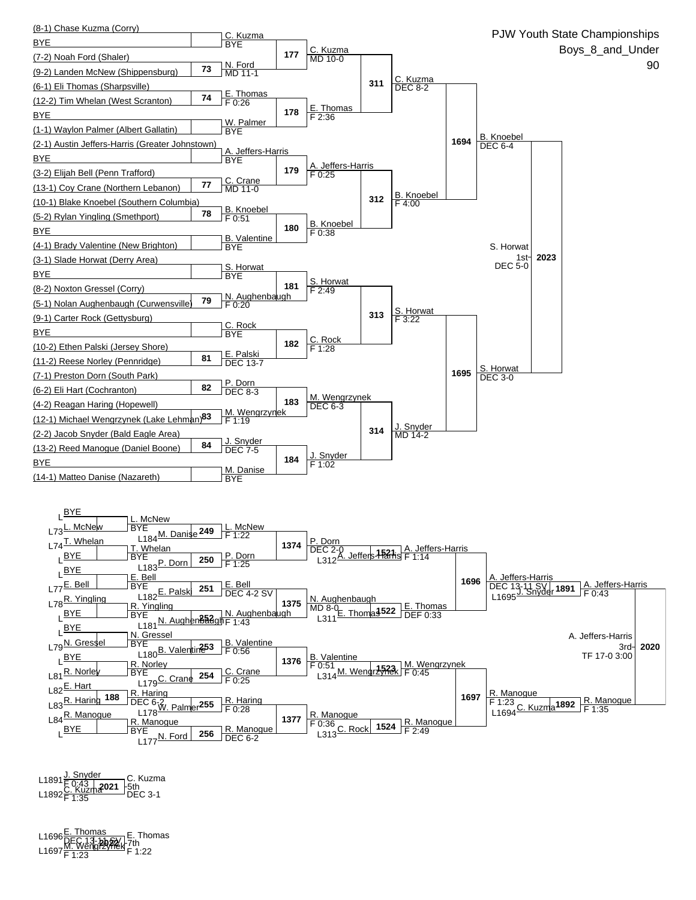# PJW Youth State Championships

## Boys_8_and_Under

## 90

### Championship Bracket

**First Round / Second Round**

| Wrestler 1 | Wrestler 2 | Bout | Winner | Result |
|---|---|---|---|---|
| (8-1) Chase Kuzma (Corry) | BYE | | C. Kuzma | BYE |
| (7-2) Noah Ford (Shaler) | (9-2) Landen McNew (Shippensburg) | 73 | N. Ford | MD 11-1 |
| (6-1) Eli Thomas (Sharpsville) | (12-2) Tim Whelan (West Scranton) | 74 | E. Thomas | F 0:26 |
| BYE | (1-1) Waylon Palmer (Albert Gallatin) | | W. Palmer | BYE |
| (2-1) Austin Jeffers-Harris (Greater Johnstown) | BYE | | A. Jeffers-Harris | BYE |
| (3-2) Elijah Bell (Penn Trafford) | (13-1) Coy Crane (Northern Lebanon) | 77 | C. Crane | MD 11-0 |
| (10-1) Blake Knoebel (Southern Columbia) | (5-2) Rylan Yingling (Smethport) | 78 | B. Knoebel | F 0:51 |
| BYE | (4-1) Brady Valentine (New Brighton) | | B. Valentine | BYE |
| (3-1) Slade Horwat (Derry Area) | BYE | | S. Horwat | BYE |
| (8-2) Noxton Gressel (Corry) | (5-1) Nolan Aughenbaugh (Curwensville) | 79 | N. Aughenbaugh | F 0:20 |
| (9-1) Carter Rock (Gettysburg) | BYE | | C. Rock | BYE |
| (10-2) Ethen Palski (Jersey Shore) | (11-2) Reese Norley (Pennridge) | 81 | E. Palski | DEC 13-7 |
| (7-1) Preston Dorn (South Park) | (6-2) Eli Hart (Cochranton) | 82 | P. Dorn | DEC 8-3 |
| (4-2) Reagan Haring (Hopewell) | (12-1) Michael Wengrzynek (Lake Lehman) | 83 | M. Wengrzynek | F 1:19 |
| (2-2) Jacob Snyder (Bald Eagle Area) | (13-2) Reed Manogue (Daniel Boone) | 84 | J. Snyder | DEC 7-5 |
| BYE | (14-1) Matteo Danise (Nazareth) | | M. Danise | BYE |

**Quarterfinals**

| Bout | Winner | Result |
|---|---|---|
| 177 | C. Kuzma | MD 10-0 |
| 178 | E. Thomas | F 2:36 |
| 179 | A. Jeffers-Harris | F 0:25 |
| 180 | B. Knoebel | F 0:38 |
| 181 | S. Horwat | F 2:49 |
| 182 | C. Rock | F 1:28 |
| 183 | M. Wengrzynek | DEC 6-3 |
| 184 | J. Snyder | F 1:02 |

**Semifinals**

| Bout | Winner | Result |
|---|---|---|
| 311 | C. Kuzma | DEC 8-2 |
| 312 | B. Knoebel | F 4:00 |
| 313 | S. Horwat | F 3:22 |
| 314 | J. Snyder | MD 14-2 |
| 1694 | B. Knoebel | DEC 6-4 |
| 1695 | S. Horwat | DEC 3-0 |

**Final**

| Bout | Winner | Result |
|---|---|---|
| 2023 | S. Horwat 1st | DEC 5-0 |

### Consolation Bracket

| Loser From | Wrestler 1 | Loser From | Wrestler 2 | Bout | Winner | Result |
|---|---|---|---|---|---|---|
| L | BYE | L73 | L. McNew | | L. McNew | BYE |
| L74 | T. Whelan | L | BYE | | T. Whelan | BYE |
| L | BYE | L77 | E. Bell | | E. Bell | BYE |
| L78 | R. Yingling | L | BYE | | R. Yingling | BYE |
| L | BYE | L79 | N. Gressel | | N. Gressel | BYE |
| L | BYE | L81 | R. Norley | | R. Norley | BYE |
| L82 | E. Hart | L83 | R. Haring | 188 | R. Haring | DEC 6-2 |
| L84 | R. Manogue | L | BYE | | R. Manogue | BYE |

| Bout | Wrestler 1 | Wrestler 2 | Winner | Result |
|---|---|---|---|---|
| 249 | L. McNew | M. Danise (L184) | L. McNew | F 1:22 |
| 250 | T. Whelan | P. Dorn (L183) | P. Dorn | F 1:25 |
| 251 | E. Bell | E. Palski (L182) | E. Bell | DEC 4-2 SV |
| 252 | R. Yingling | N. Aughenbaugh (L181) | N. Aughenbaugh | F 1:43 |
| 253 | N. Gressel | B. Valentine (L180) | B. Valentine | F 0:56 |
| 254 | R. Norley | C. Crane (L179) | C. Crane | F 0:25 |
| 255 | R. Haring | W. Palmer (L178) | R. Haring | F 0:28 |
| 256 | R. Manogue | N. Ford (L177) | R. Manogue | DEC 6-2 |
| 1374 | L. McNew | P. Dorn | P. Dorn | DEC 2-0 |
| 1375 | E. Bell | N. Aughenbaugh | N. Aughenbaugh | MD 8-0 |
| 1376 | B. Valentine | C. Crane | B. Valentine | F 0:51 |
| 1377 | R. Haring | R. Manogue | R. Manogue | F 0:36 |
| 1521 | P. Dorn | A. Jeffers-Harris (L312) | A. Jeffers-Harris | F 1:14 |
| 1522 | N. Aughenbaugh | E. Thomas (L311) | E. Thomas | DEF 0:33 |
| 1523 | B. Valentine | M. Wengrzynek (L314) | M. Wengrzynek | F 0:45 |
| 1524 | R. Manogue | C. Rock (L313) | R. Manogue | F 2:49 |
| 1696 | A. Jeffers-Harris | E. Thomas | A. Jeffers-Harris | DEC 13-11 SV |
| 1697 | M. Wengrzynek | R. Manogue | R. Manogue | F 1:23 |
| 1891 | A. Jeffers-Harris | J. Snyder (L1695) | A. Jeffers-Harris | F 0:43 |
| 1892 | R. Manogue | C. Kuzma (L1694) | R. Manogue | F 1:35 |
| 2020 | A. Jeffers-Harris | R. Manogue | A. Jeffers-Harris 3rd | TF 17-0 3:00 |

### 5th Place

| Loser From | Wrestler | Result | Bout | Winner | Result |
|---|---|---|---|---|---|
| L1891 | J. Snyder | F 0:43 | 2021 | C. Kuzma 5th | DEC 3-1 |
| L1892 | C. Kuzma | F 1:35 | | | |

### 7th Place

| Loser From | Wrestler | Result | Bout | Winner | Result |
|---|---|---|---|---|---|
| L1696 | E. Thomas | DEC 13-11 SV | 2022 | E. Thomas 7th | F 1:22 |
| L1697 | M. Wengrzynek | F 1:23 | | | |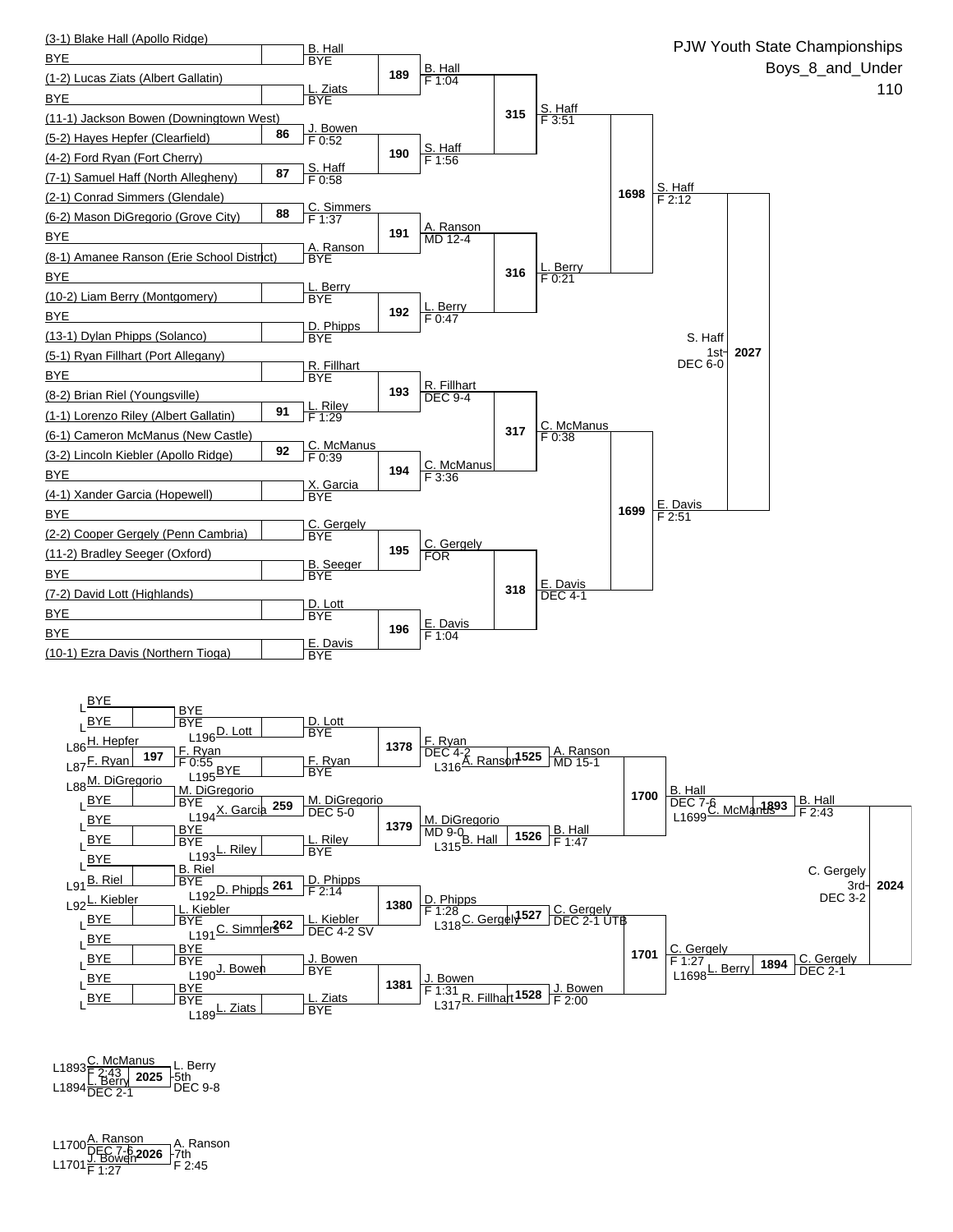# PJW Youth State Championships

## Boys_8_and_Under

## 110

### Championship Bracket

**First Round**

| Match | Wrestler 1 | Wrestler 2 | Winner | Result |
|---|---|---|---|---|
| | (3-1) Blake Hall (Apollo Ridge) | BYE | B. Hall | BYE |
| | (1-2) Lucas Ziats (Albert Gallatin) | BYE | L. Ziats | BYE |
| 86 | (11-1) Jackson Bowen (Downingtown West) | (5-2) Hayes Hepfer (Clearfield) | J. Bowen | F 0:52 |
| 87 | (4-2) Ford Ryan (Fort Cherry) | (7-1) Samuel Haff (North Allegheny) | S. Haff | F 0:58 |
| 88 | (2-1) Conrad Simmers (Glendale) | (6-2) Mason DiGregorio (Grove City) | C. Simmers | F 1:37 |
| | BYE | (8-1) Amanee Ranson (Erie School District) | A. Ranson | BYE |
| | BYE | (10-2) Liam Berry (Montgomery) | L. Berry | BYE |
| | BYE | (13-1) Dylan Phipps (Solanco) | D. Phipps | BYE |
| | (5-1) Ryan Fillhart (Port Allegany) | BYE | R. Fillhart | BYE |
| 91 | (8-2) Brian Riel (Youngsville) | (1-1) Lorenzo Riley (Albert Gallatin) | L. Riley | F 1:29 |
| 92 | (6-1) Cameron McManus (New Castle) | (3-2) Lincoln Kiebler (Apollo Ridge) | C. McManus | F 0:39 |
| | BYE | (4-1) Xander Garcia (Hopewell) | X. Garcia | BYE |
| | BYE | (2-2) Cooper Gergely (Penn Cambria) | C. Gergely | BYE |
| | (11-2) Bradley Seeger (Oxford) | BYE | B. Seeger | BYE |
| | (7-2) David Lott (Highlands) | BYE | D. Lott | BYE |
| | BYE | (10-1) Ezra Davis (Northern Tioga) | E. Davis | BYE |

**Second Round**

| Match | Winner | Result |
|---|---|---|
| 189 | B. Hall | F 1:04 |
| 190 | S. Haff | F 1:56 |
| 191 | A. Ranson | MD 12-4 |
| 192 | L. Berry | F 0:47 |
| 193 | R. Fillhart | DEC 9-4 |
| 194 | C. McManus | F 3:36 |
| 195 | C. Gergely | FOR |
| 196 | E. Davis | F 1:04 |

**Quarterfinals**

| Match | Winner | Result |
|---|---|---|
| 315 | S. Haff | F 3:51 |
| 316 | L. Berry | F 0:21 |
| 317 | C. McManus | F 0:38 |
| 318 | E. Davis | DEC 4-1 |

**Semifinals**

| Match | Winner | Result |
|---|---|---|
| 1698 | S. Haff | F 2:12 |
| 1699 | E. Davis | F 2:51 |

**Final**

| Match | Winner | Place | Result |
|---|---|---|---|
| 2027 | S. Haff | 1st | DEC 6-0 |

### Consolation Bracket

| Match | Wrestler 1 | Wrestler 2 | Winner | Result |
|---|---|---|---|---|
| | L BYE | L BYE | BYE | BYE |
| 197 | L86 H. Hepfer | L87 F. Ryan | F. Ryan | F 0:55 |
| | L88 M. DiGregorio | L BYE | M. DiGregorio | BYE |
| | L BYE | L BYE | BYE | BYE |
| | L BYE | L BYE | B. Riel | BYE |
| | L91 B. Riel | L92 L. Kiebler | L. Kiebler | BYE |
| | L BYE | L BYE | BYE | BYE |
| | L BYE | L BYE | BYE | BYE |

| Match | Wrestler 1 | Wrestler 2 | Winner | Result |
|---|---|---|---|---|
| | BYE | L196 D. Lott | D. Lott | BYE |
| | F. Ryan | L195 BYE | F. Ryan | BYE |
| 259 | M. DiGregorio | L194 X. Garcia | M. DiGregorio | DEC 5-0 |
| | BYE | L193 L. Riley | L. Riley | BYE |
| 261 | B. Riel | L192 D. Phipps | D. Phipps | F 2:14 |
| 262 | L. Kiebler | L191 C. Simmers | L. Kiebler | DEC 4-2 SV |
| | BYE | L190 J. Bowen | J. Bowen | BYE |
| | BYE | L189 L. Ziats | L. Ziats | BYE |

| Match | Winner | Result |
|---|---|---|
| 1378 | F. Ryan | DEC 4-2 |
| 1379 | M. DiGregorio | MD 9-0 |
| 1380 | D. Phipps | F 1:28 |
| 1381 | J. Bowen | F 1:31 |

| Match | Wrestler 1 | Wrestler 2 | Winner | Result |
|---|---|---|---|---|
| 1525 | F. Ryan | L316 A. Ranson | A. Ranson | MD 15-1 |
| 1526 | M. DiGregorio | L315 B. Hall | B. Hall | F 1:47 |
| 1527 | D. Phipps | L318 C. Gergely | C. Gergely | DEC 2-1 UTB |
| 1528 | J. Bowen | L317 R. Fillhart | J. Bowen | F 2:00 |

| Match | Winner | Result |
|---|---|---|
| 1700 | B. Hall | DEC 7-6 |
| 1701 | C. Gergely | F 1:27 |

| Match | Wrestler 1 | Wrestler 2 | Winner | Result |
|---|---|---|---|---|
| 1893 | B. Hall | L1699 C. McManus | B. Hall | F 2:43 |
| 1894 | C. Gergely | L1698 L. Berry | C. Gergely | DEC 2-1 |

| Match | Winner | Place | Result |
|---|---|---|---|
| 2024 | C. Gergely | 3rd | DEC 3-2 |

### 5th Place

| Match | Wrestler 1 | Wrestler 2 | Winner | Place | Result |
|---|---|---|---|---|---|
| 2025 | L1893 C. McManus (F 2:43) | L1894 L. Berry (DEC 2-1) | L. Berry | 5th | DEC 9-8 |

### 7th Place

| Match | Wrestler 1 | Wrestler 2 | Winner | Place | Result |
|---|---|---|---|---|---|
| 2026 | L1700 A. Ranson (DEC 7-6) | L1701 J. Bowen (F 1:27) | A. Ranson | 7th | F 2:45 |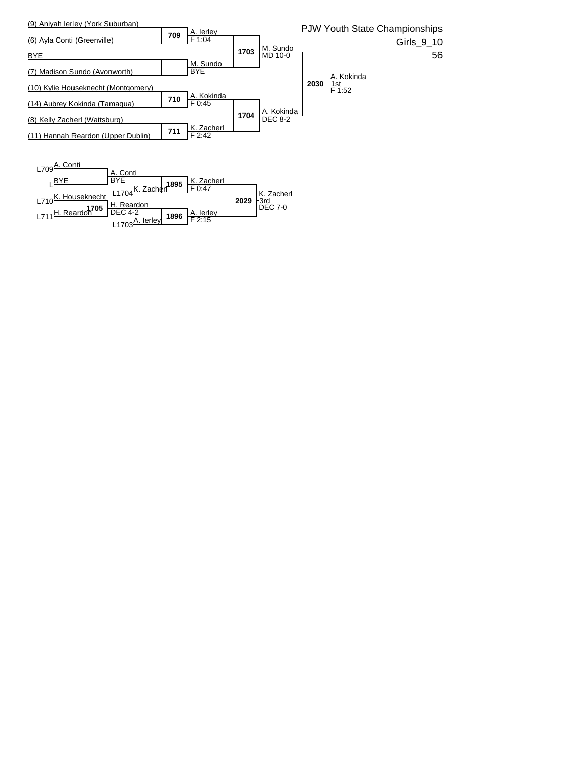# PJW Youth State Championships

Girls_9_10

56

## Championship Bracket

| Wrestler | Bout | Result |
| --- | --- | --- |
| (9) Aniyah Ierley (York Suburban) | 709 | A. Ierley F 1:04 |
| (6) Ayla Conti (Greenville) | | |
| BYE | | M. Sundo BYE |
| (7) Madison Sundo (Avonworth) | | |
| (10) Kylie Houseknecht (Montgomery) | 710 | A. Kokinda F 0:45 |
| (14) Aubrey Kokinda (Tamaqua) | | |
| (8) Kelly Zacherl (Wattsburg) | 711 | K. Zacherl F 2:42 |
| (11) Hannah Reardon (Upper Dublin) | | |

| Bout | Matchup | Result |
| --- | --- | --- |
| 1703 | A. Ierley vs. M. Sundo | M. Sundo MD 10-0 |
| 1704 | A. Kokinda vs. K. Zacherl | A. Kokinda DEC 8-2 |
| 2030 | M. Sundo vs. A. Kokinda | A. Kokinda 1st F 1:52 |

## Consolation Bracket

| Bout | Matchup | Result |
| --- | --- | --- |
| | L709 A. Conti vs. L BYE | A. Conti BYE |
| 1705 | L710 K. Houseknecht vs. L711 H. Reardon | H. Reardon DEC 4-2 |
| 1895 | A. Conti vs. L1704 K. Zacherl | K. Zacherl F 0:47 |
| 1896 | H. Reardon vs. L1703 A. Ierley | A. Ierley F 2:15 |
| 2029 | K. Zacherl vs. A. Ierley | K. Zacherl 3rd DEC 7-0 |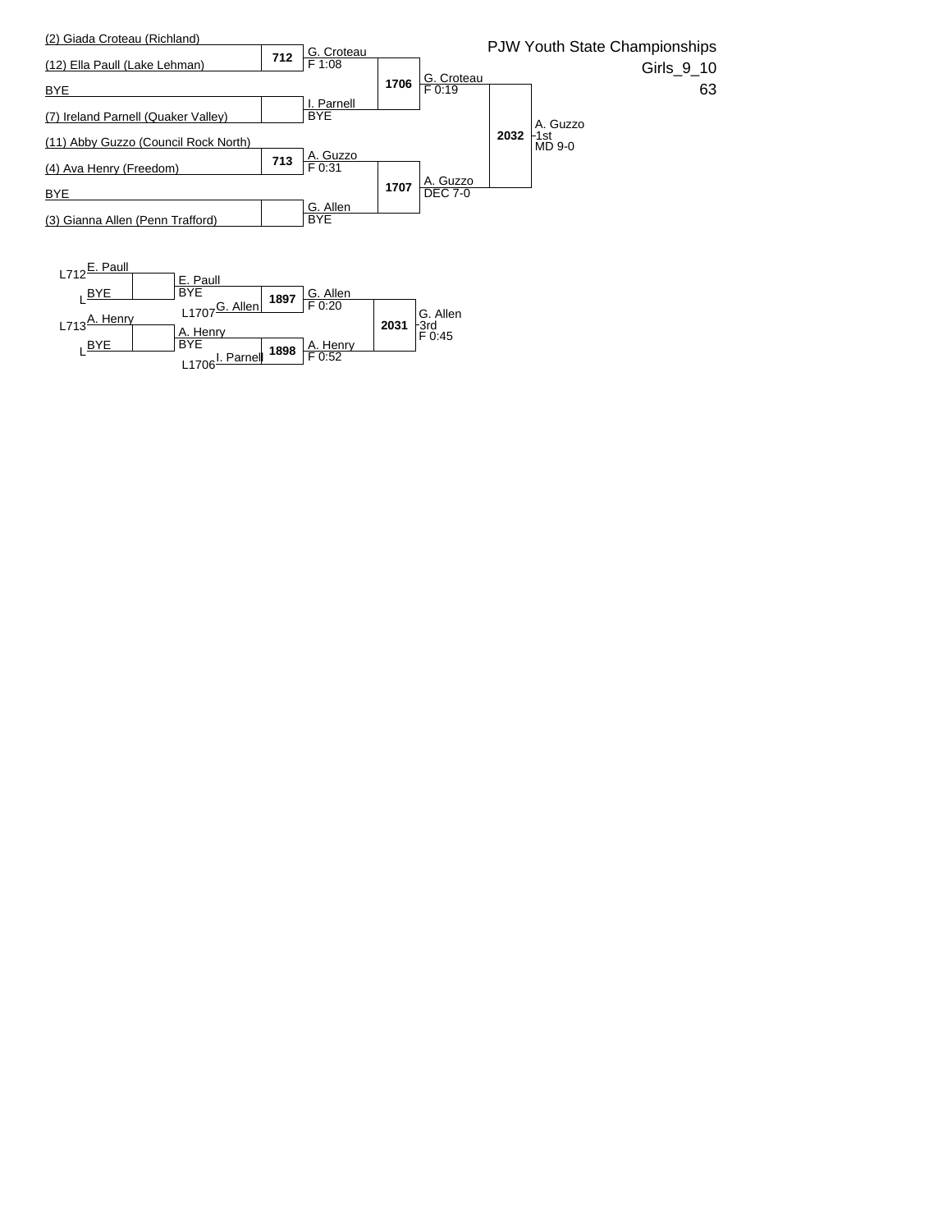# PJW Youth State Championships

Girls_9_10

63

## Championship Bracket

| Wrestler | Match | Result | Match | Result | Match | Result |
|---|---|---|---|---|---|---|
| (2) Giada Croteau (Richland) | 712 | G. Croteau F 1:08 | 1706 | G. Croteau F 0:19 | 2032 | A. Guzzo 1st MD 9-0 |
| (12) Ella Paull (Lake Lehman) | | | | | | |
| BYE | | I. Parnell BYE | | | | |
| (7) Ireland Parnell (Quaker Valley) | | | | | | |
| (11) Abby Guzzo (Council Rock North) | 713 | A. Guzzo F 0:31 | 1707 | A. Guzzo DEC 7-0 | | |
| (4) Ava Henry (Freedom) | | | | | | |
| BYE | | G. Allen BYE | | | | |
| (3) Gianna Allen (Penn Trafford) | | | | | | |

## Consolation Bracket

| Wrestler | Result | Match | Result | Match | Result |
|---|---|---|---|---|---|
| L712 E. Paull | E. Paull BYE | 1897 | G. Allen F 0:20 | 2031 | G. Allen 3rd F 0:45 |
| L BYE | | | | | |
| L1707 G. Allen | | | | | |
| L713 A. Henry | A. Henry BYE | 1898 | A. Henry F 0:52 | | |
| L BYE | | | | | |
| L1706 I. Parnell | | | | | |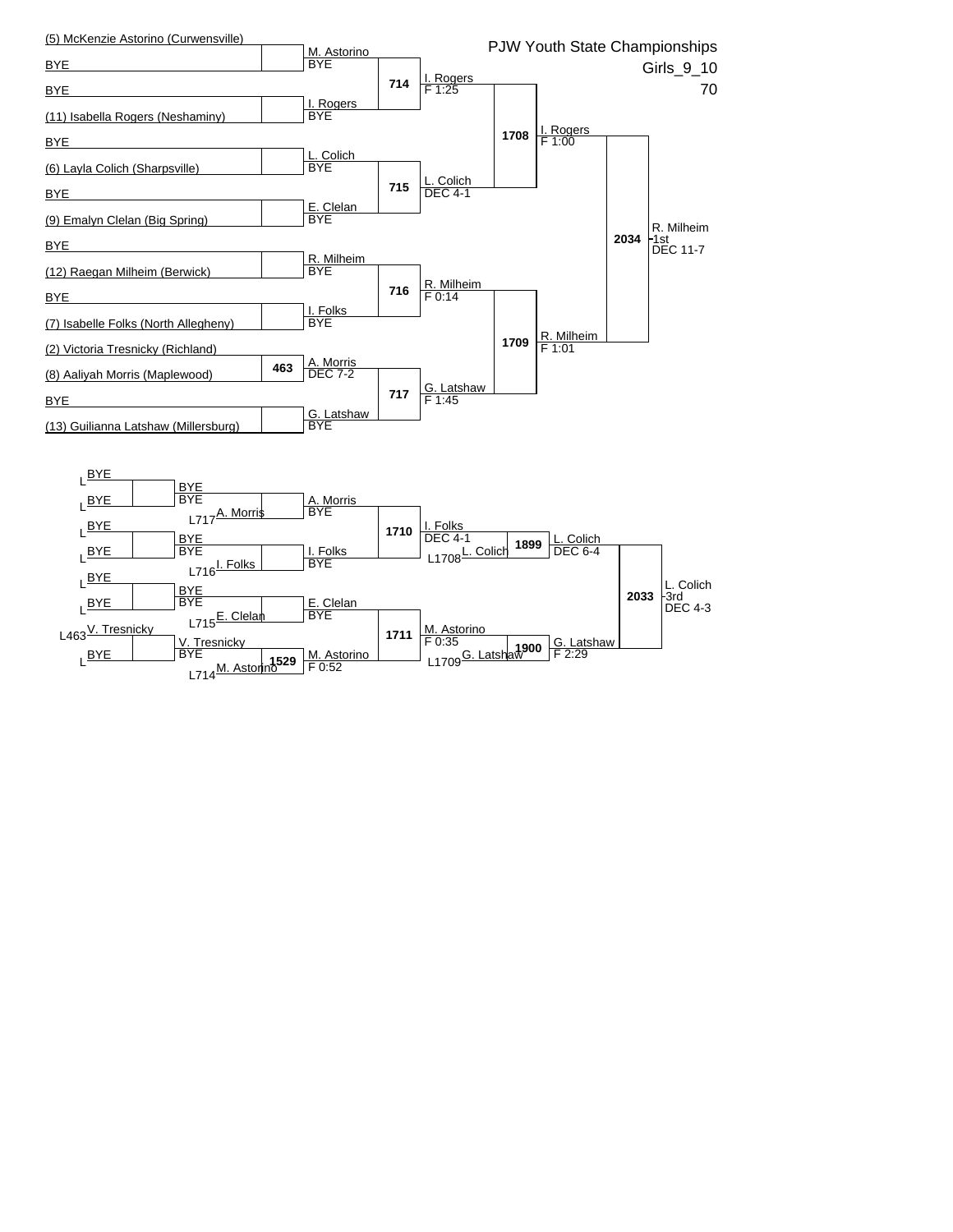# PJW Youth State Championships

Girls_9_10

70

## Championship Bracket

**First Round**

- (5) McKenzie Astorino (Curwensville) vs BYE → M. Astorino, BYE
- BYE vs (11) Isabella Rogers (Neshaminy) → I. Rogers, BYE
- BYE vs (6) Layla Colich (Sharpsville) → L. Colich, BYE
- BYE vs (9) Emalyn Clelan (Big Spring) → E. Clelan, BYE
- BYE vs (12) Raegan Milheim (Berwick) → R. Milheim, BYE
- BYE vs (7) Isabelle Folks (North Allegheny) → I. Folks, BYE
- Match 463: (2) Victoria Tresnicky (Richland) vs (8) Aaliyah Morris (Maplewood) → A. Morris, DEC 7-2
- BYE vs (13) Guilianna Latshaw (Millersburg) → G. Latshaw, BYE

**Quarterfinals**

- Match 714: I. Rogers, F 1:25
- Match 715: L. Colich, DEC 4-1
- Match 716: R. Milheim, F 0:14
- Match 717: G. Latshaw, F 1:45

**Semifinals**

- Match 1708: I. Rogers, F 1:00
- Match 1709: R. Milheim, F 1:01

**Final**

- Match 2034: R. Milheim - 1st, DEC 11-7

## Consolation Bracket

- L BYE vs L BYE → BYE, BYE
- L BYE vs L BYE → BYE, BYE
- L BYE vs L BYE → BYE, BYE
- L463 V. Tresnicky vs L BYE → V. Tresnicky, BYE

- L717 A. Morris → A. Morris, BYE
- L716 I. Folks → I. Folks, BYE
- L715 E. Clelan → E. Clelan, BYE
- Match 1529: L714 M. Astorino → M. Astorino, F 0:52

- Match 1710: I. Folks, DEC 4-1
- Match 1711: M. Astorino, F 0:35

- Match 1899: L1708 L. Colich → L. Colich, DEC 6-4
- Match 1900: L1709 G. Latshaw → G. Latshaw, F 2:29

- Match 2033: L. Colich - 3rd, DEC 4-3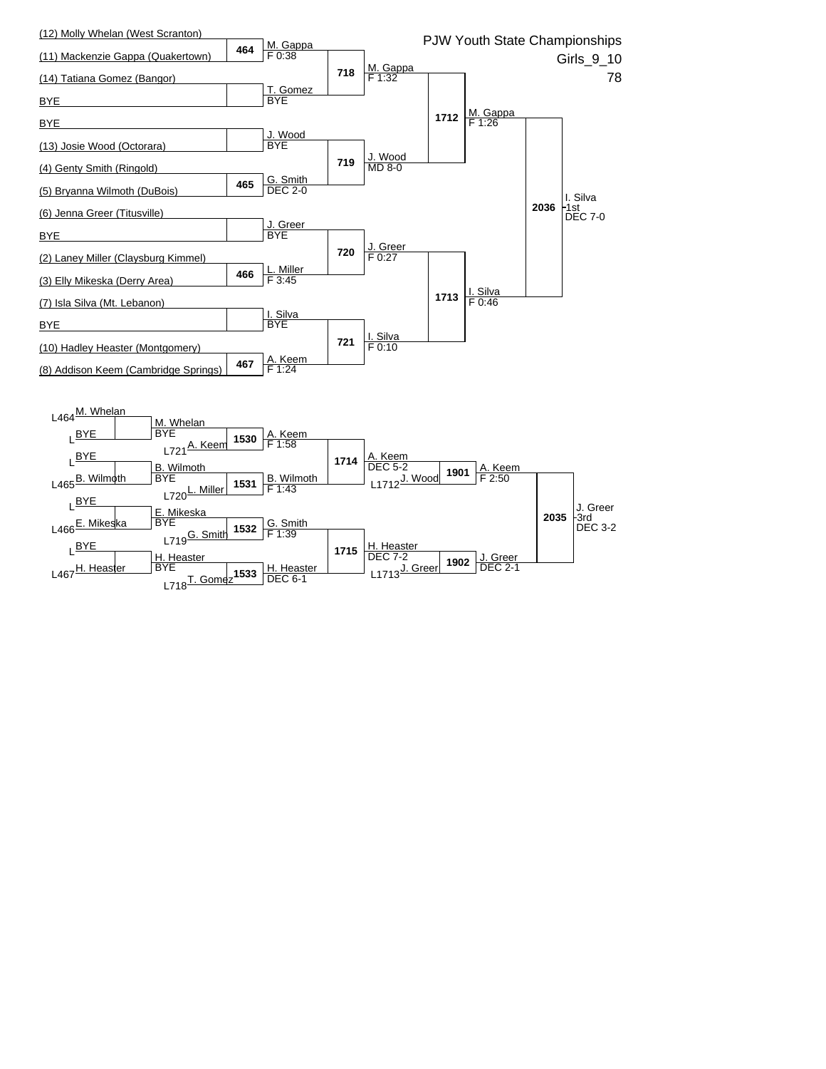# PJW Youth State Championships

Girls_9_10

78

## Championship Bracket

**First Round**

| Match | Wrestler 1 | Wrestler 2 | Winner | Result |
|---|---|---|---|---|
| 464 | (12) Molly Whelan (West Scranton) | (11) Mackenzie Gappa (Quakertown) | M. Gappa | F 0:38 |
| | (14) Tatiana Gomez (Bangor) | BYE | T. Gomez | BYE |
| | BYE | (13) Josie Wood (Octorara) | J. Wood | BYE |
| 465 | (4) Genty Smith (Ringold) | (5) Bryanna Wilmoth (DuBois) | G. Smith | DEC 2-0 |
| | (6) Jenna Greer (Titusville) | BYE | J. Greer | BYE |
| 466 | (2) Laney Miller (Claysburg Kimmel) | (3) Elly Mikeska (Derry Area) | L. Miller | F 3:45 |
| | (7) Isla Silva (Mt. Lebanon) | BYE | I. Silva | BYE |
| 467 | (10) Hadley Heaster (Montgomery) | (8) Addison Keem (Cambridge Springs) | A. Keem | F 1:24 |

**Quarterfinals**

| Match | Winner | Result |
|---|---|---|
| 718 | M. Gappa | F 1:32 |
| 719 | J. Wood | MD 8-0 |
| 720 | J. Greer | F 0:27 |
| 721 | I. Silva | F 0:10 |

**Semifinals**

| Match | Winner | Result |
|---|---|---|
| 1712 | M. Gappa | F 1:26 |
| 1713 | I. Silva | F 0:46 |

**Final**

| Match | Winner | Place | Result |
|---|---|---|---|
| 2036 | I. Silva | 1st | DEC 7-0 |

## Consolation Bracket

| Match | Wrestler 1 | Wrestler 2 | Winner | Result |
|---|---|---|---|---|
| | L464 M. Whelan | L BYE | M. Whelan | BYE |
| | L BYE | L465 B. Wilmoth | B. Wilmoth | BYE |
| | L BYE | L466 E. Mikeska | E. Mikeska | BYE |
| | L BYE | L467 H. Heaster | H. Heaster | BYE |
| 1530 | M. Whelan | L721 A. Keem | A. Keem | F 1:58 |
| 1531 | B. Wilmoth | L720 L. Miller | B. Wilmoth | F 1:43 |
| 1532 | E. Mikeska | L719 G. Smith | G. Smith | F 1:39 |
| 1533 | H. Heaster | L718 T. Gomez | H. Heaster | DEC 6-1 |
| 1714 | A. Keem | B. Wilmoth | A. Keem | DEC 5-2 |
| 1715 | G. Smith | H. Heaster | H. Heaster | DEC 7-2 |
| 1901 | A. Keem | L1712 J. Wood | A. Keem | F 2:50 |
| 1902 | H. Heaster | L1713 J. Greer | J. Greer | DEC 2-1 |
| 2035 | A. Keem | J. Greer | J. Greer - 3rd | DEC 3-2 |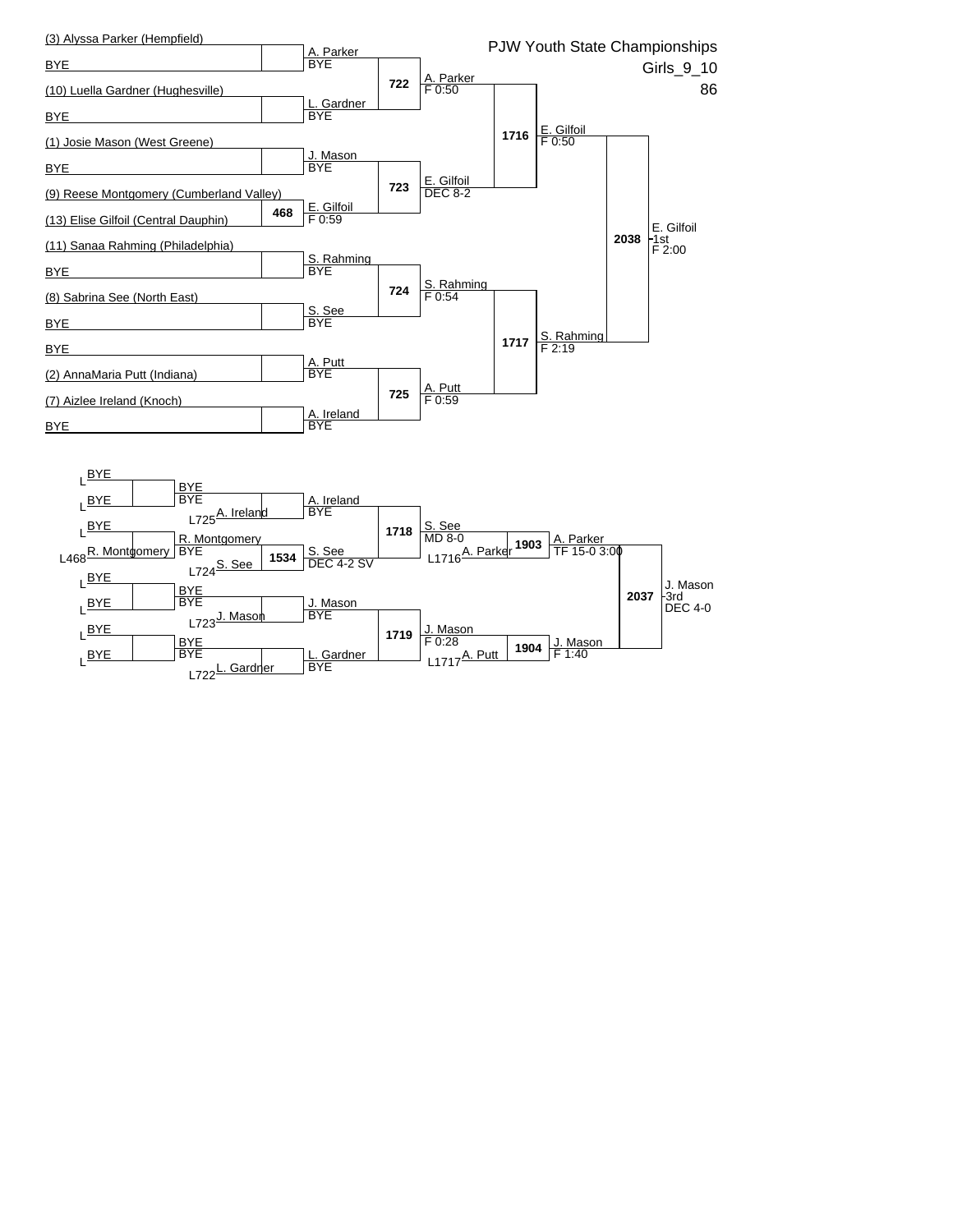# PJW Youth State Championships

Girls_9_10

86

## Championship Bracket

| First Round | Match | Result | Match | Result | Match | Result | Match | Result |
|---|---|---|---|---|---|---|---|---|
| (3) Alyssa Parker (Hempfield) | | A. Parker | | | | | | |
| BYE | | BYE | 722 | A. Parker F 0:50 | | | | |
| (10) Luella Gardner (Hughesville) | | L. Gardner | | | 1716 | E. Gilfoil F 0:50 | | |
| BYE | | BYE | | | | | | |
| (1) Josie Mason (West Greene) | | J. Mason | | | | | | |
| BYE | | BYE | 723 | E. Gilfoil DEC 8-2 | | | | |
| (9) Reese Montgomery (Cumberland Valley) | 468 | E. Gilfoil F 0:59 | | | | | 2038 | E. Gilfoil 1st F 2:00 |
| (13) Elise Gilfoil (Central Dauphin) | | | | | | | | |
| (11) Sanaa Rahming (Philadelphia) | | S. Rahming | | | | | | |
| BYE | | BYE | 724 | S. Rahming F 0:54 | | | | |
| (8) Sabrina See (North East) | | S. See | | | 1717 | S. Rahming F 2:19 | | |
| BYE | | BYE | | | | | | |
| BYE | | A. Putt | | | | | | |
| (2) AnnaMaria Putt (Indiana) | | BYE | 725 | A. Putt F 0:59 | | | | |
| (7) Aizlee Ireland (Knoch) | | A. Ireland | | | | | | |
| BYE | | BYE | | | | | | |

## Consolation Bracket

| Entry | Result | Entry | Match | Result | Match | Result | Match | Result | Match | Result |
|---|---|---|---|---|---|---|---|---|---|---|
| L BYE / L BYE | BYE BYE | L725 A. Ireland | | A. Ireland BYE | 1718 | S. See MD 8-0 | | | | |
| L BYE / L468 R. Montgomery | R. Montgomery BYE | L724 S. See | 1534 | S. See DEC 4-2 SV | | | | | | |
| | | | | | | L1716 A. Parker | 1903 | A. Parker TF 15-0 3:00 | 2037 | J. Mason 3rd DEC 4-0 |
| L BYE / L BYE | BYE BYE | L723 J. Mason | | J. Mason BYE | 1719 | J. Mason F 0:28 | | | | |
| L BYE / L BYE | BYE BYE | L722 L. Gardner | | L. Gardner BYE | | L1717 A. Putt | 1904 | J. Mason F 1:40 | | |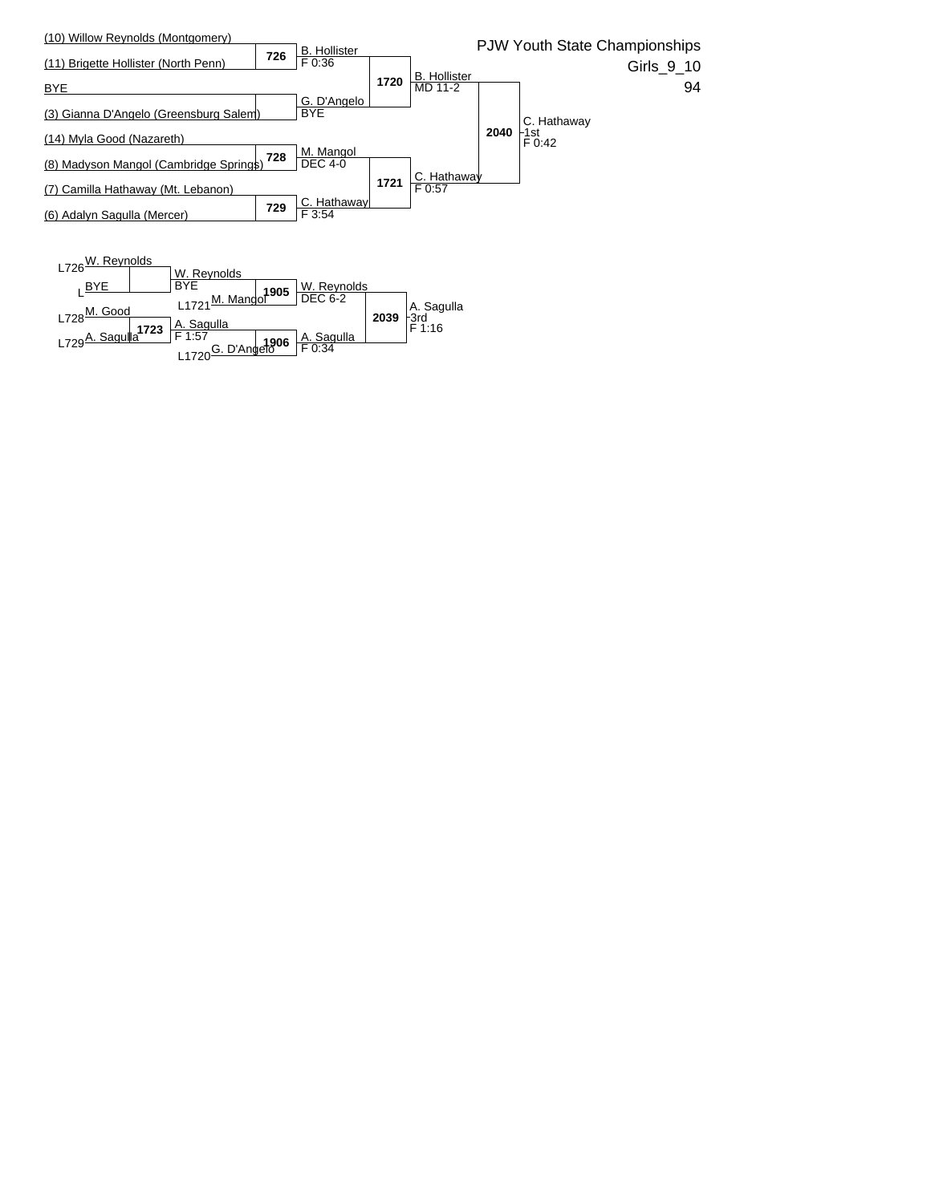# PJW Youth State Championships

Girls_9_10

94

## Championship Bracket

(10) Willow Reynolds (Montgomery)
(11) Brigette Hollister (North Penn)
**726** — B. Hollister F 0:36

BYE
(3) Gianna D'Angelo (Greensburg Salem)
G. D'Angelo BYE

**1720** — B. Hollister MD 11-2

(14) Myla Good (Nazareth)
(8) Madyson Mangol (Cambridge Springs)
**728** — M. Mangol DEC 4-0

(7) Camilla Hathaway (Mt. Lebanon)
(6) Adalyn Sagulla (Mercer)
**729** — C. Hathaway F 3:54

**1721** — C. Hathaway F 0:57

**2040** — C. Hathaway - 1st F 0:42

## Consolation Bracket

L726 W. Reynolds
L BYE
W. Reynolds BYE

L728 M. Good
L729 A. Sagulla
**1723** — A. Sagulla F 1:57

L1721 M. Mangol
**1905** — W. Reynolds DEC 6-2

L1720 G. D'Angelo
**1906** — A. Sagulla F 0:34

**2039** — A. Sagulla - 3rd F 1:16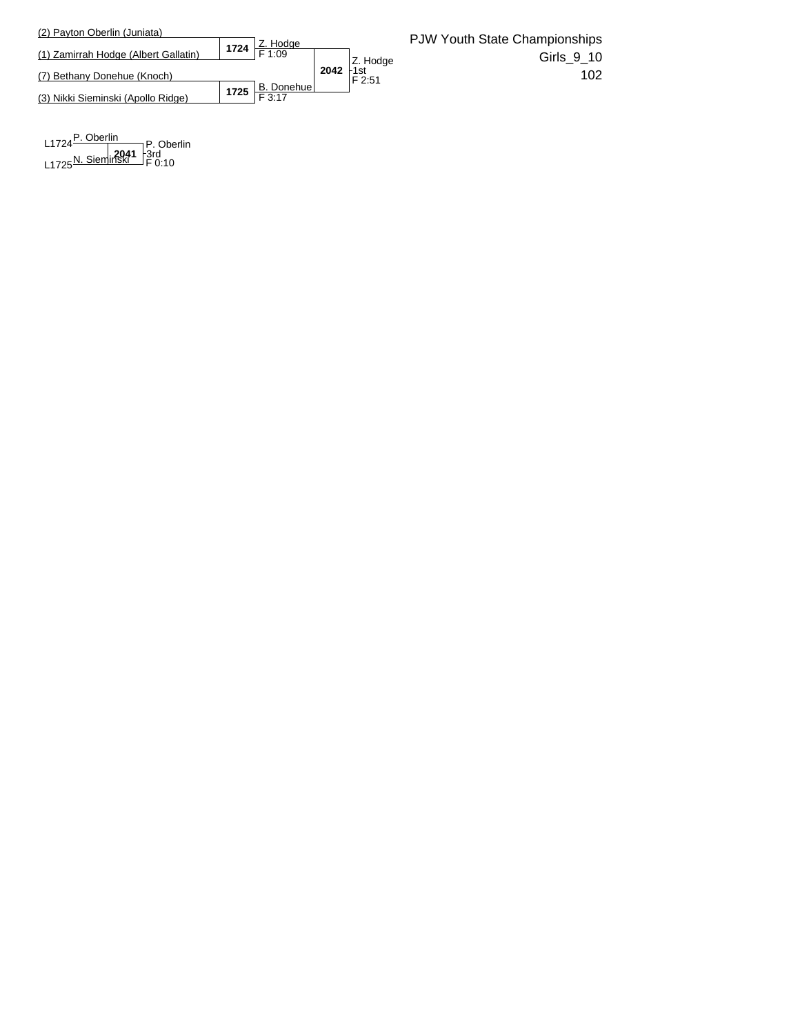PJW Youth State Championships

Girls_9_10

102

**Championship Bracket**

| Wrestler | Match | Result | Match | Result |
|---|---|---|---|---|
| (2) Payton Oberlin (Juniata) | 1724 | Z. Hodge F 1:09 | 2042 | Z. Hodge - 1st F 2:51 |
| (1) Zamirrah Hodge (Albert Gallatin) | | | | |
| (7) Bethany Donehue (Knoch) | 1725 | B. Donehue F 3:17 | | |
| (3) Nikki Sieminski (Apollo Ridge) | | | | |

**3rd Place**

| Wrestler | Match | Result |
|---|---|---|
| L1724 P. Oberlin | 2041 | P. Oberlin - 3rd F 0:10 |
| L1725 N. Sieminski | | |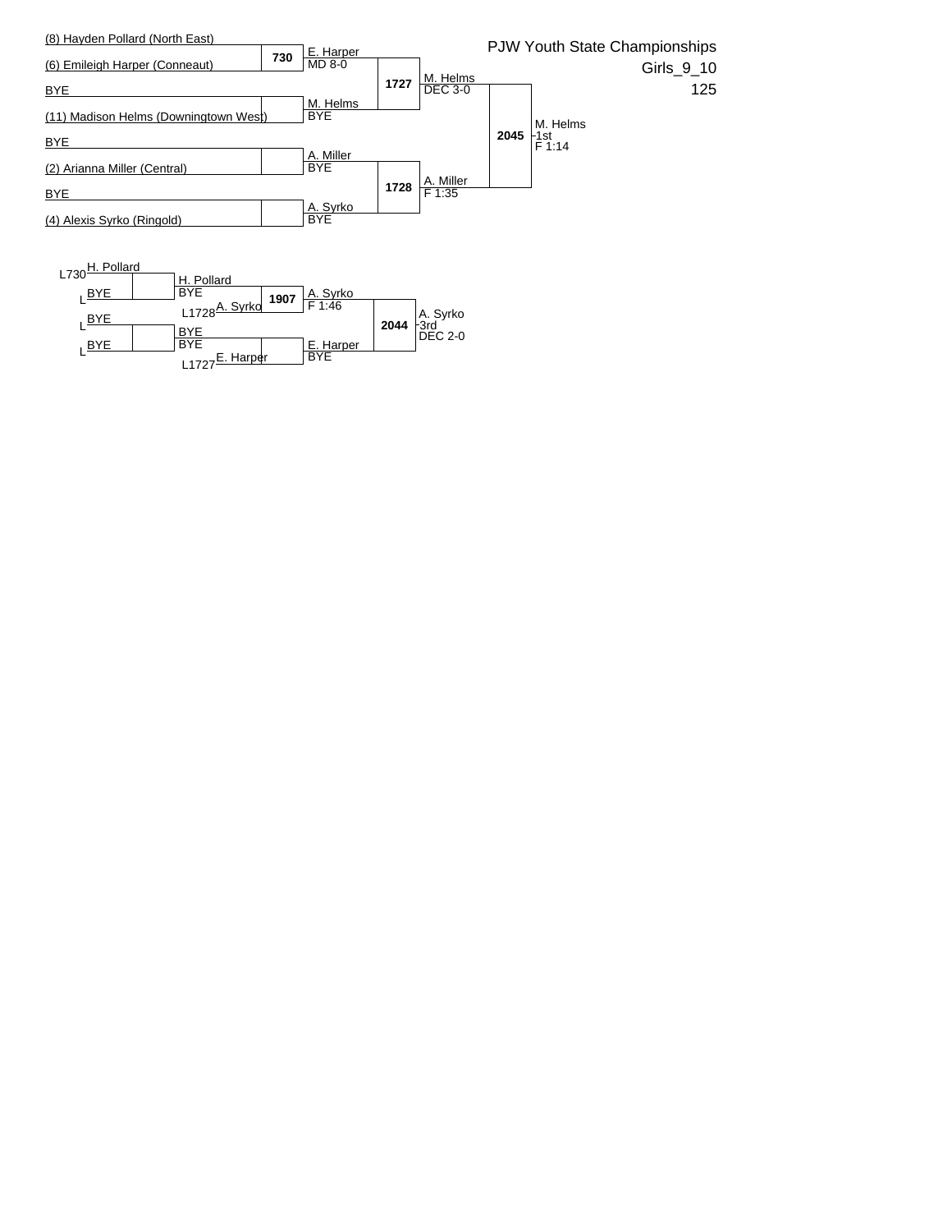PJW Youth State Championships

Girls_9_10

125

## Championship Bracket

(8) Hayden Pollard (North East)
(6) Emileigh Harper (Conneaut)
730 — E. Harper MD 8-0

BYE
(11) Madison Helms (Downingtown West)
M. Helms BYE

1727 — M. Helms DEC 3-0

BYE
(2) Arianna Miller (Central)
A. Miller BYE

BYE
(4) Alexis Syrko (Ringold)
A. Syrko BYE

1728 — A. Miller F 1:35

2045 — M. Helms 1st F 1:14

## Consolation Bracket

L730 H. Pollard
L BYE
H. Pollard BYE

L BYE
L BYE
BYE BYE

L1728 A. Syrko
1907 — A. Syrko F 1:46

L1727 E. Harper
E. Harper BYE

2044 — A. Syrko 3rd DEC 2-0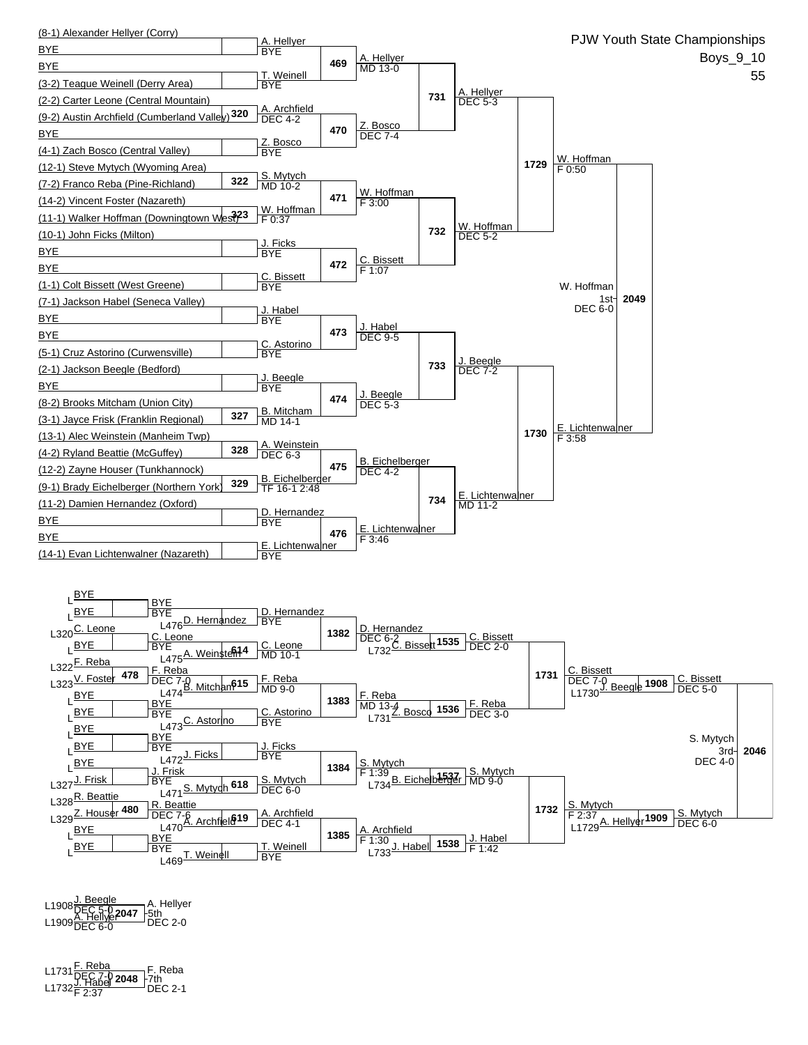# PJW Youth State Championships

Boys_9_10

55

## Championship Bracket

### First Round / Round of 32

| Bout | Wrestler 1 | Wrestler 2 | Winner | Result |
|---|---|---|---|---|
| | (8-1) Alexander Hellyer (Corry) | BYE | A. Hellyer | BYE |
| | BYE | (3-2) Teague Weinell (Derry Area) | T. Weinell | BYE |
| 320 | (2-2) Carter Leone (Central Mountain) | (9-2) Austin Archfield (Cumberland Valley) | A. Archfield | DEC 4-2 |
| | BYE | (4-1) Zach Bosco (Central Valley) | Z. Bosco | BYE |
| 322 | (12-1) Steve Mytych (Wyoming Area) | (7-2) Franco Reba (Pine-Richland) | S. Mytych | MD 10-2 |
| 323 | (14-2) Vincent Foster (Nazareth) | (11-1) Walker Hoffman (Downingtown West) | W. Hoffman | F 0:37 |
| | (10-1) John Ficks (Milton) | BYE | J. Ficks | BYE |
| | BYE | (1-1) Colt Bissett (West Greene) | C. Bissett | BYE |
| | (7-1) Jackson Habel (Seneca Valley) | BYE | J. Habel | BYE |
| | BYE | (5-1) Cruz Astorino (Curwensville) | C. Astorino | BYE |
| | (2-1) Jackson Beegle (Bedford) | BYE | J. Beegle | BYE |
| 327 | (8-2) Brooks Mitcham (Union City) | (3-1) Jayce Frisk (Franklin Regional) | B. Mitcham | MD 14-1 |
| 328 | (13-1) Alec Weinstein (Manheim Twp) | (4-2) Ryland Beattie (McGuffey) | A. Weinstein | DEC 6-3 |
| 329 | (12-2) Zayne Houser (Tunkhannock) | (9-1) Brady Eichelberger (Northern York) | B. Eichelberger | TF 16-1 2:48 |
| | (11-2) Damien Hernandez (Oxford) | BYE | D. Hernandez | BYE |
| | BYE | (14-1) Evan Lichtenwalner (Nazareth) | E. Lichtenwalner | BYE |

### Round of 16

| Bout | Winner | Result |
|---|---|---|
| 469 | A. Hellyer | MD 13-0 |
| 470 | Z. Bosco | DEC 7-4 |
| 471 | W. Hoffman | F 3:00 |
| 472 | C. Bissett | F 1:07 |
| 473 | J. Habel | DEC 9-5 |
| 474 | J. Beegle | DEC 5-3 |
| 475 | B. Eichelberger | DEC 4-2 |
| 476 | E. Lichtenwalner | F 3:46 |

### Quarterfinals

| Bout | Winner | Result |
|---|---|---|
| 731 | A. Hellyer | DEC 5-3 |
| 732 | W. Hoffman | DEC 5-2 |
| 733 | J. Beegle | DEC 7-2 |
| 734 | E. Lichtenwalner | MD 11-2 |

### Semifinals

| Bout | Winner | Result |
|---|---|---|
| 1729 | W. Hoffman | F 0:50 |
| 1730 | E. Lichtenwalner | F 3:58 |

### Final

| Bout | Winner | Place | Result |
|---|---|---|---|
| 2049 | W. Hoffman | 1st | DEC 6-0 |

## Consolation Bracket

### Consolation Round 1

| Bout | Wrestler 1 | Wrestler 2 | Winner | Result |
|---|---|---|---|---|
| | L BYE | L BYE | BYE | BYE |
| | L320 C. Leone | L BYE | C. Leone | BYE |
| 478 | L322 F. Reba | L323 V. Foster | F. Reba | DEC 7-0 |
| | L BYE | L BYE | BYE | BYE |
| | L BYE | L BYE | BYE | BYE |
| | L BYE | L327 J. Frisk | J. Frisk | BYE |
| 480 | L328 R. Beattie | L329 Z. Houser | R. Beattie | DEC 7-6 |
| | L BYE | L BYE | BYE | BYE |

### Consolation Round 2

| Bout | Wrestler 1 | Wrestler 2 | Winner | Result |
|---|---|---|---|---|
| | BYE | L476 D. Hernandez | D. Hernandez | BYE |
| 614 | C. Leone | L475 A. Weinstein | C. Leone | MD 10-1 |
| 615 | F. Reba | L474 B. Mitcham | F. Reba | MD 9-0 |
| | BYE | L473 C. Astorino | C. Astorino | BYE |
| | BYE | L472 J. Ficks | J. Ficks | BYE |
| 618 | J. Frisk | L471 S. Mytych | S. Mytych | DEC 6-0 |
| 619 | R. Beattie | L470 A. Archfield | A. Archfield | DEC 4-1 |
| | BYE | L469 T. Weinell | T. Weinell | BYE |

### Consolation Round 3

| Bout | Winner | Result |
|---|---|---|
| 1382 | D. Hernandez | DEC 6-2 |
| 1383 | F. Reba | MD 13-4 |
| 1384 | S. Mytych | F 1:39 |
| 1385 | A. Archfield | F 1:30 |

### Consolation Round 4

| Bout | Wrestler 1 | Wrestler 2 | Winner | Result |
|---|---|---|---|---|
| 1535 | D. Hernandez | L732 C. Bissett | C. Bissett | DEC 2-0 |
| 1536 | F. Reba | L731 Z. Bosco | F. Reba | DEC 3-0 |
| 1537 | S. Mytych | L734 B. Eichelberger | S. Mytych | MD 9-0 |
| 1538 | A. Archfield | L733 J. Habel | J. Habel | F 1:42 |

### Consolation Quarterfinals

| Bout | Winner | Result |
|---|---|---|
| 1731 | C. Bissett | DEC 7-0 |
| 1732 | S. Mytych | F 2:37 |

### Consolation Semifinals

| Bout | Wrestler 1 | Wrestler 2 | Winner | Result |
|---|---|---|---|---|
| 1908 | C. Bissett | L1730 J. Beegle | C. Bissett | DEC 5-0 |
| 1909 | S. Mytych | L1729 A. Hellyer | S. Mytych | DEC 6-0 |

### 3rd Place

| Bout | Winner | Place | Result |
|---|---|---|---|
| 2046 | S. Mytych | 3rd | DEC 4-0 |

### 5th Place

| Bout | Wrestler 1 | Wrestler 2 | Winner | Place | Result |
|---|---|---|---|---|---|
| 2047 | L1908 J. Beegle (DEC 5-0) | L1909 A. Hellyer (DEC 6-0) | A. Hellyer | 5th | DEC 2-0 |

### 7th Place

| Bout | Wrestler 1 | Wrestler 2 | Winner | Place | Result |
|---|---|---|---|---|---|
| 2048 | L1731 F. Reba (DEC 7-0) | L1732 J. Habel (F 2:37) | F. Reba | 7th | DEC 2-1 |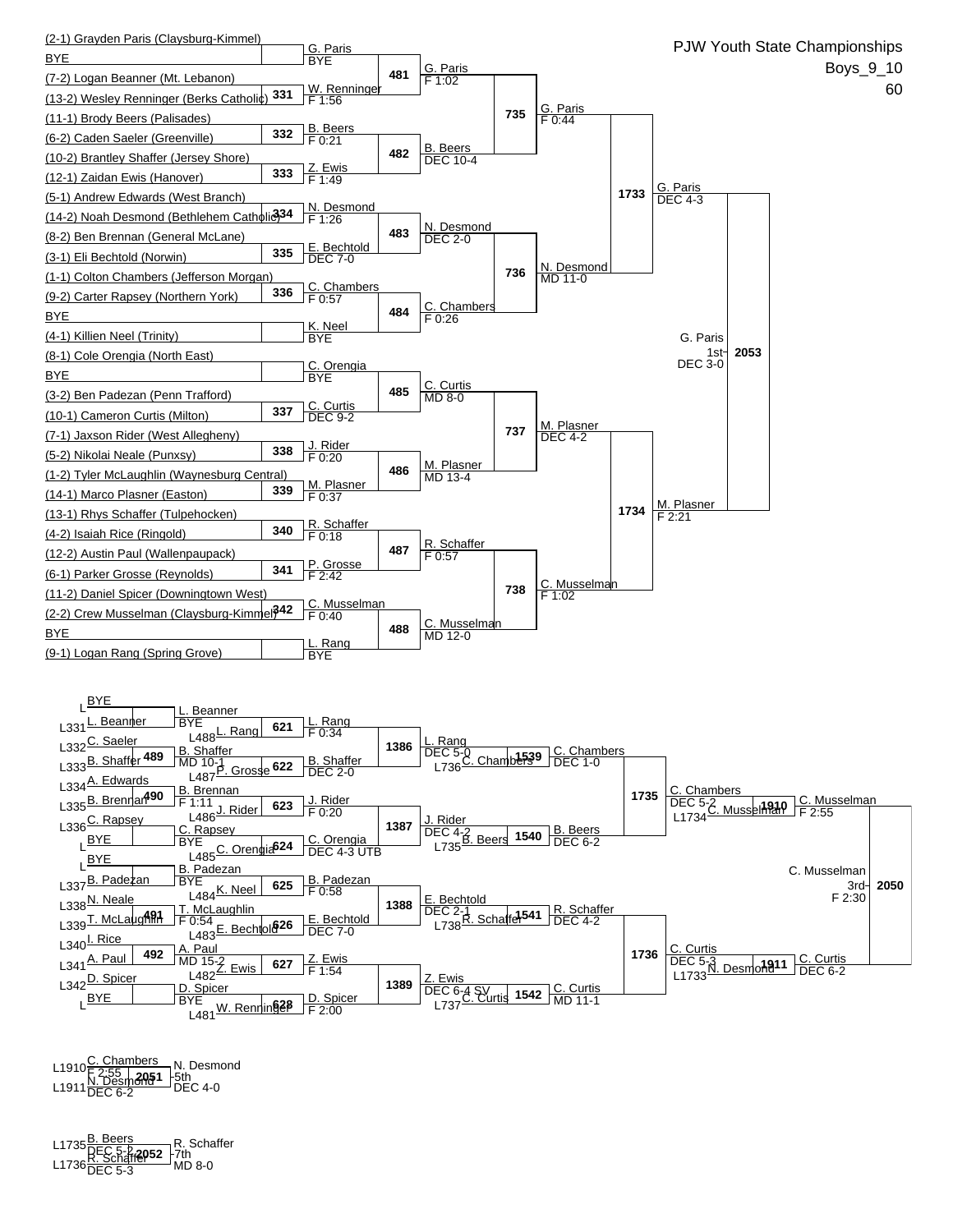# PJW Youth State Championships

Boys_9_10

60

## Championship Bracket

| Entrant | Round 1 | Round 2 | Quarterfinal | Semifinal | Final |
|---|---|---|---|---|---|
| (2-1) Grayden Paris (Claysburg-Kimmel) vs BYE | G. Paris BYE | | | | |
| (7-2) Logan Beanner (Mt. Lebanon) vs (13-2) Wesley Renninger (Berks Catholic) — 331 | W. Renninger F 1:56 | 481: G. Paris F 1:02 | | | |
| (11-1) Brody Beers (Palisades) vs (6-2) Caden Saeler (Greenville) — 332 | B. Beers F 0:21 | | 735: G. Paris F 0:44 | | |
| (10-2) Brantley Shaffer (Jersey Shore) vs (12-1) Zaidan Ewis (Hanover) — 333 | Z. Ewis F 1:49 | 482: B. Beers DEC 10-4 | | | |
| (5-1) Andrew Edwards (West Branch) vs (14-2) Noah Desmond (Bethlehem Catholic) — 334 | N. Desmond F 1:26 | | | 1733: G. Paris DEC 4-3 | |
| (8-2) Ben Brennan (General McLane) vs (3-1) Eli Bechtold (Norwin) — 335 | E. Bechtold DEC 7-0 | 483: N. Desmond DEC 2-0 | | | |
| (1-1) Colton Chambers (Jefferson Morgan) vs (9-2) Carter Rapsey (Northern York) — 336 | C. Chambers F 0:57 | | 736: N. Desmond MD 11-0 | | |
| BYE vs (4-1) Killien Neel (Trinity) | K. Neel BYE | 484: C. Chambers F 0:26 | | | |
| | | | | | 2053: G. Paris 1st DEC 3-0 |
| (8-1) Cole Orengia (North East) vs BYE | C. Orengia BYE | | | | |
| (3-2) Ben Padezan (Penn Trafford) vs (10-1) Cameron Curtis (Milton) — 337 | C. Curtis DEC 9-2 | 485: C. Curtis MD 8-0 | | | |
| (7-1) Jaxson Rider (West Allegheny) vs (5-2) Nikolai Neale (Punxsy) — 338 | J. Rider F 0:20 | | 737: M. Plasner DEC 4-2 | | |
| (1-2) Tyler McLaughlin (Waynesburg Central) vs (14-1) Marco Plasner (Easton) — 339 | M. Plasner F 0:37 | 486: M. Plasner MD 13-4 | | | |
| (13-1) Rhys Schaffer (Tulpehocken) vs (4-2) Isaiah Rice (Ringold) — 340 | R. Schaffer F 0:18 | | | 1734: M. Plasner F 2:21 | |
| (12-2) Austin Paul (Wallenpaupack) vs (6-1) Parker Grosse (Reynolds) — 341 | P. Grosse F 2:42 | 487: R. Schaffer F 0:57 | | | |
| (11-2) Daniel Spicer (Downingtown West) vs (2-2) Crew Musselman (Claysburg-Kimmel) — 342 | C. Musselman F 0:40 | | 738: C. Musselman F 1:02 | | |
| BYE vs (9-1) Logan Rang (Spring Grove) | L. Rang BYE | 488: C. Musselman MD 12-0 | | | |

## Consolation Bracket

| Match | Result |
|---|---|
| L BYE vs L331 L. Beanner | L. Beanner BYE |
| 621: L. Beanner vs L488 L. Rang | L. Rang F 0:34 |
| 489: L332 C. Saeler vs L333 B. Shaffer | B. Shaffer MD 10-1 |
| 622: B. Shaffer vs L487 P. Grosse | B. Shaffer DEC 2-0 |
| 1386: L. Rang vs B. Shaffer | L. Rang DEC 5-0 |
| 1539: L. Rang vs L736 C. Chambers | C. Chambers DEC 1-0 |
| 490: L334 A. Edwards vs L335 B. Brennan | B. Brennan F 1:11 |
| 623: B. Brennan vs L486 J. Rider | J. Rider F 0:20 |
| L336 C. Rapsey vs L BYE | C. Rapsey BYE |
| 624: C. Rapsey vs L485 C. Orengia | C. Orengia DEC 4-3 UTB |
| 1387: J. Rider vs C. Orengia | J. Rider DEC 4-2 |
| 1540: J. Rider vs L735 B. Beers | B. Beers DEC 6-2 |
| 1735: C. Chambers vs B. Beers | C. Chambers DEC 5-2 |
| 1910: C. Chambers vs L1734 C. Musselman | C. Musselman F 2:55 |
| L BYE vs L337 B. Padezan | B. Padezan BYE |
| 625: B. Padezan vs L484 K. Neel | B. Padezan F 0:58 |
| 491: L338 N. Neale vs L339 T. McLaughlin | T. McLaughlin F 0:54 |
| 626: T. McLaughlin vs L483 E. Bechtold | E. Bechtold DEC 7-0 |
| 1388: B. Padezan vs E. Bechtold | E. Bechtold DEC 2-1 |
| 1541: E. Bechtold vs L738 R. Schaffer | R. Schaffer DEC 4-2 |
| 492: L340 I. Rice vs L341 A. Paul | A. Paul MD 15-2 |
| 627: A. Paul vs L482 Z. Ewis | Z. Ewis F 1:54 |
| L342 D. Spicer vs L BYE | D. Spicer BYE |
| 628: D. Spicer vs L481 W. Renninger | D. Spicer F 2:00 |
| 1389: Z. Ewis vs D. Spicer | Z. Ewis DEC 6-4 SV |
| 1542: Z. Ewis vs L737 C. Curtis | C. Curtis MD 11-1 |
| 1736: R. Schaffer vs C. Curtis | C. Curtis DEC 5-3 |
| 1911: C. Curtis vs L1733 N. Desmond | C. Curtis DEC 6-2 |
| 2050: C. Musselman vs C. Curtis | C. Musselman 3rd F 2:30 |

## Placement Matches

| Match | Result |
|---|---|
| 2051: L1910 C. Chambers (F 2:55) vs L1911 N. Desmond (DEC 6-2) | N. Desmond 5th DEC 4-0 |
| 2052: L1735 B. Beers (DEC 5-2) vs L1736 R. Schaffer (DEC 5-3) | R. Schaffer 7th MD 8-0 |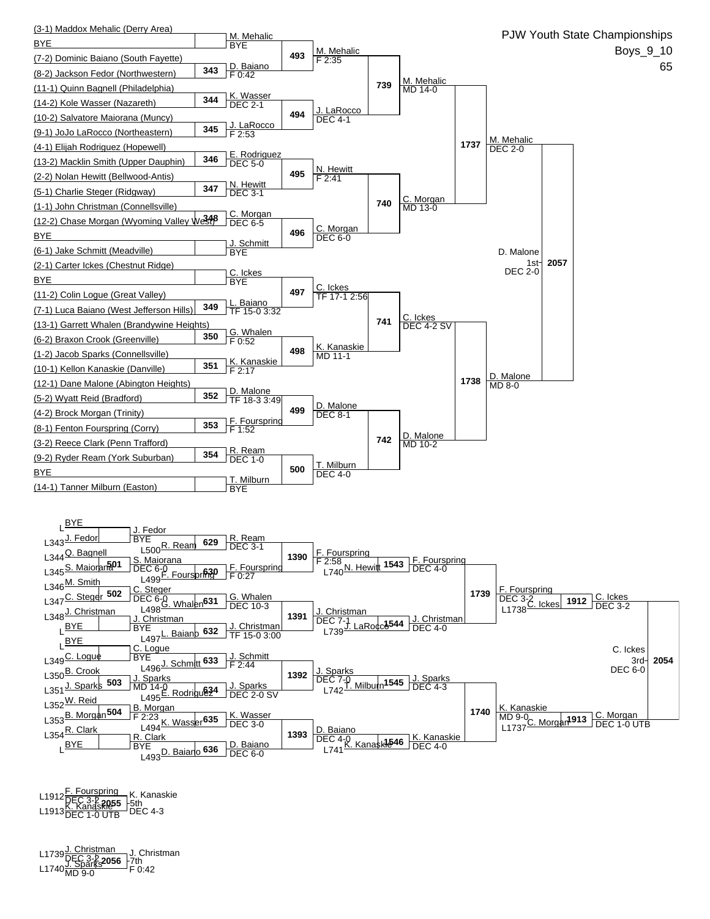# PJW Youth State Championships

Boys_9_10

65

## Championship Bracket

### First Round

- (3-1) Maddox Mehalic (Derry Area) vs BYE — M. Mehalic, BYE
- 343: (7-2) Dominic Baiano (South Fayette) vs (8-2) Jackson Fedor (Northwestern) — D. Baiano, F 0:42
- 344: (11-1) Quinn Bagnell (Philadelphia) vs (14-2) Kole Wasser (Nazareth) — K. Wasser, DEC 2-1
- 345: (10-2) Salvatore Maiorana (Muncy) vs (9-1) JoJo LaRocco (Northeastern) — J. LaRocco, F 2:53
- 346: (4-1) Elijah Rodriguez (Hopewell) vs (13-2) Macklin Smith (Upper Dauphin) — E. Rodriguez, DEC 5-0
- 347: (2-2) Nolan Hewitt (Bellwood-Antis) vs (5-1) Charlie Steger (Ridgway) — N. Hewitt, DEC 3-1
- 348: (1-1) John Christman (Connellsville) vs (12-2) Chase Morgan (Wyoming Valley West) — C. Morgan, DEC 6-5
- BYE vs (6-1) Jake Schmitt (Meadville) — J. Schmitt, BYE
- (2-1) Carter Ickes (Chestnut Ridge) vs BYE — C. Ickes, BYE
- 349: (11-2) Colin Logue (Great Valley) vs (7-1) Luca Baiano (West Jefferson Hills) — L. Baiano, TF 15-0 3:32
- 350: (13-1) Garrett Whalen (Brandywine Heights) vs (6-2) Braxon Crook (Greenville) — G. Whalen, F 0:52
- 351: (1-2) Jacob Sparks (Connellsville) vs (10-1) Kellon Kanaskie (Danville) — K. Kanaskie, F 2:17
- 352: (12-1) Dane Malone (Abington Heights) vs (5-2) Wyatt Reid (Bradford) — D. Malone, TF 18-3 3:49
- 353: (4-2) Brock Morgan (Trinity) vs (8-1) Fenton Fourspring (Corry) — F. Fourspring, F 1:52
- 354: (3-2) Reece Clark (Penn Trafford) vs (9-2) Ryder Ream (York Suburban) — R. Ream, DEC 1-0
- BYE vs (14-1) Tanner Milburn (Easton) — T. Milburn, BYE

### Second Round

- 493: M. Mehalic, F 2:35
- 494: J. LaRocco, DEC 4-1
- 495: N. Hewitt, F 2:41
- 496: C. Morgan, DEC 6-0
- 497: C. Ickes, TF 17-1 2:56
- 498: K. Kanaskie, MD 11-1
- 499: D. Malone, DEC 8-1
- 500: T. Milburn, DEC 4-0

### Quarterfinals

- 739: M. Mehalic, MD 14-0
- 740: C. Morgan, MD 13-0
- 741: C. Ickes, DEC 4-2 SV
- 742: D. Malone, MD 10-2

### Semifinals

- 1737: M. Mehalic, DEC 2-0
- 1738: D. Malone, MD 8-0

### Final

- 2057: D. Malone — 1st — DEC 2-0

## Consolation Bracket

### First Round

- L: BYE vs L343: J. Fedor — J. Fedor, BYE
- 501: L344: Q. Bagnell vs L345: S. Maiorana — S. Maiorana, DEC 6-0
- 502: L346: M. Smith vs L347: C. Steger — C. Steger, DEC 6-0
- L348: J. Christman vs L: BYE — J. Christman, BYE
- L: BYE vs L349: C. Logue — C. Logue, BYE
- 503: L350: B. Crook vs L351: J. Sparks — J. Sparks, MD 14-0
- 504: L352: W. Reid vs L353: B. Morgan — B. Morgan, F 2:23
- L354: R. Clark vs L: BYE — R. Clark, BYE

### Second Round

- 629: J. Fedor vs L500 R. Ream — R. Ream, DEC 3-1
- 630: S. Maiorana vs L499 F. Fourspring — F. Fourspring, F 0:27
- 631: C. Steger vs L498 G. Whalen — G. Whalen, DEC 10-3
- 632: J. Christman vs L497 L. Baiano — J. Christman, TF 15-0 3:00
- 633: C. Logue vs L496 J. Schmitt — J. Schmitt, F 2:44
- 634: J. Sparks vs L495 E. Rodriguez — J. Sparks, DEC 2-0 SV
- 635: B. Morgan vs L494 K. Wasser — K. Wasser, DEC 3-0
- 636: R. Clark vs L493 D. Baiano — D. Baiano, DEC 6-0

### Third Round

- 1390: F. Fourspring, F 2:58
- 1391: J. Christman, DEC 7-1
- 1392: J. Sparks, DEC 7-0
- 1393: D. Baiano, DEC 4-0

### Fourth Round

- 1543: F. Fourspring vs L740 N. Hewitt — F. Fourspring, DEC 4-0
- 1544: J. Christman vs L739 J. LaRocco — J. Christman, DEC 4-0
- 1545: J. Sparks vs L742 T. Milburn — J. Sparks, DEC 4-3
- 1546: D. Baiano vs L741 K. Kanaskie — K. Kanaskie, DEC 4-0

### Consolation Semifinals

- 1739: F. Fourspring, DEC 3-2
- 1740: K. Kanaskie, MD 9-0

### Consolation Finals

- 1912: F. Fourspring vs L1738 C. Ickes — C. Ickes, DEC 3-2
- 1913: K. Kanaskie vs L1737 C. Morgan — C. Morgan, DEC 1-0 UTB

### 3rd Place

- 2054: C. Ickes — 3rd — DEC 6-0

### 5th Place

- 2055: L1912 F. Fourspring (DEC 3-2) vs L1913 K. Kanaskie (DEC 1-0 UTB) — K. Kanaskie — 5th — DEC 4-3

### 7th Place

- 2056: L1739 J. Christman (DEC 3-2) vs L1740 J. Sparks (MD 9-0) — J. Christman — 7th — F 0:42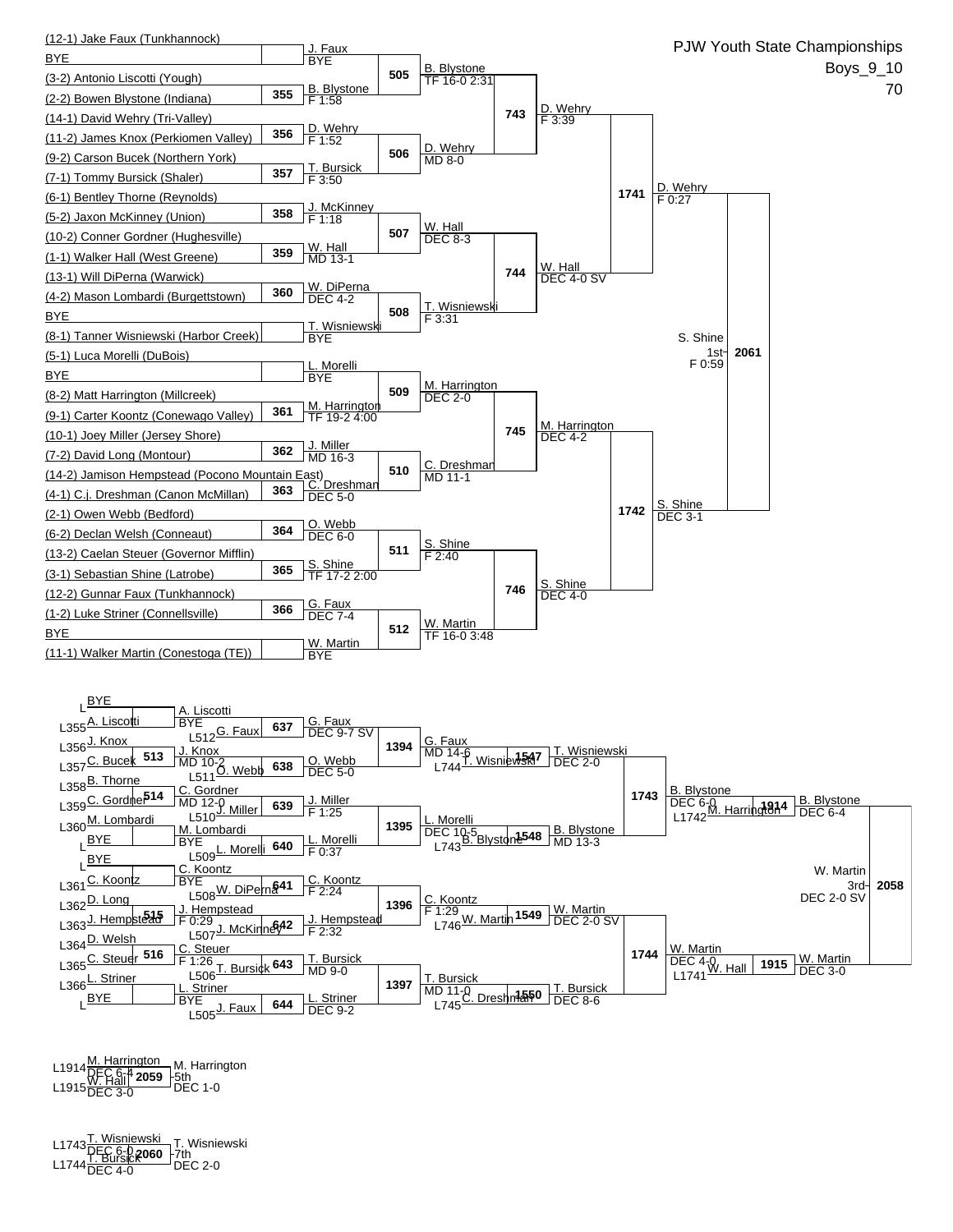# PJW Youth State Championships

Boys_9_10

70

## Championship Bracket

### First Round

| Bout | Wrestler | Wrestler | Winner | Result |
|---|---|---|---|---|
| | (12-1) Jake Faux (Tunkhannock) | BYE | J. Faux | BYE |
| 355 | (3-2) Antonio Liscotti (Yough) | (2-2) Bowen Blystone (Indiana) | B. Blystone | F 1:58 |
| 356 | (14-1) David Wehry (Tri-Valley) | (11-2) James Knox (Perkiomen Valley) | D. Wehry | F 1:52 |
| 357 | (9-2) Carson Bucek (Northern York) | (7-1) Tommy Bursick (Shaler) | T. Bursick | F 3:50 |
| 358 | (6-1) Bentley Thorne (Reynolds) | (5-2) Jaxon McKinney (Union) | J. McKinney | F 1:18 |
| 359 | (10-2) Conner Gordner (Hughesville) | (1-1) Walker Hall (West Greene) | W. Hall | MD 13-1 |
| 360 | (13-1) Will DiPerna (Warwick) | (4-2) Mason Lombardi (Burgettstown) | W. DiPerna | DEC 4-2 |
| | BYE | (8-1) Tanner Wisniewski (Harbor Creek) | T. Wisniewski | BYE |
| | (5-1) Luca Morelli (DuBois) | BYE | L. Morelli | BYE |
| 361 | (8-2) Matt Harrington (Millcreek) | (9-1) Carter Koontz (Conewago Valley) | M. Harrington | TF 19-2 4:00 |
| 362 | (10-1) Joey Miller (Jersey Shore) | (7-2) David Long (Montour) | J. Miller | MD 16-3 |
| 363 | (14-2) Jamison Hempstead (Pocono Mountain East) | (4-1) C.j. Dreshman (Canon McMillan) | C. Dreshman | DEC 5-0 |
| 364 | (2-1) Owen Webb (Bedford) | (6-2) Declan Welsh (Conneaut) | O. Webb | DEC 6-0 |
| 365 | (13-2) Caelan Steuer (Governor Mifflin) | (3-1) Sebastian Shine (Latrobe) | S. Shine | TF 17-2 2:00 |
| 366 | (12-2) Gunnar Faux (Tunkhannock) | (1-2) Luke Striner (Connellsville) | G. Faux | DEC 7-4 |
| | BYE | (11-1) Walker Martin (Conestoga (TE)) | W. Martin | BYE |

### Second Round

| Bout | Winner | Result |
|---|---|---|
| 505 | B. Blystone | TF 16-0 2:31 |
| 506 | D. Wehry | MD 8-0 |
| 507 | W. Hall | DEC 8-3 |
| 508 | T. Wisniewski | F 3:31 |
| 509 | M. Harrington | DEC 2-0 |
| 510 | C. Dreshman | MD 11-1 |
| 511 | S. Shine | F 2:40 |
| 512 | W. Martin | TF 16-0 3:48 |

### Quarterfinals

| Bout | Winner | Result |
|---|---|---|
| 743 | D. Wehry | F 3:39 |
| 744 | W. Hall | DEC 4-0 SV |
| 745 | M. Harrington | DEC 4-2 |
| 746 | S. Shine | DEC 4-0 |

### Semifinals

| Bout | Winner | Result |
|---|---|---|
| 1741 | D. Wehry | F 0:27 |
| 1742 | S. Shine | DEC 3-1 |

### Final

| Bout | Winner | Result |
|---|---|---|
| 2061 | S. Shine (1st) | F 0:59 |

## Consolation Bracket

| Bout | Wrestler | Wrestler | Winner | Result |
|---|---|---|---|---|
| | L BYE | L355 A. Liscotti | A. Liscotti | BYE |
| 513 | L356 J. Knox | L357 C. Bucek | J. Knox | MD 10-2 |
| 514 | L358 B. Thorne | L359 C. Gordner | C. Gordner | MD 12-0 |
| | L360 M. Lombardi | L BYE | M. Lombardi | BYE |
| | L BYE | L361 C. Koontz | C. Koontz | BYE |
| 515 | L362 D. Long | L363 J. Hempstead | J. Hempstead | F 0:29 |
| 516 | L364 D. Welsh | L365 C. Steuer | C. Steuer | F 1:26 |
| | L366 L. Striner | L BYE | L. Striner | BYE |
| 637 | A. Liscotti | L512 G. Faux | G. Faux | DEC 9-7 SV |
| 638 | J. Knox | L511 O. Webb | O. Webb | DEC 5-0 |
| 639 | C. Gordner | L510 J. Miller | J. Miller | F 1:25 |
| 640 | M. Lombardi | L509 L. Morelli | L. Morelli | F 0:37 |
| 641 | C. Koontz | L508 W. DiPerna | C. Koontz | F 2:24 |
| 642 | J. Hempstead | L507 J. McKinney | J. Hempstead | F 2:32 |
| 643 | C. Steuer | L506 T. Bursick | T. Bursick | MD 9-0 |
| 644 | L. Striner | L505 J. Faux | L. Striner | DEC 9-2 |
| 1394 | G. Faux | O. Webb | G. Faux | MD 14-6 |
| 1395 | J. Miller | L. Morelli | L. Morelli | DEC 10-5 |
| 1396 | C. Koontz | J. Hempstead | C. Koontz | F 1:29 |
| 1397 | T. Bursick | L. Striner | T. Bursick | MD 11-0 |
| 1547 | G. Faux | L744 T. Wisniewski | T. Wisniewski | DEC 2-0 |
| 1548 | L. Morelli | L743 B. Blystone | B. Blystone | MD 13-3 |
| 1549 | C. Koontz | L746 W. Martin | W. Martin | DEC 2-0 SV |
| 1550 | T. Bursick | L745 C. Dreshman | T. Bursick | DEC 8-6 |
| 1743 | T. Wisniewski | B. Blystone | B. Blystone | DEC 6-0 |
| 1744 | W. Martin | T. Bursick | W. Martin | DEC 4-0 |
| 1914 | B. Blystone | L1742 M. Harrington | B. Blystone | DEC 6-4 |
| 1915 | W. Martin | L1741 W. Hall | W. Martin | DEC 3-0 |
| 2058 | B. Blystone | W. Martin | W. Martin (3rd) | DEC 2-0 SV |

## 5th Place

| Bout | Wrestler | Wrestler | Winner | Result |
|---|---|---|---|---|
| 2059 | L1914 M. Harrington (DEC 6-4) | L1915 W. Hall (DEC 3-0) | M. Harrington (5th) | DEC 1-0 |

## 7th Place

| Bout | Wrestler | Wrestler | Winner | Result |
|---|---|---|---|---|
| 2060 | L1743 T. Wisniewski (DEC 6-0) | L1744 T. Bursick (DEC 4-0) | T. Wisniewski (7th) | DEC 2-0 |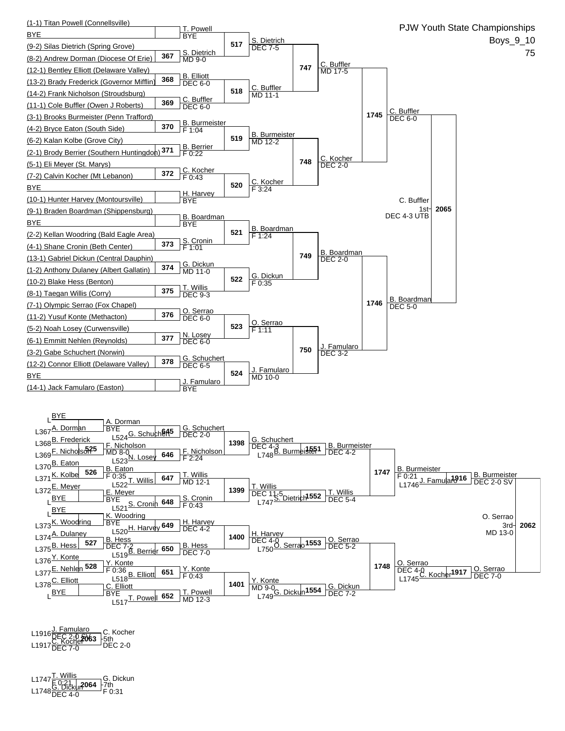# PJW Youth State Championships

Boys_9_10

75

## Championship Bracket

### First Round

| Bout | Wrestler 1 | Wrestler 2 | Winner | Result |
|---|---|---|---|---|
| | (1-1) Titan Powell (Connellsville) | BYE | T. Powell | BYE |
| 367 | (9-2) Silas Dietrich (Spring Grove) | (8-2) Andrew Dorman (Diocese Of Erie) | S. Dietrich | MD 9-0 |
| 368 | (12-1) Bentley Elliott (Delaware Valley) | (13-2) Brady Frederick (Governor Mifflin) | B. Elliott | DEC 6-0 |
| 369 | (14-2) Frank Nicholson (Stroudsburg) | (11-1) Cole Buffler (Owen J Roberts) | C. Buffler | DEC 6-0 |
| 370 | (3-1) Brooks Burmeister (Penn Trafford) | (4-2) Bryce Eaton (South Side) | B. Burmeister | F 1:04 |
| 371 | (6-2) Kalan Kolbe (Grove City) | (2-1) Brody Berrier (Southern Huntingdon) | B. Berrier | F 0:22 |
| 372 | (5-1) Eli Meyer (St. Marys) | (7-2) Calvin Kocher (Mt Lebanon) | C. Kocher | F 0:43 |
| | BYE | (10-1) Hunter Harvey (Montoursville) | H. Harvey | BYE |
| | (9-1) Braden Boardman (Shippensburg) | BYE | B. Boardman | BYE |
| 373 | (2-2) Kellan Woodring (Bald Eagle Area) | (4-1) Shane Cronin (Beth Center) | S. Cronin | F 1:01 |
| 374 | (13-1) Gabriel Dickun (Central Dauphin) | (1-2) Anthony Dulaney (Albert Gallatin) | G. Dickun | MD 11-0 |
| 375 | (10-2) Blake Hess (Benton) | (8-1) Taegan Willis (Corry) | T. Willis | DEC 9-3 |
| 376 | (7-1) Olympic Serrao (Fox Chapel) | (11-2) Yusuf Konte (Methacton) | O. Serrao | DEC 6-0 |
| 377 | (5-2) Noah Losey (Curwensville) | (6-1) Emmitt Nehlen (Reynolds) | N. Losey | DEC 6-0 |
| 378 | (3-2) Gabe Schuchert (Norwin) | (12-2) Connor Elliott (Delaware Valley) | G. Schuchert | DEC 6-5 |
| | BYE | (14-1) Jack Famularo (Easton) | J. Famularo | BYE |

### Second Round

| Bout | Winner | Result |
|---|---|---|
| 517 | S. Dietrich | DEC 7-5 |
| 518 | C. Buffler | MD 11-1 |
| 519 | B. Burmeister | MD 12-2 |
| 520 | C. Kocher | F 3:24 |
| 521 | B. Boardman | F 1:24 |
| 522 | G. Dickun | F 0:35 |
| 523 | O. Serrao | F 1:11 |
| 524 | J. Famularo | MD 10-0 |

### Quarterfinals

| Bout | Winner | Result |
|---|---|---|
| 747 | C. Buffler | MD 17-5 |
| 748 | C. Kocher | DEC 2-0 |
| 749 | B. Boardman | DEC 2-0 |
| 750 | J. Famularo | DEC 3-2 |

### Semifinals

| Bout | Winner | Result |
|---|---|---|
| 1745 | C. Buffler | DEC 6-0 |
| 1746 | B. Boardman | DEC 5-0 |

### Final

| Bout | Winner | Place | Result |
|---|---|---|---|
| 2065 | C. Buffler | 1st | DEC 4-3 UTB |

## Consolation Bracket

### Consolation Round 1

| Bout | Wrestler 1 | Wrestler 2 | Winner | Result |
|---|---|---|---|---|
| | L BYE | L367 A. Dorman | A. Dorman | BYE |
| 525 | L368 B. Frederick | L369 F. Nicholson | F. Nicholson | MD 8-0 |
| 526 | L370 B. Eaton | L371 K. Kolbe | B. Eaton | F 0:35 |
| | L372 E. Meyer | L BYE | E. Meyer | BYE |
| | L BYE | L373 K. Woodring | K. Woodring | BYE |
| 527 | L374 A. Dulaney | L375 B. Hess | B. Hess | DEC 7-2 |
| 528 | L376 Y. Konte | L377 E. Nehlen | Y. Konte | F 0:36 |
| | L378 C. Elliott | L BYE | C. Elliott | BYE |

### Consolation Round 2

| Bout | Wrestler 1 | Wrestler 2 | Winner | Result |
|---|---|---|---|---|
| 645 | A. Dorman | L524 G. Schuchert | G. Schuchert | DEC 2-0 |
| 646 | F. Nicholson | L523 N. Losey | F. Nicholson | F 2:24 |
| 647 | B. Eaton | L522 T. Willis | T. Willis | MD 12-1 |
| 648 | E. Meyer | L521 S. Cronin | S. Cronin | F 0:43 |
| 649 | K. Woodring | L520 H. Harvey | H. Harvey | DEC 4-2 |
| 650 | B. Hess | L519 B. Berrier | B. Hess | DEC 7-0 |
| 651 | Y. Konte | L518 B. Elliott | Y. Konte | F 0:43 |
| 652 | C. Elliott | L517 T. Powell | T. Powell | MD 12-3 |

### Consolation Round 3

| Bout | Winner | Result |
|---|---|---|
| 1398 | G. Schuchert | DEC 4-3 |
| 1399 | T. Willis | DEC 11-5 |
| 1400 | H. Harvey | DEC 4-0 |
| 1401 | Y. Konte | MD 9-0 |

### Consolation Round 4

| Bout | Wrestler 1 | Wrestler 2 | Winner | Result |
|---|---|---|---|---|
| 1551 | G. Schuchert | L748 B. Burmeister | B. Burmeister | DEC 4-2 |
| 1552 | T. Willis | L747 S. Dietrich | T. Willis | DEC 5-4 |
| 1553 | H. Harvey | L750 O. Serrao | O. Serrao | DEC 5-2 |
| 1554 | Y. Konte | L749 G. Dickun | G. Dickun | DEC 7-2 |

### Consolation Quarterfinals

| Bout | Winner | Result |
|---|---|---|
| 1747 | B. Burmeister | F 0:21 |
| 1748 | O. Serrao | DEC 4-0 |

### Consolation Semifinals

| Bout | Wrestler 1 | Wrestler 2 | Winner | Result |
|---|---|---|---|---|
| 1916 | B. Burmeister | L1746 J. Famularo | B. Burmeister | DEC 2-0 SV |
| 1917 | O. Serrao | L1745 C. Kocher | O. Serrao | DEC 7-0 |

### 3rd Place

| Bout | Winner | Place | Result |
|---|---|---|---|
| 2062 | O. Serrao | 3rd | MD 13-0 |

### 5th Place

| Bout | Wrestler 1 | Wrestler 2 | Winner | Place | Result |
|---|---|---|---|---|---|
| 2063 | L1916 J. Famularo (DEC 2-0 SV) | L1917 C. Kocher (DEC 7-0) | C. Kocher | 5th | DEC 2-0 |

### 7th Place

| Bout | Wrestler 1 | Wrestler 2 | Winner | Place | Result |
|---|---|---|---|---|---|
| 2064 | L1747 T. Willis (F 0:21) | L1748 G. Dickun (DEC 4-0) | G. Dickun | 7th | F 0:31 |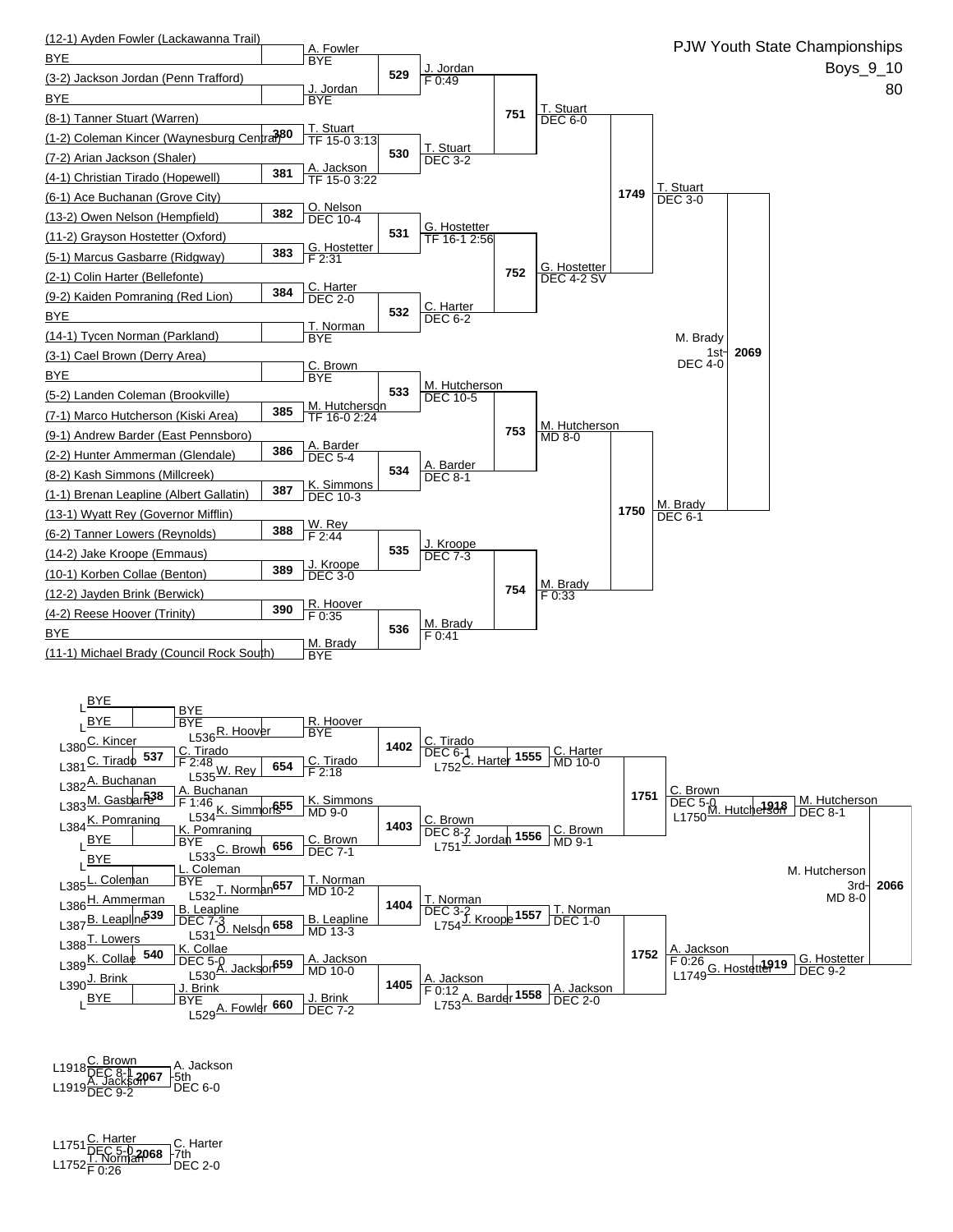# PJW Youth State Championships

Boys_9_10

80

## Championship Bracket

### First Round

| Bout | Wrestler 1 | Wrestler 2 | Winner | Result |
|---|---|---|---|---|
| | (12-1) Ayden Fowler (Lackawanna Trail) | BYE | A. Fowler | BYE |
| | (3-2) Jackson Jordan (Penn Trafford) | BYE | J. Jordan | BYE |
| 380 | (8-1) Tanner Stuart (Warren) | (1-2) Coleman Kincer (Waynesburg Central) | T. Stuart | TF 15-0 3:13 |
| 381 | (7-2) Arian Jackson (Shaler) | (4-1) Christian Tirado (Hopewell) | A. Jackson | TF 15-0 3:22 |
| 382 | (6-1) Ace Buchanan (Grove City) | (13-2) Owen Nelson (Hempfield) | O. Nelson | DEC 10-4 |
| 383 | (11-2) Grayson Hostetter (Oxford) | (5-1) Marcus Gasbarre (Ridgway) | G. Hostetter | F 2:31 |
| 384 | (2-1) Colin Harter (Bellefonte) | (9-2) Kaiden Pomraning (Red Lion) | C. Harter | DEC 2-0 |
| | BYE | (14-1) Tycen Norman (Parkland) | T. Norman | BYE |
| | (3-1) Cael Brown (Derry Area) | BYE | C. Brown | BYE |
| 385 | (5-2) Landen Coleman (Brookville) | (7-1) Marco Hutcherson (Kiski Area) | M. Hutcherson | TF 16-0 2:24 |
| 386 | (9-1) Andrew Barder (East Pennsboro) | (2-2) Hunter Ammerman (Glendale) | A. Barder | DEC 5-4 |
| 387 | (8-2) Kash Simmons (Millcreek) | (1-1) Brenan Leapline (Albert Gallatin) | K. Simmons | DEC 10-3 |
| 388 | (13-1) Wyatt Rey (Governor Mifflin) | (6-2) Tanner Lowers (Reynolds) | W. Rey | F 2:44 |
| 389 | (14-2) Jake Kroope (Emmaus) | (10-1) Korben Collae (Benton) | J. Kroope | DEC 3-0 |
| 390 | (12-2) Jayden Brink (Berwick) | (4-2) Reese Hoover (Trinity) | R. Hoover | F 0:35 |
| | BYE | (11-1) Michael Brady (Council Rock South) | M. Brady | BYE |

### Second Round

| Bout | Winner | Result |
|---|---|---|
| 529 | J. Jordan | F 0:49 |
| 530 | T. Stuart | DEC 3-2 |
| 531 | G. Hostetter | TF 16-1 2:56 |
| 532 | C. Harter | DEC 6-2 |
| 533 | M. Hutcherson | DEC 10-5 |
| 534 | A. Barder | DEC 8-1 |
| 535 | J. Kroope | DEC 7-3 |
| 536 | M. Brady | F 0:41 |

### Quarterfinals

| Bout | Winner | Result |
|---|---|---|
| 751 | T. Stuart | DEC 6-0 |
| 752 | G. Hostetter | DEC 4-2 SV |
| 753 | M. Hutcherson | MD 8-0 |
| 754 | M. Brady | F 0:33 |

### Semifinals

| Bout | Winner | Result |
|---|---|---|
| 1749 | T. Stuart | DEC 3-0 |
| 1750 | M. Brady | DEC 6-1 |

### Final

| Bout | Winner | Place | Result |
|---|---|---|---|
| 2069 | M. Brady | 1st | DEC 4-0 |

## Consolation Bracket

| Bout | Wrestler 1 | Wrestler 2 | Winner | Result |
|---|---|---|---|---|
| | L BYE | L BYE | BYE | BYE |
| 537 | L380 C. Kincer | L381 C. Tirado | C. Tirado | F 2:48 |
| 538 | L382 A. Buchanan | L383 M. Gasbarre | A. Buchanan | F 1:46 |
| | L384 K. Pomraning | L BYE | K. Pomraning | BYE |
| | L BYE | L385 L. Coleman | L. Coleman | BYE |
| 539 | L386 H. Ammerman | L387 B. Leapline | B. Leapline | DEC 7-3 |
| 540 | L388 T. Lowers | L389 K. Collae | K. Collae | DEC 5-0 |
| | L390 J. Brink | L BYE | J. Brink | BYE |
| | BYE | L536 R. Hoover | R. Hoover | BYE |
| 654 | C. Tirado | L535 W. Rey | C. Tirado | F 2:18 |
| 655 | A. Buchanan | L534 K. Simmons | K. Simmons | MD 9-0 |
| 656 | K. Pomraning | L533 C. Brown | C. Brown | DEC 7-1 |
| 657 | L. Coleman | L532 T. Norman | T. Norman | MD 10-2 |
| 658 | B. Leapline | L531 O. Nelson | B. Leapline | MD 13-3 |
| 659 | K. Collae | L530 A. Jackson | A. Jackson | MD 10-0 |
| 660 | J. Brink | L529 A. Fowler | J. Brink | DEC 7-2 |
| 1402 | R. Hoover | C. Tirado | C. Tirado | DEC 6-1 |
| 1403 | K. Simmons | C. Brown | C. Brown | DEC 8-2 |
| 1404 | T. Norman | B. Leapline | T. Norman | DEC 3-2 |
| 1405 | A. Jackson | J. Brink | A. Jackson | F 0:12 |
| 1555 | C. Tirado | L752 C. Harter | C. Harter | MD 10-0 |
| 1556 | C. Brown | L751 J. Jordan | C. Brown | MD 9-1 |
| 1557 | T. Norman | L754 J. Kroope | T. Norman | DEC 1-0 |
| 1558 | A. Jackson | L753 A. Barder | A. Jackson | DEC 2-0 |
| 1751 | C. Harter | C. Brown | C. Brown | DEC 5-0 |
| 1752 | T. Norman | A. Jackson | A. Jackson | F 0:26 |
| 1918 | C. Brown | L1750 M. Hutcherson | M. Hutcherson | DEC 8-1 |
| 1919 | A. Jackson | L1749 G. Hostetter | G. Hostetter | DEC 9-2 |
| 2066 | M. Hutcherson | G. Hostetter | M. Hutcherson (3rd) | MD 8-0 |

## 5th Place

| Bout | Wrestler 1 | Wrestler 2 | Winner | Place | Result |
|---|---|---|---|---|---|
| 2067 | L1918 C. Brown (DEC 8-1) | L1919 A. Jackson (DEC 9-2) | A. Jackson | 5th | DEC 6-0 |

## 7th Place

| Bout | Wrestler 1 | Wrestler 2 | Winner | Place | Result |
|---|---|---|---|---|---|
| 2068 | L1751 C. Harter (DEC 5-0) | L1752 T. Norman (F 0:26) | C. Harter | 7th | DEC 2-0 |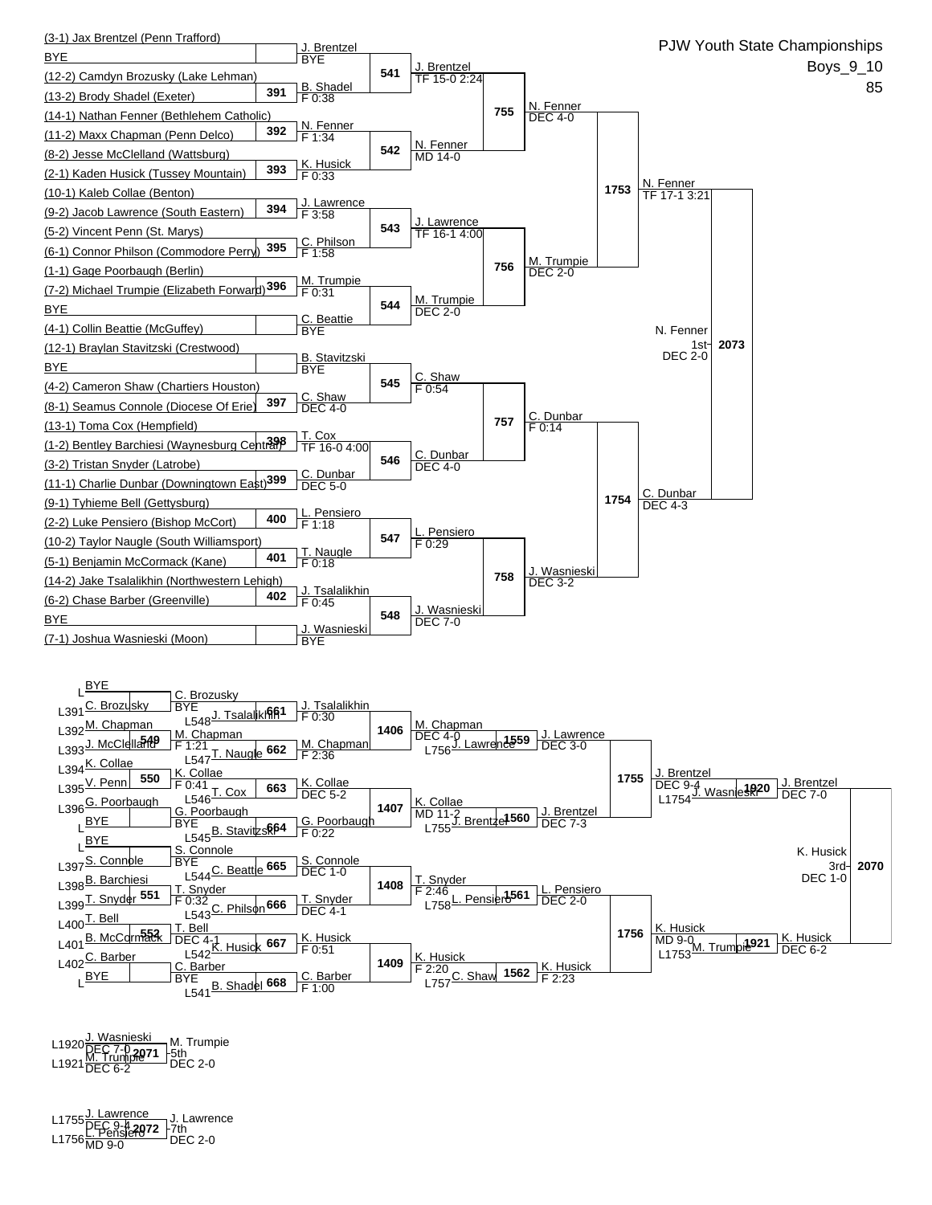# PJW Youth State Championships

Boys_9_10

85

## Championship Bracket

### First Round

| Bout | Wrestler 1 | Wrestler 2 | Winner | Result |
|---|---|---|---|---|
| | (3-1) Jax Brentzel (Penn Trafford) | BYE | J. Brentzel | BYE |
| 391 | (12-2) Camdyn Brozusky (Lake Lehman) | (13-2) Brody Shadel (Exeter) | B. Shadel | F 0:38 |
| 392 | (14-1) Nathan Fenner (Bethlehem Catholic) | (11-2) Maxx Chapman (Penn Delco) | N. Fenner | F 1:34 |
| 393 | (8-2) Jesse McClelland (Wattsburg) | (2-1) Kaden Husick (Tussey Mountain) | K. Husick | F 0:33 |
| 394 | (10-1) Kaleb Collae (Benton) | (9-2) Jacob Lawrence (South Eastern) | J. Lawrence | F 3:58 |
| 395 | (5-2) Vincent Penn (St. Marys) | (6-1) Connor Philson (Commodore Perry) | C. Philson | F 1:58 |
| 396 | (1-1) Gage Poorbaugh (Berlin) | (7-2) Michael Trumpie (Elizabeth Forward) | M. Trumpie | F 0:31 |
| | BYE | (4-1) Collin Beattie (McGuffey) | C. Beattie | BYE |
| | (12-1) Braylan Stavitzski (Crestwood) | BYE | B. Stavitzski | BYE |
| 397 | (4-2) Cameron Shaw (Chartiers Houston) | (8-1) Seamus Connole (Diocese Of Erie) | C. Shaw | DEC 4-0 |
| 398 | (13-1) Toma Cox (Hempfield) | (1-2) Bentley Barchiesi (Waynesburg Central) | T. Cox | TF 16-0 4:00 |
| 399 | (3-2) Tristan Snyder (Latrobe) | (11-1) Charlie Dunbar (Downingtown East) | C. Dunbar | DEC 5-0 |
| 400 | (9-1) Tyhieme Bell (Gettysburg) | (2-2) Luke Pensiero (Bishop McCort) | L. Pensiero | F 1:18 |
| 401 | (10-2) Taylor Naugle (South Williamsport) | (5-1) Benjamin McCormack (Kane) | T. Naugle | F 0:18 |
| 402 | (14-2) Jake Tsalalikhin (Northwestern Lehigh) | (6-2) Chase Barber (Greenville) | J. Tsalalikhin | F 0:45 |
| | BYE | (7-1) Joshua Wasnieski (Moon) | J. Wasnieski | BYE |

### Second Round

| Bout | Winner | Result |
|---|---|---|
| 541 | J. Brentzel | TF 15-0 2:24 |
| 542 | N. Fenner | MD 14-0 |
| 543 | J. Lawrence | TF 16-1 4:00 |
| 544 | M. Trumpie | DEC 2-0 |
| 545 | C. Shaw | F 0:54 |
| 546 | C. Dunbar | DEC 4-0 |
| 547 | L. Pensiero | F 0:29 |
| 548 | J. Wasnieski | DEC 7-0 |

### Quarterfinals

| Bout | Winner | Result |
|---|---|---|
| 755 | N. Fenner | DEC 4-0 |
| 756 | M. Trumpie | DEC 2-0 |
| 757 | C. Dunbar | F 0:14 |
| 758 | J. Wasnieski | DEC 3-2 |

### Semifinals

| Bout | Winner | Result |
|---|---|---|
| 1753 | N. Fenner | TF 17-1 3:21 |
| 1754 | C. Dunbar | DEC 4-3 |

### Final

| Bout | Winner | Place | Result |
|---|---|---|---|
| 2073 | N. Fenner | 1st | DEC 2-0 |

## Consolation Bracket

### Consolation Round 1

| Bout | Wrestler 1 | Wrestler 2 | Winner | Result |
|---|---|---|---|---|
| | BYE (L) | C. Brozusky (L391) | C. Brozusky | BYE |
| 549 | M. Chapman (L392) | J. McClelland (L393) | M. Chapman | F 1:21 |
| 550 | K. Collae (L394) | V. Penn (L395) | K. Collae | F 0:41 |
| | G. Poorbaugh (L396) | BYE (L) | G. Poorbaugh | BYE |
| | BYE (L) | S. Connole (L397) | S. Connole | BYE |
| 551 | B. Barchiesi (L398) | T. Snyder (L399) | T. Snyder | F 0:32 |
| 552 | T. Bell (L400) | B. McCormack (L401) | T. Bell | DEC 4-1 |
| | C. Barber (L402) | BYE (L) | C. Barber | BYE |

### Consolation Round 2

| Bout | Wrestler 1 | Wrestler 2 | Winner | Result |
|---|---|---|---|---|
| 661 | C. Brozusky | J. Tsalalikhin (L548) | J. Tsalalikhin | F 0:30 |
| 662 | M. Chapman | T. Naugle (L547) | M. Chapman | F 2:36 |
| 663 | K. Collae | T. Cox (L546) | K. Collae | DEC 5-2 |
| 664 | G. Poorbaugh | B. Stavitzski (L545) | G. Poorbaugh | F 0:22 |
| 665 | S. Connole | C. Beattie (L544) | S. Connole | DEC 1-0 |
| 666 | T. Snyder | C. Philson (L543) | T. Snyder | DEC 4-1 |
| 667 | T. Bell | K. Husick (L542) | K. Husick | F 0:51 |
| 668 | C. Barber | B. Shadel (L541) | C. Barber | F 1:00 |

### Consolation Round 3

| Bout | Winner | Result |
|---|---|---|
| 1406 | M. Chapman | DEC 4-0 |
| 1407 | K. Collae | MD 11-2 |
| 1408 | T. Snyder | F 2:46 |
| 1409 | K. Husick | F 2:20 |

### Consolation Round 4

| Bout | Wrestler 1 | Wrestler 2 | Winner | Result |
|---|---|---|---|---|
| 1559 | M. Chapman | J. Lawrence (L756) | J. Lawrence | DEC 3-0 |
| 1560 | K. Collae | J. Brentzel (L755) | J. Brentzel | DEC 7-3 |
| 1561 | T. Snyder | L. Pensiero (L758) | L. Pensiero | DEC 2-0 |
| 1562 | K. Husick | C. Shaw (L757) | K. Husick | F 2:23 |

### Consolation Quarterfinals

| Bout | Winner | Result |
|---|---|---|
| 1755 | J. Brentzel | DEC 9-4 |
| 1756 | K. Husick | MD 9-0 |

### Consolation Semifinals

| Bout | Wrestler 1 | Wrestler 2 | Winner | Result |
|---|---|---|---|---|
| 1920 | J. Brentzel | J. Wasnieski (L1754) | J. Brentzel | DEC 7-0 |
| 1921 | K. Husick | M. Trumpie (L1753) | K. Husick | DEC 6-2 |

### 3rd Place

| Bout | Winner | Place | Result |
|---|---|---|---|
| 2070 | K. Husick | 3rd | DEC 1-0 |

### 5th Place

| Bout | Wrestler 1 | Wrestler 2 | Winner | Place | Result |
|---|---|---|---|---|---|
| 2071 | J. Wasnieski (L1920, DEC 7-0) | M. Trumpie (L1921, DEC 6-2) | M. Trumpie | 5th | DEC 2-0 |

### 7th Place

| Bout | Wrestler 1 | Wrestler 2 | Winner | Place | Result |
|---|---|---|---|---|---|
| 2072 | J. Lawrence (L1755, DEC 9-4) | L. Pensiero (L1756, MD 9-0) | J. Lawrence | 7th | DEC 2-0 |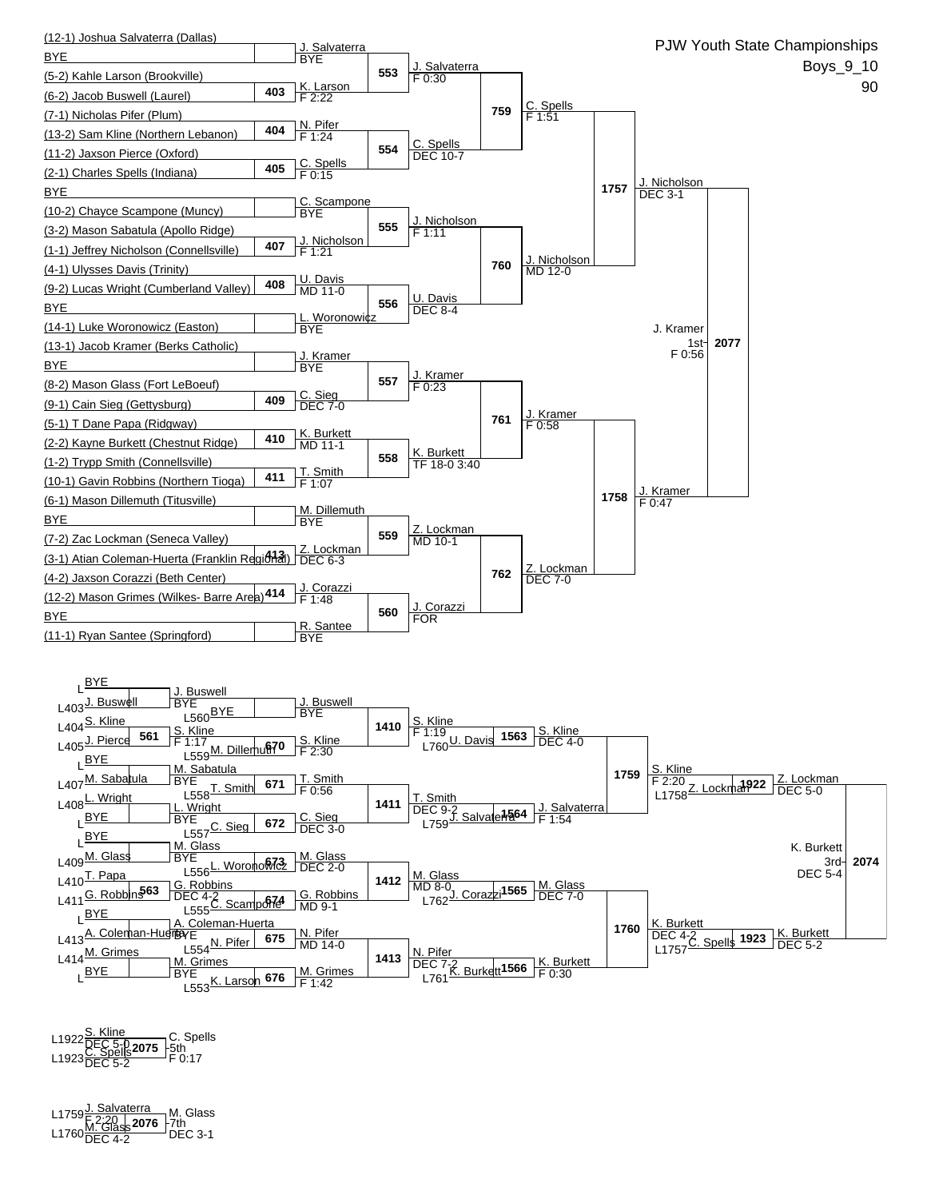# PJW Youth State Championships

Boys_9_10

90

## Championship Bracket

### First Round

| Bout | Wrestler 1 | Wrestler 2 | Winner | Result |
|---|---|---|---|---|
| | (12-1) Joshua Salvaterra (Dallas) | BYE | J. Salvaterra | BYE |
| 403 | (5-2) Kahle Larson (Brookville) | (6-2) Jacob Buswell (Laurel) | K. Larson | F 2:22 |
| 404 | (7-1) Nicholas Pifer (Plum) | (13-2) Sam Kline (Northern Lebanon) | N. Pifer | F 1:24 |
| 405 | (11-2) Jaxson Pierce (Oxford) | (2-1) Charles Spells (Indiana) | C. Spells | F 0:15 |
| | BYE | (10-2) Chayce Scampone (Muncy) | C. Scampone | BYE |
| 407 | (3-2) Mason Sabatula (Apollo Ridge) | (1-1) Jeffrey Nicholson (Connellsville) | J. Nicholson | F 1:21 |
| 408 | (4-1) Ulysses Davis (Trinity) | (9-2) Lucas Wright (Cumberland Valley) | U. Davis | MD 11-0 |
| | BYE | (14-1) Luke Woronowicz (Easton) | L. Woronowicz | BYE |
| | (13-1) Jacob Kramer (Berks Catholic) | BYE | J. Kramer | BYE |
| 409 | (8-2) Mason Glass (Fort LeBoeuf) | (9-1) Cain Sieg (Gettysburg) | C. Sieg | DEC 7-0 |
| 410 | (5-1) T Dane Papa (Ridgway) | (2-2) Kayne Burkett (Chestnut Ridge) | K. Burkett | MD 11-1 |
| 411 | (1-2) Trypp Smith (Connellsville) | (10-1) Gavin Robbins (Northern Tioga) | T. Smith | F 1:07 |
| | (6-1) Mason Dillemuth (Titusville) | BYE | M. Dillemuth | BYE |
| 413 | (7-2) Zac Lockman (Seneca Valley) | (3-1) Atian Coleman-Huerta (Franklin Regional) | Z. Lockman | DEC 6-3 |
| 414 | (4-2) Jaxson Corazzi (Beth Center) | (12-2) Mason Grimes (Wilkes- Barre Area) | J. Corazzi | F 1:48 |
| | BYE | (11-1) Ryan Santee (Springford) | R. Santee | BYE |

### Second Round

| Bout | Winner | Result |
|---|---|---|
| 553 | J. Salvaterra | F 0:30 |
| 554 | C. Spells | DEC 10-7 |
| 555 | J. Nicholson | F 1:11 |
| 556 | U. Davis | DEC 8-4 |
| 557 | J. Kramer | F 0:23 |
| 558 | K. Burkett | TF 18-0 3:40 |
| 559 | Z. Lockman | MD 10-1 |
| 560 | J. Corazzi | FOR |

### Quarterfinals

| Bout | Winner | Result |
|---|---|---|
| 759 | C. Spells | F 1:51 |
| 760 | J. Nicholson | MD 12-0 |
| 761 | J. Kramer | F 0:58 |
| 762 | Z. Lockman | DEC 7-0 |

### Semifinals

| Bout | Winner | Result |
|---|---|---|
| 1757 | J. Nicholson | DEC 3-1 |
| 1758 | J. Kramer | F 0:47 |

### Final

| Bout | Winner | Result |
|---|---|---|
| 2077 | J. Kramer 1st | F 0:56 |

## Consolation Bracket

### Consolation Round 1

| Bout | Wrestler 1 | Wrestler 2 | Winner | Result |
|---|---|---|---|---|
| | L BYE | L403 J. Buswell | J. Buswell | BYE |
| 561 | L404 S. Kline | L405 J. Pierce | S. Kline | F 1:17 |
| | L BYE | L407 M. Sabatula | M. Sabatula | BYE |
| | L408 L. Wright | L BYE | L. Wright | BYE |
| | L BYE | L409 M. Glass | M. Glass | BYE |
| 563 | L410 T. Papa | L411 G. Robbins | G. Robbins | DEC 4-2 |
| | L BYE | L413 A. Coleman-Huerta | A. Coleman-Huerta | BYE |
| | L414 M. Grimes | L BYE | M. Grimes | BYE |

### Consolation Round 2

| Bout | Wrestler 1 | Wrestler 2 | Winner | Result |
|---|---|---|---|---|
| | J. Buswell | L560 BYE | J. Buswell | BYE |
| 670 | S. Kline | L559 M. Dillemuth | S. Kline | F 2:30 |
| 671 | M. Sabatula | L558 T. Smith | T. Smith | F 0:56 |
| 672 | L. Wright | L557 C. Sieg | C. Sieg | DEC 3-0 |
| 673 | M. Glass | L556 L. Woronowicz | M. Glass | DEC 2-0 |
| 674 | G. Robbins | L555 C. Scampone | G. Robbins | MD 9-1 |
| 675 | A. Coleman-Huerta | L554 N. Pifer | N. Pifer | MD 14-0 |
| 676 | M. Grimes | L553 K. Larson | M. Grimes | F 1:42 |

### Consolation Round 3

| Bout | Winner | Result |
|---|---|---|
| 1410 | S. Kline | F 1:19 |
| 1411 | T. Smith | DEC 9-2 |
| 1412 | M. Glass | MD 8-0 |
| 1413 | N. Pifer | DEC 7-2 |

### Consolation Round 4

| Bout | Wrestler 1 | Wrestler 2 | Winner | Result |
|---|---|---|---|---|
| 1563 | S. Kline | L760 U. Davis | S. Kline | DEC 4-0 |
| 1564 | T. Smith | L759 J. Salvaterra | J. Salvaterra | F 1:54 |
| 1565 | M. Glass | L762 J. Corazzi | M. Glass | DEC 7-0 |
| 1566 | N. Pifer | L761 K. Burkett | K. Burkett | F 0:30 |

### Consolation Quarterfinals

| Bout | Winner | Result |
|---|---|---|
| 1759 | S. Kline | F 2:20 |
| 1760 | K. Burkett | DEC 4-2 |

### Consolation Semifinals

| Bout | Wrestler 1 | Wrestler 2 | Winner | Result |
|---|---|---|---|---|
| 1922 | S. Kline | L1758 Z. Lockman | Z. Lockman | DEC 5-0 |
| 1923 | K. Burkett | L1757 C. Spells | K. Burkett | DEC 5-2 |

### 3rd Place

| Bout | Winner | Result |
|---|---|---|
| 2074 | K. Burkett 3rd | DEC 5-4 |

### 5th Place

| Bout | Wrestler 1 | Wrestler 2 | Winner | Result |
|---|---|---|---|---|
| 2075 | L1922 S. Kline (DEC 5-0) | L1923 C. Spells (DEC 5-2) | C. Spells 5th | F 0:17 |

### 7th Place

| Bout | Wrestler 1 | Wrestler 2 | Winner | Result |
|---|---|---|---|---|
| 2076 | L1759 J. Salvaterra (F 2:20) | L1760 M. Glass (DEC 4-2) | M. Glass 7th | DEC 3-1 |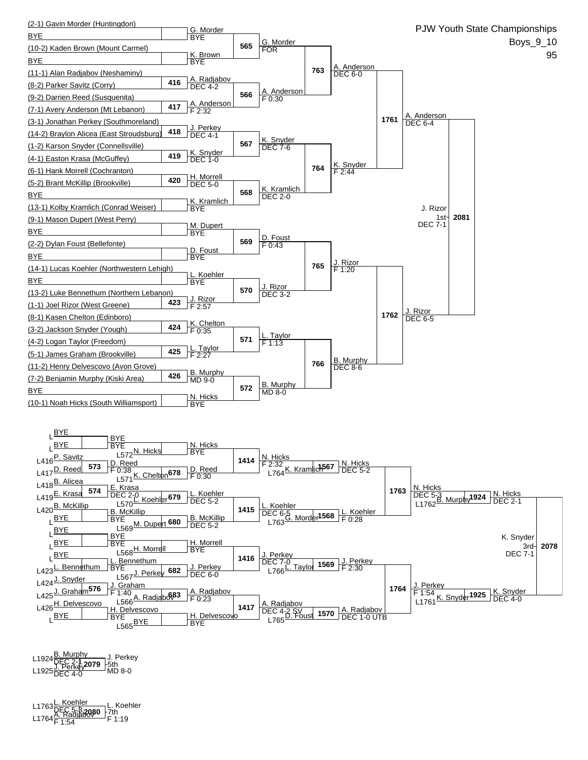# PJW Youth State Championships

Boys_9_10

95

## Championship Bracket

### First Round

| Bout | Wrestler 1 | Wrestler 2 | Winner | Result |
|---|---|---|---|---|
| | (2-1) Gavin Morder (Huntingdon) | BYE | G. Morder | BYE |
| | (10-2) Kaden Brown (Mount Carmel) | BYE | K. Brown | BYE |
| 416 | (11-1) Alan Radjabov (Neshaminy) | (8-2) Parker Savitz (Corry) | A. Radjabov | DEC 4-2 |
| 417 | (9-2) Darrien Reed (Susquenita) | (7-1) Avery Anderson (Mt Lebanon) | A. Anderson | F 2:32 |
| 418 | (3-1) Jonathan Perkey (Southmoreland) | (14-2) Braylon Alicea (East Stroudsburg) | J. Perkey | DEC 4-1 |
| 419 | (1-2) Karson Snyder (Connellsville) | (4-1) Easton Krasa (McGuffey) | K. Snyder | DEC 1-0 |
| 420 | (6-1) Hank Morrell (Cochranton) | (5-2) Brant McKillip (Brookville) | H. Morrell | DEC 5-0 |
| | BYE | (13-1) Kolby Kramlich (Conrad Weiser) | K. Kramlich | BYE |
| | (9-1) Mason Dupert (West Perry) | BYE | M. Dupert | BYE |
| | (2-2) Dylan Foust (Bellefonte) | BYE | D. Foust | BYE |
| | (14-1) Lucas Koehler (Northwestern Lehigh) | BYE | L. Koehler | BYE |
| 423 | (13-2) Luke Bennethum (Northern Lebanon) | (1-1) Joel Rizor (West Greene) | J. Rizor | F 2:57 |
| 424 | (8-1) Kasen Chelton (Edinboro) | (3-2) Jackson Snyder (Yough) | K. Chelton | F 0:35 |
| 425 | (4-2) Logan Taylor (Freedom) | (5-1) James Graham (Brookville) | L. Taylor | F 2:27 |
| 426 | (11-2) Henry Delvescovo (Avon Grove) | (7-2) Benjamin Murphy (Kiski Area) | B. Murphy | MD 9-0 |
| | BYE | (10-1) Noah Hicks (South Williamsport) | N. Hicks | BYE |

### Second Round

| Bout | Winner | Result |
|---|---|---|
| 565 | G. Morder | FOR |
| 566 | A. Anderson | F 0:30 |
| 567 | K. Snyder | DEC 7-6 |
| 568 | K. Kramlich | DEC 2-0 |
| 569 | D. Foust | F 0:43 |
| 570 | J. Rizor | DEC 3-2 |
| 571 | L. Taylor | F 1:13 |
| 572 | B. Murphy | MD 8-0 |

### Quarterfinals

| Bout | Winner | Result |
|---|---|---|
| 763 | A. Anderson | DEC 6-0 |
| 764 | K. Snyder | F 2:44 |
| 765 | J. Rizor | F 1:20 |
| 766 | B. Murphy | DEC 8-6 |

### Semifinals

| Bout | Winner | Result |
|---|---|---|
| 1761 | A. Anderson | DEC 6-4 |
| 1762 | J. Rizor | DEC 6-5 |

### Final

| Bout | Winner | Place | Result |
|---|---|---|---|
| 2081 | J. Rizor | 1st | DEC 7-1 |

## Consolation Bracket

### Consolation Round 1

| Bout | Wrestler 1 | Wrestler 2 | Winner | Result |
|---|---|---|---|---|
| | L BYE | L BYE | BYE | BYE |
| 573 | L416 P. Savitz | L417 D. Reed | D. Reed | F 0:38 |
| 574 | L418 B. Alicea | L419 E. Krasa | E. Krasa | DEC 2-0 |
| | L420 B. McKillip | L BYE | B. McKillip | BYE |
| | L BYE | L BYE | BYE | BYE |
| | L BYE | L423 L. Bennethum | L. Bennethum | BYE |
| 576 | L424 J. Snyder | L425 J. Graham | J. Graham | F 1:40 |
| | L426 H. Delvescovo | L BYE | H. Delvescovo | BYE |

### Consolation Round 2

| Bout | Wrestler 1 | Wrestler 2 | Winner | Result |
|---|---|---|---|---|
| | BYE | L572 N. Hicks | N. Hicks | BYE |
| 678 | D. Reed | L571 K. Chelton | D. Reed | F 0:30 |
| 679 | E. Krasa | L570 L. Koehler | L. Koehler | DEC 5-2 |
| 680 | B. McKillip | L569 M. Dupert | B. McKillip | DEC 5-2 |
| | BYE | L568 H. Morrell | H. Morrell | BYE |
| 682 | L. Bennethum | L567 J. Perkey | J. Perkey | DEC 6-0 |
| 683 | J. Graham | L566 A. Radjabov | A. Radjabov | F 0:23 |
| | H. Delvescovo | L565 BYE | H. Delvescovo | BYE |

### Consolation Round 3

| Bout | Winner | Result |
|---|---|---|
| 1414 | N. Hicks | F 2:32 |
| 1415 | L. Koehler | DEC 6-5 |
| 1416 | J. Perkey | DEC 7-0 |
| 1417 | A. Radjabov | DEC 4-2 SV |

### Consolation Round 4

| Bout | Wrestler 1 | Wrestler 2 | Winner | Result |
|---|---|---|---|---|
| 1567 | N. Hicks | L764 K. Kramlich | N. Hicks | DEC 5-2 |
| 1568 | L. Koehler | L763 G. Morder | L. Koehler | F 0:28 |
| 1569 | J. Perkey | L766 L. Taylor | J. Perkey | F 2:30 |
| 1570 | A. Radjabov | L765 D. Foust | A. Radjabov | DEC 1-0 UTB |

### Consolation Quarterfinals

| Bout | Winner | Result |
|---|---|---|
| 1763 | N. Hicks | DEC 5-3 |
| 1764 | J. Perkey | F 1:54 |

### Consolation Semifinals

| Bout | Wrestler 1 | Wrestler 2 | Winner | Result |
|---|---|---|---|---|
| 1924 | N. Hicks | L1762 B. Murphy | N. Hicks | DEC 2-1 |
| 1925 | J. Perkey | L1761 K. Snyder | K. Snyder | DEC 4-0 |

### 3rd Place

| Bout | Winner | Place | Result |
|---|---|---|---|
| 2078 | K. Snyder | 3rd | DEC 7-1 |

### 5th Place

| Bout | Wrestler 1 | Wrestler 2 | Winner | Place | Result |
|---|---|---|---|---|---|
| 2079 | L1924 B. Murphy (DEC 2-1) | L1925 J. Perkey (DEC 4-0) | J. Perkey | 5th | MD 8-0 |

### 7th Place

| Bout | Wrestler 1 | Wrestler 2 | Winner | Place | Result |
|---|---|---|---|---|---|
| 2080 | L1763 L. Koehler (DEC 5-3) | L1764 A. Radjabov (F 1:54) | L. Koehler | 7th | F 1:19 |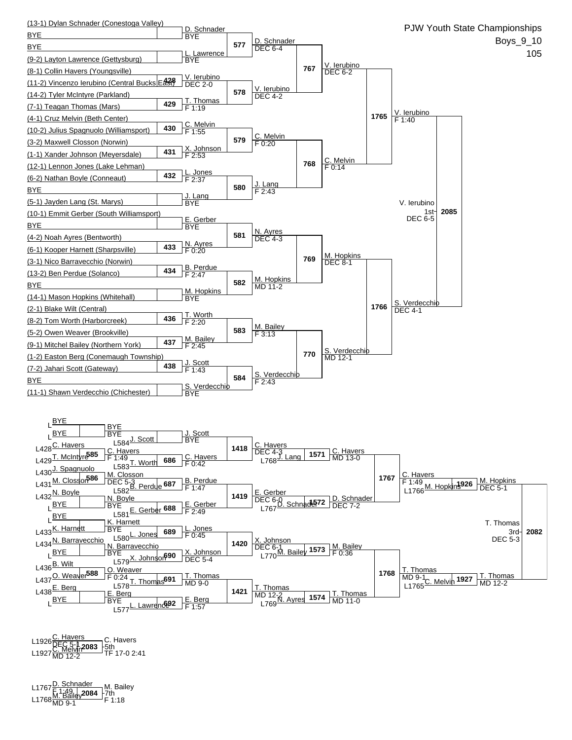# PJW Youth State Championships

Boys_9_10

105

## Championship Bracket

### First Round

| Bout | Wrestler | Wrestler | Result |
|---|---|---|---|
| | (13-1) Dylan Schnader (Conestoga Valley) | BYE | D. Schnader BYE |
| | BYE | (9-2) Layton Lawrence (Gettysburg) | L. Lawrence BYE |
| 428 | (8-1) Collin Havers (Youngsville) | (11-2) Vincenzo Ierubino (Central Bucks East) | V. Ierubino DEC 2-0 |
| 429 | (14-2) Tyler McIntyre (Parkland) | (7-1) Teagan Thomas (Mars) | T. Thomas F 1:19 |
| 430 | (4-1) Cruz Melvin (Beth Center) | (10-2) Julius Spagnuolo (Williamsport) | C. Melvin F 1:55 |
| 431 | (3-2) Maxwell Closson (Norwin) | (1-1) Xander Johnson (Meyersdale) | X. Johnson F 2:53 |
| 432 | (12-1) Lennon Jones (Lake Lehman) | (6-2) Nathan Boyle (Conneaut) | L. Jones F 2:37 |
| | BYE | (5-1) Jayden Lang (St. Marys) | J. Lang BYE |
| | (10-1) Emmit Gerber (South Williamsport) | BYE | E. Gerber BYE |
| 433 | (4-2) Noah Ayres (Bentworth) | (6-1) Kooper Harnett (Sharpsville) | N. Ayres F 0:20 |
| 434 | (3-1) Nico Barravecchio (Norwin) | (13-2) Ben Perdue (Solanco) | B. Perdue F 2:47 |
| | BYE | (14-1) Mason Hopkins (Whitehall) | M. Hopkins BYE |
| 436 | (2-1) Blake Wilt (Central) | (8-2) Tom Worth (Harborcreek) | T. Worth F 2:20 |
| 437 | (5-2) Owen Weaver (Brookville) | (9-1) Mitchel Bailey (Northern York) | M. Bailey F 2:45 |
| 438 | (1-2) Easton Berg (Conemaugh Township) | (7-2) Jahari Scott (Gateway) | J. Scott F 1:43 |
| | BYE | (11-1) Shawn Verdecchio (Chichester) | S. Verdecchio BYE |

### Second Round

| Bout | Result |
|---|---|
| 577 | D. Schnader DEC 6-4 |
| 578 | V. Ierubino DEC 4-2 |
| 579 | C. Melvin F 0:20 |
| 580 | J. Lang F 2:43 |
| 581 | N. Ayres DEC 4-3 |
| 582 | M. Hopkins MD 11-2 |
| 583 | M. Bailey F 3:13 |
| 584 | S. Verdecchio F 2:43 |

### Quarterfinals

| Bout | Result |
|---|---|
| 767 | V. Ierubino DEC 6-2 |
| 768 | C. Melvin F 0:14 |
| 769 | M. Hopkins DEC 8-1 |
| 770 | S. Verdecchio MD 12-1 |

### Semifinals

| Bout | Result |
|---|---|
| 1765 | V. Ierubino F 1:40 |
| 1766 | S. Verdecchio DEC 4-1 |

### Final

| Bout | Result |
|---|---|
| 2085 | V. Ierubino 1st DEC 6-5 |

## Consolation Bracket

### Consolation Round 1

| Bout | Wrestler | Wrestler | Result |
|---|---|---|---|
| | L BYE | L BYE | BYE BYE |
| 585 | L428 C. Havers | L429 T. McIntyre | C. Havers F 1:49 |
| 586 | L430 J. Spagnuolo | L431 M. Closson | M. Closson DEC 5-3 |
| | L432 N. Boyle | L BYE | N. Boyle BYE |
| | L BYE | L433 K. Harnett | K. Harnett BYE |
| | L434 N. Barravecchio | L BYE | N. Barravecchio BYE |
| 588 | L436 B. Wilt | L437 O. Weaver | O. Weaver F 0:24 |
| | L438 E. Berg | L BYE | E. Berg BYE |

### Consolation Round 2

| Bout | Wrestler | Wrestler | Result |
|---|---|---|---|
| | BYE | L584 J. Scott | J. Scott BYE |
| 686 | C. Havers | L583 T. Worth | C. Havers F 0:42 |
| 687 | M. Closson | L582 B. Perdue | B. Perdue F 1:47 |
| 688 | N. Boyle | L581 E. Gerber | E. Gerber F 2:49 |
| 689 | K. Harnett | L580 L. Jones | L. Jones F 0:45 |
| 690 | N. Barravecchio | L579 X. Johnson | X. Johnson DEC 5-4 |
| 691 | O. Weaver | L578 T. Thomas | T. Thomas MD 9-0 |
| 692 | E. Berg | L577 L. Lawrence | E. Berg F 1:57 |

### Consolation Round 3

| Bout | Result |
|---|---|
| 1418 | C. Havers DEC 4-3 |
| 1419 | E. Gerber DEC 6-0 |
| 1420 | X. Johnson DEC 6-1 |
| 1421 | T. Thomas MD 12-2 |

### Consolation Round 4

| Bout | Wrestler | Wrestler | Result |
|---|---|---|---|
| 1571 | C. Havers | L768 J. Lang | C. Havers MD 13-0 |
| 1572 | E. Gerber | L767 D. Schnader | D. Schnader DEC 7-2 |
| 1573 | X. Johnson | L770 M. Bailey | M. Bailey F 0:36 |
| 1574 | T. Thomas | L769 N. Ayres | T. Thomas MD 11-0 |

### Consolation Quarterfinals

| Bout | Result |
|---|---|
| 1767 | C. Havers F 1:49 |
| 1768 | T. Thomas MD 9-1 |

### Consolation Semifinals

| Bout | Wrestler | Wrestler | Result |
|---|---|---|---|
| 1926 | C. Havers | L1766 M. Hopkins | M. Hopkins DEC 5-1 |
| 1927 | T. Thomas | L1765 C. Melvin | T. Thomas MD 12-2 |

### 3rd Place

| Bout | Result |
|---|---|
| 2082 | T. Thomas 3rd DEC 5-3 |

### 5th Place

| Bout | Wrestler | Wrestler | Result |
|---|---|---|---|
| 2083 | L1926 C. Havers (DEC 5-1) | L1927 C. Melvin (MD 12-2) | C. Havers 5th TF 17-0 2:41 |

### 7th Place

| Bout | Wrestler | Wrestler | Result |
|---|---|---|---|
| 2084 | L1767 D. Schnader (F 1:49) | L1768 M. Bailey (MD 9-1) | M. Bailey 7th F 1:18 |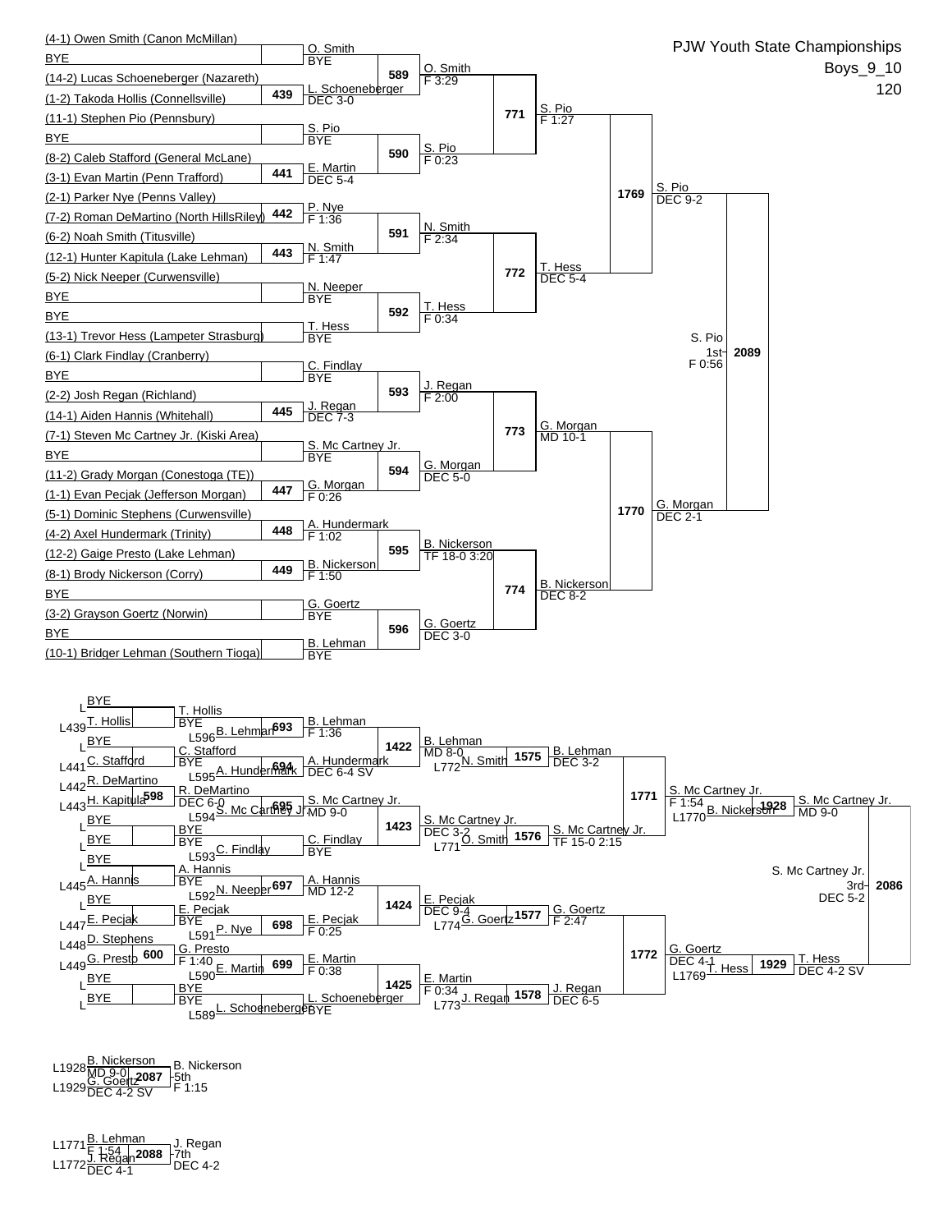# PJW Youth State Championships

Boys_9_10

120

## Championship Bracket

### First Round

| Bout | Wrestler 1 | Wrestler 2 | Winner | Result |
|---|---|---|---|---|
| | (4-1) Owen Smith (Canon McMillan) | BYE | O. Smith | BYE |
| 439 | (14-2) Lucas Schoeneberger (Nazareth) | (1-2) Takoda Hollis (Connellsville) | L. Schoeneberger | DEC 3-0 |
| | (11-1) Stephen Pio (Pennsbury) | BYE | S. Pio | BYE |
| 441 | (8-2) Caleb Stafford (General McLane) | (3-1) Evan Martin (Penn Trafford) | E. Martin | DEC 5-4 |
| 442 | (2-1) Parker Nye (Penns Valley) | (7-2) Roman DeMartino (North HillsRiley) | P. Nye | F 1:36 |
| 443 | (6-2) Noah Smith (Titusville) | (12-1) Hunter Kapitula (Lake Lehman) | N. Smith | F 1:47 |
| | (5-2) Nick Neeper (Curwensville) | BYE | N. Neeper | BYE |
| | BYE | (13-1) Trevor Hess (Lampeter Strasburg) | T. Hess | BYE |
| | (6-1) Clark Findlay (Cranberry) | BYE | C. Findlay | BYE |
| 445 | (2-2) Josh Regan (Richland) | (14-1) Aiden Hannis (Whitehall) | J. Regan | DEC 7-3 |
| | (7-1) Steven Mc Cartney Jr. (Kiski Area) | BYE | S. Mc Cartney Jr. | BYE |
| 447 | (11-2) Grady Morgan (Conestoga (TE)) | (1-1) Evan Pecjak (Jefferson Morgan) | G. Morgan | F 0:26 |
| 448 | (5-1) Dominic Stephens (Curwensville) | (4-2) Axel Hundermark (Trinity) | A. Hundermark | F 1:02 |
| 449 | (12-2) Gaige Presto (Lake Lehman) | (8-1) Brody Nickerson (Corry) | B. Nickerson | F 1:50 |
| | BYE | (3-2) Grayson Goertz (Norwin) | G. Goertz | BYE |
| | BYE | (10-1) Bridger Lehman (Southern Tioga) | B. Lehman | BYE |

### Second Round

| Bout | Winner | Result |
|---|---|---|
| 589 | O. Smith | F 3:29 |
| 590 | S. Pio | F 0:23 |
| 591 | N. Smith | F 2:34 |
| 592 | T. Hess | F 0:34 |
| 593 | J. Regan | F 2:00 |
| 594 | G. Morgan | DEC 5-0 |
| 595 | B. Nickerson | TF 18-0 3:20 |
| 596 | G. Goertz | DEC 3-0 |

### Quarterfinals

| Bout | Winner | Result |
|---|---|---|
| 771 | S. Pio | F 1:27 |
| 772 | T. Hess | DEC 5-4 |
| 773 | G. Morgan | MD 10-1 |
| 774 | B. Nickerson | DEC 8-2 |

### Semifinals

| Bout | Winner | Result |
|---|---|---|
| 1769 | S. Pio | DEC 9-2 |
| 1770 | G. Morgan | DEC 2-1 |

### Final

| Bout | Winner | Place | Result |
|---|---|---|---|
| 2089 | S. Pio | 1st | F 0:56 |

## Consolation Bracket

| Bout | Wrestler 1 | Wrestler 2 | Winner | Result |
|---|---|---|---|---|
| | L BYE | L439 T. Hollis | T. Hollis | BYE |
| | L BYE | L441 C. Stafford | C. Stafford | BYE |
| 598 | L442 R. DeMartino | L443 H. Kapitula | R. DeMartino | DEC 6-0 |
| | L BYE | L BYE | BYE | BYE |
| | L BYE | L445 A. Hannis | A. Hannis | BYE |
| | L BYE | L447 E. Pecjak | E. Pecjak | BYE |
| 600 | L448 D. Stephens | L449 G. Presto | G. Presto | F 1:40 |
| | L BYE | L BYE | BYE | BYE |
| 693 | T. Hollis | L596 B. Lehman | B. Lehman | F 1:36 |
| 694 | C. Stafford | L595 A. Hundermark | A. Hundermark | DEC 6-4 SV |
| 695 | R. DeMartino | L594 S. Mc Cartney Jr. | S. Mc Cartney Jr. | MD 9-0 |
| | BYE | L593 C. Findlay | C. Findlay | BYE |
| 697 | A. Hannis | L592 N. Neeper | A. Hannis | MD 12-2 |
| 698 | E. Pecjak | L591 P. Nye | E. Pecjak | F 0:25 |
| 699 | G. Presto | L590 E. Martin | E. Martin | F 0:38 |
| | BYE | L589 L. Schoeneberger | L. Schoeneberger | BYE |
| 1422 | B. Lehman | A. Hundermark | B. Lehman | MD 8-0 |
| 1423 | S. Mc Cartney Jr. | C. Findlay | S. Mc Cartney Jr. | DEC 3-2 |
| 1424 | A. Hannis | E. Pecjak | E. Pecjak | DEC 9-4 |
| 1425 | E. Martin | L. Schoeneberger | E. Martin | F 0:34 |
| 1575 | B. Lehman | L772 N. Smith | B. Lehman | DEC 3-2 |
| 1576 | S. Mc Cartney Jr. | L771 O. Smith | S. Mc Cartney Jr. | TF 15-0 2:15 |
| 1577 | E. Pecjak | L774 G. Goertz | G. Goertz | F 2:47 |
| 1578 | E. Martin | L773 J. Regan | J. Regan | DEC 6-5 |
| 1771 | B. Lehman | S. Mc Cartney Jr. | S. Mc Cartney Jr. | F 1:54 |
| 1772 | G. Goertz | J. Regan | G. Goertz | DEC 4-1 |
| 1928 | S. Mc Cartney Jr. | L1770 B. Nickerson | S. Mc Cartney Jr. | MD 9-0 |
| 1929 | G. Goertz | L1769 T. Hess | T. Hess | DEC 4-2 SV |

### 3rd Place

| Bout | Winner | Place | Result |
|---|---|---|---|
| 2086 | S. Mc Cartney Jr. | 3rd | DEC 5-2 |

### 5th Place

| Bout | Wrestler 1 | Wrestler 2 | Winner | Place | Result |
|---|---|---|---|---|---|
| 2087 | L1928 B. Nickerson (MD 9-0) | L1929 G. Goertz (DEC 4-2 SV) | B. Nickerson | 5th | F 1:15 |

### 7th Place

| Bout | Wrestler 1 | Wrestler 2 | Winner | Place | Result |
|---|---|---|---|---|---|
| 2088 | L1771 B. Lehman (F 1:54) | L1772 J. Regan (DEC 4-1) | J. Regan | 7th | DEC 4-2 |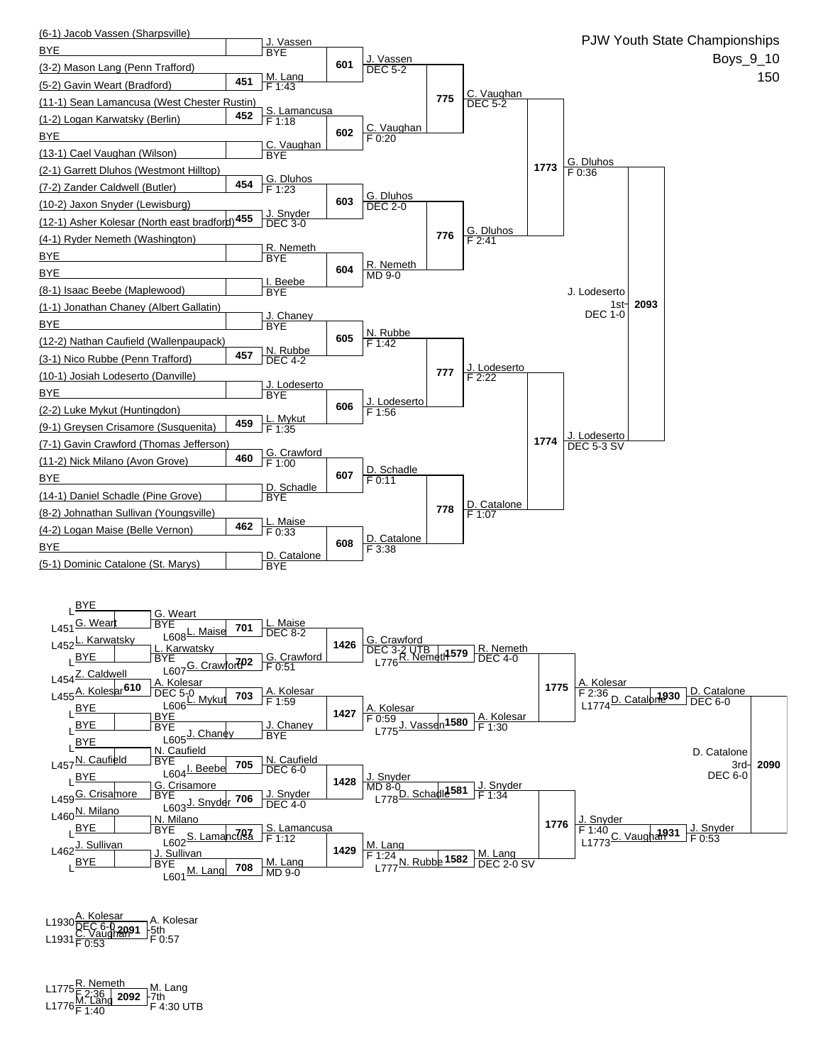# PJW Youth State Championships

Boys_9_10

150

## Championship Bracket

### First Round Entries

- (6-1) Jacob Vassen (Sharpsville)
- BYE
- (3-2) Mason Lang (Penn Trafford)
- (5-2) Gavin Weart (Bradford)
- (11-1) Sean Lamancusa (West Chester Rustin)
- (1-2) Logan Karwatsky (Berlin)
- BYE
- (13-1) Cael Vaughan (Wilson)
- (2-1) Garrett Dluhos (Westmont Hilltop)
- (7-2) Zander Caldwell (Butler)
- (10-2) Jaxon Snyder (Lewisburg)
- (12-1) Asher Kolesar (North east bradford)
- (4-1) Ryder Nemeth (Washington)
- BYE
- BYE
- (8-1) Isaac Beebe (Maplewood)
- (1-1) Jonathan Chaney (Albert Gallatin)
- BYE
- (12-2) Nathan Caufield (Wallenpaupack)
- (3-1) Nico Rubbe (Penn Trafford)
- (10-1) Josiah Lodeserto (Danville)
- BYE
- (2-2) Luke Mykut (Huntingdon)
- (9-1) Greysen Crisamore (Susquenita)
- (7-1) Gavin Crawford (Thomas Jefferson)
- (11-2) Nick Milano (Avon Grove)
- BYE
- (14-1) Daniel Schadle (Pine Grove)
- (8-2) Johnathan Sullivan (Youngsville)
- (4-2) Logan Maise (Belle Vernon)
- BYE
- (5-1) Dominic Catalone (St. Marys)

### First Round Results

| Bout | Winner | Result |
|---|---|---|
| | J. Vassen | BYE |
| 451 | M. Lang | F 1:43 |
| 452 | S. Lamancusa | F 1:18 |
| | C. Vaughan | BYE |
| 454 | G. Dluhos | F 1:23 |
| 455 | J. Snyder | DEC 3-0 |
| | R. Nemeth | BYE |
| | I. Beebe | BYE |
| | J. Chaney | BYE |
| 457 | N. Rubbe | DEC 4-2 |
| | J. Lodeserto | BYE |
| 459 | L. Mykut | F 1:35 |
| 460 | G. Crawford | F 1:00 |
| | D. Schadle | BYE |
| 462 | L. Maise | F 0:33 |
| | D. Catalone | BYE |

### Second Round

| Bout | Winner | Result |
|---|---|---|
| 601 | J. Vassen | DEC 5-2 |
| 602 | C. Vaughan | F 0:20 |
| 603 | G. Dluhos | DEC 2-0 |
| 604 | R. Nemeth | MD 9-0 |
| 605 | N. Rubbe | F 1:42 |
| 606 | J. Lodeserto | F 1:56 |
| 607 | D. Schadle | F 0:11 |
| 608 | D. Catalone | F 3:38 |

### Quarterfinals

| Bout | Winner | Result |
|---|---|---|
| 775 | C. Vaughan | DEC 5-2 |
| 776 | G. Dluhos | F 2:41 |
| 777 | J. Lodeserto | F 2:22 |
| 778 | D. Catalone | F 1:07 |

### Semifinals

| Bout | Winner | Result |
|---|---|---|
| 1773 | G. Dluhos | F 0:36 |
| 1774 | J. Lodeserto | DEC 5-3 SV |

### Final

| Bout | Winner | Result |
|---|---|---|
| 2093 | J. Lodeserto (1st) | DEC 1-0 |

## Consolation Bracket

### Consolation First Round

| Bout | Wrestlers | Winner | Result |
|---|---|---|---|
| | L: BYE / L451: G. Weart | G. Weart | BYE |
| | L452: L. Karwatsky / L: BYE | L. Karwatsky | BYE |
| 610 | L454: Z. Caldwell / L455: A. Kolesar | A. Kolesar | DEC 5-0 |
| | L: BYE / L: BYE | BYE | BYE |
| | L: BYE / L457: N. Caufield | N. Caufield | BYE |
| | L: BYE / L459: G. Crisamore | G. Crisamore | BYE |
| | L460: N. Milano / L: BYE | N. Milano | BYE |
| | L462: J. Sullivan / L: BYE | J. Sullivan | BYE |

### Consolation Second Round

| Bout | Wrestlers | Winner | Result |
|---|---|---|---|
| 701 | G. Weart / L608: L. Maise | L. Maise | DEC 8-2 |
| 702 | L. Karwatsky / L607: G. Crawford | G. Crawford | F 0:51 |
| 703 | A. Kolesar / L606: L. Mykut | A. Kolesar | F 1:59 |
| | BYE / L605: J. Chaney | J. Chaney | BYE |
| 705 | N. Caufield / L604: I. Beebe | N. Caufield | DEC 6-0 |
| 706 | G. Crisamore / L603: J. Snyder | J. Snyder | DEC 4-0 |
| 707 | N. Milano / L602: S. Lamancusa | S. Lamancusa | F 1:12 |
| 708 | J. Sullivan / L601: M. Lang | M. Lang | MD 9-0 |

### Consolation Third Round

| Bout | Winner | Result |
|---|---|---|
| 1426 | G. Crawford | DEC 3-2 UTB |
| 1427 | A. Kolesar | F 0:59 |
| 1428 | J. Snyder | MD 8-0 |
| 1429 | M. Lang | F 1:24 |

### Consolation Fourth Round

| Bout | Wrestlers | Winner | Result |
|---|---|---|---|
| 1579 | G. Crawford / L776: R. Nemeth | R. Nemeth | DEC 4-0 |
| 1580 | A. Kolesar / L775: J. Vassen | A. Kolesar | F 1:30 |
| 1581 | J. Snyder / L778: D. Schadle | J. Snyder | F 1:34 |
| 1582 | M. Lang / L777: N. Rubbe | M. Lang | DEC 2-0 SV |

### Consolation Quarterfinals

| Bout | Winner | Result |
|---|---|---|
| 1775 | A. Kolesar | F 2:36 |
| 1776 | J. Snyder | F 1:40 |

### Consolation Semifinals

| Bout | Wrestlers | Winner | Result |
|---|---|---|---|
| 1930 | A. Kolesar / L1774: D. Catalone | D. Catalone | DEC 6-0 |
| 1931 | J. Snyder / L1773: C. Vaughan | J. Snyder | F 0:53 |

### 3rd Place

| Bout | Winner | Result |
|---|---|---|
| 2090 | D. Catalone (3rd) | DEC 6-0 |

### 5th Place

| Bout | Wrestlers | Winner | Result |
|---|---|---|---|
| 2091 | L1930: A. Kolesar (DEC 6-0) / L1931: C. Vaughan (F 0:53) | A. Kolesar (5th) | F 0:57 |

### 7th Place

| Bout | Wrestlers | Winner | Result |
|---|---|---|---|
| 2092 | L1775: R. Nemeth (F 2:36) / L1776: M. Lang (F 1:40) | M. Lang (7th) | F 4:30 UTB |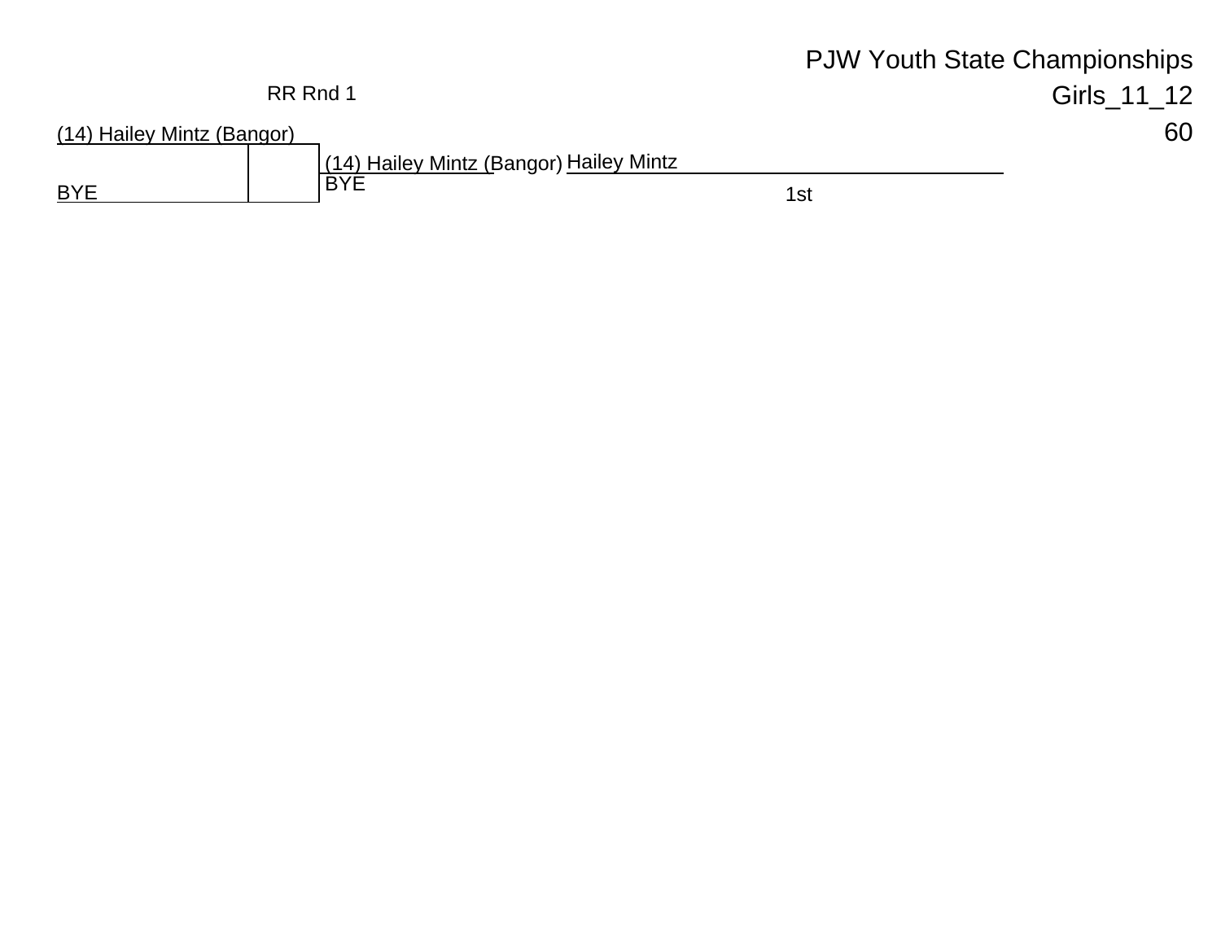PJW Youth State Championships

Girls_11_12

60

RR Rnd 1

(14) Hailey Mintz (Bangor)

BYE

(14) Hailey Mintz (Bangor)

BYE

Hailey Mintz

1st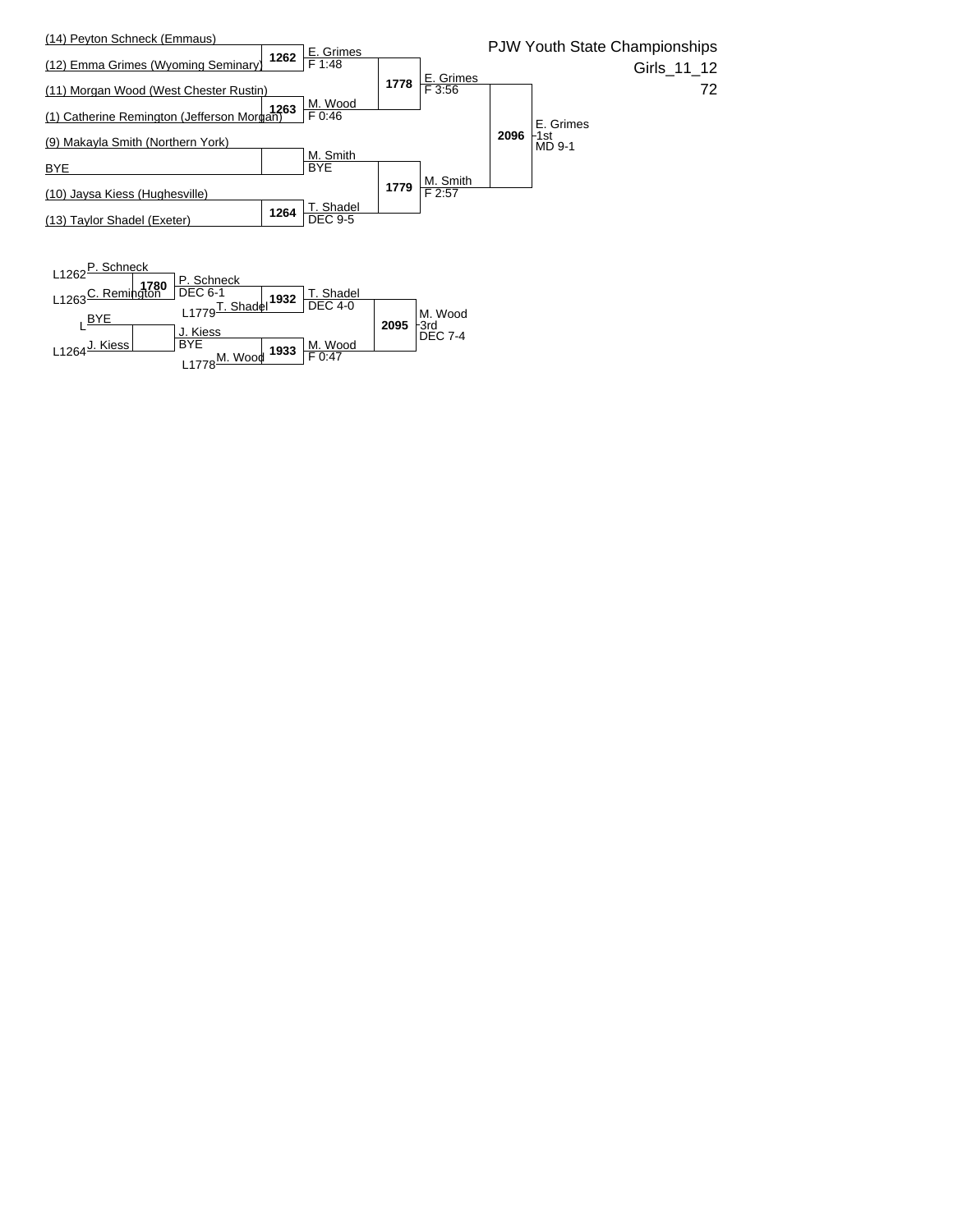# PJW Youth State Championships

Girls_11_12

72

## Championship Bracket

| Wrestler | Bout | Result |
|---|---|---|
| (14) Peyton Schneck (Emmaus) | 1262 | E. Grimes F 1:48 |
| (12) Emma Grimes (Wyoming Seminary) | | |
| (11) Morgan Wood (West Chester Rustin) | 1263 | M. Wood F 0:46 |
| (1) Catherine Remington (Jefferson Morgan) | | |
| (9) Makayla Smith (Northern York) | | M. Smith BYE |
| BYE | | |
| (10) Jaysa Kiess (Hughesville) | 1264 | T. Shadel DEC 9-5 |
| (13) Taylor Shadel (Exeter) | | |

| Bout | Wrestlers | Result |
|---|---|---|
| 1778 | E. Grimes vs. M. Wood | E. Grimes F 3:56 |
| 1779 | M. Smith vs. T. Shadel | M. Smith F 2:57 |
| 2096 | E. Grimes vs. M. Smith | E. Grimes 1st MD 9-1 |

## Consolation Bracket

| Bout | Wrestlers | Result |
|---|---|---|
| 1780 | L1262 P. Schneck vs. L1263 C. Remington | P. Schneck DEC 6-1 |
| | L BYE vs. L1264 J. Kiess | J. Kiess BYE |
| 1932 | P. Schneck vs. L1779 T. Shadel | T. Shadel DEC 4-0 |
| 1933 | J. Kiess vs. L1778 M. Wood | M. Wood F 0:47 |
| 2095 | T. Shadel vs. M. Wood | M. Wood 3rd DEC 7-4 |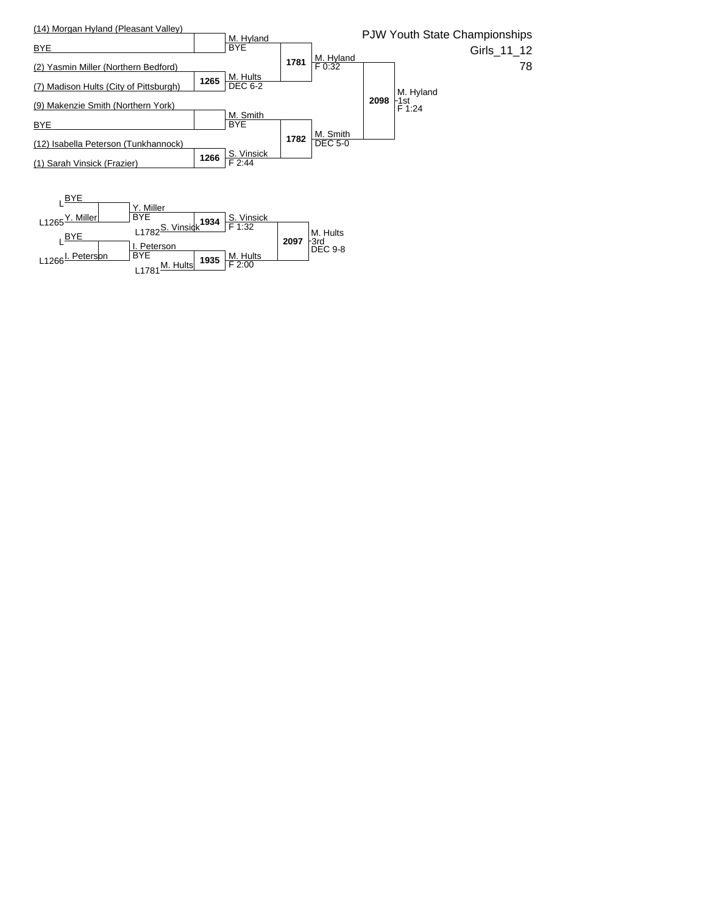# PJW Youth State Championships

Girls_11_12

78

## Championship Bracket

| Wrestler | Round 1 | Quarterfinal (Bout) | Semifinal (Bout) | Final (Bout) |
|---|---|---|---|---|
| (14) Morgan Hyland (Pleasant Valley) | M. Hyland BYE | | | |
| BYE | | 1781: M. Hyland F 0:32 | | |
| (2) Yasmin Miller (Northern Bedford) | 1265: M. Hults DEC 6-2 | | | |
| (7) Madison Hults (City of Pittsburgh) | | | 2098: M. Hyland 1st F 1:24 | |
| (9) Makenzie Smith (Northern York) | M. Smith BYE | | | |
| BYE | | 1782: M. Smith DEC 5-0 | | |
| (12) Isabella Peterson (Tunkhannock) | 1266: S. Vinsick F 2:44 | | | |
| (1) Sarah Vinsick (Frazier) | | | | |

## Consolation Bracket

| Entry | Round 1 | Round 2 (Bout) | 3rd Place (Bout) |
|---|---|---|---|
| L BYE | Y. Miller BYE | | |
| L1265 Y. Miller | | 1934: S. Vinsick F 1:32 | |
| L1782 S. Vinsick | | | 2097: M. Hults 3rd DEC 9-8 |
| L BYE | I. Peterson BYE | | |
| L1266 I. Peterson | | 1935: M. Hults F 2:00 | |
| L1781 M. Hults | | | |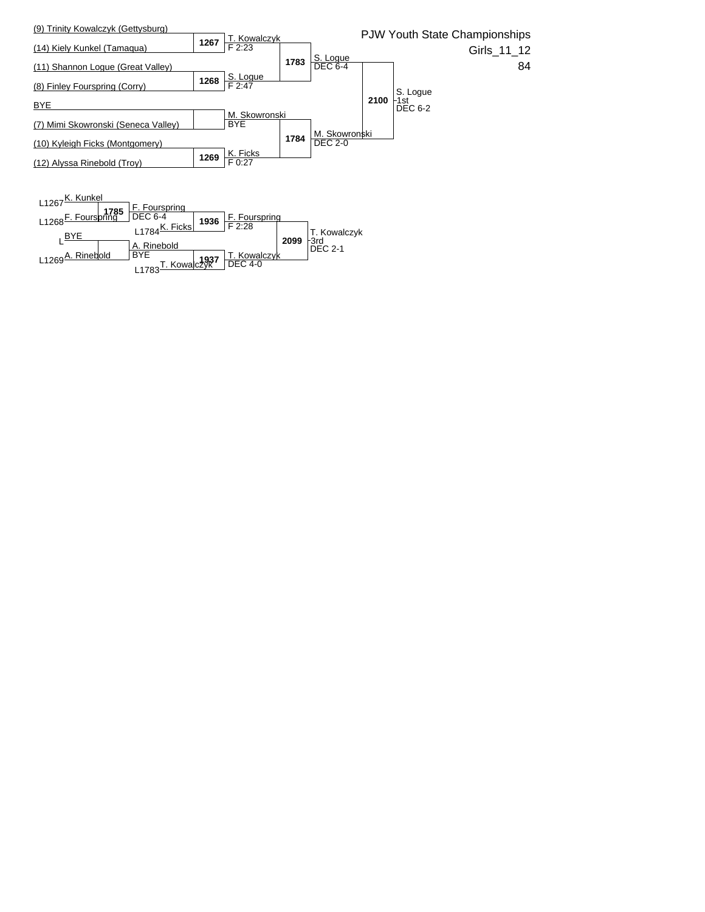PJW Youth State Championships

Girls_11_12

84

## Championship Bracket

| Wrestler | Match | Result | Match | Result | Match | Result |
|---|---|---|---|---|---|---|
| (9) Trinity Kowalczyk (Gettysburg) | 1267 | T. Kowalczyk F 2:23 | 1783 | S. Logue DEC 6-4 | 2100 | S. Logue 1st DEC 6-2 |
| (14) Kiely Kunkel (Tamaqua) | | | | | | |
| (11) Shannon Logue (Great Valley) | 1268 | S. Logue F 2:47 | | | | |
| (8) Finley Fourspring (Corry) | | | | | | |
| BYE | | M. Skowronski BYE | 1784 | M. Skowronski DEC 2-0 | | |
| (7) Mimi Skowronski (Seneca Valley) | | | | | | |
| (10) Kyleigh Ficks (Montgomery) | 1269 | K. Ficks F 0:27 | | | | |
| (12) Alyssa Rinebold (Troy) | | | | | | |

## Consolation Bracket

| Source | Wrestler | Match | Result | Source | Wrestler | Match | Result | Match | Result |
|---|---|---|---|---|---|---|---|---|---|
| L1267 | K. Kunkel | 1785 | F. Fourspring DEC 6-4 | L1784 | K. Ficks | 1936 | F. Fourspring F 2:28 | 2099 | T. Kowalczyk 3rd DEC 2-1 |
| L1268 | F. Fourspring | | | | | | | | |
| L | BYE | | A. Rinebold BYE | L1783 | T. Kowalczyk | 1937 | T. Kowalczyk DEC 4-0 | | |
| L1269 | A. Rinebold | | | | | | | | |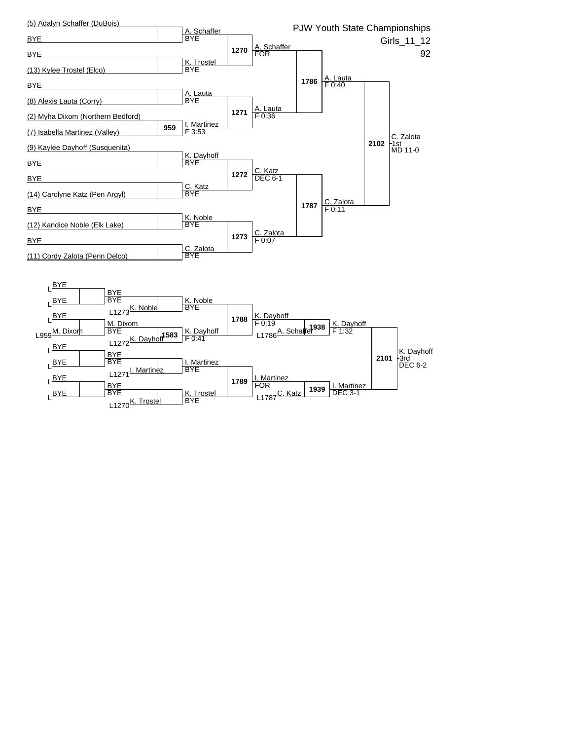# PJW Youth State Championships

Girls_11_12

92

## Championship Bracket

**First Round**

- (5) Adalyn Schaffer (DuBois) vs BYE — A. Schaffer, BYE
- BYE vs (13) Kylee Trostel (Elco) — K. Trostel, BYE
- BYE vs (8) Alexis Lauta (Corry) — A. Lauta, BYE
- (2) Myha Dixom (Northern Bedford) vs (7) Isabella Martinez (Valley) — Match 959: I. Martinez, F 3:53
- (9) Kaylee Dayhoff (Susquenita) vs BYE — K. Dayhoff, BYE
- BYE vs (14) Carolyne Katz (Pen Argyl) — C. Katz, BYE
- BYE vs (12) Kandice Noble (Elk Lake) — K. Noble, BYE
- BYE vs (11) Cordy Zalota (Penn Delco) — C. Zalota, BYE

**Quarterfinals**

- Match 1270: A. Schaffer, FOR
- Match 1271: A. Lauta, F 0:36
- Match 1272: C. Katz, DEC 6-1
- Match 1273: C. Zalota, F 0:07

**Semifinals**

- Match 1786: A. Lauta, F 0:40
- Match 1787: C. Zalota, F 0:11

**Final**

- Match 2102: C. Zalota — 1st — MD 11-0

## Consolation Bracket

**First Round**

- L BYE vs L BYE — BYE, BYE
- L BYE vs L959 M. Dixom — M. Dixom, BYE
- L BYE vs L BYE — BYE, BYE
- L BYE vs L BYE — BYE, BYE

**Second Round**

- BYE vs L1273 K. Noble — K. Noble, BYE
- M. Dixom vs L1272 K. Dayhoff — Match 1583: K. Dayhoff, F 0:41
- BYE vs L1271 I. Martinez — I. Martinez, BYE
- BYE vs L1270 K. Trostel — K. Trostel, BYE

**Third Round**

- Match 1788: K. Dayhoff, F 0:19
- Match 1789: I. Martinez, FOR

**Consolation Semifinals**

- K. Dayhoff vs L1786 A. Schaffer — Match 1938: K. Dayhoff, F 1:32
- I. Martinez vs L1787 C. Katz — Match 1939: I. Martinez, DEC 3-1

**Third Place**

- Match 2101: K. Dayhoff — 3rd — DEC 6-2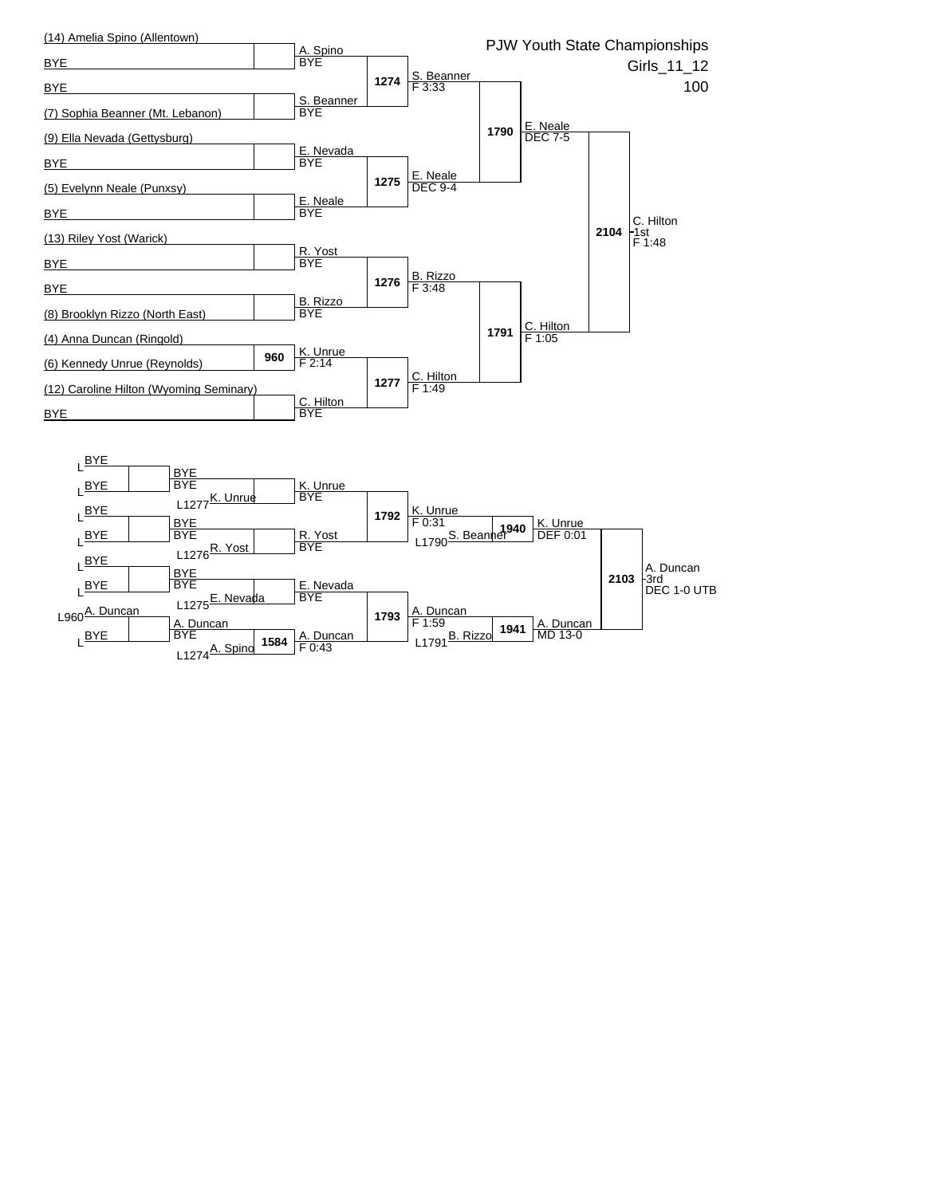# PJW Youth State Championships

Girls_11_12

100

## Championship Bracket

- (14) Amelia Spino (Allentown)
- BYE
- BYE
- (7) Sophia Beanner (Mt. Lebanon)
- (9) Ella Nevada (Gettysburg)
- BYE
- (5) Evelynn Neale (Punxsy)
- BYE
- (13) Riley Yost (Warick)
- BYE
- BYE
- (8) Brooklyn Rizzo (North East)
- (4) Anna Duncan (Ringold)
- (6) Kennedy Unrue (Reynolds)
- (12) Caroline Hilton (Wyoming Seminary)
- BYE

| Bout | Winner | Result |
|---|---|---|
| — | A. Spino | BYE |
| — | S. Beanner | BYE |
| — | E. Nevada | BYE |
| — | E. Neale | BYE |
| — | R. Yost | BYE |
| — | B. Rizzo | BYE |
| 960 | K. Unrue | F 2:14 |
| — | C. Hilton | BYE |
| 1274 | S. Beanner | F 3:33 |
| 1275 | E. Neale | DEC 9-4 |
| 1276 | B. Rizzo | F 3:48 |
| 1277 | C. Hilton | F 1:49 |
| 1790 | E. Neale | DEC 7-5 |
| 1791 | C. Hilton | F 1:05 |
| 2104 | C. Hilton - 1st | F 1:48 |

## Consolation Bracket

| Bout | Wrestlers | Winner | Result |
|---|---|---|---|
| — | L BYE / L BYE | BYE | BYE |
| — | BYE / L1277 K. Unrue | K. Unrue | BYE |
| — | L BYE / L BYE | BYE | BYE |
| — | BYE / L1276 R. Yost | R. Yost | BYE |
| — | L BYE / L BYE | BYE | BYE |
| — | BYE / L1275 E. Nevada | E. Nevada | BYE |
| — | L960 A. Duncan / L BYE | A. Duncan | BYE |
| 1584 | A. Duncan / L1274 A. Spino | A. Duncan | F 0:43 |
| 1792 | K. Unrue / R. Yost | K. Unrue | F 0:31 |
| 1793 | E. Nevada / A. Duncan | A. Duncan | F 1:59 |
| 1940 | K. Unrue / L1790 S. Beanner | K. Unrue | DEF 0:01 |
| 1941 | A. Duncan / L1791 B. Rizzo | A. Duncan | MD 13-0 |
| 2103 | K. Unrue / A. Duncan | A. Duncan - 3rd | DEC 1-0 UTB |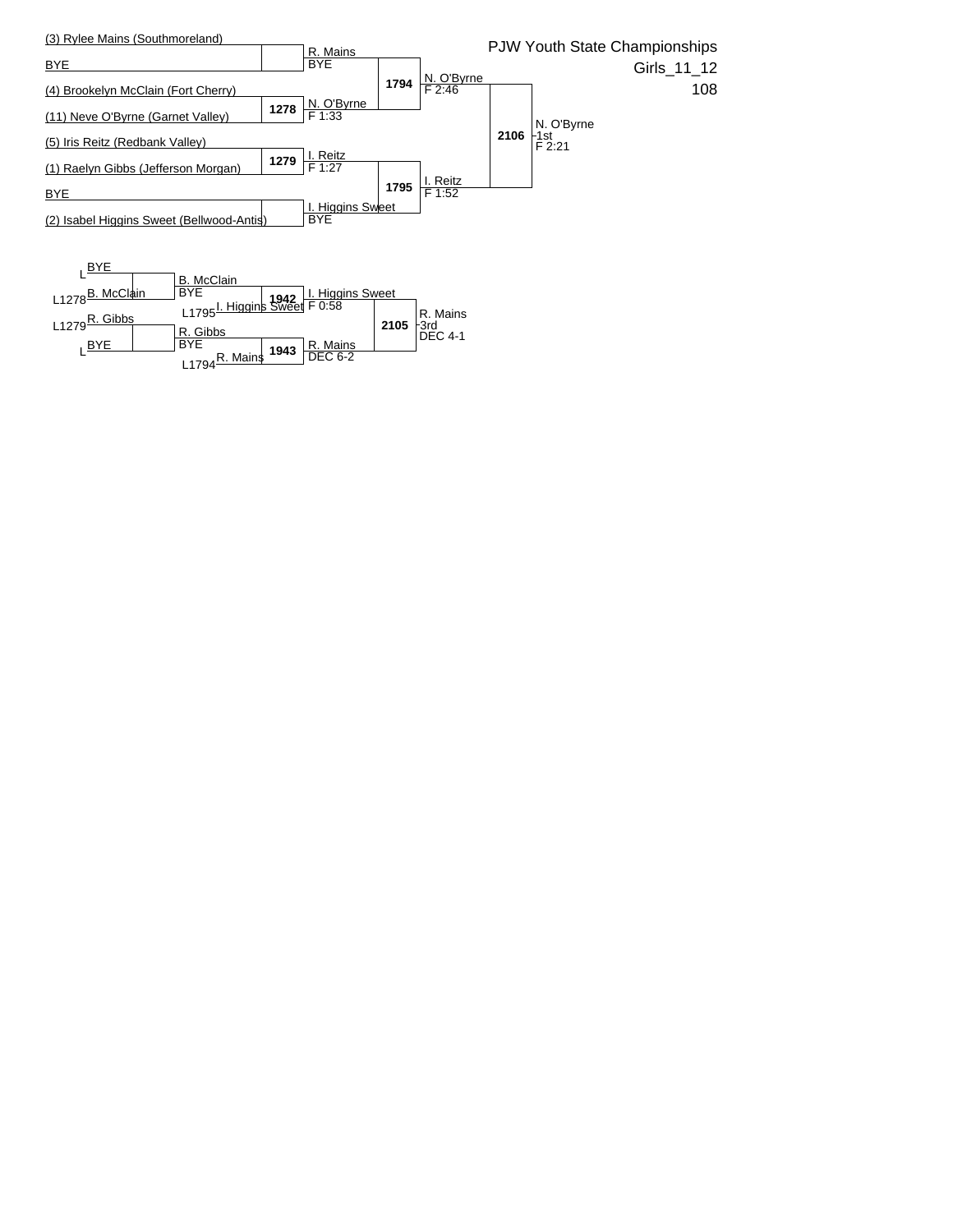# PJW Youth State Championships

Girls_11_12

108

## Championship Bracket

(3) Rylee Mains (Southmoreland)
BYE
— R. Mains, BYE

(4) Brookelyn McClain (Fort Cherry)
(11) Neve O'Byrne (Garnet Valley)
— 1278: N. O'Byrne, F 1:33

1794: N. O'Byrne, F 2:46

(5) Iris Reitz (Redbank Valley)
(1) Raelyn Gibbs (Jefferson Morgan)
— 1279: I. Reitz, F 1:27

BYE
(2) Isabel Higgins Sweet (Bellwood-Antis)
— I. Higgins Sweet, BYE

1795: I. Reitz, F 1:52

2106: N. O'Byrne - 1st, F 2:21

## Consolation Bracket

L — BYE
L1278 — B. McClain
— B. McClain, BYE

L1795 — I. Higgins Sweet

1942: I. Higgins Sweet, F 0:58

L1279 — R. Gibbs
L — BYE
— R. Gibbs, BYE

L1794 — R. Mains

1943: R. Mains, DEC 6-2

2105: R. Mains - 3rd, DEC 4-1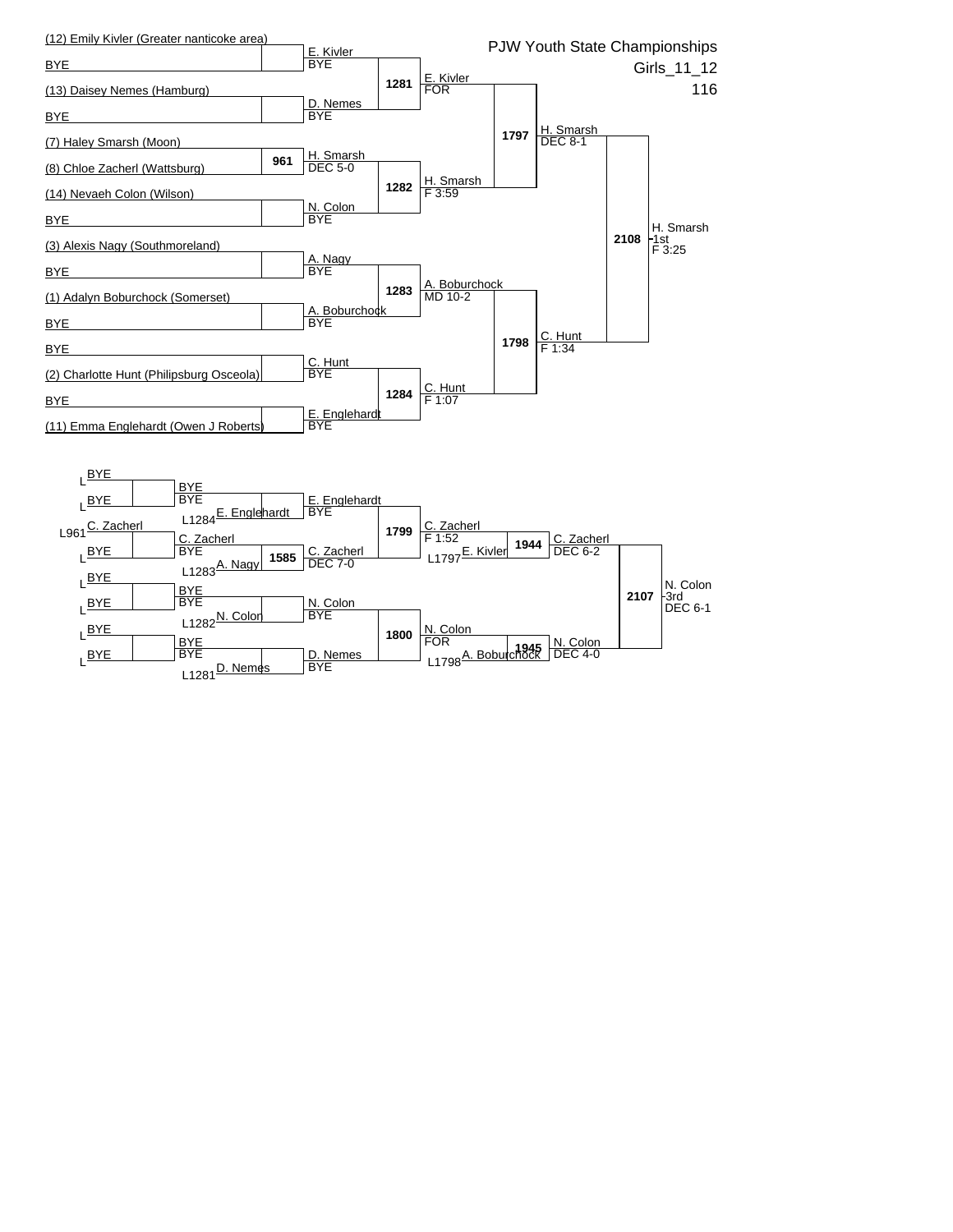# PJW Youth State Championships

Girls_11_12

116

## Championship Bracket

| Entrant | Round 1 | Round 2 | Quarterfinal | Semifinal | Final |
|---|---|---|---|---|---|
| (12) Emily Kivler (Greater nanticoke area) | E. Kivler | | | | |
| BYE | BYE | 1281 | E. Kivler | | |
| (13) Daisey Nemes (Hamburg) | D. Nemes | | FOR | | |
| BYE | BYE | | | 1797 | H. Smarsh |
| (7) Haley Smarsh (Moon) | 961 | | | | DEC 8-1 |
| (8) Chloe Zacherl (Wattsburg) | H. Smarsh | | | | |
| | DEC 5-0 | 1282 | H. Smarsh | | |
| (14) Nevaeh Colon (Wilson) | N. Colon | | F 3:59 | | |
| BYE | BYE | | | | 2108 H. Smarsh 1st F 3:25 |
| (3) Alexis Nagy (Southmoreland) | A. Nagy | | | | |
| BYE | BYE | 1283 | A. Boburchock | | |
| (1) Adalyn Boburchock (Somerset) | A. Boburchock | | MD 10-2 | | |
| BYE | BYE | | | 1798 | C. Hunt |
| BYE | C. Hunt | | | | F 1:34 |
| (2) Charlotte Hunt (Philipsburg Osceola) | BYE | 1284 | C. Hunt | | |
| BYE | E. Englehardt | | F 1:07 | | |
| (11) Emma Englehardt (Owen J Roberts) | BYE | | | | |

## Consolation Bracket

| Entrant | Round 1 | Round 2 | Round 3 | Round 4 | Round 5 | 3rd Place |
|---|---|---|---|---|---|---|
| L BYE | BYE | | | | | |
| L BYE | BYE | L1284 E. Englehardt | E. Englehardt | | | |
| L961 C. Zacherl | C. Zacherl | | BYE | 1799 | C. Zacherl | |
| L BYE | BYE | L1283 A. Nagy | 1585 C. Zacherl | | F 1:52 | 1944 C. Zacherl |
| | | | DEC 7-0 | | L1797 E. Kivler | DEC 6-2 |
| L BYE | BYE | | | | | 2107 N. Colon 3rd DEC 6-1 |
| L BYE | BYE | L1282 N. Colon | N. Colon | | | |
| L BYE | BYE | | BYE | 1800 | N. Colon | |
| L BYE | BYE | L1281 D. Nemes | D. Nemes | | FOR | 1945 N. Colon |
| | | | BYE | | L1798 A. Boburchock | DEC 4-0 |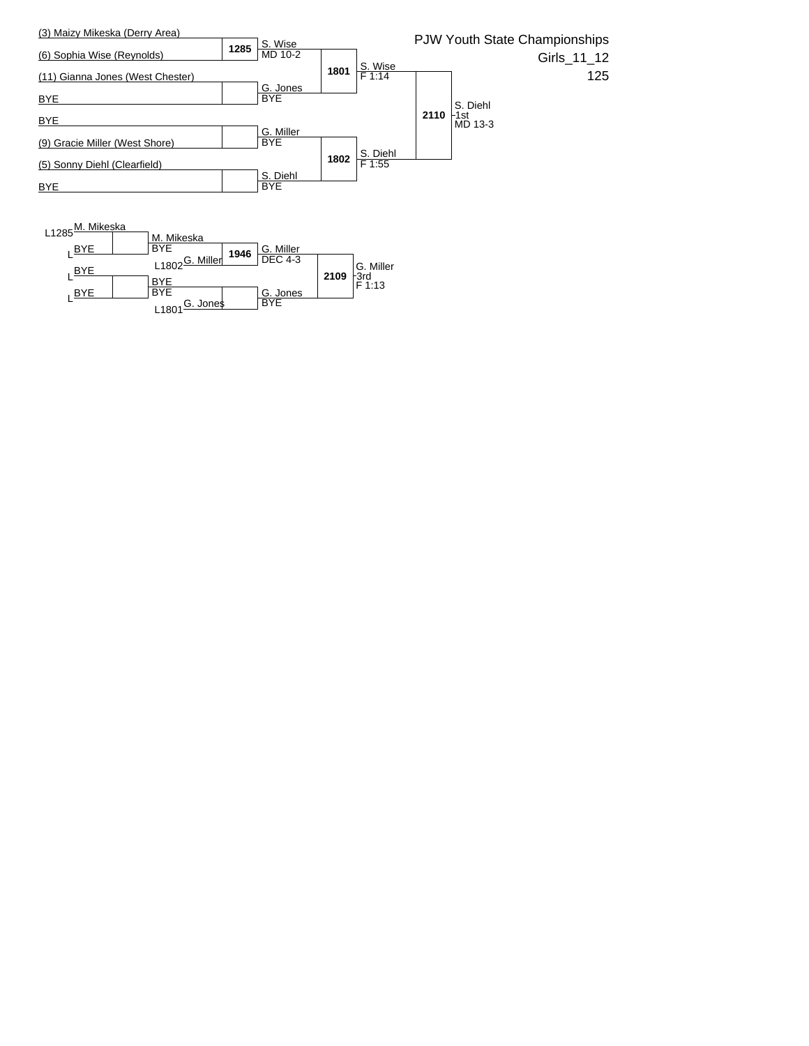# PJW Youth State Championships

Girls_11_12

125

## Championship Bracket

**Round 1**

| Match | Wrestler 1 | Wrestler 2 | Winner | Result |
|---|---|---|---|---|
| 1285 | (3) Maizy Mikeska (Derry Area) | (6) Sophia Wise (Reynolds) | S. Wise | MD 10-2 |
| | (11) Gianna Jones (West Chester) | BYE | G. Jones | BYE |
| | BYE | (9) Gracie Miller (West Shore) | G. Miller | BYE |
| | (5) Sonny Diehl (Clearfield) | BYE | S. Diehl | BYE |

**Semifinals**

| Match | Wrestler 1 | Wrestler 2 | Winner | Result |
|---|---|---|---|---|
| 1801 | S. Wise | G. Jones | S. Wise | F 1:14 |
| 1802 | G. Miller | S. Diehl | S. Diehl | F 1:55 |

**Final**

| Match | Wrestler 1 | Wrestler 2 | Winner | Result |
|---|---|---|---|---|
| 2110 | S. Wise | S. Diehl | S. Diehl - 1st | MD 13-3 |

## Consolation Bracket

| Match | Wrestler 1 | Wrestler 2 | Winner | Result |
|---|---|---|---|---|
| | L1285 M. Mikeska | L BYE | M. Mikeska | BYE |
| | L BYE | L BYE | BYE | BYE |
| 1946 | M. Mikeska | L1802 G. Miller | G. Miller | DEC 4-3 |
| | BYE | L1801 G. Jones | G. Jones | BYE |
| 2109 | G. Miller | G. Jones | G. Miller - 3rd | F 1:13 |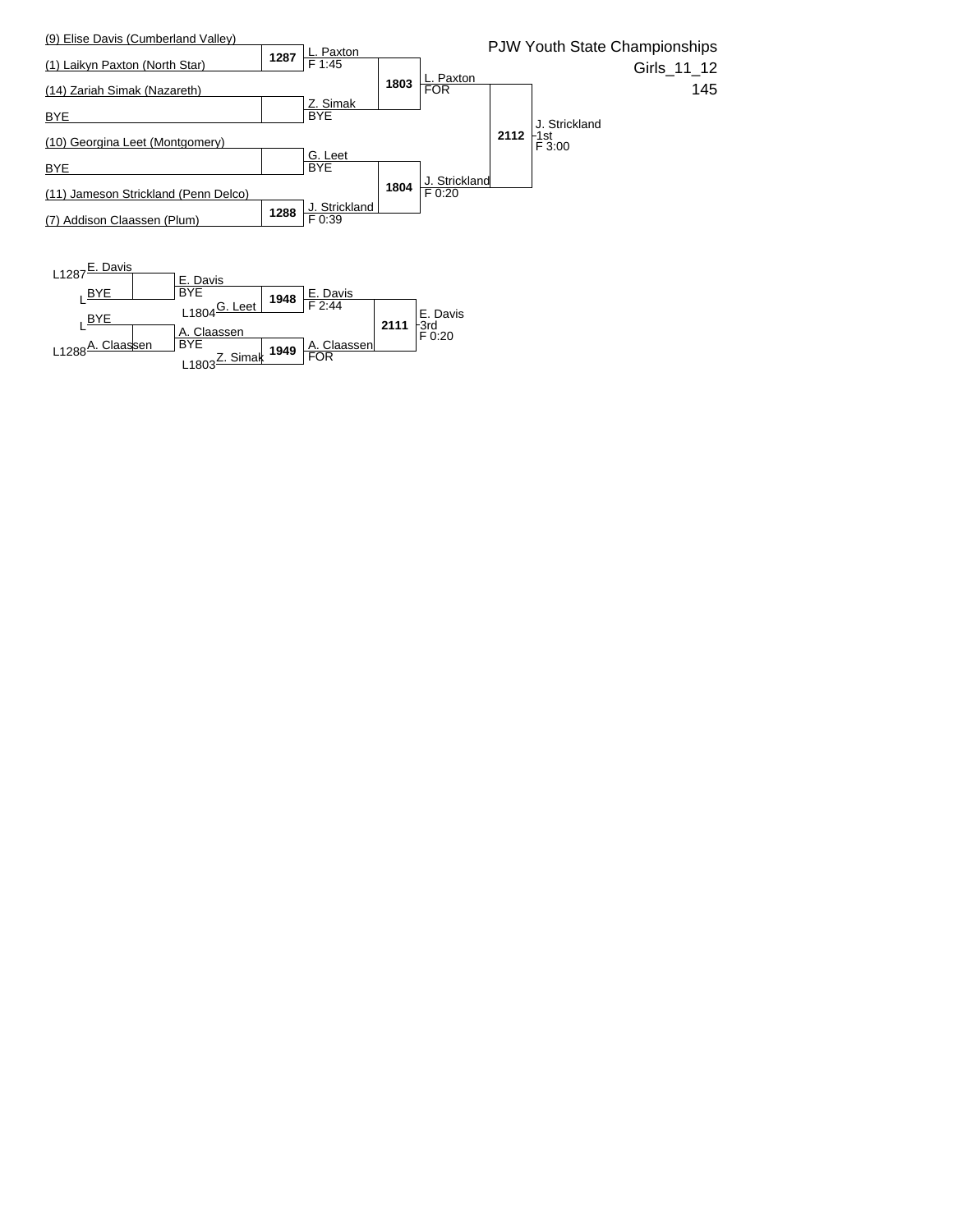# PJW Youth State Championships

Girls_11_12

145

## Championship Bracket

| Wrestler | Match | Result |
|---|---|---|
| (9) Elise Davis (Cumberland Valley) | 1287 | L. Paxton F 1:45 |
| (1) Laikyn Paxton (North Star) | | |
| (14) Zariah Simak (Nazareth) | | Z. Simak BYE |
| BYE | | |
| (10) Georgina Leet (Montgomery) | | G. Leet BYE |
| BYE | | |
| (11) Jameson Strickland (Penn Delco) | 1288 | J. Strickland F 0:39 |
| (7) Addison Claassen (Plum) | | |

| Match | Wrestlers | Result |
|---|---|---|
| 1803 | L. Paxton vs Z. Simak | L. Paxton FOR |
| 1804 | G. Leet vs J. Strickland | J. Strickland F 0:20 |
| 2112 | L. Paxton vs J. Strickland | J. Strickland 1st F 3:00 |

## Consolation Bracket

| Match | Wrestlers | Result |
|---|---|---|
| | L1287 E. Davis vs L BYE | E. Davis BYE |
| | L BYE vs L1288 A. Claassen | A. Claassen BYE |
| 1948 | E. Davis vs L1804 G. Leet | E. Davis F 2:44 |
| 1949 | A. Claassen vs L1803 Z. Simak | A. Claassen FOR |
| 2111 | E. Davis vs A. Claassen | E. Davis 3rd F 0:20 |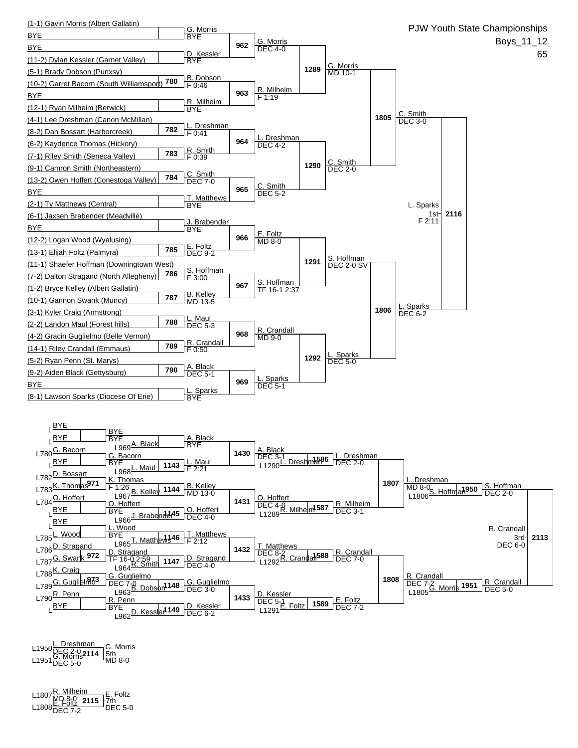# PJW Youth State Championships

## Boys_11_12

## 65

### Championship Bracket

**First Round / Opening Matches**

| Match | Wrestler 1 | Wrestler 2 | Winner | Result |
|---|---|---|---|---|
| | (1-1) Gavin Morris (Albert Gallatin) | BYE | G. Morris | BYE |
| | BYE | (11-2) Dylan Kessler (Garnet Valley) | D. Kessler | BYE |
| 780 | (5-1) Brady Dobson (Punxsy) | (10-2) Garret Bacorn (South Williamsport) | B. Dobson | F 0:46 |
| | BYE | (12-1) Ryan Milheim (Berwick) | R. Milheim | BYE |
| 782 | (4-1) Lee Dreshman (Canon McMillan) | (8-2) Dan Bossart (Harborcreek) | L. Dreshman | F 0:41 |
| 783 | (6-2) Kaydence Thomas (Hickory) | (7-1) Riley Smith (Seneca Valley) | R. Smith | F 0:39 |
| 784 | (9-1) Camron Smith (Northeastern) | (13-2) Owen Hoffert (Conestoga Valley) | C. Smith | DEC 7-0 |
| | BYE | (2-1) Ty Matthews (Central) | T. Matthews | BYE |
| | (6-1) Jaxsen Brabender (Meadville) | BYE | J. Brabender | BYE |
| 785 | (12-2) Logan Wood (Wyalusing) | (13-1) Elijah Foltz (Palmyra) | E. Foltz | DEC 9-2 |
| 786 | (11-1) Shaefer Hoffman (Downingtown West) | (7-2) Dalton Stragand (North Allegheny) | S. Hoffman | F 3:00 |
| 787 | (1-2) Bryce Kelley (Albert Gallatin) | (10-1) Gannon Swank (Muncy) | B. Kelley | MD 13-5 |
| 788 | (3-1) Kyler Craig (Armstrong) | (2-2) Landon Maul (Forest hills) | L. Maul | DEC 5-3 |
| 789 | (4-2) Gracin Guglielmo (Belle Vernon) | (14-1) Riley Crandall (Emmaus) | R. Crandall | F 0:50 |
| 790 | (5-2) Ryan Penn (St. Marys) | (9-2) Aiden Black (Gettysburg) | A. Black | DEC 5-1 |
| | BYE | (8-1) Lawson Sparks (Diocese Of Erie) | L. Sparks | BYE |

**Second Round**

| Match | Winner | Result |
|---|---|---|
| 962 | G. Morris | DEC 4-0 |
| 963 | R. Milheim | F 1:19 |
| 964 | L. Dreshman | DEC 4-2 |
| 965 | C. Smith | DEC 5-2 |
| 966 | E. Foltz | MD 8-0 |
| 967 | S. Hoffman | TF 16-1 2:37 |
| 968 | R. Crandall | MD 9-0 |
| 969 | L. Sparks | DEC 5-1 |

**Quarterfinals**

| Match | Winner | Result |
|---|---|---|
| 1289 | G. Morris | MD 10-1 |
| 1290 | C. Smith | DEC 2-0 |
| 1291 | S. Hoffman | DEC 2-0 SV |
| 1292 | L. Sparks | DEC 5-0 |

**Semifinals**

| Match | Winner | Result |
|---|---|---|
| 1805 | C. Smith | DEC 3-0 |
| 1806 | L. Sparks | DEC 6-2 |

**Final**

| Match | Winner | Place | Result |
|---|---|---|---|
| 2116 | L. Sparks | 1st | F 2:11 |

### Consolation Bracket

**Consolation Round 1**

| Match | Wrestler 1 | Wrestler 2 | Winner | Result |
|---|---|---|---|---|
| | L BYE | L BYE | BYE | BYE |
| | L780 G. Bacorn | L BYE | G. Bacorn | BYE |
| 971 | L782 D. Bossart | L783 K. Thomas | K. Thomas | F 1:26 |
| | L784 O. Hoffert | L BYE | O. Hoffert | BYE |
| | L BYE | L785 L. Wood | L. Wood | BYE |
| 972 | L786 D. Stragand | L787 G. Swank | D. Stragand | TF 16-0 2:59 |
| 973 | L788 K. Craig | L789 G. Guglielmo | G. Guglielmo | DEC 7-0 |
| | L790 R. Penn | L BYE | R. Penn | BYE |

**Consolation Round 2**

| Match | Wrestler 1 | Wrestler 2 | Winner | Result |
|---|---|---|---|---|
| | BYE | L969 A. Black | A. Black | BYE |
| 1143 | G. Bacorn | L968 L. Maul | L. Maul | F 2:21 |
| 1144 | K. Thomas | L967 B. Kelley | B. Kelley | MD 13-0 |
| 1145 | O. Hoffert | L966 J. Brabender | O. Hoffert | DEC 4-0 |
| 1146 | L. Wood | L965 T. Matthews | T. Matthews | F 2:12 |
| 1147 | D. Stragand | L964 R. Smith | D. Stragand | DEC 4-0 |
| 1148 | G. Guglielmo | L963 B. Dobson | G. Guglielmo | DEC 3-0 |
| 1149 | R. Penn | L962 D. Kessler | D. Kessler | DEC 6-2 |

**Consolation Round 3**

| Match | Winner | Result |
|---|---|---|
| 1430 | A. Black | DEC 3-1 |
| 1431 | O. Hoffert | DEC 4-0 |
| 1432 | T. Matthews | DEC 8-2 |
| 1433 | D. Kessler | DEC 5-1 |

**Consolation Round 4**

| Match | Wrestler 1 | Wrestler 2 | Winner | Result |
|---|---|---|---|---|
| 1586 | A. Black | L1290 L. Dreshman | L. Dreshman | DEC 2-0 |
| 1587 | O. Hoffert | L1289 R. Milheim | R. Milheim | DEC 3-1 |
| 1588 | T. Matthews | L1292 R. Crandall | R. Crandall | DEC 7-0 |
| 1589 | D. Kessler | L1291 E. Foltz | E. Foltz | DEC 7-2 |

**Consolation Quarterfinals**

| Match | Winner | Result |
|---|---|---|
| 1807 | L. Dreshman | MD 8-0 |
| 1808 | R. Crandall | DEC 7-2 |

**Consolation Semifinals**

| Match | Wrestler 1 | Wrestler 2 | Winner | Result |
|---|---|---|---|---|
| 1950 | L. Dreshman | L1806 S. Hoffman | S. Hoffman | DEC 2-0 |
| 1951 | R. Crandall | L1805 G. Morris | R. Crandall | DEC 5-0 |

**3rd Place**

| Match | Winner | Place | Result |
|---|---|---|---|
| 2113 | R. Crandall | 3rd | DEC 6-0 |

**5th Place**

| Match | Wrestler 1 | Wrestler 2 | Winner | Place | Result |
|---|---|---|---|---|---|
| 2114 | L1950 L. Dreshman (DEC 2-0) | L1951 G. Morris (DEC 5-0) | G. Morris | 5th | MD 8-0 |

**7th Place**

| Match | Wrestler 1 | Wrestler 2 | Winner | Place | Result |
|---|---|---|---|---|---|
| 2115 | L1807 R. Milheim (MD 8-0) | L1808 E. Foltz (DEC 7-2) | E. Foltz | 7th | DEC 5-0 |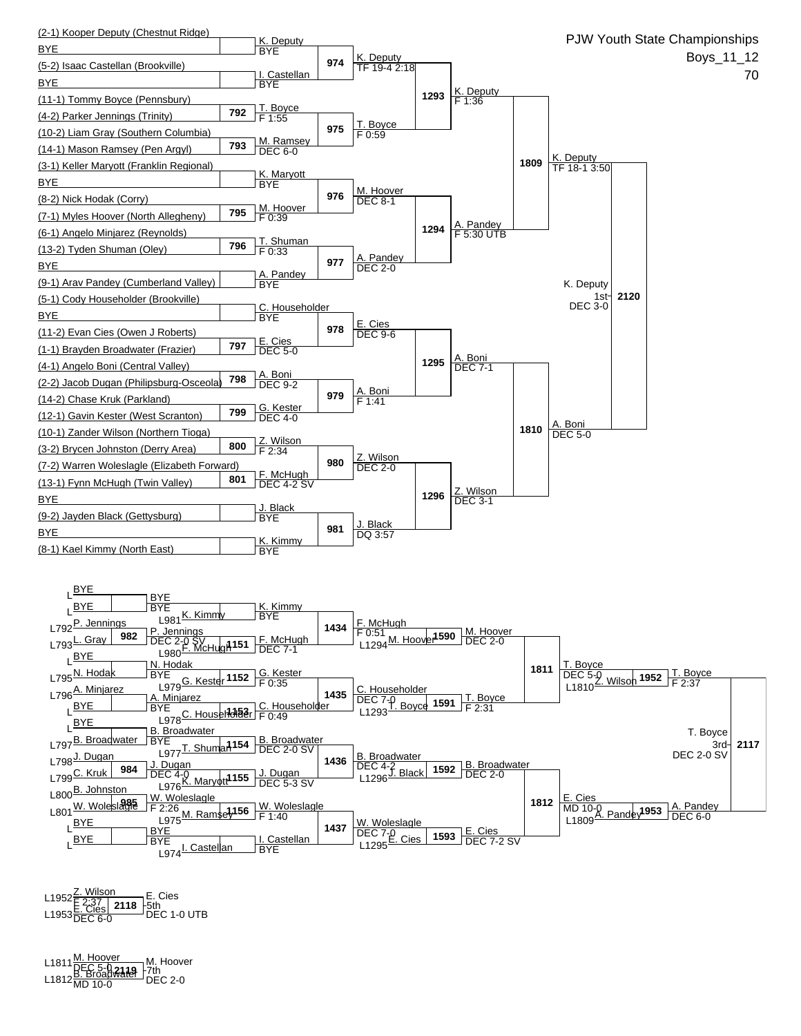# PJW Youth State Championships

Boys_11_12

70

## Championship Bracket

### First Round

| Wrestler | Bout | Result |
|---|---|---|
| (2-1) Kooper Deputy (Chestnut Ridge) vs BYE | | K. Deputy BYE |
| (5-2) Isaac Castellan (Brookville) vs BYE | | I. Castellan BYE |
| (11-1) Tommy Boyce (Pennsbury) vs (4-2) Parker Jennings (Trinity) | 792 | T. Boyce F 1:55 |
| (10-2) Liam Gray (Southern Columbia) vs (14-1) Mason Ramsey (Pen Argyl) | 793 | M. Ramsey DEC 6-0 |
| (3-1) Keller Maryott (Franklin Regional) vs BYE | | K. Maryott BYE |
| (8-2) Nick Hodak (Corry) vs (7-1) Myles Hoover (North Allegheny) | 795 | M. Hoover F 0:39 |
| (6-1) Angelo Minjarez (Reynolds) vs (13-2) Tyden Shuman (Oley) | 796 | T. Shuman F 0:33 |
| BYE vs (9-1) Arav Pandey (Cumberland Valley) | | A. Pandey BYE |
| (5-1) Cody Householder (Brookville) vs BYE | | C. Householder BYE |
| (11-2) Evan Cies (Owen J Roberts) vs (1-1) Brayden Broadwater (Frazier) | 797 | E. Cies DEC 5-0 |
| (4-1) Angelo Boni (Central Valley) vs (2-2) Jacob Dugan (Philipsburg-Osceola) | 798 | A. Boni DEC 9-2 |
| (14-2) Chase Kruk (Parkland) vs (12-1) Gavin Kester (West Scranton) | 799 | G. Kester DEC 4-0 |
| (10-1) Zander Wilson (Northern Tioga) vs (3-2) Brycen Johnston (Derry Area) | 800 | Z. Wilson F 2:34 |
| (7-2) Warren Woleslagle (Elizabeth Forward) vs (13-1) Fynn McHugh (Twin Valley) | 801 | F. McHugh DEC 4-2 SV |
| BYE vs (9-2) Jayden Black (Gettysburg) | | J. Black BYE |
| BYE vs (8-1) Kael Kimmy (North East) | | K. Kimmy BYE |

### Second Round

| Bout | Result |
|---|---|
| 974 | K. Deputy TF 19-4 2:18 |
| 975 | T. Boyce F 0:59 |
| 976 | M. Hoover DEC 8-1 |
| 977 | A. Pandey DEC 2-0 |
| 978 | E. Cies DEC 9-6 |
| 979 | A. Boni F 1:41 |
| 980 | Z. Wilson DEC 2-0 |
| 981 | J. Black DQ 3:57 |

### Quarterfinals

| Bout | Result |
|---|---|
| 1293 | K. Deputy F 1:36 |
| 1294 | A. Pandey F 5:30 UTB |
| 1295 | A. Boni DEC 7-1 |
| 1296 | Z. Wilson DEC 3-1 |

### Semifinals

| Bout | Result |
|---|---|
| 1809 | K. Deputy TF 18-1 3:50 |
| 1810 | A. Boni DEC 5-0 |

### Final

| Bout | Result |
|---|---|
| 2120 | K. Deputy 1st DEC 3-0 |

## Consolation Bracket

### Consolation First Round

| Wrestlers | Bout | Result |
|---|---|---|
| L BYE vs L BYE | | BYE |
| L792 P. Jennings vs L793 L. Gray | 982 | P. Jennings DEC 2-0 SV |
| L BYE vs L795 N. Hodak | | N. Hodak BYE |
| L796 A. Minjarez vs L BYE | | A. Minjarez BYE |
| L BYE vs L797 B. Broadwater | | B. Broadwater BYE |
| L798 J. Dugan vs L799 C. Kruk | 984 | J. Dugan DEC 4-0 |
| L800 B. Johnston vs L801 W. Woleslagle | 985 | W. Woleslagle F 2:26 |
| L BYE vs L BYE | | BYE |

### Consolation Second Round

| Wrestlers | Bout | Result |
|---|---|---|
| BYE vs L981 K. Kimmy | | K. Kimmy BYE |
| P. Jennings vs L980 F. McHugh | 1151 | F. McHugh DEC 7-1 |
| N. Hodak vs L979 G. Kester | 1152 | G. Kester F 0:35 |
| A. Minjarez vs L978 C. Householder | 1153 | C. Householder F 0:49 |
| B. Broadwater vs L977 T. Shuman | 1154 | B. Broadwater DEC 2-0 SV |
| J. Dugan vs L976 K. Maryott | 1155 | J. Dugan DEC 5-3 SV |
| W. Woleslagle vs L975 M. Ramsey | 1156 | W. Woleslagle F 1:40 |
| BYE vs L974 I. Castellan | | I. Castellan BYE |

### Consolation Third Round

| Bout | Result |
|---|---|
| 1434 | F. McHugh F 0:51 |
| 1435 | C. Householder DEC 7-0 |
| 1436 | B. Broadwater DEC 4-2 |
| 1437 | W. Woleslagle DEC 7-0 |

### Consolation Fourth Round

| Wrestlers | Bout | Result |
|---|---|---|
| F. McHugh vs L1294 M. Hoover | 1590 | M. Hoover DEC 2-0 |
| C. Householder vs L1293 T. Boyce | 1591 | T. Boyce F 2:31 |
| B. Broadwater vs L1296 J. Black | 1592 | B. Broadwater DEC 2-0 |
| W. Woleslagle vs L1295 E. Cies | 1593 | E. Cies DEC 7-2 SV |

### Consolation Quarterfinals

| Bout | Result |
|---|---|
| 1811 | T. Boyce DEC 5-0 |
| 1812 | E. Cies MD 10-0 |

### Consolation Semifinals

| Wrestlers | Bout | Result |
|---|---|---|
| T. Boyce vs L1810 Z. Wilson | 1952 | T. Boyce F 2:37 |
| E. Cies vs L1809 A. Pandey | 1953 | A. Pandey DEC 6-0 |

### 3rd Place

| Bout | Result |
|---|---|
| 2117 | T. Boyce 3rd DEC 2-0 SV |

### 5th Place

| Wrestlers | Bout | Result |
|---|---|---|
| L1952 Z. Wilson (F 2:37) vs L1953 E. Cies (DEC 6-0) | 2118 | E. Cies 5th DEC 1-0 UTB |

### 7th Place

| Wrestlers | Bout | Result |
|---|---|---|
| L1811 M. Hoover (DEC 5-0) vs L1812 B. Broadwater (MD 10-0) | 2119 | M. Hoover 7th DEC 2-0 |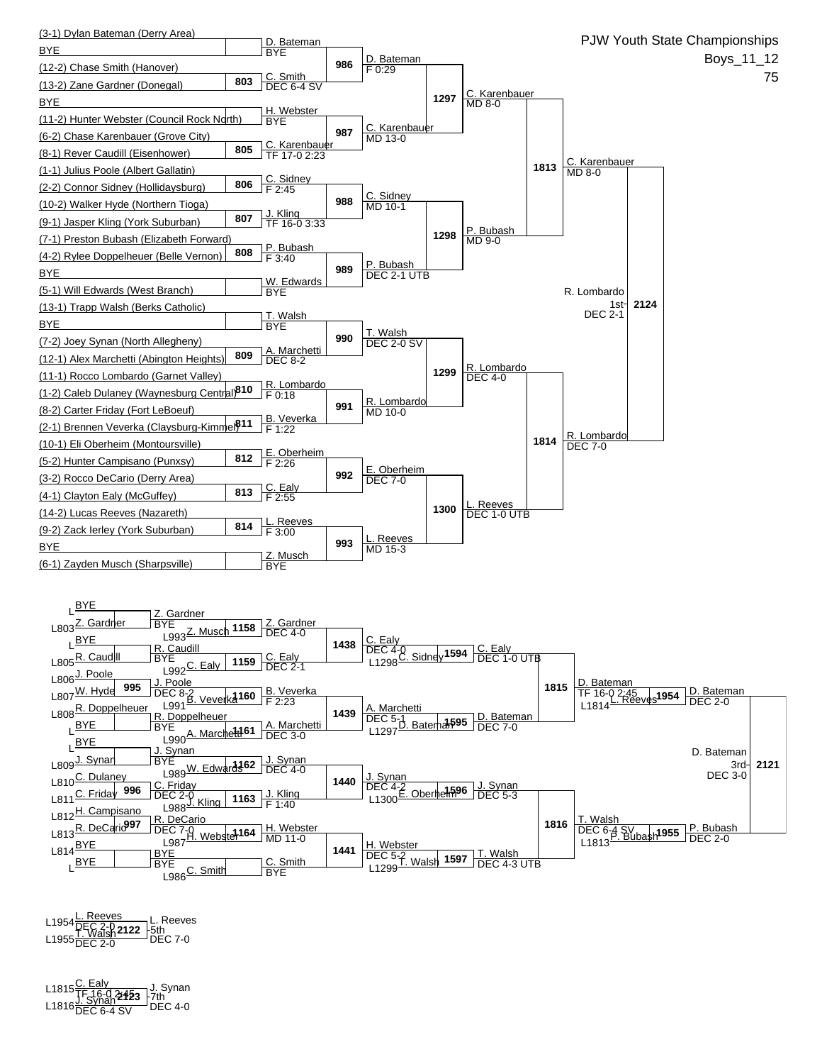PJW Youth State Championships

Boys_11_12

75

## Championship Bracket

| Wrestler | Match | Winner | Result |
|---|---|---|---|
| (3-1) Dylan Bateman (Derry Area) vs BYE | | D. Bateman | BYE |
| (12-2) Chase Smith (Hanover) vs (13-2) Zane Gardner (Donegal) | 803 | C. Smith | DEC 6-4 SV |
| BYE vs (11-2) Hunter Webster (Council Rock North) | | H. Webster | BYE |
| (6-2) Chase Karenbauer (Grove City) vs (8-1) Rever Caudill (Eisenhower) | 805 | C. Karenbauer | TF 17-0 2:23 |
| (1-1) Julius Poole (Albert Gallatin) vs (2-2) Connor Sidney (Hollidaysburg) | 806 | C. Sidney | F 2:45 |
| (10-2) Walker Hyde (Northern Tioga) vs (9-1) Jasper Kling (York Suburban) | 807 | J. Kling | TF 16-0 3:33 |
| (7-1) Preston Bubash (Elizabeth Forward) vs (4-2) Rylee Doppelheuer (Belle Vernon) | 808 | P. Bubash | F 3:40 |
| BYE vs (5-1) Will Edwards (West Branch) | | W. Edwards | BYE |
| (13-1) Trapp Walsh (Berks Catholic) vs BYE | | T. Walsh | BYE |
| (7-2) Joey Synan (North Allegheny) vs (12-1) Alex Marchetti (Abington Heights) | 809 | A. Marchetti | DEC 8-2 |
| (11-1) Rocco Lombardo (Garnet Valley) vs (1-2) Caleb Dulaney (Waynesburg Central) | 810 | R. Lombardo | F 0:18 |
| (8-2) Carter Friday (Fort LeBoeuf) vs (2-1) Brennen Veverka (Claysburg-Kimmel) | 811 | B. Veverka | F 1:22 |
| (10-1) Eli Oberheim (Montoursville) vs (5-2) Hunter Campisano (Punxsy) | 812 | E. Oberheim | F 2:26 |
| (3-2) Rocco DeCario (Derry Area) vs (4-1) Clayton Ealy (McGuffey) | 813 | C. Ealy | F 2:55 |
| (14-2) Lucas Reeves (Nazareth) vs (9-2) Zack Ierley (York Suburban) | 814 | L. Reeves | F 3:00 |
| BYE vs (6-1) Zayden Musch (Sharpsville) | | Z. Musch | BYE |

| Match | Winner | Result |
|---|---|---|
| 986 | D. Bateman | F 0:29 |
| 987 | C. Karenbauer | MD 13-0 |
| 988 | C. Sidney | MD 10-1 |
| 989 | P. Bubash | DEC 2-1 UTB |
| 990 | T. Walsh | DEC 2-0 SV |
| 991 | R. Lombardo | MD 10-0 |
| 992 | E. Oberheim | DEC 7-0 |
| 993 | L. Reeves | MD 15-3 |
| 1297 | C. Karenbauer | MD 8-0 |
| 1298 | P. Bubash | MD 9-0 |
| 1299 | R. Lombardo | DEC 4-0 |
| 1300 | L. Reeves | DEC 1-0 UTB |
| 1813 | C. Karenbauer | MD 8-0 |
| 1814 | R. Lombardo | DEC 7-0 |
| 2124 | R. Lombardo | 1st DEC 2-1 |

## Consolation Bracket

| Match | Wrestlers | Winner | Result |
|---|---|---|---|
| | L BYE vs L803 Z. Gardner | Z. Gardner | BYE |
| | L BYE vs L805 R. Caudill | R. Caudill | BYE |
| 995 | L806 J. Poole vs L807 W. Hyde | J. Poole | DEC 8-2 |
| | L808 R. Doppelheuer vs L BYE | R. Doppelheuer | BYE |
| | L BYE vs L809 J. Synan | J. Synan | BYE |
| 996 | L810 C. Dulaney vs L811 C. Friday | C. Friday | DEC 2-0 |
| 997 | L812 H. Campisano vs L813 R. DeCario | R. DeCario | DEC 7-0 |
| | L814 BYE vs L BYE | BYE | BYE |
| 1158 | Z. Gardner vs L993 Z. Musch | Z. Gardner | DEC 4-0 |
| 1159 | R. Caudill vs L992 C. Ealy | C. Ealy | DEC 2-1 |
| 1160 | J. Poole vs L991 B. Veverka | B. Veverka | F 2:23 |
| 1161 | R. Doppelheuer vs L990 A. Marchetti | A. Marchetti | DEC 3-0 |
| 1162 | J. Synan vs L989 W. Edwards | J. Synan | DEC 4-0 |
| 1163 | C. Friday vs L988 J. Kling | J. Kling | F 1:40 |
| 1164 | R. DeCario vs L987 H. Webster | H. Webster | MD 11-0 |
| | BYE vs L986 C. Smith | C. Smith | BYE |
| 1438 | Z. Gardner vs C. Ealy | C. Ealy | DEC 4-0 |
| 1439 | B. Veverka vs A. Marchetti | A. Marchetti | DEC 5-1 |
| 1440 | J. Synan vs J. Kling | J. Synan | DEC 4-2 |
| 1441 | H. Webster vs C. Smith | H. Webster | DEC 5-2 |
| 1594 | C. Ealy vs L1298 C. Sidney | C. Ealy | DEC 1-0 UTB |
| 1595 | A. Marchetti vs L1297 D. Bateman | D. Bateman | DEC 7-0 |
| 1596 | J. Synan vs L1300 E. Oberheim | J. Synan | DEC 5-3 |
| 1597 | H. Webster vs L1299 T. Walsh | T. Walsh | DEC 4-3 UTB |
| 1815 | C. Ealy vs D. Bateman | D. Bateman | TF 16-0 2:45 |
| 1816 | J. Synan vs T. Walsh | T. Walsh | DEC 6-4 SV |
| 1954 | D. Bateman vs L1814 L. Reeves | D. Bateman | DEC 2-0 |
| 1955 | T. Walsh vs L1813 P. Bubash | P. Bubash | DEC 2-0 |
| 2121 | D. Bateman vs P. Bubash | D. Bateman | 3rd DEC 3-0 |

## Placement Matches

| Match | Wrestlers | Winner | Result |
|---|---|---|---|
| 2122 | L1954 L. Reeves (DEC 2-0) vs L1955 T. Walsh (DEC 2-0) | L. Reeves | 5th DEC 7-0 |
| 2123 | L1815 C. Ealy (TF 16-0 2:45) vs L1816 J. Synan (DEC 6-4 SV) | J. Synan | 7th DEC 4-0 |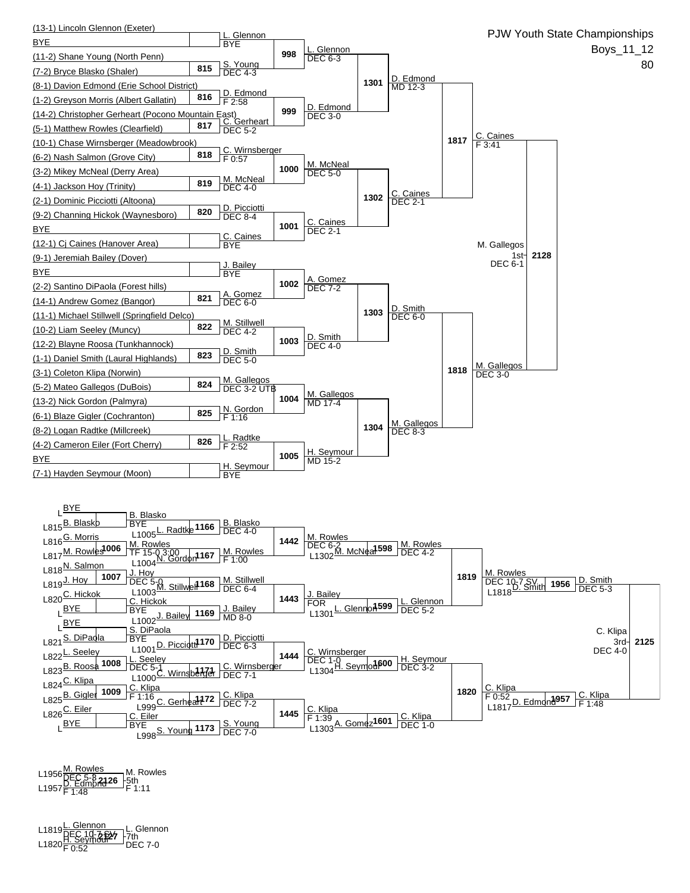# PJW Youth State Championships

Boys_11_12

80

## Championship Bracket

### First Round

| Bout | Wrestler 1 | Wrestler 2 | Winner | Result |
|---|---|---|---|---|
| | (13-1) Lincoln Glennon (Exeter) | BYE | L. Glennon | BYE |
| 815 | (11-2) Shane Young (North Penn) | (7-2) Bryce Blasko (Shaler) | S. Young | DEC 4-3 |
| 816 | (8-1) Davion Edmond (Erie School District) | (1-2) Greyson Morris (Albert Gallatin) | D. Edmond | F 2:58 |
| 817 | (14-2) Christopher Gerheart (Pocono Mountain East) | (5-1) Matthew Rowles (Clearfield) | C. Gerheart | DEC 5-2 |
| 818 | (10-1) Chase Wirnsberger (Meadowbrook) | (6-2) Nash Salmon (Grove City) | C. Wirnsberger | F 0:57 |
| 819 | (3-2) Mikey McNeal (Derry Area) | (4-1) Jackson Hoy (Trinity) | M. McNeal | DEC 4-0 |
| 820 | (2-1) Dominic Picciotti (Altoona) | (9-2) Channing Hickok (Waynesboro) | D. Picciotti | DEC 8-4 |
| | BYE | (12-1) Cj Caines (Hanover Area) | C. Caines | BYE |
| | (9-1) Jeremiah Bailey (Dover) | BYE | J. Bailey | BYE |
| 821 | (2-2) Santino DiPaola (Forest hills) | (14-1) Andrew Gomez (Bangor) | A. Gomez | DEC 6-0 |
| 822 | (11-1) Michael Stillwell (Springfield Delco) | (10-2) Liam Seeley (Muncy) | M. Stillwell | DEC 4-2 |
| 823 | (12-2) Blayne Roosa (Tunkhannock) | (1-1) Daniel Smith (Laural Highlands) | D. Smith | DEC 5-0 |
| 824 | (3-1) Coleton Klipa (Norwin) | (5-2) Mateo Gallegos (DuBois) | M. Gallegos | DEC 3-2 UTB |
| 825 | (13-2) Nick Gordon (Palmyra) | (6-1) Blaze Gigler (Cochranton) | N. Gordon | F 1:16 |
| 826 | (8-2) Logan Radtke (Millcreek) | (4-2) Cameron Eiler (Fort Cherry) | L. Radtke | F 2:52 |
| | BYE | (7-1) Hayden Seymour (Moon) | H. Seymour | BYE |

### Second Round

| Bout | Winner | Result |
|---|---|---|
| 998 | L. Glennon | DEC 6-3 |
| 999 | D. Edmond | DEC 3-0 |
| 1000 | M. McNeal | DEC 5-0 |
| 1001 | C. Caines | DEC 2-1 |
| 1002 | A. Gomez | DEC 7-2 |
| 1003 | D. Smith | DEC 4-0 |
| 1004 | M. Gallegos | MD 17-4 |
| 1005 | H. Seymour | MD 15-2 |

### Quarterfinals

| Bout | Winner | Result |
|---|---|---|
| 1301 | D. Edmond | MD 12-3 |
| 1302 | C. Caines | DEC 2-1 |
| 1303 | D. Smith | DEC 6-0 |
| 1304 | M. Gallegos | DEC 8-3 |

### Semifinals

| Bout | Winner | Result |
|---|---|---|
| 1817 | C. Caines | F 3:41 |
| 1818 | M. Gallegos | DEC 3-0 |

### Final

| Bout | Winner | Result |
|---|---|---|
| 2128 | M. Gallegos 1st | DEC 6-1 |

## Consolation Bracket

### First Round

| Bout | Wrestler 1 | Wrestler 2 | Winner | Result |
|---|---|---|---|---|
| | L BYE | L815 B. Blasko | B. Blasko | BYE |
| 1006 | L816 G. Morris | L817 M. Rowles | M. Rowles | TF 15-0 3:00 |
| 1007 | L818 N. Salmon | L819 J. Hoy | J. Hoy | DEC 5-0 |
| | L820 C. Hickok | L BYE | C. Hickok | BYE |
| | L BYE | L821 S. DiPaola | S. DiPaola | BYE |
| 1008 | L822 L. Seeley | L823 B. Roosa | L. Seeley | DEC 5-1 |
| 1009 | L824 C. Klipa | L825 B. Gigler | C. Klipa | F 1:16 |
| | L826 C. Eiler | L BYE | C. Eiler | BYE |

### Second Round

| Bout | Wrestler 1 | Wrestler 2 | Winner | Result |
|---|---|---|---|---|
| 1166 | B. Blasko | L1005 L. Radtke | B. Blasko | DEC 4-0 |
| 1167 | M. Rowles | L1004 N. Gordon | M. Rowles | F 1:00 |
| 1168 | J. Hoy | L1003 M. Stillwell | M. Stillwell | DEC 6-4 |
| 1169 | C. Hickok | L1002 J. Bailey | J. Bailey | MD 8-0 |
| 1170 | S. DiPaola | L1001 D. Picciotti | D. Picciotti | DEC 6-3 |
| 1171 | L. Seeley | L1000 C. Wirnsberger | C. Wirnsberger | DEC 7-1 |
| 1172 | C. Klipa | L999 C. Gerheart | C. Klipa | DEC 7-2 |
| 1173 | C. Eiler | L998 S. Young | S. Young | DEC 7-0 |

### Third Round

| Bout | Winner | Result |
|---|---|---|
| 1442 | M. Rowles | DEC 6-2 |
| 1443 | J. Bailey | FOR |
| 1444 | C. Wirnsberger | DEC 1-0 |
| 1445 | C. Klipa | F 1:39 |

### Fourth Round

| Bout | Wrestler 1 | Wrestler 2 | Winner | Result |
|---|---|---|---|---|
| 1598 | M. Rowles | L1302 M. McNeal | M. Rowles | DEC 4-2 |
| 1599 | J. Bailey | L1301 L. Glennon | L. Glennon | DEC 5-2 |
| 1600 | C. Wirnsberger | L1304 H. Seymour | H. Seymour | DEC 3-2 |
| 1601 | C. Klipa | L1303 A. Gomez | C. Klipa | DEC 1-0 |

### Fifth Round

| Bout | Winner | Result |
|---|---|---|
| 1819 | M. Rowles | DEC 10-7 SV |
| 1820 | C. Klipa | F 0:52 |

### Consolation Semifinals

| Bout | Wrestler 1 | Wrestler 2 | Winner | Result |
|---|---|---|---|---|
| 1956 | M. Rowles | L1818 D. Smith | D. Smith | DEC 5-3 |
| 1957 | C. Klipa | L1817 D. Edmond | C. Klipa | F 1:48 |

### 3rd Place

| Bout | Winner | Result |
|---|---|---|
| 2125 | C. Klipa 3rd | DEC 4-0 |

### 5th Place

| Bout | Wrestler 1 | Wrestler 2 | Winner | Result |
|---|---|---|---|---|
| 2126 | L1956 M. Rowles | L1957 D. Edmond | M. Rowles 5th | F 1:11 |

### 7th Place

| Bout | Wrestler 1 | Wrestler 2 | Winner | Result |
|---|---|---|---|---|
| 2127 | L1819 L. Glennon | L1820 H. Seymour | L. Glennon 7th | DEC 7-0 |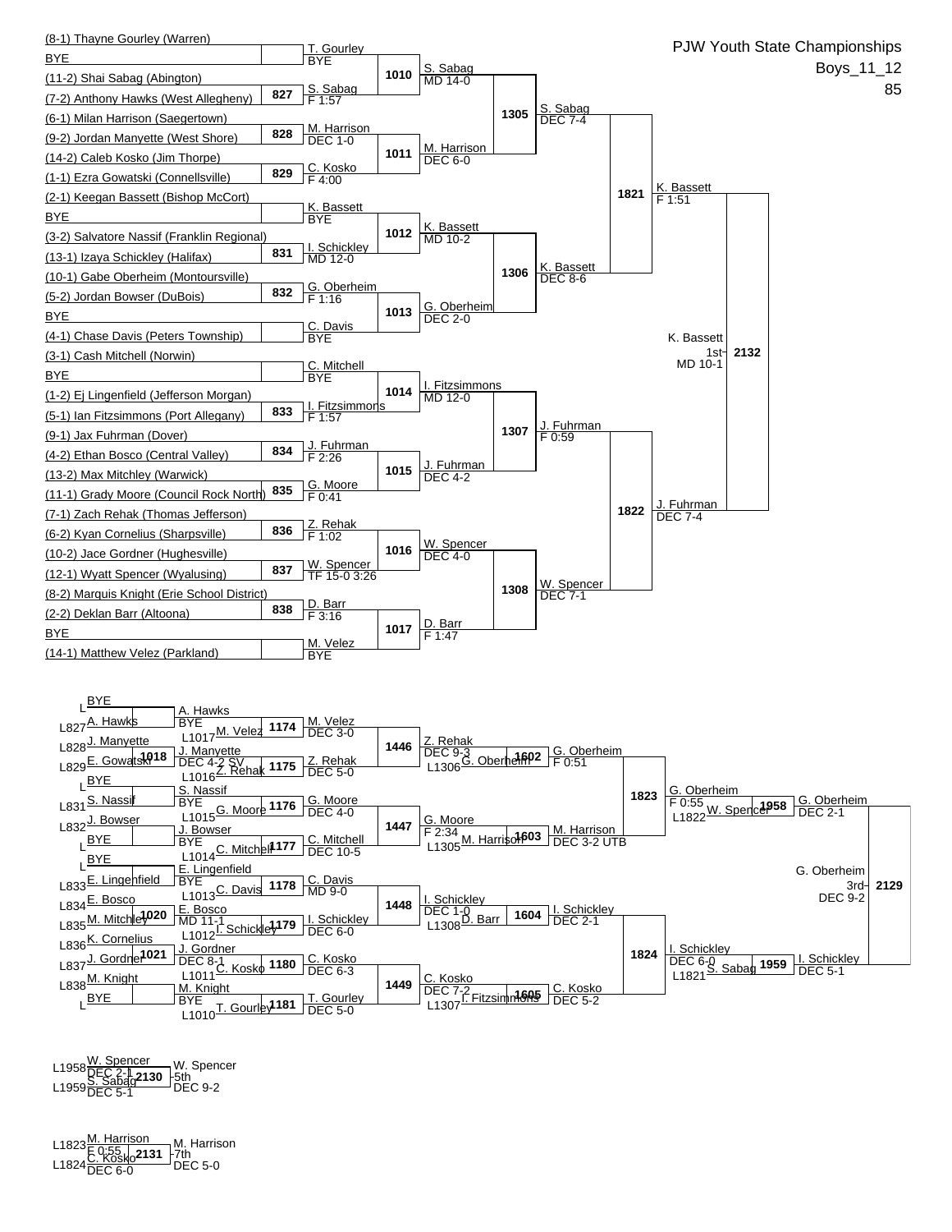# PJW Youth State Championships

**Boys_11_12**

**85**

## Championship Bracket

### First Round

| Bout | Wrestler 1 | Wrestler 2 | Winner | Result |
|---|---|---|---|---|
| | (8-1) Thayne Gourley (Warren) | BYE | T. Gourley | BYE |
| 827 | (11-2) Shai Sabag (Abington) | (7-2) Anthony Hawks (West Allegheny) | S. Sabag | F 1:57 |
| 828 | (6-1) Milan Harrison (Saegertown) | (9-2) Jordan Manyette (West Shore) | M. Harrison | DEC 1-0 |
| 829 | (14-2) Caleb Kosko (Jim Thorpe) | (1-1) Ezra Gowatski (Connellsville) | C. Kosko | F 4:00 |
| | (2-1) Keegan Bassett (Bishop McCort) | BYE | K. Bassett | BYE |
| 831 | (3-2) Salvatore Nassif (Franklin Regional) | (13-1) Izaya Schickley (Halifax) | I. Schickley | MD 12-0 |
| 832 | (10-1) Gabe Oberheim (Montoursville) | (5-2) Jordan Bowser (DuBois) | G. Oberheim | F 1:16 |
| | BYE | (4-1) Chase Davis (Peters Township) | C. Davis | BYE |
| | (3-1) Cash Mitchell (Norwin) | BYE | C. Mitchell | BYE |
| 833 | (1-2) Ej Lingenfield (Jefferson Morgan) | (5-1) Ian Fitzsimmons (Port Allegany) | I. Fitzsimmons | F 1:57 |
| 834 | (9-1) Jax Fuhrman (Dover) | (4-2) Ethan Bosco (Central Valley) | J. Fuhrman | F 2:26 |
| 835 | (13-2) Max Mitchley (Warwick) | (11-1) Grady Moore (Council Rock North) | G. Moore | F 0:41 |
| 836 | (7-1) Zach Rehak (Thomas Jefferson) | (6-2) Kyan Cornelius (Sharpsville) | Z. Rehak | F 1:02 |
| 837 | (10-2) Jace Gordner (Hughesville) | (12-1) Wyatt Spencer (Wyalusing) | W. Spencer | TF 15-0 3:26 |
| 838 | (8-2) Marquis Knight (Erie School District) | (2-2) Deklan Barr (Altoona) | D. Barr | F 3:16 |
| | BYE | (14-1) Matthew Velez (Parkland) | M. Velez | BYE |

### Second Round

| Bout | Winner | Result |
|---|---|---|
| 1010 | S. Sabag | MD 14-0 |
| 1011 | M. Harrison | DEC 6-0 |
| 1012 | K. Bassett | MD 10-2 |
| 1013 | G. Oberheim | DEC 2-0 |
| 1014 | I. Fitzsimmons | MD 12-0 |
| 1015 | J. Fuhrman | DEC 4-2 |
| 1016 | W. Spencer | DEC 4-0 |
| 1017 | D. Barr | F 1:47 |

### Quarterfinals

| Bout | Winner | Result |
|---|---|---|
| 1305 | S. Sabag | DEC 7-4 |
| 1306 | K. Bassett | DEC 8-6 |
| 1307 | J. Fuhrman | F 0:59 |
| 1308 | W. Spencer | DEC 7-1 |

### Semifinals

| Bout | Winner | Result |
|---|---|---|
| 1821 | K. Bassett | F 1:51 |
| 1822 | J. Fuhrman | DEC 7-4 |

### Final

| Bout | Winner | Result |
|---|---|---|
| 2132 | K. Bassett | 1st - MD 10-1 |

## Consolation Bracket

### Consolation First Round

| Bout | Wrestler 1 | Wrestler 2 | Winner | Result |
|---|---|---|---|---|
| | L BYE | L827 A. Hawks | A. Hawks | BYE |
| 1018 | L828 J. Manyette | L829 E. Gowatski | J. Manyette | DEC 4-2 SV |
| | L BYE | L831 S. Nassif | S. Nassif | BYE |
| | L832 J. Bowser | L BYE | J. Bowser | BYE |
| | L BYE | L833 E. Lingenfield | E. Lingenfield | BYE |
| 1020 | L834 E. Bosco | L835 M. Mitchley | E. Bosco | MD 11-1 |
| 1021 | L836 K. Cornelius | L837 J. Gordner | J. Gordner | DEC 8-1 |
| | L838 M. Knight | L BYE | M. Knight | BYE |

### Consolation Second Round

| Bout | Wrestler 1 | Wrestler 2 | Winner | Result |
|---|---|---|---|---|
| 1174 | A. Hawks | L1017 M. Velez | M. Velez | DEC 3-0 |
| 1175 | J. Manyette | L1016 Z. Rehak | Z. Rehak | DEC 5-0 |
| 1176 | S. Nassif | L1015 G. Moore | G. Moore | DEC 4-0 |
| 1177 | J. Bowser | L1014 C. Mitchell | C. Mitchell | DEC 10-5 |
| 1178 | E. Lingenfield | L1013 C. Davis | C. Davis | MD 9-0 |
| 1179 | E. Bosco | L1012 I. Schickley | I. Schickley | DEC 6-0 |
| 1180 | J. Gordner | L1011 C. Kosko | C. Kosko | DEC 6-3 |
| 1181 | M. Knight | L1010 T. Gourley | T. Gourley | DEC 5-0 |

### Consolation Third Round

| Bout | Winner | Result |
|---|---|---|
| 1446 | Z. Rehak | DEC 9-3 |
| 1447 | G. Moore | F 2:34 |
| 1448 | I. Schickley | DEC 1-0 |
| 1449 | C. Kosko | DEC 7-2 |

### Consolation Fourth Round

| Bout | Wrestler 1 | Wrestler 2 | Winner | Result |
|---|---|---|---|---|
| 1602 | Z. Rehak | L1306 G. Oberheim | G. Oberheim | F 0:51 |
| 1603 | G. Moore | L1305 M. Harrison | M. Harrison | DEC 3-2 UTB |
| 1604 | I. Schickley | L1308 D. Barr | I. Schickley | DEC 2-1 |
| 1605 | C. Kosko | L1307 I. Fitzsimmons | C. Kosko | DEC 5-2 |

### Consolation Quarterfinals

| Bout | Winner | Result |
|---|---|---|
| 1823 | G. Oberheim | F 0:55 |
| 1824 | I. Schickley | DEC 6-0 |

### Consolation Semifinals

| Bout | Wrestler 1 | Wrestler 2 | Winner | Result |
|---|---|---|---|---|
| 1958 | G. Oberheim | L1822 W. Spencer | G. Oberheim | DEC 2-1 |
| 1959 | I. Schickley | L1821 S. Sabag | I. Schickley | DEC 5-1 |

### 3rd Place

| Bout | Winner | Result |
|---|---|---|
| 2129 | G. Oberheim | 3rd - DEC 9-2 |

### 5th Place

| Bout | Wrestler 1 | Wrestler 2 | Winner | Result |
|---|---|---|---|---|
| 2130 | L1958 W. Spencer (DEC 2-1) | L1959 S. Sabag (DEC 5-1) | W. Spencer | 5th - DEC 9-2 |

### 7th Place

| Bout | Wrestler 1 | Wrestler 2 | Winner | Result |
|---|---|---|---|---|
| 2131 | L1823 M. Harrison (F 0:55) | L1824 C. Kosko (DEC 6-0) | M. Harrison | 7th - DEC 5-0 |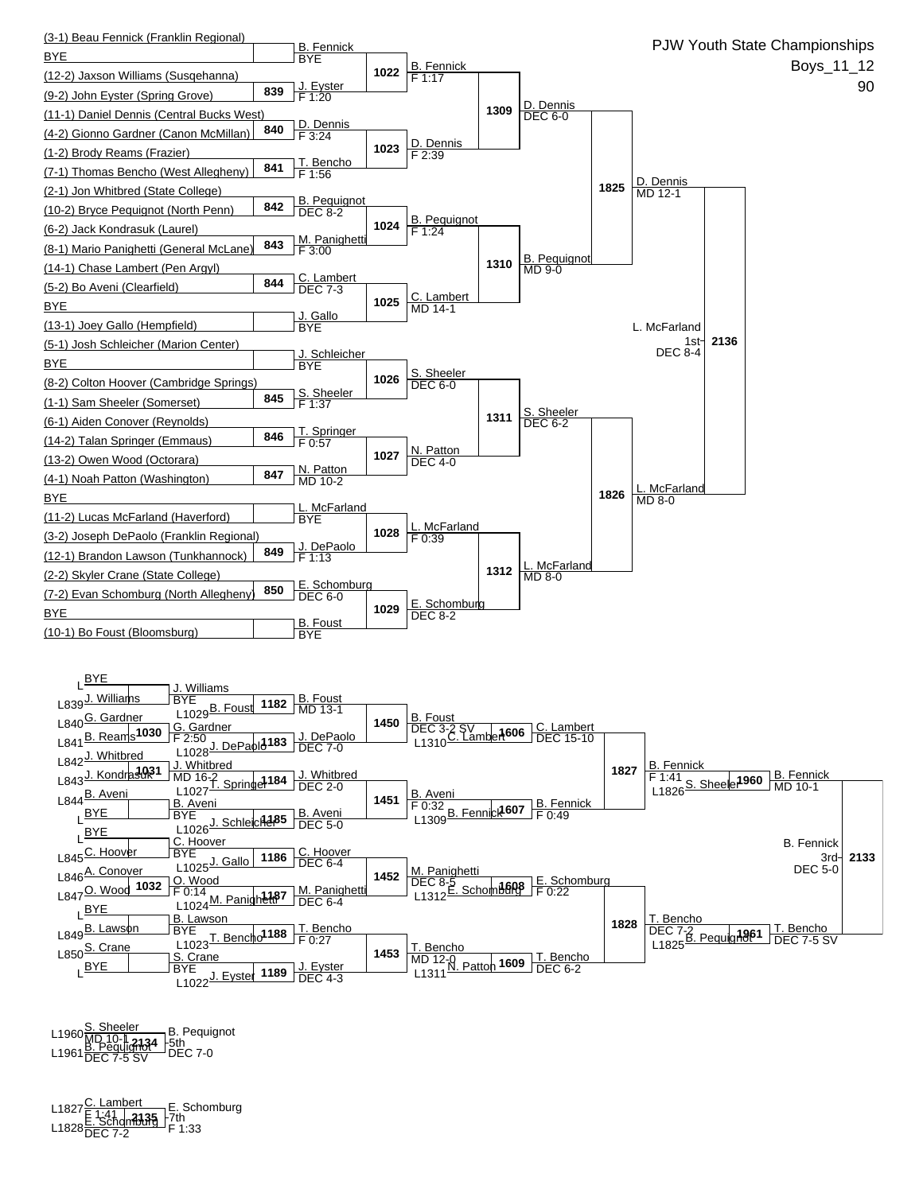# PJW Youth State Championships

Boys_11_12

90

## Championship Bracket

### Round 1

| Bout | Wrestler 1 | Wrestler 2 | Winner | Result |
|---|---|---|---|---|
| | (3-1) Beau Fennick (Franklin Regional) | BYE | B. Fennick | BYE |
| 839 | (12-2) Jaxson Williams (Susqehanna) | (9-2) John Eyster (Spring Grove) | J. Eyster | F 1:20 |
| 840 | (11-1) Daniel Dennis (Central Bucks West) | (4-2) Gionno Gardner (Canon McMillan) | D. Dennis | F 3:24 |
| 841 | (1-2) Brody Reams (Frazier) | (7-1) Thomas Bencho (West Allegheny) | T. Bencho | F 1:56 |
| 842 | (2-1) Jon Whitbred (State College) | (10-2) Bryce Pequignot (North Penn) | B. Pequignot | DEC 8-2 |
| 843 | (6-2) Jack Kondrasuk (Laurel) | (8-1) Mario Panighetti (General McLane) | M. Panighetti | F 3:00 |
| 844 | (14-1) Chase Lambert (Pen Argyl) | (5-2) Bo Aveni (Clearfield) | C. Lambert | DEC 7-3 |
| | BYE | (13-1) Joey Gallo (Hempfield) | J. Gallo | BYE |
| | (5-1) Josh Schleicher (Marion Center) | BYE | J. Schleicher | BYE |
| 845 | (8-2) Colton Hoover (Cambridge Springs) | (1-1) Sam Sheeler (Somerset) | S. Sheeler | F 1:37 |
| 846 | (6-1) Aiden Conover (Reynolds) | (14-2) Talan Springer (Emmaus) | T. Springer | F 0:57 |
| 847 | (13-2) Owen Wood (Octorara) | (4-1) Noah Patton (Washington) | N. Patton | MD 10-2 |
| | BYE | (11-2) Lucas McFarland (Haverford) | L. McFarland | BYE |
| 849 | (3-2) Joseph DePaolo (Franklin Regional) | (12-1) Brandon Lawson (Tunkhannock) | J. DePaolo | F 1:13 |
| 850 | (2-2) Skyler Crane (State College) | (7-2) Evan Schomburg (North Allegheny) | E. Schomburg | DEC 6-0 |
| | BYE | (10-1) Bo Foust (Bloomsburg) | B. Foust | BYE |

### Round 2

| Bout | Winner | Result |
|---|---|---|
| 1022 | B. Fennick | F 1:17 |
| 1023 | D. Dennis | F 2:39 |
| 1024 | B. Pequignot | F 1:24 |
| 1025 | C. Lambert | MD 14-1 |
| 1026 | S. Sheeler | DEC 6-0 |
| 1027 | N. Patton | DEC 4-0 |
| 1028 | L. McFarland | F 0:39 |
| 1029 | E. Schomburg | DEC 8-2 |

### Quarterfinals

| Bout | Winner | Result |
|---|---|---|
| 1309 | D. Dennis | DEC 6-0 |
| 1310 | B. Pequignot | MD 9-0 |
| 1311 | S. Sheeler | DEC 6-2 |
| 1312 | L. McFarland | MD 8-0 |

### Semifinals

| Bout | Winner | Result |
|---|---|---|
| 1825 | D. Dennis | MD 12-1 |
| 1826 | L. McFarland | MD 8-0 |

### Final

| Bout | Winner | Result |
|---|---|---|
| 2136 | L. McFarland 1st | DEC 8-4 |

## Consolation Bracket

| Bout | Wrestler 1 | Wrestler 2 | Winner | Result |
|---|---|---|---|---|
| | L BYE | L839 J. Williams | J. Williams | BYE |
| 1030 | L840 G. Gardner | L841 B. Reams | G. Gardner | F 2:50 |
| 1031 | L842 J. Whitbred | L843 J. Kondrasuk | J. Whitbred | MD 16-2 |
| | L844 B. Aveni | L BYE | B. Aveni | BYE |
| | L BYE | L845 C. Hoover | C. Hoover | BYE |
| 1032 | L846 A. Conover | L847 O. Wood | O. Wood | F 0:14 |
| | L BYE | L849 B. Lawson | B. Lawson | BYE |
| | L850 S. Crane | L BYE | S. Crane | BYE |
| 1182 | J. Williams | L1029 B. Foust | B. Foust | MD 13-1 |
| 1183 | G. Gardner | L1028 J. DePaolo | J. DePaolo | DEC 7-0 |
| 1184 | J. Whitbred | L1027 T. Springer | J. Whitbred | DEC 2-0 |
| 1185 | B. Aveni | L1026 J. Schleicher | B. Aveni | DEC 5-0 |
| 1186 | C. Hoover | L1025 J. Gallo | C. Hoover | DEC 6-4 |
| 1187 | O. Wood | L1024 M. Panighetti | M. Panighetti | DEC 6-4 |
| 1188 | B. Lawson | L1023 T. Bencho | T. Bencho | F 0:27 |
| 1189 | S. Crane | L1022 J. Eyster | J. Eyster | DEC 4-3 |
| 1450 | B. Foust | J. DePaolo | B. Foust | DEC 3-2 SV |
| 1451 | J. Whitbred | B. Aveni | B. Aveni | F 0:32 |
| 1452 | C. Hoover | M. Panighetti | M. Panighetti | DEC 8-5 |
| 1453 | T. Bencho | J. Eyster | T. Bencho | MD 12-0 |
| 1606 | B. Foust | L1310 C. Lambert | C. Lambert | DEC 15-10 |
| 1607 | B. Aveni | L1309 B. Fennick | B. Fennick | F 0:49 |
| 1608 | M. Panighetti | L1312 E. Schomburg | E. Schomburg | F 0:22 |
| 1609 | T. Bencho | L1311 N. Patton | T. Bencho | DEC 6-2 |
| 1827 | C. Lambert | B. Fennick | B. Fennick | F 1:41 |
| 1828 | E. Schomburg | T. Bencho | T. Bencho | DEC 7-2 |
| 1960 | B. Fennick | L1826 S. Sheeler | B. Fennick | MD 10-1 |
| 1961 | T. Bencho | L1825 B. Pequignot | T. Bencho | DEC 7-5 SV |
| 2133 | B. Fennick | T. Bencho | B. Fennick 3rd | DEC 5-0 |

## 5th Place

| Bout | Wrestler 1 | Wrestler 2 | Winner | Result |
|---|---|---|---|---|
| 2134 | L1960 S. Sheeler (MD 10-1) | L1961 B. Pequignot (DEC 7-5 SV) | B. Pequignot 5th | DEC 7-0 |

## 7th Place

| Bout | Wrestler 1 | Wrestler 2 | Winner | Result |
|---|---|---|---|---|
| 2135 | L1827 C. Lambert (F 1:41) | L1828 E. Schomburg (DEC 7-2) | E. Schomburg 7th | F 1:33 |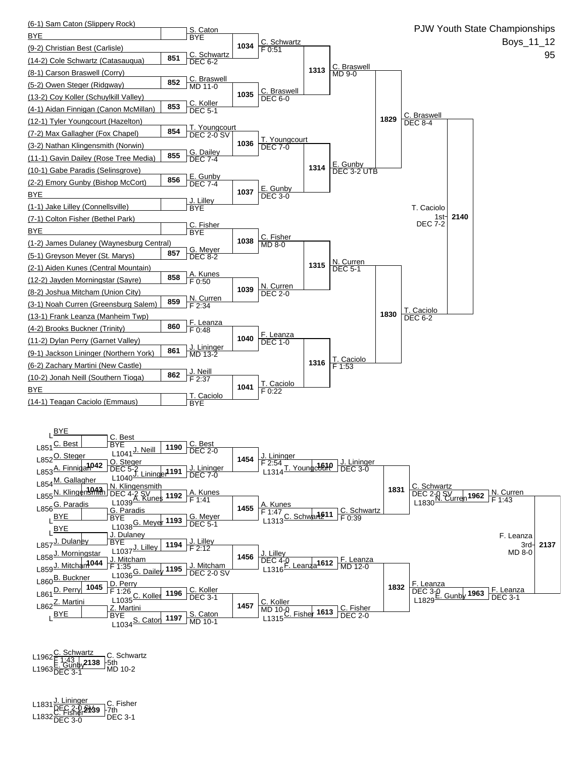PJW Youth State Championships

Boys_11_12

95

## Championship Bracket

### First Round

| Wrestler A | Wrestler B | Bout | Winner | Result |
| --- | --- | --- | --- | --- |
| (6-1) Sam Caton (Slippery Rock) | BYE | | S. Caton | BYE |
| (9-2) Christian Best (Carlisle) | (14-2) Cole Schwartz (Catasauqua) | 851 | C. Schwartz | DEC 6-2 |
| (8-1) Carson Braswell (Corry) | (5-2) Owen Steger (Ridgway) | 852 | C. Braswell | MD 11-0 |
| (13-2) Coy Koller (Schuylkill Valley) | (4-1) Aidan Finnigan (Canon McMillan) | 853 | C. Koller | DEC 5-1 |
| (12-1) Tyler Youngcourt (Hazelton) | (7-2) Max Gallagher (Fox Chapel) | 854 | T. Youngcourt | DEC 2-0 SV |
| (3-2) Nathan Klingensmith (Norwin) | (11-1) Gavin Dailey (Rose Tree Media) | 855 | G. Dailey | DEC 7-4 |
| (10-1) Gabe Paradis (Selinsgrove) | (2-2) Emory Gunby (Bishop McCort) | 856 | E. Gunby | DEC 7-4 |
| BYE | (1-1) Jake Lilley (Connellsville) | | J. Lilley | BYE |
| (7-1) Colton Fisher (Bethel Park) | BYE | | C. Fisher | BYE |
| (1-2) James Dulaney (Waynesburg Central) | (5-1) Greyson Meyer (St. Marys) | 857 | G. Meyer | DEC 8-2 |
| (2-1) Aiden Kunes (Central Mountain) | (12-2) Jayden Morningstar (Sayre) | 858 | A. Kunes | F 0:50 |
| (8-2) Joshua Mitcham (Union City) | (3-1) Noah Curren (Greensburg Salem) | 859 | N. Curren | F 2:34 |
| (13-1) Frank Leanza (Manheim Twp) | (4-2) Brooks Buckner (Trinity) | 860 | F. Leanza | F 0:48 |
| (11-2) Dylan Perry (Garnet Valley) | (9-1) Jackson Lininger (Northern York) | 861 | J. Lininger | MD 13-2 |
| (6-2) Zachary Martini (New Castle) | (10-2) Jonah Neill (Southern Tioga) | 862 | J. Neill | F 2:37 |
| BYE | (14-1) Teagan Caciolo (Emmaus) | | T. Caciolo | BYE |

### Championship Rounds

| Bout | Winner | Result |
| --- | --- | --- |
| 1034 | C. Schwartz | F 0:51 |
| 1035 | C. Braswell | DEC 6-0 |
| 1036 | T. Youngcourt | DEC 7-0 |
| 1037 | E. Gunby | DEC 3-0 |
| 1038 | C. Fisher | MD 8-0 |
| 1039 | N. Curren | DEC 2-0 |
| 1040 | F. Leanza | DEC 1-0 |
| 1041 | T. Caciolo | F 0:22 |
| 1313 | C. Braswell | MD 9-0 |
| 1314 | E. Gunby | DEC 3-2 UTB |
| 1315 | N. Curren | DEC 5-1 |
| 1316 | T. Caciolo | F 1:53 |
| 1829 | C. Braswell | DEC 8-4 |
| 1830 | T. Caciolo | DEC 6-2 |
| 2140 | T. Caciolo (1st) | DEC 7-2 |

## Consolation Bracket

| Bout | Wrestlers | Winner | Result |
| --- | --- | --- | --- |
| | L BYE / L851 C. Best | C. Best | BYE |
| 1042 | L852 O. Steger / L853 A. Finnigan | O. Steger | DEC 5-2 |
| 1043 | L854 M. Gallagher / L855 N. Klingensmith | N. Klingensmith | DEC 4-2 SV |
| | L856 G. Paradis / L BYE | G. Paradis | BYE |
| | L BYE / L857 J. Dulaney | J. Dulaney | BYE |
| 1044 | L858 J. Morningstar / L859 J. Mitcham | J. Mitcham | F 1:35 |
| 1045 | L860 B. Buckner / L861 D. Perry | D. Perry | F 1:26 |
| | L862 Z. Martini / L BYE | Z. Martini | BYE |
| 1190 | C. Best / L1041 J. Neill | C. Best | DEC 2-0 |
| 1191 | O. Steger / L1040 J. Lininger | J. Lininger | DEC 7-0 |
| 1192 | N. Klingensmith / L1039 A. Kunes | A. Kunes | F 1:41 |
| 1193 | G. Paradis / L1038 G. Meyer | G. Meyer | DEC 5-1 |
| 1194 | J. Dulaney / L1037 J. Lilley | J. Lilley | F 2:12 |
| 1195 | J. Mitcham / L1036 G. Dailey | J. Mitcham | DEC 2-0 SV |
| 1196 | D. Perry / L1035 C. Koller | C. Koller | DEC 3-1 |
| 1197 | Z. Martini / L1034 S. Caton | S. Caton | MD 10-1 |
| 1454 | C. Best / J. Lininger | J. Lininger | F 2:54 |
| 1455 | A. Kunes / G. Meyer | A. Kunes | F 1:47 |
| 1456 | J. Lilley / J. Mitcham | J. Lilley | DEC 4-0 |
| 1457 | C. Koller / S. Caton | C. Koller | MD 10-0 |
| 1610 | J. Lininger / L1314 T. Youngcourt | J. Lininger | DEC 3-0 |
| 1611 | A. Kunes / L1313 C. Schwartz | C. Schwartz | F 0:39 |
| 1612 | J. Lilley / L1316 F. Leanza | F. Leanza | MD 12-0 |
| 1613 | C. Koller / L1315 C. Fisher | C. Fisher | DEC 2-0 |
| 1831 | J. Lininger / C. Schwartz | C. Schwartz | DEC 2-0 SV |
| 1832 | F. Leanza / C. Fisher | F. Leanza | DEC 3-0 |
| 1962 | C. Schwartz / L1830 N. Curren | N. Curren | F 1:43 |
| 1963 | F. Leanza / L1829 E. Gunby | F. Leanza | DEC 3-1 |
| 2137 | N. Curren / F. Leanza | F. Leanza (3rd) | MD 8-0 |

## Placement Bouts

| Bout | Wrestlers | Winner | Result |
| --- | --- | --- | --- |
| 2138 | L1962 C. Schwartz (F 1:43) / L1963 E. Gunby (DEC 3-1) | C. Schwartz (5th) | MD 10-2 |
| 2139 | L1831 J. Lininger (DEC 2-0 SV) / L1832 C. Fisher (DEC 3-0) | C. Fisher (7th) | DEC 3-1 |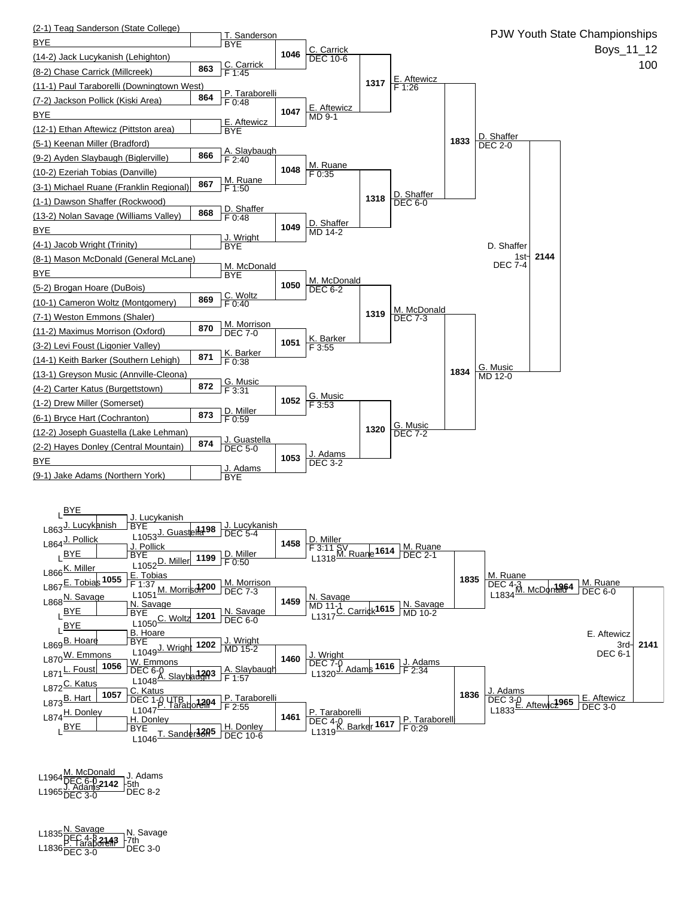# PJW Youth State Championships

Boys_11_12

100

## Championship Bracket

### First Round

| Match | Wrestler 1 | Wrestler 2 | Winner | Result |
|---|---|---|---|---|
| | (2-1) Teag Sanderson (State College) | BYE | T. Sanderson | BYE |
| 863 | (14-2) Jack Lucykanish (Lehighton) | (8-2) Chase Carrick (Millcreek) | C. Carrick | F 1:45 |
| 864 | (11-1) Paul Taraborelli (Downingtown West) | (7-2) Jackson Pollick (Kiski Area) | P. Taraborelli | F 0:48 |
| | BYE | (12-1) Ethan Aftewicz (Pittston area) | E. Aftewicz | BYE |
| 866 | (5-1) Keenan Miller (Bradford) | (9-2) Ayden Slaybaugh (Biglerville) | A. Slaybaugh | F 2:40 |
| 867 | (10-2) Ezeriah Tobias (Danville) | (3-1) Michael Ruane (Franklin Regional) | M. Ruane | F 1:50 |
| 868 | (1-1) Dawson Shaffer (Rockwood) | (13-2) Nolan Savage (Williams Valley) | D. Shaffer | F 0:48 |
| | BYE | (4-1) Jacob Wright (Trinity) | J. Wright | BYE |
| | (8-1) Mason McDonald (General McLane) | BYE | M. McDonald | BYE |
| 869 | (5-2) Brogan Hoare (DuBois) | (10-1) Cameron Woltz (Montgomery) | C. Woltz | F 0:40 |
| 870 | (7-1) Weston Emmons (Shaler) | (11-2) Maximus Morrison (Oxford) | M. Morrison | DEC 7-0 |
| 871 | (3-2) Levi Foust (Ligonier Valley) | (14-1) Keith Barker (Southern Lehigh) | K. Barker | F 0:38 |
| 872 | (13-1) Greyson Music (Annville-Cleona) | (4-2) Carter Katus (Burgettstown) | G. Music | F 3:31 |
| 873 | (1-2) Drew Miller (Somerset) | (6-1) Bryce Hart (Cochranton) | D. Miller | F 0:59 |
| 874 | (12-2) Joseph Guastella (Lake Lehman) | (2-2) Hayes Donley (Central Mountain) | J. Guastella | DEC 5-0 |
| | BYE | (9-1) Jake Adams (Northern York) | J. Adams | BYE |

### Second Round

| Match | Winner | Result |
|---|---|---|
| 1046 | C. Carrick | DEC 10-6 |
| 1047 | E. Aftewicz | MD 9-1 |
| 1048 | M. Ruane | F 0:35 |
| 1049 | D. Shaffer | MD 14-2 |
| 1050 | M. McDonald | DEC 6-2 |
| 1051 | K. Barker | F 3:55 |
| 1052 | G. Music | F 3:53 |
| 1053 | J. Adams | DEC 3-2 |

### Quarterfinals

| Match | Winner | Result |
|---|---|---|
| 1317 | E. Aftewicz | F 1:26 |
| 1318 | D. Shaffer | DEC 6-0 |
| 1319 | M. McDonald | DEC 7-3 |
| 1320 | G. Music | DEC 7-2 |

### Semifinals

| Match | Winner | Result |
|---|---|---|
| 1833 | D. Shaffer | DEC 2-0 |
| 1834 | G. Music | MD 12-0 |

### Final

| Match | Winner | Result |
|---|---|---|
| 2144 | D. Shaffer – 1st | DEC 7-4 |

## Consolation Bracket

| Match | Wrestler 1 | Wrestler 2 | Winner | Result |
|---|---|---|---|---|
| | BYE | L863 J. Lucykanish | J. Lucykanish | BYE |
| | L864 J. Pollick | BYE | J. Pollick | BYE |
| 1055 | L866 K. Miller | L867 E. Tobias | E. Tobias | F 1:37 |
| | L868 N. Savage | BYE | N. Savage | BYE |
| | BYE | L869 B. Hoare | B. Hoare | BYE |
| 1056 | L870 W. Emmons | L871 L. Foust | W. Emmons | DEC 6-0 |
| 1057 | L872 C. Katus | L873 B. Hart | C. Katus | DEC 1-0 UTB |
| | L874 H. Donley | BYE | H. Donley | BYE |
| 1198 | J. Lucykanish | L1053 J. Guastella | J. Lucykanish | DEC 5-4 |
| 1199 | J. Pollick | L1052 D. Miller | D. Miller | F 0:50 |
| 1200 | E. Tobias | L1051 M. Morrison | M. Morrison | DEC 7-3 |
| 1201 | N. Savage | L1050 C. Woltz | N. Savage | DEC 6-0 |
| 1202 | B. Hoare | L1049 J. Wright | J. Wright | MD 15-2 |
| 1203 | W. Emmons | L1048 A. Slaybaugh | A. Slaybaugh | F 1:57 |
| 1204 | C. Katus | L1047 P. Taraborelli | P. Taraborelli | F 2:55 |
| 1205 | H. Donley | L1046 T. Sanderson | H. Donley | DEC 10-6 |
| 1458 | J. Lucykanish | D. Miller | D. Miller | F 3:11 SV |
| 1459 | M. Morrison | N. Savage | N. Savage | MD 11-1 |
| 1460 | J. Wright | A. Slaybaugh | J. Wright | DEC 7-0 |
| 1461 | P. Taraborelli | H. Donley | P. Taraborelli | DEC 4-0 |
| 1614 | D. Miller | L1318 M. Ruane | M. Ruane | DEC 2-1 |
| 1615 | N. Savage | L1317 C. Carrick | N. Savage | MD 10-2 |
| 1616 | J. Wright | L1320 J. Adams | J. Adams | F 2:34 |
| 1617 | P. Taraborelli | L1319 K. Barker | P. Taraborelli | F 0:29 |
| 1835 | M. Ruane | N. Savage | M. Ruane | DEC 4-3 |
| 1836 | J. Adams | P. Taraborelli | J. Adams | DEC 3-0 |
| 1964 | M. Ruane | L1834 M. McDonald | M. Ruane | DEC 6-0 |
| 1965 | J. Adams | L1833 E. Aftewicz | E. Aftewicz | DEC 3-0 |
| 2141 | M. Ruane | E. Aftewicz | E. Aftewicz – 3rd | DEC 6-1 |

## 5th Place

| Match | Wrestler 1 | Wrestler 2 | Winner | Result |
|---|---|---|---|---|
| 2142 | L1964 M. McDonald (DEC 6-0) | L1965 J. Adams (DEC 3-0) | J. Adams – 5th | DEC 8-2 |

## 7th Place

| Match | Wrestler 1 | Wrestler 2 | Winner | Result |
|---|---|---|---|---|
| 2143 | L1835 N. Savage (DEC 4-3) | L1836 P. Taraborelli (DEC 3-0) | N. Savage – 7th | DEC 3-0 |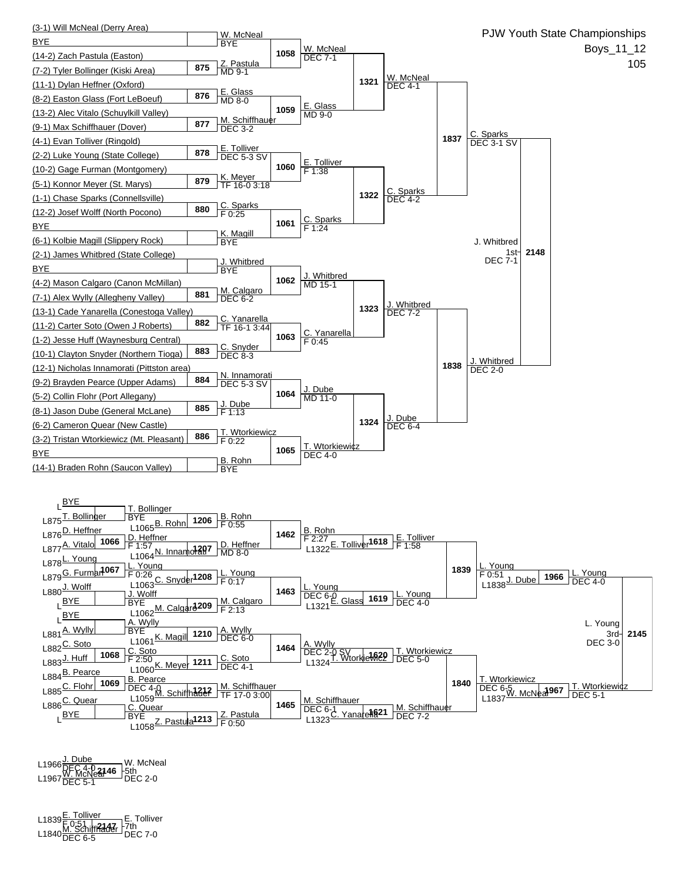# PJW Youth State Championships

Boys_11_12

105

## Championship Bracket

### First Round

| Bout | Wrestler 1 | Wrestler 2 | Winner | Result |
|---|---|---|---|---|
| | (3-1) Will McNeal (Derry Area) | BYE | W. McNeal | BYE |
| 875 | (14-2) Zach Pastula (Easton) | (7-2) Tyler Bollinger (Kiski Area) | Z. Pastula | MD 9-1 |
| 876 | (11-1) Dylan Heffner (Oxford) | (8-2) Easton Glass (Fort LeBoeuf) | E. Glass | MD 8-0 |
| 877 | (13-2) Alec Vitalo (Schuylkill Valley) | (9-1) Max Schiffhauer (Dover) | M. Schiffhauer | DEC 3-2 |
| 878 | (4-1) Evan Tolliver (Ringold) | (2-2) Luke Young (State College) | E. Tolliver | DEC 5-3 SV |
| 879 | (10-2) Gage Furman (Montgomery) | (5-1) Konnor Meyer (St. Marys) | K. Meyer | TF 16-0 3:18 |
| 880 | (1-1) Chase Sparks (Connellsville) | (12-2) Josef Wolff (North Pocono) | C. Sparks | F 0:25 |
| | BYE | (6-1) Kolbie Magill (Slippery Rock) | K. Magill | BYE |
| | (2-1) James Whitbred (State College) | BYE | J. Whitbred | BYE |
| 881 | (4-2) Mason Calgaro (Canon McMillan) | (7-1) Alex Wylly (Allegheny Valley) | M. Calgaro | DEC 6-2 |
| 882 | (13-1) Cade Yanarella (Conestoga Valley) | (11-2) Carter Soto (Owen J Roberts) | C. Yanarella | TF 16-1 3:44 |
| 883 | (1-2) Jesse Huff (Waynesburg Central) | (10-1) Clayton Snyder (Northern Tioga) | C. Snyder | DEC 8-3 |
| 884 | (12-1) Nicholas Innamorati (Pittston area) | (9-2) Brayden Pearce (Upper Adams) | N. Innamorati | DEC 5-3 SV |
| 885 | (5-2) Collin Flohr (Port Allegany) | (8-1) Jason Dube (General McLane) | J. Dube | F 1:13 |
| 886 | (6-2) Cameron Quear (New Castle) | (3-2) Tristan Wtorkiewicz (Mt. Pleasant) | T. Wtorkiewicz | F 0:22 |
| | BYE | (14-1) Braden Rohn (Saucon Valley) | B. Rohn | BYE |

### Second Round

| Bout | Winner | Result |
|---|---|---|
| 1058 | W. McNeal | DEC 7-1 |
| 1059 | E. Glass | MD 9-0 |
| 1060 | E. Tolliver | F 1:38 |
| 1061 | C. Sparks | F 1:24 |
| 1062 | J. Whitbred | MD 15-1 |
| 1063 | C. Yanarella | F 0:45 |
| 1064 | J. Dube | MD 11-0 |
| 1065 | T. Wtorkiewicz | DEC 4-0 |

### Quarterfinals

| Bout | Winner | Result |
|---|---|---|
| 1321 | W. McNeal | DEC 4-1 |
| 1322 | C. Sparks | DEC 4-2 |
| 1323 | J. Whitbred | DEC 7-2 |
| 1324 | J. Dube | DEC 6-4 |

### Semifinals

| Bout | Winner | Result |
|---|---|---|
| 1837 | C. Sparks | DEC 3-1 SV |
| 1838 | J. Whitbred | DEC 2-0 |

### Final

| Bout | Winner | Result |
|---|---|---|
| 2148 | J. Whitbred 1st | DEC 7-1 |

## Consolation Bracket

### Consolation Round 1

| Bout | Wrestler 1 | Wrestler 2 | Winner | Result |
|---|---|---|---|---|
| | L BYE | L875 T. Bollinger | T. Bollinger | BYE |
| 1066 | L876 D. Heffner | L877 A. Vitalo | D. Heffner | F 1:57 |
| 1067 | L878 L. Young | L879 G. Furman | L. Young | F 0:26 |
| | L880 J. Wolff | L BYE | J. Wolff | BYE |
| | L BYE | L881 A. Wylly | A. Wylly | BYE |
| 1068 | L882 C. Soto | L883 J. Huff | C. Soto | F 2:50 |
| 1069 | L884 B. Pearce | L885 C. Flohr | B. Pearce | DEC 4-0 |
| | L886 C. Quear | L BYE | C. Quear | BYE |

### Consolation Round 2

| Bout | Wrestler 1 | Wrestler 2 | Winner | Result |
|---|---|---|---|---|
| 1206 | T. Bollinger | L1065 B. Rohn | B. Rohn | F 0:55 |
| 1207 | D. Heffner | L1064 N. Innamorati | D. Heffner | MD 8-0 |
| 1208 | L. Young | L1063 C. Snyder | L. Young | F 0:17 |
| 1209 | J. Wolff | L1062 M. Calgaro | M. Calgaro | F 2:13 |
| 1210 | A. Wylly | L1061 K. Magill | A. Wylly | DEC 6-0 |
| 1211 | C. Soto | L1060 K. Meyer | C. Soto | DEC 4-1 |
| 1212 | B. Pearce | L1059 M. Schiffhauer | M. Schiffhauer | TF 17-0 3:00 |
| 1213 | C. Quear | L1058 Z. Pastula | Z. Pastula | F 0:50 |

### Consolation Round 3

| Bout | Winner | Result |
|---|---|---|
| 1462 | B. Rohn | F 2:27 |
| 1463 | L. Young | DEC 6-0 |
| 1464 | A. Wylly | DEC 2-0 SV |
| 1465 | M. Schiffhauer | DEC 6-1 |

### Consolation Round 4

| Bout | Wrestler 1 | Wrestler 2 | Winner | Result |
|---|---|---|---|---|
| 1618 | B. Rohn | L1322 E. Tolliver | E. Tolliver | F 1:58 |
| 1619 | L. Young | L1321 E. Glass | L. Young | DEC 4-0 |
| 1620 | A. Wylly | L1324 T. Wtorkiewicz | T. Wtorkiewicz | DEC 5-0 |
| 1621 | M. Schiffhauer | L1323 C. Yanarella | M. Schiffhauer | DEC 7-2 |

### Consolation Round 5

| Bout | Winner | Result |
|---|---|---|
| 1839 | L. Young | F 0:51 |
| 1840 | T. Wtorkiewicz | DEC 6-5 |

### Consolation Semifinals

| Bout | Wrestler 1 | Wrestler 2 | Winner | Result |
|---|---|---|---|---|
| 1966 | L. Young | L1838 J. Dube | L. Young | DEC 4-0 |
| 1967 | T. Wtorkiewicz | L1837 W. McNeal | T. Wtorkiewicz | DEC 5-1 |

### 3rd Place

| Bout | Winner | Result |
|---|---|---|
| 2145 | L. Young 3rd | DEC 3-0 |

### 5th Place

| Bout | Wrestler 1 | Wrestler 2 | Winner | Result |
|---|---|---|---|---|
| 2146 | L1966 J. Dube (DEC 4-0) | L1967 W. McNeal (DEC 5-1) | W. McNeal 5th | DEC 2-0 |

### 7th Place

| Bout | Wrestler 1 | Wrestler 2 | Winner | Result |
|---|---|---|---|---|
| 2147 | L1839 E. Tolliver (F 0:51) | L1840 M. Schiffhauer (DEC 6-5) | E. Tolliver 7th | DEC 7-0 |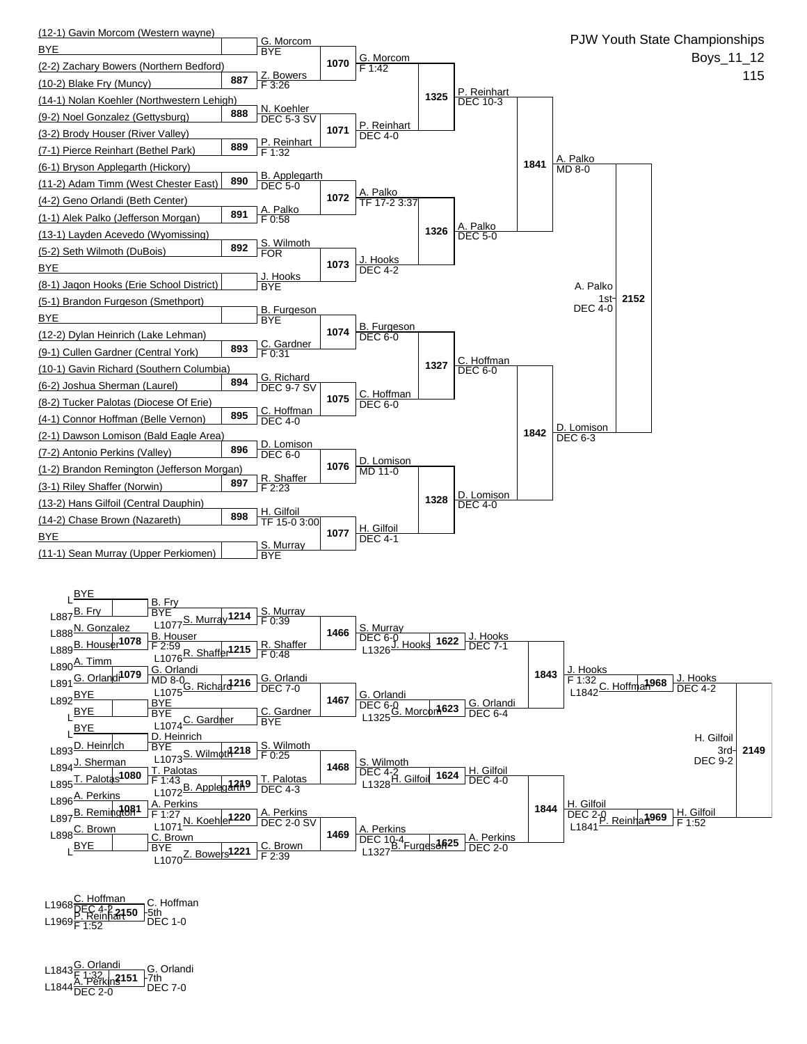# PJW Youth State Championships

Boys_11_12

115

## Championship Bracket

### First Round / Bouts

| Bout | Wrestler 1 | Wrestler 2 | Winner | Result |
|---|---|---|---|---|
| | (12-1) Gavin Morcom (Western wayne) | BYE | G. Morcom | BYE |
| 887 | (2-2) Zachary Bowers (Northern Bedford) | (10-2) Blake Fry (Muncy) | Z. Bowers | F 3:26 |
| 888 | (14-1) Nolan Koehler (Northwestern Lehigh) | (9-2) Noel Gonzalez (Gettysburg) | N. Koehler | DEC 5-3 SV |
| 889 | (3-2) Brody Houser (River Valley) | (7-1) Pierce Reinhart (Bethel Park) | P. Reinhart | F 1:32 |
| 890 | (6-1) Bryson Applegarth (Hickory) | (11-2) Adam Timm (West Chester East) | B. Applegarth | DEC 5-0 |
| 891 | (4-2) Geno Orlandi (Beth Center) | (1-1) Alek Palko (Jefferson Morgan) | A. Palko | F 0:58 |
| 892 | (13-1) Layden Acevedo (Wyomissing) | (5-2) Seth Wilmoth (DuBois) | S. Wilmoth | FOR |
| | BYE | (8-1) Jaqon Hooks (Erie School District) | J. Hooks | BYE |
| | (5-1) Brandon Furgeson (Smethport) | BYE | B. Furgeson | BYE |
| 893 | (12-2) Dylan Heinrich (Lake Lehman) | (9-1) Cullen Gardner (Central York) | C. Gardner | F 0:31 |
| 894 | (10-1) Gavin Richard (Southern Columbia) | (6-2) Joshua Sherman (Laurel) | G. Richard | DEC 9-7 SV |
| 895 | (8-2) Tucker Palotas (Diocese Of Erie) | (4-1) Connor Hoffman (Belle Vernon) | C. Hoffman | DEC 4-0 |
| 896 | (2-1) Dawson Lomison (Bald Eagle Area) | (7-2) Antonio Perkins (Valley) | D. Lomison | DEC 6-0 |
| 897 | (1-2) Brandon Remington (Jefferson Morgan) | (3-1) Riley Shaffer (Norwin) | R. Shaffer | F 2:23 |
| 898 | (13-2) Hans Gilfoil (Central Dauphin) | (14-2) Chase Brown (Nazareth) | H. Gilfoil | TF 15-0 3:00 |
| | BYE | (11-1) Sean Murray (Upper Perkiomen) | S. Murray | BYE |

### Second Round

| Bout | Winner | Result |
|---|---|---|
| 1070 | G. Morcom | F 1:42 |
| 1071 | P. Reinhart | DEC 4-0 |
| 1072 | A. Palko | TF 17-2 3:37 |
| 1073 | J. Hooks | DEC 4-2 |
| 1074 | B. Furgeson | DEC 6-0 |
| 1075 | C. Hoffman | DEC 6-0 |
| 1076 | D. Lomison | MD 11-0 |
| 1077 | H. Gilfoil | DEC 4-1 |

### Quarterfinals

| Bout | Winner | Result |
|---|---|---|
| 1325 | P. Reinhart | DEC 10-3 |
| 1326 | A. Palko | DEC 5-0 |
| 1327 | C. Hoffman | DEC 6-0 |
| 1328 | D. Lomison | DEC 4-0 |

### Semifinals

| Bout | Winner | Result |
|---|---|---|
| 1841 | A. Palko | MD 8-0 |
| 1842 | D. Lomison | DEC 6-3 |

### Final

| Bout | Winner | Result |
|---|---|---|
| 2152 | A. Palko 1st | DEC 4-0 |

## Consolation Bracket

| Bout | Wrestler 1 | Wrestler 2 | Winner | Result |
|---|---|---|---|---|
| | L BYE | L887 B. Fry | B. Fry | BYE |
| 1078 | L888 N. Gonzalez | L889 B. Houser | B. Houser | F 2:59 |
| 1079 | L890 A. Timm | L891 G. Orlandi | G. Orlandi | MD 8-0 |
| | L892 BYE | L BYE | BYE | BYE |
| | L BYE | L893 D. Heinrich | D. Heinrich | BYE |
| 1080 | L894 J. Sherman | L895 T. Palotas | T. Palotas | F 1:43 |
| 1081 | L896 A. Perkins | L897 B. Remington | A. Perkins | F 1:27 |
| | L898 C. Brown | L BYE | C. Brown | BYE |
| 1214 | B. Fry | L1077 S. Murray | S. Murray | F 0:39 |
| 1215 | B. Houser | L1076 R. Shaffer | R. Shaffer | F 0:48 |
| 1216 | G. Orlandi | L1075 G. Richard | G. Orlandi | DEC 7-0 |
| | BYE | L1074 C. Gardner | C. Gardner | BYE |
| 1218 | D. Heinrich | L1073 S. Wilmoth | S. Wilmoth | F 0:25 |
| 1219 | T. Palotas | L1072 B. Applegarth | T. Palotas | DEC 4-3 |
| 1220 | A. Perkins | L1071 N. Koehler | A. Perkins | DEC 2-0 SV |
| 1221 | C. Brown | L1070 Z. Bowers | C. Brown | F 2:39 |
| 1466 | S. Murray | R. Shaffer | S. Murray | DEC 6-0 |
| 1467 | G. Orlandi | C. Gardner | G. Orlandi | DEC 6-0 |
| 1468 | S. Wilmoth | T. Palotas | S. Wilmoth | DEC 4-2 |
| 1469 | A. Perkins | C. Brown | A. Perkins | DEC 10-4 |
| 1622 | S. Murray | L1326 J. Hooks | J. Hooks | DEC 7-1 |
| 1623 | G. Orlandi | L1325 G. Morcom | G. Orlandi | DEC 6-4 |
| 1624 | S. Wilmoth | L1328 H. Gilfoil | H. Gilfoil | DEC 4-0 |
| 1625 | A. Perkins | L1327 B. Furgeson | A. Perkins | DEC 2-0 |
| 1843 | J. Hooks | G. Orlandi | J. Hooks | F 1:32 |
| 1844 | H. Gilfoil | A. Perkins | H. Gilfoil | DEC 2-0 |
| 1968 | J. Hooks | L1842 C. Hoffman | J. Hooks | DEC 4-2 |
| 1969 | H. Gilfoil | L1841 P. Reinhart | H. Gilfoil | F 1:52 |
| 2149 | J. Hooks | H. Gilfoil | H. Gilfoil 3rd | DEC 9-2 |

## 5th Place

| Bout | Wrestler 1 | Wrestler 2 | Winner | Result |
|---|---|---|---|---|
| 2150 | L1968 C. Hoffman (DEC 4-2) | L1969 P. Reinhart (F 1:52) | C. Hoffman 5th | DEC 1-0 |

## 7th Place

| Bout | Wrestler 1 | Wrestler 2 | Winner | Result |
|---|---|---|---|---|
| 2151 | L1843 G. Orlandi (F 1:32) | L1844 A. Perkins (DEC 2-0) | G. Orlandi 7th | DEC 7-0 |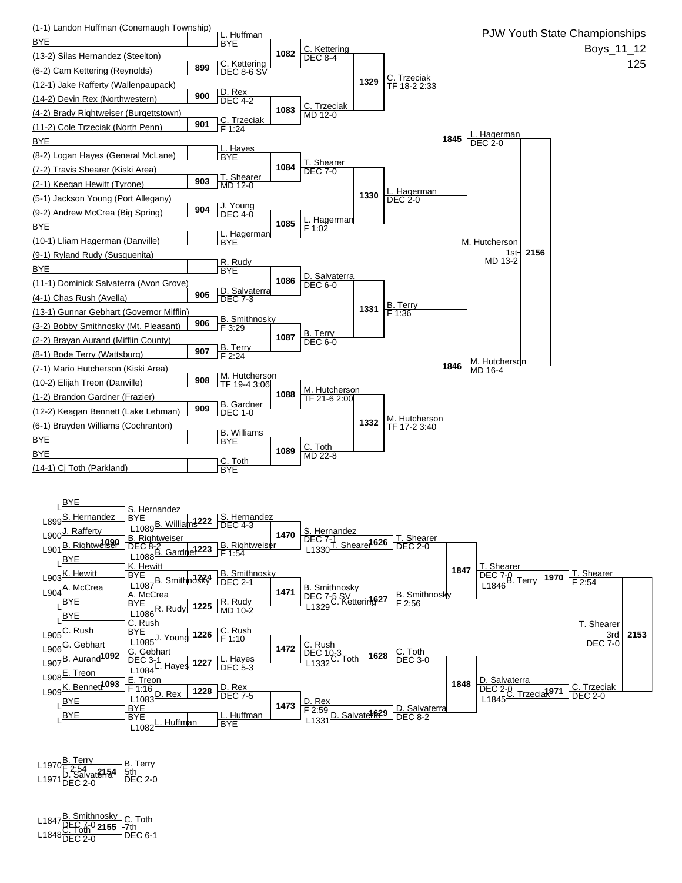# PJW Youth State Championships

Boys_11_12

125

## Championship Bracket

### First Round

| Match | Wrestler 1 | Wrestler 2 | Winner | Result |
|---|---|---|---|---|
| | (1-1) Landon Huffman (Conemaugh Township) | BYE | L. Huffman | BYE |
| 899 | (13-2) Silas Hernandez (Steelton) | (6-2) Cam Kettering (Reynolds) | C. Kettering | DEC 8-6 SV |
| 900 | (12-1) Jake Rafferty (Wallenpaupack) | (14-2) Devin Rex (Northwestern) | D. Rex | DEC 4-2 |
| 901 | (4-2) Brady Rightweiser (Burgettstown) | (11-2) Cole Trzeciak (North Penn) | C. Trzeciak | F 1:24 |
| | BYE | (8-2) Logan Hayes (General McLane) | L. Hayes | BYE |
| 903 | (7-2) Travis Shearer (Kiski Area) | (2-1) Keegan Hewitt (Tyrone) | T. Shearer | MD 12-0 |
| 904 | (5-1) Jackson Young (Port Allegany) | (9-2) Andrew McCrea (Big Spring) | J. Young | DEC 4-0 |
| | BYE | (10-1) Lliam Hagerman (Danville) | L. Hagerman | BYE |
| | (9-1) Ryland Rudy (Susquenita) | BYE | R. Rudy | BYE |
| 905 | (11-1) Dominick Salvaterra (Avon Grove) | (4-1) Chas Rush (Avella) | D. Salvaterra | DEC 7-3 |
| 906 | (13-1) Gunnar Gebhart (Governor Mifflin) | (3-2) Bobby Smithnosky (Mt. Pleasant) | B. Smithnosky | F 3:29 |
| 907 | (2-2) Brayan Aurand (Mifflin County) | (8-1) Bode Terry (Wattsburg) | B. Terry | F 2:24 |
| 908 | (7-1) Mario Hutcherson (Kiski Area) | (10-2) Elijah Treon (Danville) | M. Hutcherson | TF 19-4 3:06 |
| 909 | (1-2) Brandon Gardner (Frazier) | (12-2) Keagan Bennett (Lake Lehman) | B. Gardner | DEC 1-0 |
| | (6-1) Brayden Williams (Cochranton) | BYE | B. Williams | BYE |
| | BYE | (14-1) Cj Toth (Parkland) | C. Toth | BYE |

### Second Round

| Match | Winner | Result |
|---|---|---|
| 1082 | C. Kettering | DEC 8-4 |
| 1083 | C. Trzeciak | MD 12-0 |
| 1084 | T. Shearer | DEC 7-0 |
| 1085 | L. Hagerman | F 1:02 |
| 1086 | D. Salvaterra | DEC 6-0 |
| 1087 | B. Terry | DEC 6-0 |
| 1088 | M. Hutcherson | TF 21-6 2:00 |
| 1089 | C. Toth | MD 22-8 |

### Quarterfinals

| Match | Winner | Result |
|---|---|---|
| 1329 | C. Trzeciak | TF 18-2 2:33 |
| 1330 | L. Hagerman | DEC 2-0 |
| 1331 | B. Terry | F 1:36 |
| 1332 | M. Hutcherson | TF 17-2 3:40 |

### Semifinals

| Match | Winner | Result |
|---|---|---|
| 1845 | L. Hagerman | DEC 2-0 |
| 1846 | M. Hutcherson | MD 16-4 |

### Final

| Match | Winner | Place | Result |
|---|---|---|---|
| 2156 | M. Hutcherson | 1st | MD 13-2 |

## Consolation Bracket

### First Round

| Match | Wrestler 1 | Wrestler 2 | Winner | Result |
|---|---|---|---|---|
| | L BYE | L899 S. Hernandez | S. Hernandez | BYE |
| 1090 | L900 J. Rafferty | L901 B. Rightweiser | B. Rightweiser | DEC 8-2 |
| | L BYE | L903 K. Hewitt | K. Hewitt | BYE |
| | L904 A. McCrea | L BYE | A. McCrea | BYE |
| | L BYE | L905 C. Rush | C. Rush | BYE |
| 1092 | L906 G. Gebhart | L907 B. Aurand | G. Gebhart | DEC 3-1 |
| 1093 | L908 E. Treon | L909 K. Bennett | E. Treon | F 1:16 |
| | L BYE | L BYE | BYE | BYE |

### Second Round

| Match | Wrestler 1 | Wrestler 2 | Winner | Result |
|---|---|---|---|---|
| 1222 | S. Hernandez | L1089 B. Williams | S. Hernandez | DEC 4-3 |
| 1223 | B. Rightweiser | L1088 B. Gardner | B. Rightweiser | F 1:54 |
| 1224 | K. Hewitt | L1087 B. Smithnosky | B. Smithnosky | DEC 2-1 |
| 1225 | A. McCrea | L1086 R. Rudy | R. Rudy | MD 10-2 |
| 1226 | C. Rush | L1085 J. Young | C. Rush | F 1:10 |
| 1227 | G. Gebhart | L1084 L. Hayes | L. Hayes | DEC 5-3 |
| 1228 | E. Treon | L1083 D. Rex | D. Rex | DEC 7-5 |
| | BYE | L1082 L. Huffman | L. Huffman | BYE |

### Third Round

| Match | Winner | Result |
|---|---|---|
| 1470 | S. Hernandez | DEC 7-1 |
| 1471 | B. Smithnosky | DEC 7-5 SV |
| 1472 | C. Rush | DEC 10-3 |
| 1473 | D. Rex | F 2:59 |

### Fourth Round

| Match | Wrestler 1 | Wrestler 2 | Winner | Result |
|---|---|---|---|---|
| 1626 | S. Hernandez | L1330 T. Shearer | T. Shearer | DEC 2-0 |
| 1627 | B. Smithnosky | L1329 C. Kettering | B. Smithnosky | F 2:56 |
| 1628 | C. Rush | L1332 C. Toth | C. Toth | DEC 3-0 |
| 1629 | D. Rex | L1331 D. Salvaterra | D. Salvaterra | DEC 8-2 |

### Consolation Quarterfinals

| Match | Winner | Result |
|---|---|---|
| 1847 | T. Shearer | DEC 7-0 |
| 1848 | D. Salvaterra | DEC 2-0 |

### Consolation Semifinals

| Match | Wrestler 1 | Wrestler 2 | Winner | Result |
|---|---|---|---|---|
| 1970 | T. Shearer | L1846 B. Terry | T. Shearer | F 2:54 |
| 1971 | D. Salvaterra | L1845 C. Trzeciak | C. Trzeciak | DEC 2-0 |

### 3rd Place

| Match | Winner | Place | Result |
|---|---|---|---|
| 2153 | T. Shearer | 3rd | DEC 7-0 |

### 5th Place

| Match | Wrestler 1 | Wrestler 2 | Winner | Place | Result |
|---|---|---|---|---|---|
| 2154 | L1970 B. Terry (F 2:54) | L1971 D. Salvaterra (DEC 2-0) | B. Terry | 5th | DEC 2-0 |

### 7th Place

| Match | Wrestler 1 | Wrestler 2 | Winner | Place | Result |
|---|---|---|---|---|---|
| 2155 | L1847 B. Smithnosky (DEC 7-0) | L1848 C. Toth (DEC 2-0) | C. Toth | 7th | DEC 6-1 |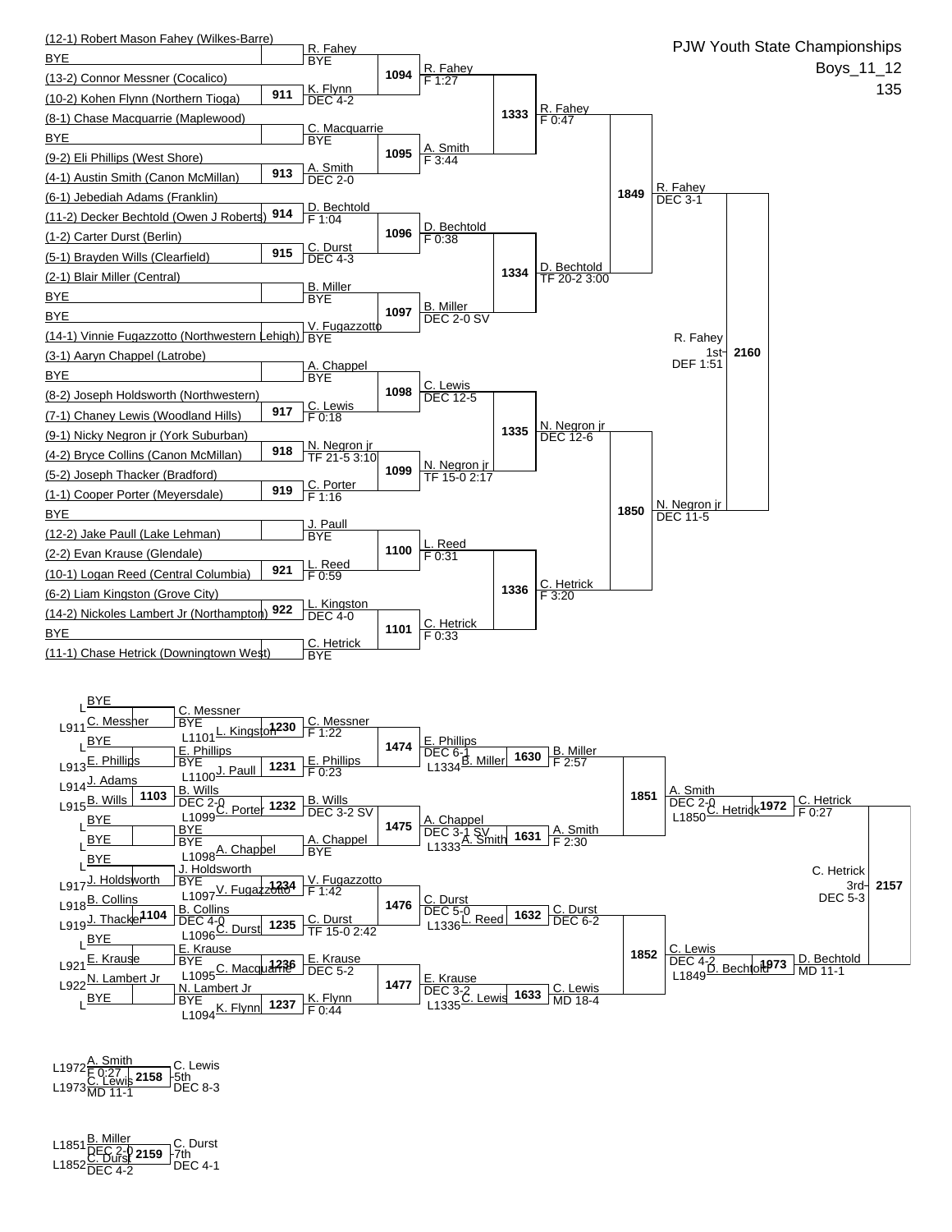# PJW Youth State Championships

Boys_11_12

135

## Championship Bracket

### First Round

| Bout | Wrestler 1 | Wrestler 2 | Winner | Result |
|---|---|---|---|---|
| | (12-1) Robert Mason Fahey (Wilkes-Barre) | BYE | R. Fahey | BYE |
| 911 | (13-2) Connor Messner (Cocalico) | (10-2) Kohen Flynn (Northern Tioga) | K. Flynn | DEC 4-2 |
| | (8-1) Chase Macquarrie (Maplewood) | BYE | C. Macquarrie | BYE |
| 913 | (9-2) Eli Phillips (West Shore) | (4-1) Austin Smith (Canon McMillan) | A. Smith | DEC 2-0 |
| 914 | (6-1) Jebediah Adams (Franklin) | (11-2) Decker Bechtold (Owen J Roberts) | D. Bechtold | F 1:04 |
| 915 | (1-2) Carter Durst (Berlin) | (5-1) Brayden Wills (Clearfield) | C. Durst | DEC 4-3 |
| | (2-1) Blair Miller (Central) | BYE | B. Miller | BYE |
| | BYE | (14-1) Vinnie Fugazzotto (Northwestern Lehigh) | V. Fugazzotto | BYE |
| | (3-1) Aaryn Chappel (Latrobe) | BYE | A. Chappel | BYE |
| 917 | (8-2) Joseph Holdsworth (Northwestern) | (7-1) Chaney Lewis (Woodland Hills) | C. Lewis | F 0:18 |
| 918 | (9-1) Nicky Negron jr (York Suburban) | (4-2) Bryce Collins (Canon McMillan) | N. Negron jr | TF 21-5 3:10 |
| 919 | (5-2) Joseph Thacker (Bradford) | (1-1) Cooper Porter (Meyersdale) | C. Porter | F 1:16 |
| | BYE | (12-2) Jake Paull (Lake Lehman) | J. Paull | BYE |
| 921 | (2-2) Evan Krause (Glendale) | (10-1) Logan Reed (Central Columbia) | L. Reed | F 0:59 |
| 922 | (6-2) Liam Kingston (Grove City) | (14-2) Nickoles Lambert Jr (Northampton) | L. Kingston | DEC 4-0 |
| | BYE | (11-1) Chase Hetrick (Downingtown West) | C. Hetrick | BYE |

### Second Round

| Bout | Winner | Result |
|---|---|---|
| 1094 | R. Fahey | F 1:27 |
| 1095 | A. Smith | F 3:44 |
| 1096 | D. Bechtold | F 0:38 |
| 1097 | B. Miller | DEC 2-0 SV |
| 1098 | C. Lewis | DEC 12-5 |
| 1099 | N. Negron jr | TF 15-0 2:17 |
| 1100 | L. Reed | F 0:31 |
| 1101 | C. Hetrick | F 0:33 |

### Quarterfinals

| Bout | Winner | Result |
|---|---|---|
| 1333 | R. Fahey | F 0:47 |
| 1334 | D. Bechtold | TF 20-2 3:00 |
| 1335 | N. Negron jr | DEC 12-6 |
| 1336 | C. Hetrick | F 3:20 |

### Semifinals

| Bout | Winner | Result |
|---|---|---|
| 1849 | R. Fahey | DEC 3-1 |
| 1850 | N. Negron jr | DEC 11-5 |

### Final

| Bout | Winner | Place | Result |
|---|---|---|---|
| 2160 | R. Fahey | 1st | DEF 1:51 |

## Consolation Bracket

| Bout | Wrestler 1 | Wrestler 2 | Winner | Result |
|---|---|---|---|---|
| | BYE (L) | C. Messner (L911) | C. Messner | BYE |
| | BYE (L) | E. Phillips (L913) | E. Phillips | BYE |
| 1103 | J. Adams (L914) | B. Wills (L915) | B. Wills | DEC 2-0 |
| | BYE (L) | BYE (L) | BYE | BYE |
| | BYE (L) | J. Holdsworth (L917) | J. Holdsworth | BYE |
| 1104 | B. Collins (L918) | J. Thacker (L919) | B. Collins | DEC 4-0 |
| | BYE (L) | E. Krause (L921) | E. Krause | BYE |
| | N. Lambert Jr (L922) | BYE (L) | N. Lambert Jr | BYE |
| 1230 | C. Messner | L. Kingston (L1101) | C. Messner | F 1:22 |
| 1231 | E. Phillips | J. Paull (L1100) | E. Phillips | F 0:23 |
| 1232 | B. Wills | C. Porter (L1099) | B. Wills | DEC 3-2 SV |
| | BYE | A. Chappel (L1098) | A. Chappel | BYE |
| 1234 | J. Holdsworth | V. Fugazzotto (L1097) | V. Fugazzotto | F 1:42 |
| 1235 | B. Collins | C. Durst (L1096) | C. Durst | TF 15-0 2:42 |
| 1236 | E. Krause | C. Macquarrie (L1095) | E. Krause | DEC 5-2 |
| 1237 | N. Lambert Jr | K. Flynn (L1094) | K. Flynn | F 0:44 |
| 1474 | C. Messner | E. Phillips | E. Phillips | DEC 6-1 |
| 1475 | B. Wills | A. Chappel | A. Chappel | DEC 3-1 SV |
| 1476 | V. Fugazzotto | C. Durst | C. Durst | DEC 5-0 |
| 1477 | E. Krause | K. Flynn | E. Krause | DEC 3-2 |
| 1630 | E. Phillips | B. Miller (L1334) | B. Miller | F 2:57 |
| 1631 | A. Chappel | A. Smith (L1333) | A. Smith | F 2:30 |
| 1632 | C. Durst | L. Reed (L1336) | C. Durst | DEC 6-2 |
| 1633 | E. Krause | C. Lewis (L1335) | C. Lewis | MD 18-4 |
| 1851 | B. Miller | A. Smith | A. Smith | DEC 2-0 |
| 1852 | C. Durst | C. Lewis | C. Lewis | DEC 4-2 |
| 1972 | A. Smith | C. Hetrick (L1850) | C. Hetrick | F 0:27 |
| 1973 | C. Lewis | D. Bechtold (L1849) | D. Bechtold | MD 11-1 |
| 2157 | C. Hetrick | D. Bechtold | C. Hetrick (3rd) | DEC 5-3 |

## Placement Bouts

| Bout | Wrestler 1 | Wrestler 2 | Winner | Place | Result |
|---|---|---|---|---|---|
| 2158 | A. Smith (L1972, F 0:27) | C. Lewis (L1973, MD 11-1) | C. Lewis | 5th | DEC 8-3 |
| 2159 | B. Miller (L1851, DEC 2-0) | C. Durst (L1852, DEC 4-2) | C. Durst | 7th | DEC 4-1 |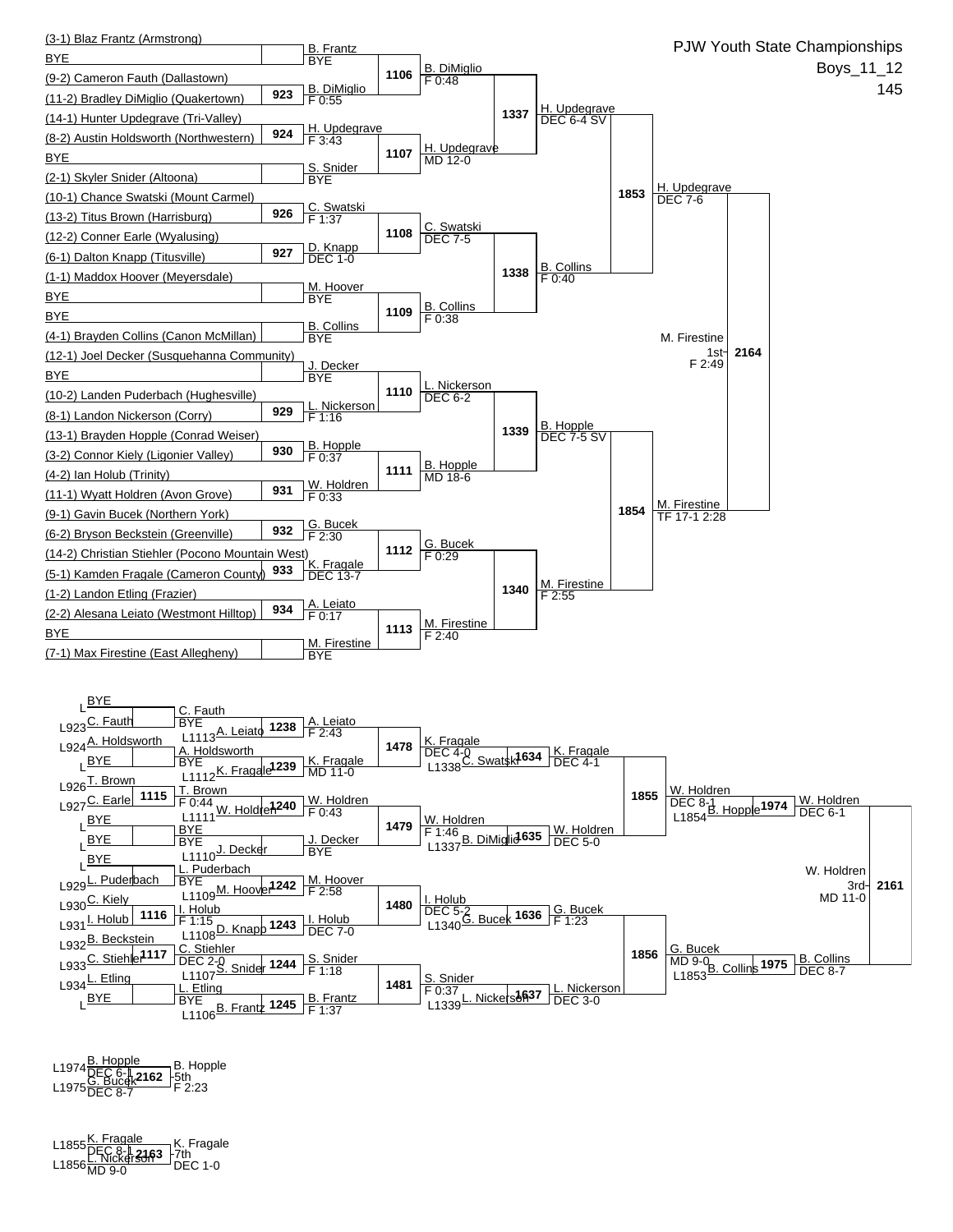# PJW Youth State Championships

Boys_11_12

145

## Championship Bracket

### Round 1

| Bout | Wrestler 1 | Wrestler 2 | Winner | Result |
|---|---|---|---|---|
| | (3-1) Blaz Frantz (Armstrong) | BYE | B. Frantz | BYE |
| 923 | (9-2) Cameron Fauth (Dallastown) | (11-2) Bradley DiMiglio (Quakertown) | B. DiMiglio | F 0:55 |
| 924 | (14-1) Hunter Updegrave (Tri-Valley) | (8-2) Austin Holdsworth (Northwestern) | H. Updegrave | F 3:43 |
| | BYE | (2-1) Skyler Snider (Altoona) | S. Snider | BYE |
| 926 | (10-1) Chance Swatski (Mount Carmel) | (13-2) Titus Brown (Harrisburg) | C. Swatski | F 1:37 |
| 927 | (12-2) Conner Earle (Wyalusing) | (6-1) Dalton Knapp (Titusville) | D. Knapp | DEC 1-0 |
| | (1-1) Maddox Hoover (Meyersdale) | BYE | M. Hoover | BYE |
| | BYE | (4-1) Brayden Collins (Canon McMillan) | B. Collins | BYE |
| | (12-1) Joel Decker (Susquehanna Community) | BYE | J. Decker | BYE |
| 929 | (10-2) Landen Puderbach (Hughesville) | (8-1) Landon Nickerson (Corry) | L. Nickerson | F 1:16 |
| 930 | (13-1) Brayden Hopple (Conrad Weiser) | (3-2) Connor Kiely (Ligonier Valley) | B. Hopple | F 0:37 |
| 931 | (4-2) Ian Holub (Trinity) | (11-1) Wyatt Holdren (Avon Grove) | W. Holdren | F 0:33 |
| 932 | (9-1) Gavin Bucek (Northern York) | (6-2) Bryson Beckstein (Greenville) | G. Bucek | F 2:30 |
| 933 | (14-2) Christian Stiehler (Pocono Mountain West) | (5-1) Kamden Fragale (Cameron County) | K. Fragale | DEC 13-7 |
| 934 | (1-2) Landon Etling (Frazier) | (2-2) Alesana Leiato (Westmont Hilltop) | A. Leiato | F 0:17 |
| | BYE | (7-1) Max Firestine (East Allegheny) | M. Firestine | BYE |

### Round 2

| Bout | Winner | Result |
|---|---|---|
| 1106 | B. DiMiglio | F 0:48 |
| 1107 | H. Updegrave | MD 12-0 |
| 1108 | C. Swatski | DEC 7-5 |
| 1109 | B. Collins | F 0:38 |
| 1110 | L. Nickerson | DEC 6-2 |
| 1111 | B. Hopple | MD 18-6 |
| 1112 | G. Bucek | F 0:29 |
| 1113 | M. Firestine | F 2:40 |

### Quarterfinals

| Bout | Winner | Result |
|---|---|---|
| 1337 | H. Updegrave | DEC 6-4 SV |
| 1338 | B. Collins | F 0:40 |
| 1339 | B. Hopple | DEC 7-5 SV |
| 1340 | M. Firestine | F 2:55 |

### Semifinals

| Bout | Winner | Result |
|---|---|---|
| 1853 | H. Updegrave | DEC 7-6 |
| 1854 | M. Firestine | TF 17-1 2:28 |

### Final

| Bout | Winner | Result |
|---|---|---|
| 2164 | M. Firestine (1st) | F 2:49 |

## Consolation Bracket

### Consolation Round 1

| Bout | Wrestler 1 | Wrestler 2 | Winner | Result |
|---|---|---|---|---|
| | L BYE | L923 C. Fauth | C. Fauth | BYE |
| | L924 A. Holdsworth | L BYE | A. Holdsworth | BYE |
| 1115 | L926 T. Brown | L927 C. Earle | T. Brown | F 0:44 |
| | L BYE | L BYE | BYE | BYE |
| | L BYE | L929 L. Puderbach | L. Puderbach | BYE |
| 1116 | L930 C. Kiely | L931 I. Holub | I. Holub | F 1:15 |
| 1117 | L932 B. Beckstein | L933 C. Stiehler | C. Stiehler | DEC 2-0 |
| | L934 L. Etling | L BYE | L. Etling | BYE |

### Consolation Round 2

| Bout | Wrestler 1 | Wrestler 2 | Winner | Result |
|---|---|---|---|---|
| 1238 | C. Fauth | L1113 A. Leiato | A. Leiato | F 2:43 |
| 1239 | A. Holdsworth | L1112 K. Fragale | K. Fragale | MD 11-0 |
| 1240 | T. Brown | L1111 W. Holdren | W. Holdren | F 0:43 |
| | BYE | L1110 J. Decker | J. Decker | BYE |
| 1242 | L. Puderbach | L1109 M. Hoover | M. Hoover | F 2:58 |
| 1243 | I. Holub | L1108 D. Knapp | I. Holub | DEC 7-0 |
| 1244 | C. Stiehler | L1107 S. Snider | S. Snider | F 1:18 |
| 1245 | L. Etling | L1106 B. Frantz | B. Frantz | F 1:37 |

### Consolation Round 3

| Bout | Winner | Result |
|---|---|---|
| 1478 | K. Fragale | DEC 4-0 |
| 1479 | W. Holdren | F 1:46 |
| 1480 | I. Holub | DEC 5-2 |
| 1481 | S. Snider | F 0:37 |

### Consolation Round 4

| Bout | Wrestler 1 | Wrestler 2 | Winner | Result |
|---|---|---|---|---|
| 1634 | K. Fragale | L1338 C. Swatski | K. Fragale | DEC 4-1 |
| 1635 | W. Holdren | L1337 B. DiMiglio | W. Holdren | DEC 5-0 |
| 1636 | I. Holub | L1340 G. Bucek | G. Bucek | F 1:23 |
| 1637 | S. Snider | L1339 L. Nickerson | L. Nickerson | DEC 3-0 |

### Consolation Quarterfinals

| Bout | Winner | Result |
|---|---|---|
| 1855 | W. Holdren | DEC 8-1 |
| 1856 | G. Bucek | MD 9-0 |

### Consolation Semifinals

| Bout | Wrestler 1 | Wrestler 2 | Winner | Result |
|---|---|---|---|---|
| 1974 | W. Holdren | L1854 B. Hopple | W. Holdren | DEC 6-1 |
| 1975 | G. Bucek | L1853 B. Collins | B. Collins | DEC 8-7 |

### 3rd Place

| Bout | Winner | Result |
|---|---|---|
| 2161 | W. Holdren (3rd) | MD 11-0 |

### 5th Place

| Bout | Wrestler 1 | Wrestler 2 | Winner | Result |
|---|---|---|---|---|
| 2162 | L1974 B. Hopple (DEC 6-1) | L1975 G. Bucek (DEC 8-7) | B. Hopple (5th) | F 2:23 |

### 7th Place

| Bout | Wrestler 1 | Wrestler 2 | Winner | Result |
|---|---|---|---|---|
| 2163 | L1855 K. Fragale (DEC 8-1) | L1856 L. Nickerson (MD 9-0) | K. Fragale (7th) | DEC 1-0 |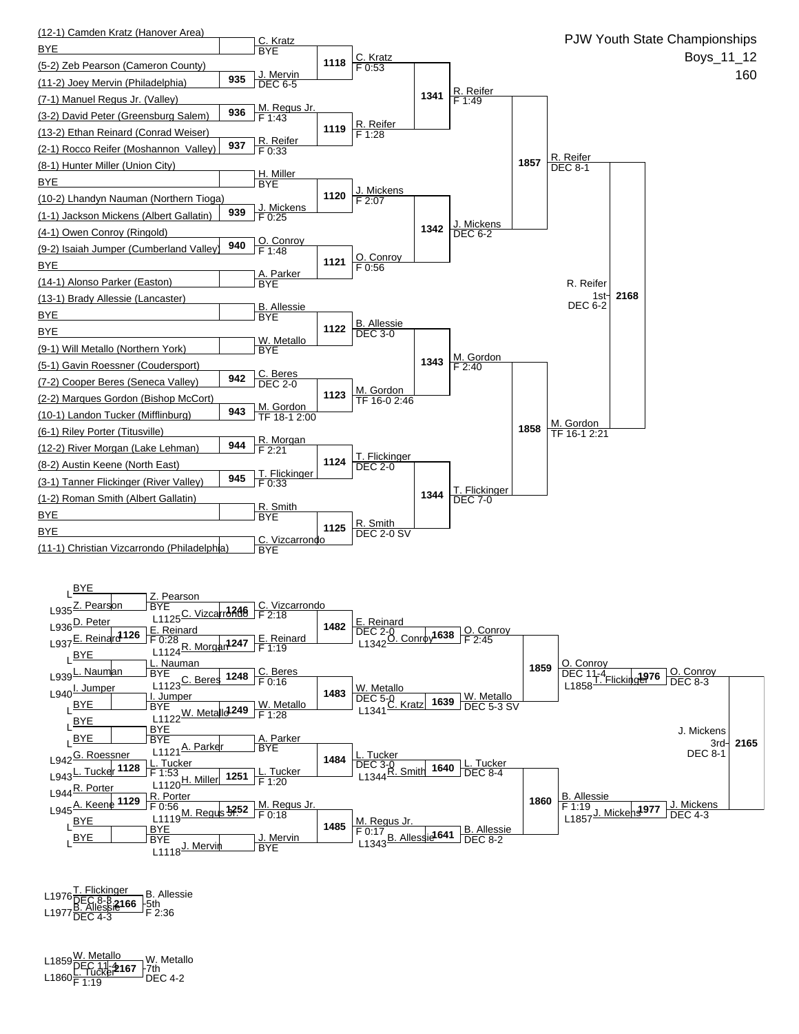# PJW Youth State Championships

Boys_11_12

160

## Championship Bracket

### First Round

| Match | Wrestler 1 | Wrestler 2 | Winner | Result |
|---|---|---|---|---|
| | (12-1) Camden Kratz (Hanover Area) | BYE | C. Kratz | BYE |
| 935 | (5-2) Zeb Pearson (Cameron County) | (11-2) Joey Mervin (Philadelphia) | J. Mervin | DEC 6-5 |
| 936 | (7-1) Manuel Regus Jr. (Valley) | (3-2) David Peter (Greensburg Salem) | M. Regus Jr. | F 1:43 |
| 937 | (13-2) Ethan Reinard (Conrad Weiser) | (2-1) Rocco Reifer (Moshannon Valley) | R. Reifer | F 0:33 |
| | (8-1) Hunter Miller (Union City) | BYE | H. Miller | BYE |
| 939 | (10-2) Lhandyn Nauman (Northern Tioga) | (1-1) Jackson Mickens (Albert Gallatin) | J. Mickens | F 0:25 |
| 940 | (4-1) Owen Conroy (Ringold) | (9-2) Isaiah Jumper (Cumberland Valley) | O. Conroy | F 1:48 |
| | BYE | (14-1) Alonso Parker (Easton) | A. Parker | BYE |
| | (13-1) Brady Allessie (Lancaster) | BYE | B. Allessie | BYE |
| | BYE | (9-1) Will Metallo (Northern York) | W. Metallo | BYE |
| 942 | (5-1) Gavin Roessner (Coudersport) | (7-2) Cooper Beres (Seneca Valley) | C. Beres | DEC 2-0 |
| 943 | (2-2) Marques Gordon (Bishop McCort) | (10-1) Landon Tucker (Mifflinburg) | M. Gordon | TF 18-1 2:00 |
| 944 | (6-1) Riley Porter (Titusville) | (12-2) River Morgan (Lake Lehman) | R. Morgan | F 2:21 |
| 945 | (8-2) Austin Keene (North East) | (3-1) Tanner Flickinger (River Valley) | T. Flickinger | F 0:33 |
| | (1-2) Roman Smith (Albert Gallatin) | BYE | R. Smith | BYE |
| | BYE | (11-1) Christian Vizcarrondo (Philadelphia) | C. Vizcarrondo | BYE |

### Second Round

| Match | Winner | Result |
|---|---|---|
| 1118 | C. Kratz | F 0:53 |
| 1119 | R. Reifer | F 1:28 |
| 1120 | J. Mickens | F 2:07 |
| 1121 | O. Conroy | F 0:56 |
| 1122 | B. Allessie | DEC 3-0 |
| 1123 | M. Gordon | TF 16-0 2:46 |
| 1124 | T. Flickinger | DEC 2-0 |
| 1125 | R. Smith | DEC 2-0 SV |

### Quarterfinals

| Match | Winner | Result |
|---|---|---|
| 1341 | R. Reifer | F 1:49 |
| 1342 | J. Mickens | DEC 6-2 |
| 1343 | M. Gordon | F 2:40 |
| 1344 | T. Flickinger | DEC 7-0 |

### Semifinals

| Match | Winner | Result |
|---|---|---|
| 1857 | R. Reifer | DEC 8-1 |
| 1858 | M. Gordon | TF 16-1 2:21 |

### Final

| Match | Winner | Result |
|---|---|---|
| 2168 | R. Reifer (1st) | DEC 6-2 |

## Consolation Bracket

### Consolation Round 1

| Match | Wrestler 1 | Wrestler 2 | Winner | Result |
|---|---|---|---|---|
| | L BYE | L935 Z. Pearson | Z. Pearson | BYE |
| 1126 | L936 D. Peter | L937 E. Reinard | E. Reinard | F 0:28 |
| | L BYE | L939 L. Nauman | L. Nauman | BYE |
| | L940 I. Jumper | L BYE | I. Jumper | BYE |
| | L BYE | L BYE | BYE | |
| 1128 | L942 G. Roessner | L943 L. Tucker | L. Tucker | F 1:53 |
| 1129 | L944 R. Porter | L945 A. Keene | R. Porter | F 0:56 |
| | L BYE | L BYE | BYE | |

### Consolation Round 2

| Match | Wrestler 1 | Wrestler 2 | Winner | Result |
|---|---|---|---|---|
| 1246 | Z. Pearson | L1125 C. Vizcarrondo | C. Vizcarrondo | F 2:18 |
| 1247 | E. Reinard | L1124 R. Morgan | E. Reinard | F 1:19 |
| 1248 | L. Nauman | L1123 C. Beres | C. Beres | F 0:16 |
| 1249 | I. Jumper | L1122 W. Metallo | W. Metallo | F 1:28 |
| | BYE | L1121 A. Parker | A. Parker | BYE |
| 1251 | L. Tucker | L1120 H. Miller | L. Tucker | F 1:20 |
| 1252 | R. Porter | L1119 M. Regus Jr. | M. Regus Jr. | F 0:18 |
| | BYE | L1118 J. Mervin | J. Mervin | BYE |

### Consolation Round 3

| Match | Winner | Result |
|---|---|---|
| 1482 | E. Reinard | DEC 2-0 |
| 1483 | W. Metallo | DEC 5-0 |
| 1484 | L. Tucker | DEC 3-0 |
| 1485 | M. Regus Jr. | F 0:17 |

### Consolation Round 4

| Match | Wrestler 1 | Wrestler 2 | Winner | Result |
|---|---|---|---|---|
| 1638 | E. Reinard | L1342 O. Conroy | O. Conroy | F 2:45 |
| 1639 | W. Metallo | L1341 C. Kratz | W. Metallo | DEC 5-3 SV |
| 1640 | L. Tucker | L1344 R. Smith | L. Tucker | DEC 8-4 |
| 1641 | M. Regus Jr. | L1343 B. Allessie | B. Allessie | DEC 8-2 |

### Consolation Quarterfinals

| Match | Winner | Result |
|---|---|---|
| 1859 | O. Conroy | DEC 11-4 |
| 1860 | B. Allessie | F 1:19 |

### Consolation Semifinals

| Match | Wrestler 1 | Wrestler 2 | Winner | Result |
|---|---|---|---|---|
| 1976 | O. Conroy | L1858 T. Flickinger | O. Conroy | DEC 8-3 |
| 1977 | B. Allessie | L1857 J. Mickens | J. Mickens | DEC 4-3 |

### 3rd Place

| Match | Winner | Result |
|---|---|---|
| 2165 | J. Mickens (3rd) | DEC 8-1 |

### 5th Place

| Match | Wrestler 1 | Wrestler 2 | Winner | Result |
|---|---|---|---|---|
| 2166 | L1976 T. Flickinger (DEC 8-3) | L1977 B. Allessie (DEC 4-3) | B. Allessie (5th) | F 2:36 |

### 7th Place

| Match | Wrestler 1 | Wrestler 2 | Winner | Result |
|---|---|---|---|---|
| 2167 | L1859 W. Metallo (DEC 11-4) | L1860 L. Tucker (F 1:19) | W. Metallo (7th) | DEC 4-2 |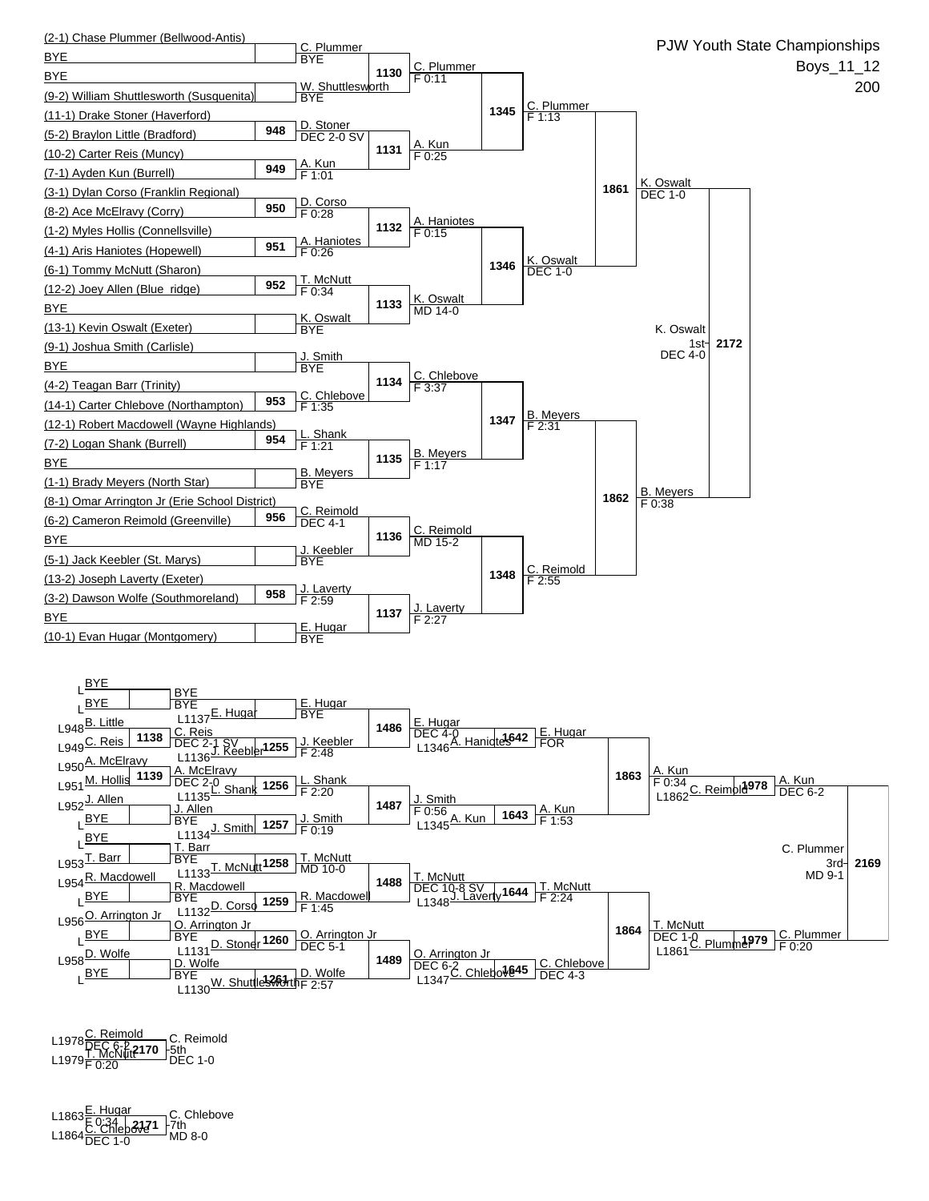# PJW Youth State Championships

Boys_11_12

200

## Championship Bracket

**First Round**

- (2-1) Chase Plummer (Bellwood-Antis) vs BYE — C. Plummer BYE
- BYE vs (9-2) William Shuttlesworth (Susquenita) — W. Shuttlesworth BYE
- 948: (11-1) Drake Stoner (Haverford) vs (5-2) Braylon Little (Bradford) — D. Stoner DEC 2-0 SV
- 949: (10-2) Carter Reis (Muncy) vs (7-1) Ayden Kun (Burrell) — A. Kun F 1:01
- 950: (3-1) Dylan Corso (Franklin Regional) vs (8-2) Ace McElravy (Corry) — D. Corso F 0:28
- 951: (1-2) Myles Hollis (Connellsville) vs (4-1) Aris Haniotes (Hopewell) — A. Haniotes F 0:26
- 952: (6-1) Tommy McNutt (Sharon) vs (12-2) Joey Allen (Blue_ridge) — T. McNutt F 0:34
- BYE vs (13-1) Kevin Oswalt (Exeter) — K. Oswalt BYE
- (9-1) Joshua Smith (Carlisle) vs BYE — J. Smith BYE
- 953: (4-2) Teagan Barr (Trinity) vs (14-1) Carter Chlebove (Northampton) — C. Chlebove F 1:35
- 954: (12-1) Robert Macdowell (Wayne Highlands) vs (7-2) Logan Shank (Burrell) — L. Shank F 1:21
- BYE vs (1-1) Brady Meyers (North Star) — B. Meyers BYE
- 956: (8-1) Omar Arrington Jr (Erie School District) vs (6-2) Cameron Reimold (Greenville) — C. Reimold DEC 4-1
- BYE vs (5-1) Jack Keebler (St. Marys) — J. Keebler BYE
- 958: (13-2) Joseph Laverty (Exeter) vs (3-2) Dawson Wolfe (Southmoreland) — J. Laverty F 2:59
- BYE vs (10-1) Evan Hugar (Montgomery) — E. Hugar BYE

**Second Round**

- 1130: C. Plummer F 0:11
- 1131: A. Kun F 0:25
- 1132: A. Haniotes F 0:15
- 1133: K. Oswalt MD 14-0
- 1134: C. Chlebove F 3:37
- 1135: B. Meyers F 1:17
- 1136: C. Reimold MD 15-2
- 1137: J. Laverty F 2:27

**Quarterfinals**

- 1345: C. Plummer F 1:13
- 1346: K. Oswalt DEC 1-0
- 1347: B. Meyers F 2:31
- 1348: C. Reimold F 2:55

**Semifinals**

- 1861: K. Oswalt DEC 1-0
- 1862: B. Meyers F 0:38

**Final**

- 2172: K. Oswalt 1st DEC 4-0

## Consolation Bracket

**First Round**

- BYE vs BYE — BYE
- L948 B. Little vs L949 C. Reis — 1138: C. Reis DEC 2-1 SV
- L950 A. McElravy vs L951 M. Hollis — 1139: A. McElravy DEC 2-0
- L952 J. Allen vs BYE — J. Allen
- BYE vs L953 T. Barr — T. Barr
- L954 R. Macdowell vs BYE — R. Macdowell
- L956 O. Arrington Jr vs BYE — O. Arrington Jr
- L958 D. Wolfe vs BYE — D. Wolfe

**Second Round**

- L1137 E. Hugar vs BYE — E. Hugar BYE
- 1255: L1136 J. Keebler vs C. Reis — J. Keebler F 2:48
- 1256: L1135 L. Shank vs A. McElravy — L. Shank F 2:20
- 1257: L1134 J. Smith vs J. Allen — J. Smith F 0:19
- 1258: L1133 T. McNutt vs T. Barr — T. McNutt MD 10-0
- 1259: L1132 D. Corso vs R. Macdowell — R. Macdowell F 1:45
- 1260: L1131 D. Stoner vs O. Arrington Jr — O. Arrington Jr DEC 5-1
- 1261: L1130 W. Shuttlesworth vs D. Wolfe — D. Wolfe F 2:57

**Third Round**

- 1486: E. Hugar DEC 4-0
- 1487: J. Smith F 0:56
- 1488: T. McNutt DEC 10-8 SV
- 1489: O. Arrington Jr DEC 6-2

**Fourth Round**

- 1642: L1346 A. Haniotes vs E. Hugar — E. Hugar FOR
- 1643: L1345 A. Kun vs J. Smith — A. Kun F 1:53
- 1644: L1348 J. Laverty vs T. McNutt — T. McNutt F 2:24
- 1645: L1347 C. Chlebove vs O. Arrington Jr — C. Chlebove DEC 4-3

**Consolation Semifinals**

- 1863: A. Kun F 0:34
- 1864: T. McNutt DEC 1-0

**Consolation Finals**

- 1978: L1862 C. Reimold vs A. Kun — A. Kun DEC 6-2
- 1979: L1861 C. Plummer vs T. McNutt — C. Plummer F 0:20

**3rd Place**

- 2169: C. Plummer 3rd MD 9-1

**5th Place**

- 2170: L1978 C. Reimold (DEC 6-2) vs L1979 T. McNutt (F 0:20) — C. Reimold 5th DEC 1-0

**7th Place**

- 2171: L1863 E. Hugar (F 0:34) vs L1864 C. Chlebove (DEC 1-0) — C. Chlebove 7th MD 8-0